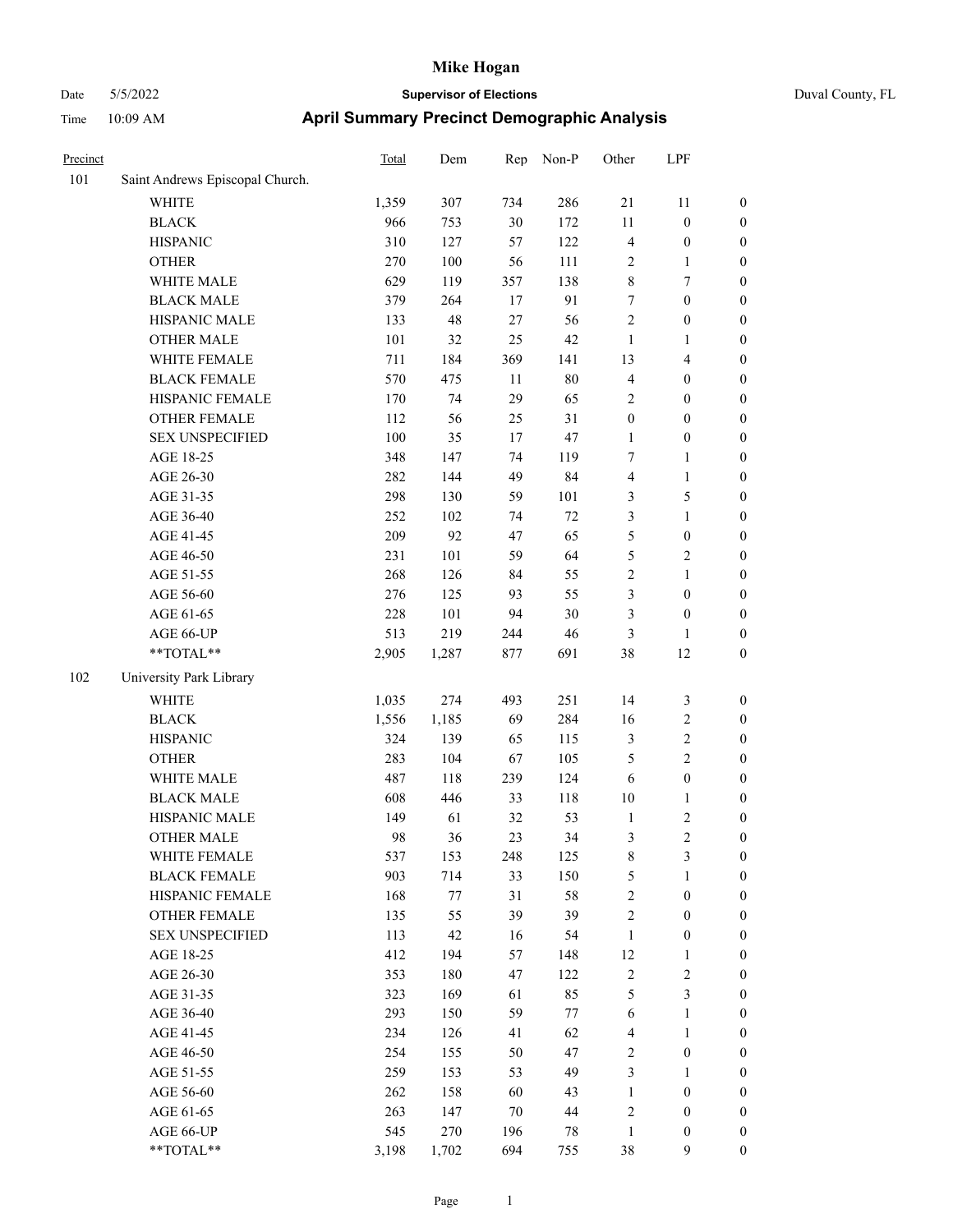# Mike Hogan

Date 5/5/2022 **Supervisor of Elections** Duval County, FL

Time 10:09 AM **April Summary Precinct Demographic Analysis**

| Precinct | | Total | Dem | Rep | Non-P | Other | LPF | |
|---|---|---|---|---|---|---|---|---|
| 101 | Saint Andrews Episcopal Church. | | | | | | | |
| | WHITE | 1,359 | 307 | 734 | 286 | 21 | 11 | 0 |
| | BLACK | 966 | 753 | 30 | 172 | 11 | 0 | 0 |
| | HISPANIC | 310 | 127 | 57 | 122 | 4 | 0 | 0 |
| | OTHER | 270 | 100 | 56 | 111 | 2 | 1 | 0 |
| | WHITE MALE | 629 | 119 | 357 | 138 | 8 | 7 | 0 |
| | BLACK MALE | 379 | 264 | 17 | 91 | 7 | 0 | 0 |
| | HISPANIC MALE | 133 | 48 | 27 | 56 | 2 | 0 | 0 |
| | OTHER MALE | 101 | 32 | 25 | 42 | 1 | 1 | 0 |
| | WHITE FEMALE | 711 | 184 | 369 | 141 | 13 | 4 | 0 |
| | BLACK FEMALE | 570 | 475 | 11 | 80 | 4 | 0 | 0 |
| | HISPANIC FEMALE | 170 | 74 | 29 | 65 | 2 | 0 | 0 |
| | OTHER FEMALE | 112 | 56 | 25 | 31 | 0 | 0 | 0 |
| | SEX UNSPECIFIED | 100 | 35 | 17 | 47 | 1 | 0 | 0 |
| | AGE 18-25 | 348 | 147 | 74 | 119 | 7 | 1 | 0 |
| | AGE 26-30 | 282 | 144 | 49 | 84 | 4 | 1 | 0 |
| | AGE 31-35 | 298 | 130 | 59 | 101 | 3 | 5 | 0 |
| | AGE 36-40 | 252 | 102 | 74 | 72 | 3 | 1 | 0 |
| | AGE 41-45 | 209 | 92 | 47 | 65 | 5 | 0 | 0 |
| | AGE 46-50 | 231 | 101 | 59 | 64 | 5 | 2 | 0 |
| | AGE 51-55 | 268 | 126 | 84 | 55 | 2 | 1 | 0 |
| | AGE 56-60 | 276 | 125 | 93 | 55 | 3 | 0 | 0 |
| | AGE 61-65 | 228 | 101 | 94 | 30 | 3 | 0 | 0 |
| | AGE 66-UP | 513 | 219 | 244 | 46 | 3 | 1 | 0 |
| | **TOTAL** | 2,905 | 1,287 | 877 | 691 | 38 | 12 | 0 |
| 102 | University Park Library | | | | | | | |
| | WHITE | 1,035 | 274 | 493 | 251 | 14 | 3 | 0 |
| | BLACK | 1,556 | 1,185 | 69 | 284 | 16 | 2 | 0 |
| | HISPANIC | 324 | 139 | 65 | 115 | 3 | 2 | 0 |
| | OTHER | 283 | 104 | 67 | 105 | 5 | 2 | 0 |
| | WHITE MALE | 487 | 118 | 239 | 124 | 6 | 0 | 0 |
| | BLACK MALE | 608 | 446 | 33 | 118 | 10 | 1 | 0 |
| | HISPANIC MALE | 149 | 61 | 32 | 53 | 1 | 2 | 0 |
| | OTHER MALE | 98 | 36 | 23 | 34 | 3 | 2 | 0 |
| | WHITE FEMALE | 537 | 153 | 248 | 125 | 8 | 3 | 0 |
| | BLACK FEMALE | 903 | 714 | 33 | 150 | 5 | 1 | 0 |
| | HISPANIC FEMALE | 168 | 77 | 31 | 58 | 2 | 0 | 0 |
| | OTHER FEMALE | 135 | 55 | 39 | 39 | 2 | 0 | 0 |
| | SEX UNSPECIFIED | 113 | 42 | 16 | 54 | 1 | 0 | 0 |
| | AGE 18-25 | 412 | 194 | 57 | 148 | 12 | 1 | 0 |
| | AGE 26-30 | 353 | 180 | 47 | 122 | 2 | 2 | 0 |
| | AGE 31-35 | 323 | 169 | 61 | 85 | 5 | 3 | 0 |
| | AGE 36-40 | 293 | 150 | 59 | 77 | 6 | 1 | 0 |
| | AGE 41-45 | 234 | 126 | 41 | 62 | 4 | 1 | 0 |
| | AGE 46-50 | 254 | 155 | 50 | 47 | 2 | 0 | 0 |
| | AGE 51-55 | 259 | 153 | 53 | 49 | 3 | 1 | 0 |
| | AGE 56-60 | 262 | 158 | 60 | 43 | 1 | 0 | 0 |
| | AGE 61-65 | 263 | 147 | 70 | 44 | 2 | 0 | 0 |
| | AGE 66-UP | 545 | 270 | 196 | 78 | 1 | 0 | 0 |
| | **TOTAL** | 3,198 | 1,702 | 694 | 755 | 38 | 9 | 0 |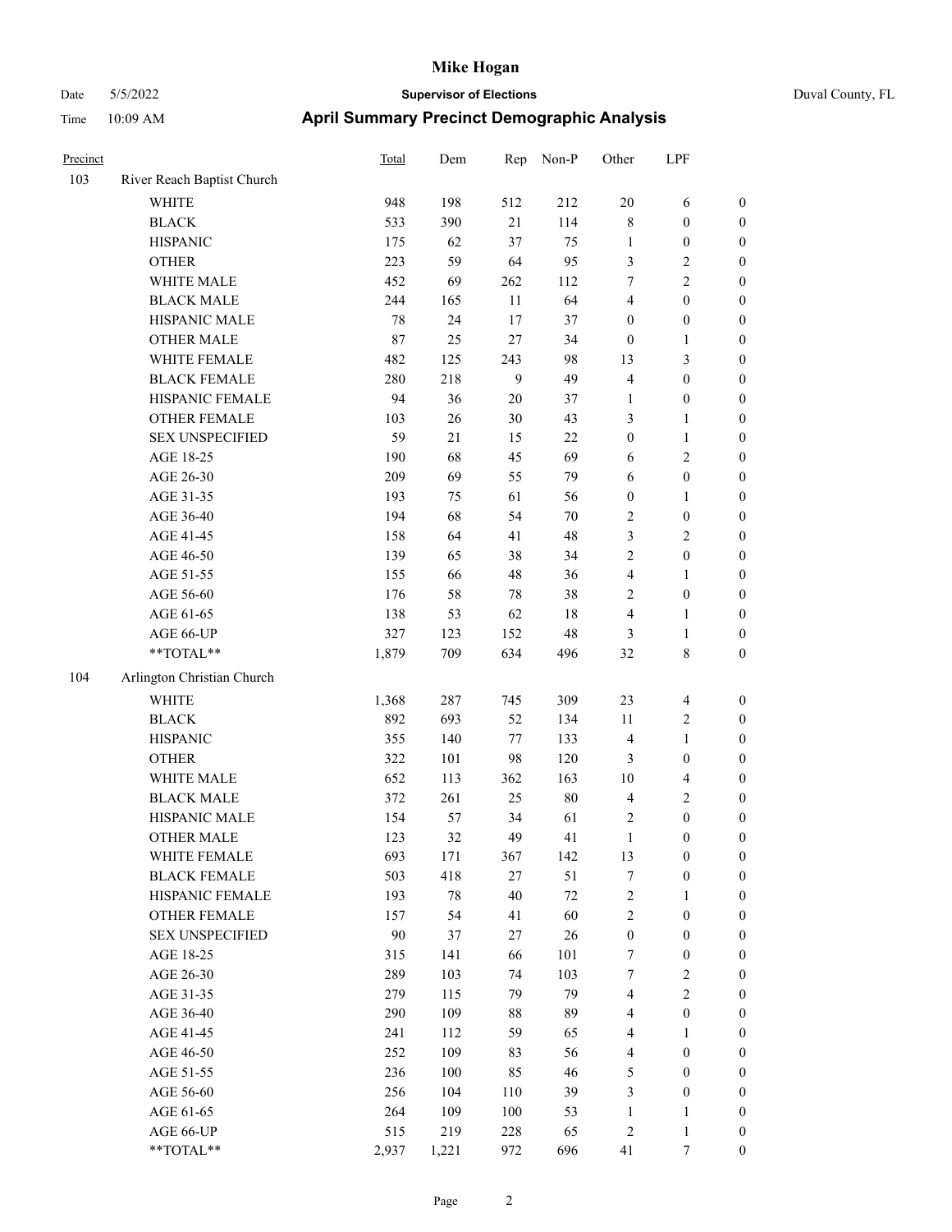# Mike Hogan

Date 5/5/2022 **Supervisor of Elections** Duval County, FL

Time 10:09 AM **April Summary Precinct Demographic Analysis**

| Precinct | | Total | Dem | Rep | Non-P | Other | LPF | |
|---|---|---|---|---|---|---|---|---|
| 103 | River Reach Baptist Church | | | | | | | |
| | WHITE | 948 | 198 | 512 | 212 | 20 | 6 | 0 |
| | BLACK | 533 | 390 | 21 | 114 | 8 | 0 | 0 |
| | HISPANIC | 175 | 62 | 37 | 75 | 1 | 0 | 0 |
| | OTHER | 223 | 59 | 64 | 95 | 3 | 2 | 0 |
| | WHITE MALE | 452 | 69 | 262 | 112 | 7 | 2 | 0 |
| | BLACK MALE | 244 | 165 | 11 | 64 | 4 | 0 | 0 |
| | HISPANIC MALE | 78 | 24 | 17 | 37 | 0 | 0 | 0 |
| | OTHER MALE | 87 | 25 | 27 | 34 | 0 | 1 | 0 |
| | WHITE FEMALE | 482 | 125 | 243 | 98 | 13 | 3 | 0 |
| | BLACK FEMALE | 280 | 218 | 9 | 49 | 4 | 0 | 0 |
| | HISPANIC FEMALE | 94 | 36 | 20 | 37 | 1 | 0 | 0 |
| | OTHER FEMALE | 103 | 26 | 30 | 43 | 3 | 1 | 0 |
| | SEX UNSPECIFIED | 59 | 21 | 15 | 22 | 0 | 1 | 0 |
| | AGE 18-25 | 190 | 68 | 45 | 69 | 6 | 2 | 0 |
| | AGE 26-30 | 209 | 69 | 55 | 79 | 6 | 0 | 0 |
| | AGE 31-35 | 193 | 75 | 61 | 56 | 0 | 1 | 0 |
| | AGE 36-40 | 194 | 68 | 54 | 70 | 2 | 0 | 0 |
| | AGE 41-45 | 158 | 64 | 41 | 48 | 3 | 2 | 0 |
| | AGE 46-50 | 139 | 65 | 38 | 34 | 2 | 0 | 0 |
| | AGE 51-55 | 155 | 66 | 48 | 36 | 4 | 1 | 0 |
| | AGE 56-60 | 176 | 58 | 78 | 38 | 2 | 0 | 0 |
| | AGE 61-65 | 138 | 53 | 62 | 18 | 4 | 1 | 0 |
| | AGE 66-UP | 327 | 123 | 152 | 48 | 3 | 1 | 0 |
| | **TOTAL** | 1,879 | 709 | 634 | 496 | 32 | 8 | 0 |
| 104 | Arlington Christian Church | | | | | | | |
| | WHITE | 1,368 | 287 | 745 | 309 | 23 | 4 | 0 |
| | BLACK | 892 | 693 | 52 | 134 | 11 | 2 | 0 |
| | HISPANIC | 355 | 140 | 77 | 133 | 4 | 1 | 0 |
| | OTHER | 322 | 101 | 98 | 120 | 3 | 0 | 0 |
| | WHITE MALE | 652 | 113 | 362 | 163 | 10 | 4 | 0 |
| | BLACK MALE | 372 | 261 | 25 | 80 | 4 | 2 | 0 |
| | HISPANIC MALE | 154 | 57 | 34 | 61 | 2 | 0 | 0 |
| | OTHER MALE | 123 | 32 | 49 | 41 | 1 | 0 | 0 |
| | WHITE FEMALE | 693 | 171 | 367 | 142 | 13 | 0 | 0 |
| | BLACK FEMALE | 503 | 418 | 27 | 51 | 7 | 0 | 0 |
| | HISPANIC FEMALE | 193 | 78 | 40 | 72 | 2 | 1 | 0 |
| | OTHER FEMALE | 157 | 54 | 41 | 60 | 2 | 0 | 0 |
| | SEX UNSPECIFIED | 90 | 37 | 27 | 26 | 0 | 0 | 0 |
| | AGE 18-25 | 315 | 141 | 66 | 101 | 7 | 0 | 0 |
| | AGE 26-30 | 289 | 103 | 74 | 103 | 7 | 2 | 0 |
| | AGE 31-35 | 279 | 115 | 79 | 79 | 4 | 2 | 0 |
| | AGE 36-40 | 290 | 109 | 88 | 89 | 4 | 0 | 0 |
| | AGE 41-45 | 241 | 112 | 59 | 65 | 4 | 1 | 0 |
| | AGE 46-50 | 252 | 109 | 83 | 56 | 4 | 0 | 0 |
| | AGE 51-55 | 236 | 100 | 85 | 46 | 5 | 0 | 0 |
| | AGE 56-60 | 256 | 104 | 110 | 39 | 3 | 0 | 0 |
| | AGE 61-65 | 264 | 109 | 100 | 53 | 1 | 1 | 0 |
| | AGE 66-UP | 515 | 219 | 228 | 65 | 2 | 1 | 0 |
| | **TOTAL** | 2,937 | 1,221 | 972 | 696 | 41 | 7 | 0 |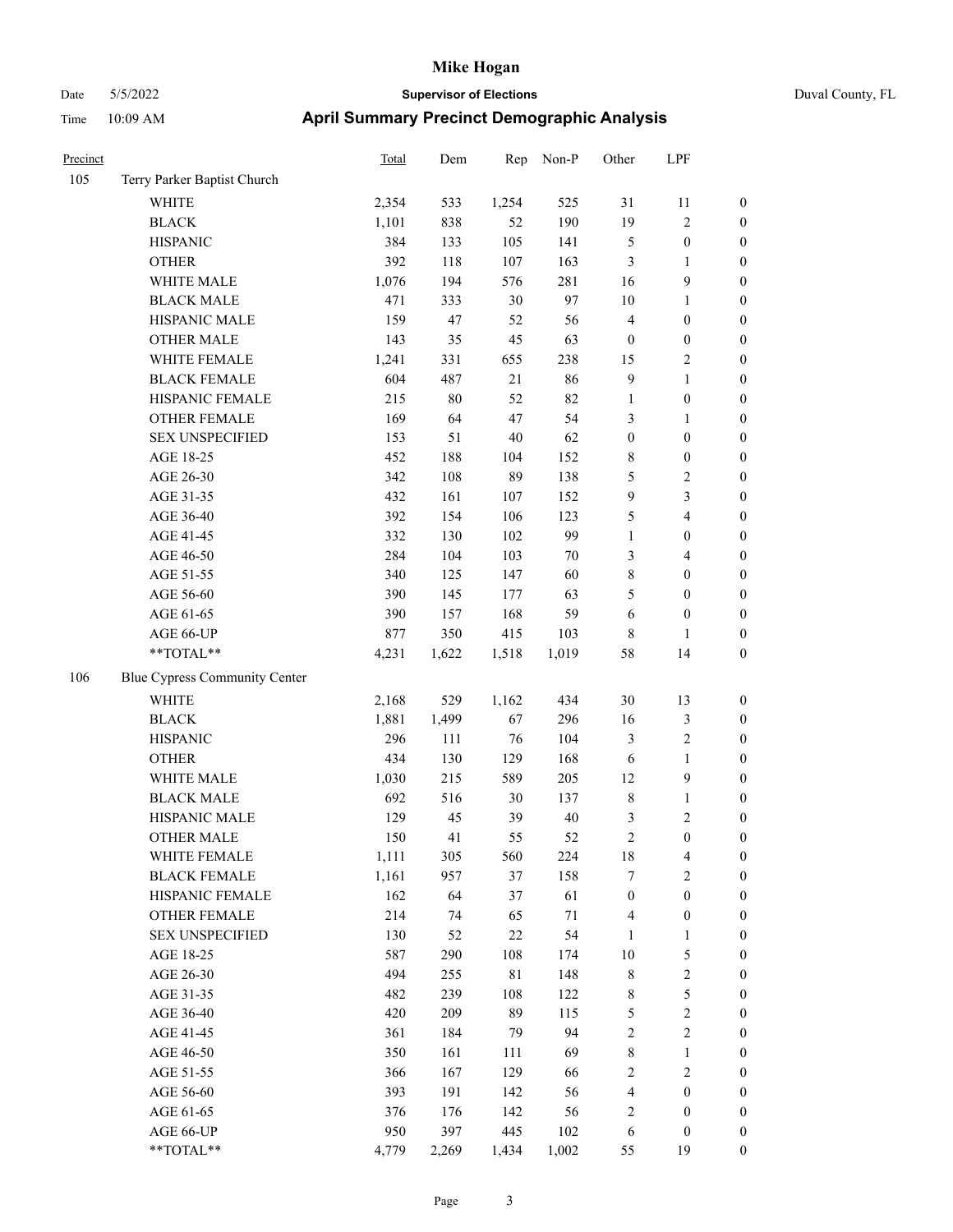| Precinct | | Total | Dem | Rep | Non-P | Other | LPF | |
|---|---|---|---|---|---|---|---|---|
| 105 | Terry Parker Baptist Church | | | | | | | |
| | WHITE | 2,354 | 533 | 1,254 | 525 | 31 | 11 | 0 |
| | BLACK | 1,101 | 838 | 52 | 190 | 19 | 2 | 0 |
| | HISPANIC | 384 | 133 | 105 | 141 | 5 | 0 | 0 |
| | OTHER | 392 | 118 | 107 | 163 | 3 | 1 | 0 |
| | WHITE MALE | 1,076 | 194 | 576 | 281 | 16 | 9 | 0 |
| | BLACK MALE | 471 | 333 | 30 | 97 | 10 | 1 | 0 |
| | HISPANIC MALE | 159 | 47 | 52 | 56 | 4 | 0 | 0 |
| | OTHER MALE | 143 | 35 | 45 | 63 | 0 | 0 | 0 |
| | WHITE FEMALE | 1,241 | 331 | 655 | 238 | 15 | 2 | 0 |
| | BLACK FEMALE | 604 | 487 | 21 | 86 | 9 | 1 | 0 |
| | HISPANIC FEMALE | 215 | 80 | 52 | 82 | 1 | 0 | 0 |
| | OTHER FEMALE | 169 | 64 | 47 | 54 | 3 | 1 | 0 |
| | SEX UNSPECIFIED | 153 | 51 | 40 | 62 | 0 | 0 | 0 |
| | AGE 18-25 | 452 | 188 | 104 | 152 | 8 | 0 | 0 |
| | AGE 26-30 | 342 | 108 | 89 | 138 | 5 | 2 | 0 |
| | AGE 31-35 | 432 | 161 | 107 | 152 | 9 | 3 | 0 |
| | AGE 36-40 | 392 | 154 | 106 | 123 | 5 | 4 | 0 |
| | AGE 41-45 | 332 | 130 | 102 | 99 | 1 | 0 | 0 |
| | AGE 46-50 | 284 | 104 | 103 | 70 | 3 | 4 | 0 |
| | AGE 51-55 | 340 | 125 | 147 | 60 | 8 | 0 | 0 |
| | AGE 56-60 | 390 | 145 | 177 | 63 | 5 | 0 | 0 |
| | AGE 61-65 | 390 | 157 | 168 | 59 | 6 | 0 | 0 |
| | AGE 66-UP | 877 | 350 | 415 | 103 | 8 | 1 | 0 |
| | **TOTAL** | 4,231 | 1,622 | 1,518 | 1,019 | 58 | 14 | 0 |
| 106 | Blue Cypress Community Center | | | | | | | |
| | WHITE | 2,168 | 529 | 1,162 | 434 | 30 | 13 | 0 |
| | BLACK | 1,881 | 1,499 | 67 | 296 | 16 | 3 | 0 |
| | HISPANIC | 296 | 111 | 76 | 104 | 3 | 2 | 0 |
| | OTHER | 434 | 130 | 129 | 168 | 6 | 1 | 0 |
| | WHITE MALE | 1,030 | 215 | 589 | 205 | 12 | 9 | 0 |
| | BLACK MALE | 692 | 516 | 30 | 137 | 8 | 1 | 0 |
| | HISPANIC MALE | 129 | 45 | 39 | 40 | 3 | 2 | 0 |
| | OTHER MALE | 150 | 41 | 55 | 52 | 2 | 0 | 0 |
| | WHITE FEMALE | 1,111 | 305 | 560 | 224 | 18 | 4 | 0 |
| | BLACK FEMALE | 1,161 | 957 | 37 | 158 | 7 | 2 | 0 |
| | HISPANIC FEMALE | 162 | 64 | 37 | 61 | 0 | 0 | 0 |
| | OTHER FEMALE | 214 | 74 | 65 | 71 | 4 | 0 | 0 |
| | SEX UNSPECIFIED | 130 | 52 | 22 | 54 | 1 | 1 | 0 |
| | AGE 18-25 | 587 | 290 | 108 | 174 | 10 | 5 | 0 |
| | AGE 26-30 | 494 | 255 | 81 | 148 | 8 | 2 | 0 |
| | AGE 31-35 | 482 | 239 | 108 | 122 | 8 | 5 | 0 |
| | AGE 36-40 | 420 | 209 | 89 | 115 | 5 | 2 | 0 |
| | AGE 41-45 | 361 | 184 | 79 | 94 | 2 | 2 | 0 |
| | AGE 46-50 | 350 | 161 | 111 | 69 | 8 | 1 | 0 |
| | AGE 51-55 | 366 | 167 | 129 | 66 | 2 | 2 | 0 |
| | AGE 56-60 | 393 | 191 | 142 | 56 | 4 | 0 | 0 |
| | AGE 61-65 | 376 | 176 | 142 | 56 | 2 | 0 | 0 |
| | AGE 66-UP | 950 | 397 | 445 | 102 | 6 | 0 | 0 |
| | **TOTAL** | 4,779 | 2,269 | 1,434 | 1,002 | 55 | 19 | 0 |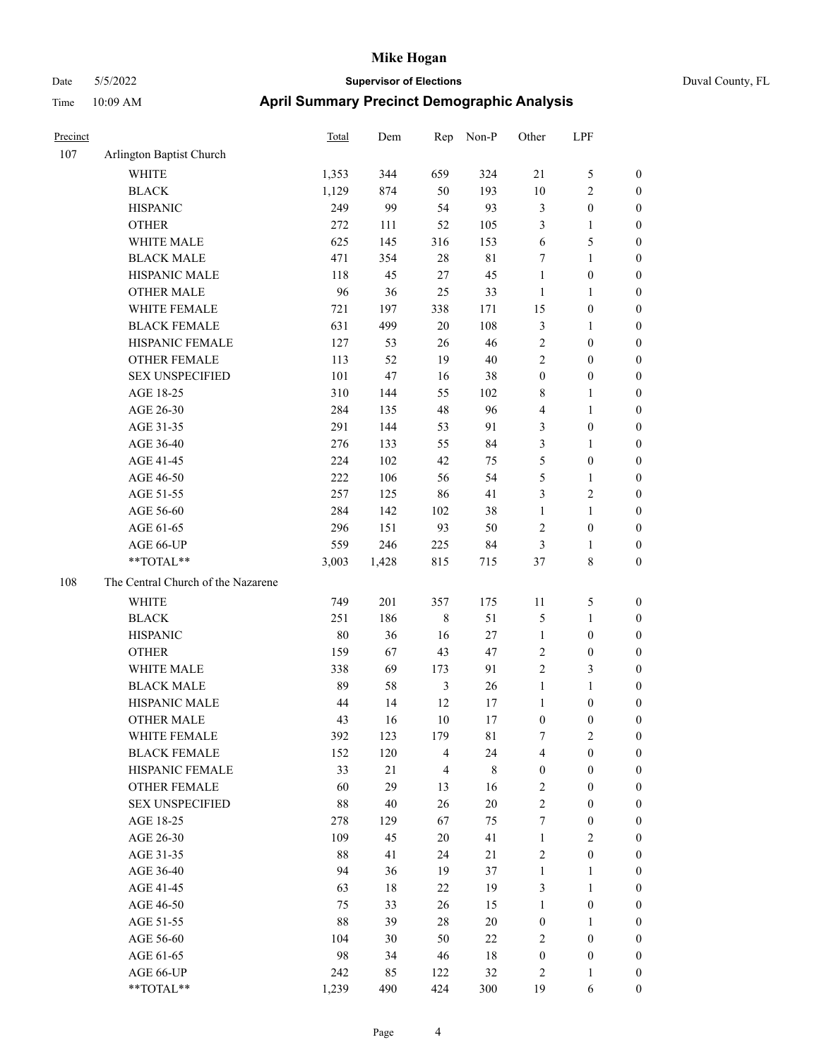# Mike Hogan

**Supervisor of Elections**

Date 5/5/2022 — Duval County, FL

Time 10:09 AM

## April Summary Precinct Demographic Analysis

| Precinct | | Total | Dem | Rep | Non-P | Other | LPF | |
|---|---|---|---|---|---|---|---|---|
| 107 | Arlington Baptist Church | | | | | | | |
| | WHITE | 1,353 | 344 | 659 | 324 | 21 | 5 | 0 |
| | BLACK | 1,129 | 874 | 50 | 193 | 10 | 2 | 0 |
| | HISPANIC | 249 | 99 | 54 | 93 | 3 | 0 | 0 |
| | OTHER | 272 | 111 | 52 | 105 | 3 | 1 | 0 |
| | WHITE MALE | 625 | 145 | 316 | 153 | 6 | 5 | 0 |
| | BLACK MALE | 471 | 354 | 28 | 81 | 7 | 1 | 0 |
| | HISPANIC MALE | 118 | 45 | 27 | 45 | 1 | 0 | 0 |
| | OTHER MALE | 96 | 36 | 25 | 33 | 1 | 1 | 0 |
| | WHITE FEMALE | 721 | 197 | 338 | 171 | 15 | 0 | 0 |
| | BLACK FEMALE | 631 | 499 | 20 | 108 | 3 | 1 | 0 |
| | HISPANIC FEMALE | 127 | 53 | 26 | 46 | 2 | 0 | 0 |
| | OTHER FEMALE | 113 | 52 | 19 | 40 | 2 | 0 | 0 |
| | SEX UNSPECIFIED | 101 | 47 | 16 | 38 | 0 | 0 | 0 |
| | AGE 18-25 | 310 | 144 | 55 | 102 | 8 | 1 | 0 |
| | AGE 26-30 | 284 | 135 | 48 | 96 | 4 | 1 | 0 |
| | AGE 31-35 | 291 | 144 | 53 | 91 | 3 | 0 | 0 |
| | AGE 36-40 | 276 | 133 | 55 | 84 | 3 | 1 | 0 |
| | AGE 41-45 | 224 | 102 | 42 | 75 | 5 | 0 | 0 |
| | AGE 46-50 | 222 | 106 | 56 | 54 | 5 | 1 | 0 |
| | AGE 51-55 | 257 | 125 | 86 | 41 | 3 | 2 | 0 |
| | AGE 56-60 | 284 | 142 | 102 | 38 | 1 | 1 | 0 |
| | AGE 61-65 | 296 | 151 | 93 | 50 | 2 | 0 | 0 |
| | AGE 66-UP | 559 | 246 | 225 | 84 | 3 | 1 | 0 |
| | **TOTAL** | 3,003 | 1,428 | 815 | 715 | 37 | 8 | 0 |
| 108 | The Central Church of the Nazarene | | | | | | | |
| | WHITE | 749 | 201 | 357 | 175 | 11 | 5 | 0 |
| | BLACK | 251 | 186 | 8 | 51 | 5 | 1 | 0 |
| | HISPANIC | 80 | 36 | 16 | 27 | 1 | 0 | 0 |
| | OTHER | 159 | 67 | 43 | 47 | 2 | 0 | 0 |
| | WHITE MALE | 338 | 69 | 173 | 91 | 2 | 3 | 0 |
| | BLACK MALE | 89 | 58 | 3 | 26 | 1 | 1 | 0 |
| | HISPANIC MALE | 44 | 14 | 12 | 17 | 1 | 0 | 0 |
| | OTHER MALE | 43 | 16 | 10 | 17 | 0 | 0 | 0 |
| | WHITE FEMALE | 392 | 123 | 179 | 81 | 7 | 2 | 0 |
| | BLACK FEMALE | 152 | 120 | 4 | 24 | 4 | 0 | 0 |
| | HISPANIC FEMALE | 33 | 21 | 4 | 8 | 0 | 0 | 0 |
| | OTHER FEMALE | 60 | 29 | 13 | 16 | 2 | 0 | 0 |
| | SEX UNSPECIFIED | 88 | 40 | 26 | 20 | 2 | 0 | 0 |
| | AGE 18-25 | 278 | 129 | 67 | 75 | 7 | 0 | 0 |
| | AGE 26-30 | 109 | 45 | 20 | 41 | 1 | 2 | 0 |
| | AGE 31-35 | 88 | 41 | 24 | 21 | 2 | 0 | 0 |
| | AGE 36-40 | 94 | 36 | 19 | 37 | 1 | 1 | 0 |
| | AGE 41-45 | 63 | 18 | 22 | 19 | 3 | 1 | 0 |
| | AGE 46-50 | 75 | 33 | 26 | 15 | 1 | 0 | 0 |
| | AGE 51-55 | 88 | 39 | 28 | 20 | 0 | 1 | 0 |
| | AGE 56-60 | 104 | 30 | 50 | 22 | 2 | 0 | 0 |
| | AGE 61-65 | 98 | 34 | 46 | 18 | 0 | 0 | 0 |
| | AGE 66-UP | 242 | 85 | 122 | 32 | 2 | 1 | 0 |
| | **TOTAL** | 1,239 | 490 | 424 | 300 | 19 | 6 | 0 |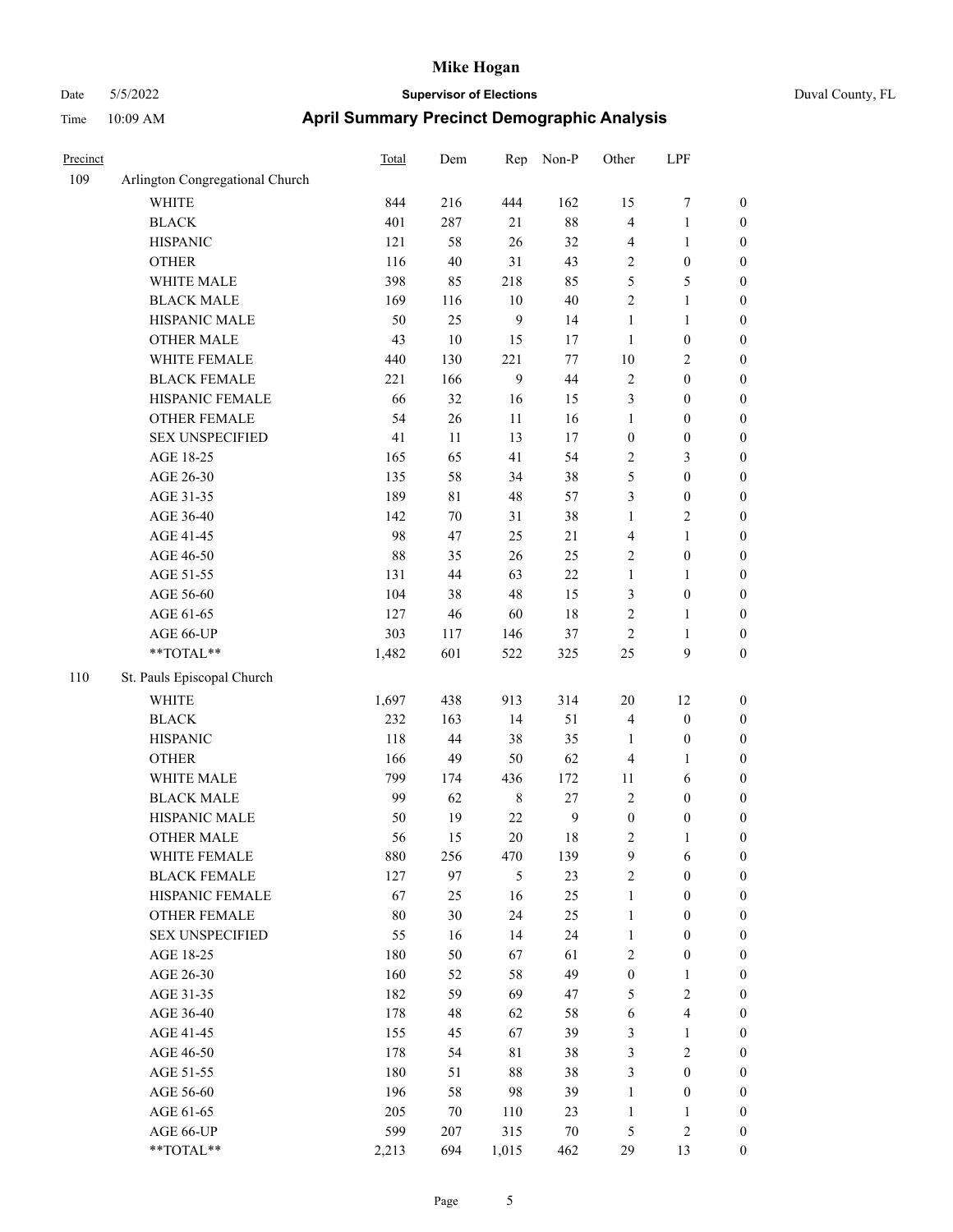# Mike Hogan

Date 5/5/2022 | **Supervisor of Elections** | Duval County, FL

Time 10:09 AM | **April Summary Precinct Demographic Analysis**

| Precinct | | Total | Dem | Rep | Non-P | Other | LPF | |
|---|---|---|---|---|---|---|---|---|
| 109 | Arlington Congregational Church | | | | | | | |
| | WHITE | 844 | 216 | 444 | 162 | 15 | 7 | 0 |
| | BLACK | 401 | 287 | 21 | 88 | 4 | 1 | 0 |
| | HISPANIC | 121 | 58 | 26 | 32 | 4 | 1 | 0 |
| | OTHER | 116 | 40 | 31 | 43 | 2 | 0 | 0 |
| | WHITE MALE | 398 | 85 | 218 | 85 | 5 | 5 | 0 |
| | BLACK MALE | 169 | 116 | 10 | 40 | 2 | 1 | 0 |
| | HISPANIC MALE | 50 | 25 | 9 | 14 | 1 | 1 | 0 |
| | OTHER MALE | 43 | 10 | 15 | 17 | 1 | 0 | 0 |
| | WHITE FEMALE | 440 | 130 | 221 | 77 | 10 | 2 | 0 |
| | BLACK FEMALE | 221 | 166 | 9 | 44 | 2 | 0 | 0 |
| | HISPANIC FEMALE | 66 | 32 | 16 | 15 | 3 | 0 | 0 |
| | OTHER FEMALE | 54 | 26 | 11 | 16 | 1 | 0 | 0 |
| | SEX UNSPECIFIED | 41 | 11 | 13 | 17 | 0 | 0 | 0 |
| | AGE 18-25 | 165 | 65 | 41 | 54 | 2 | 3 | 0 |
| | AGE 26-30 | 135 | 58 | 34 | 38 | 5 | 0 | 0 |
| | AGE 31-35 | 189 | 81 | 48 | 57 | 3 | 0 | 0 |
| | AGE 36-40 | 142 | 70 | 31 | 38 | 1 | 2 | 0 |
| | AGE 41-45 | 98 | 47 | 25 | 21 | 4 | 1 | 0 |
| | AGE 46-50 | 88 | 35 | 26 | 25 | 2 | 0 | 0 |
| | AGE 51-55 | 131 | 44 | 63 | 22 | 1 | 1 | 0 |
| | AGE 56-60 | 104 | 38 | 48 | 15 | 3 | 0 | 0 |
| | AGE 61-65 | 127 | 46 | 60 | 18 | 2 | 1 | 0 |
| | AGE 66-UP | 303 | 117 | 146 | 37 | 2 | 1 | 0 |
| | **TOTAL** | 1,482 | 601 | 522 | 325 | 25 | 9 | 0 |
| 110 | St. Pauls Episcopal Church | | | | | | | |
| | WHITE | 1,697 | 438 | 913 | 314 | 20 | 12 | 0 |
| | BLACK | 232 | 163 | 14 | 51 | 4 | 0 | 0 |
| | HISPANIC | 118 | 44 | 38 | 35 | 1 | 0 | 0 |
| | OTHER | 166 | 49 | 50 | 62 | 4 | 1 | 0 |
| | WHITE MALE | 799 | 174 | 436 | 172 | 11 | 6 | 0 |
| | BLACK MALE | 99 | 62 | 8 | 27 | 2 | 0 | 0 |
| | HISPANIC MALE | 50 | 19 | 22 | 9 | 0 | 0 | 0 |
| | OTHER MALE | 56 | 15 | 20 | 18 | 2 | 1 | 0 |
| | WHITE FEMALE | 880 | 256 | 470 | 139 | 9 | 6 | 0 |
| | BLACK FEMALE | 127 | 97 | 5 | 23 | 2 | 0 | 0 |
| | HISPANIC FEMALE | 67 | 25 | 16 | 25 | 1 | 0 | 0 |
| | OTHER FEMALE | 80 | 30 | 24 | 25 | 1 | 0 | 0 |
| | SEX UNSPECIFIED | 55 | 16 | 14 | 24 | 1 | 0 | 0 |
| | AGE 18-25 | 180 | 50 | 67 | 61 | 2 | 0 | 0 |
| | AGE 26-30 | 160 | 52 | 58 | 49 | 0 | 1 | 0 |
| | AGE 31-35 | 182 | 59 | 69 | 47 | 5 | 2 | 0 |
| | AGE 36-40 | 178 | 48 | 62 | 58 | 6 | 4 | 0 |
| | AGE 41-45 | 155 | 45 | 67 | 39 | 3 | 1 | 0 |
| | AGE 46-50 | 178 | 54 | 81 | 38 | 3 | 2 | 0 |
| | AGE 51-55 | 180 | 51 | 88 | 38 | 3 | 0 | 0 |
| | AGE 56-60 | 196 | 58 | 98 | 39 | 1 | 0 | 0 |
| | AGE 61-65 | 205 | 70 | 110 | 23 | 1 | 1 | 0 |
| | AGE 66-UP | 599 | 207 | 315 | 70 | 5 | 2 | 0 |
| | **TOTAL** | 2,213 | 694 | 1,015 | 462 | 29 | 13 | 0 |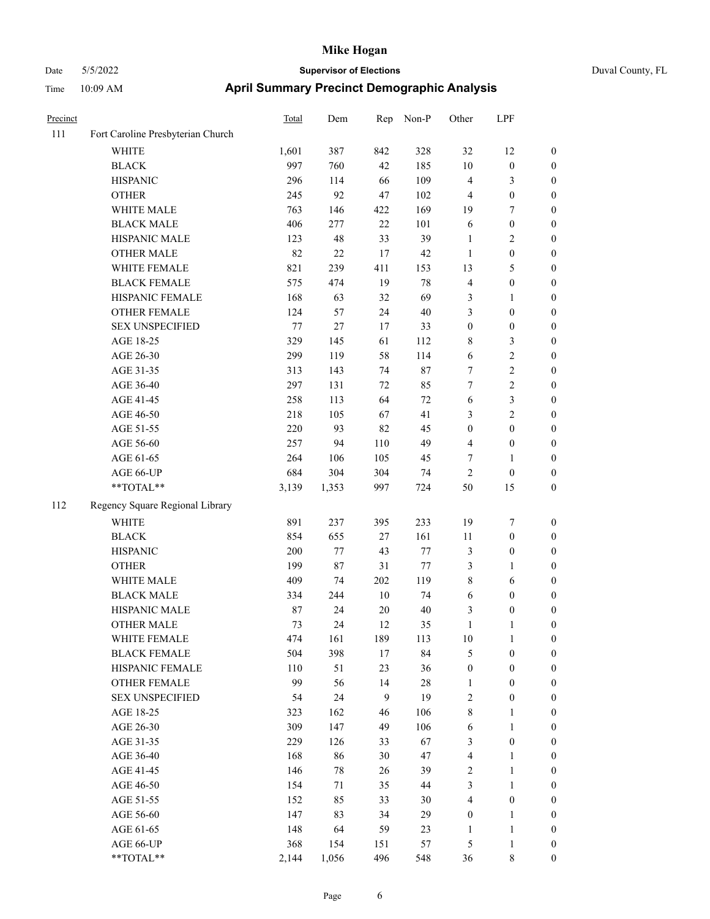# Mike Hogan

Date 5/5/2022 **Supervisor of Elections** Duval County, FL

Time 10:09 AM **April Summary Precinct Demographic Analysis**

| Precinct | | Total | Dem | Rep | Non-P | Other | LPF | |
|---|---|---|---|---|---|---|---|---|
| 111 | Fort Caroline Presbyterian Church | | | | | | | |
| | WHITE | 1,601 | 387 | 842 | 328 | 32 | 12 | 0 |
| | BLACK | 997 | 760 | 42 | 185 | 10 | 0 | 0 |
| | HISPANIC | 296 | 114 | 66 | 109 | 4 | 3 | 0 |
| | OTHER | 245 | 92 | 47 | 102 | 4 | 0 | 0 |
| | WHITE MALE | 763 | 146 | 422 | 169 | 19 | 7 | 0 |
| | BLACK MALE | 406 | 277 | 22 | 101 | 6 | 0 | 0 |
| | HISPANIC MALE | 123 | 48 | 33 | 39 | 1 | 2 | 0 |
| | OTHER MALE | 82 | 22 | 17 | 42 | 1 | 0 | 0 |
| | WHITE FEMALE | 821 | 239 | 411 | 153 | 13 | 5 | 0 |
| | BLACK FEMALE | 575 | 474 | 19 | 78 | 4 | 0 | 0 |
| | HISPANIC FEMALE | 168 | 63 | 32 | 69 | 3 | 1 | 0 |
| | OTHER FEMALE | 124 | 57 | 24 | 40 | 3 | 0 | 0 |
| | SEX UNSPECIFIED | 77 | 27 | 17 | 33 | 0 | 0 | 0 |
| | AGE 18-25 | 329 | 145 | 61 | 112 | 8 | 3 | 0 |
| | AGE 26-30 | 299 | 119 | 58 | 114 | 6 | 2 | 0 |
| | AGE 31-35 | 313 | 143 | 74 | 87 | 7 | 2 | 0 |
| | AGE 36-40 | 297 | 131 | 72 | 85 | 7 | 2 | 0 |
| | AGE 41-45 | 258 | 113 | 64 | 72 | 6 | 3 | 0 |
| | AGE 46-50 | 218 | 105 | 67 | 41 | 3 | 2 | 0 |
| | AGE 51-55 | 220 | 93 | 82 | 45 | 0 | 0 | 0 |
| | AGE 56-60 | 257 | 94 | 110 | 49 | 4 | 0 | 0 |
| | AGE 61-65 | 264 | 106 | 105 | 45 | 7 | 1 | 0 |
| | AGE 66-UP | 684 | 304 | 304 | 74 | 2 | 0 | 0 |
| | **TOTAL** | 3,139 | 1,353 | 997 | 724 | 50 | 15 | 0 |
| 112 | Regency Square Regional Library | | | | | | | |
| | WHITE | 891 | 237 | 395 | 233 | 19 | 7 | 0 |
| | BLACK | 854 | 655 | 27 | 161 | 11 | 0 | 0 |
| | HISPANIC | 200 | 77 | 43 | 77 | 3 | 0 | 0 |
| | OTHER | 199 | 87 | 31 | 77 | 3 | 1 | 0 |
| | WHITE MALE | 409 | 74 | 202 | 119 | 8 | 6 | 0 |
| | BLACK MALE | 334 | 244 | 10 | 74 | 6 | 0 | 0 |
| | HISPANIC MALE | 87 | 24 | 20 | 40 | 3 | 0 | 0 |
| | OTHER MALE | 73 | 24 | 12 | 35 | 1 | 1 | 0 |
| | WHITE FEMALE | 474 | 161 | 189 | 113 | 10 | 1 | 0 |
| | BLACK FEMALE | 504 | 398 | 17 | 84 | 5 | 0 | 0 |
| | HISPANIC FEMALE | 110 | 51 | 23 | 36 | 0 | 0 | 0 |
| | OTHER FEMALE | 99 | 56 | 14 | 28 | 1 | 0 | 0 |
| | SEX UNSPECIFIED | 54 | 24 | 9 | 19 | 2 | 0 | 0 |
| | AGE 18-25 | 323 | 162 | 46 | 106 | 8 | 1 | 0 |
| | AGE 26-30 | 309 | 147 | 49 | 106 | 6 | 1 | 0 |
| | AGE 31-35 | 229 | 126 | 33 | 67 | 3 | 0 | 0 |
| | AGE 36-40 | 168 | 86 | 30 | 47 | 4 | 1 | 0 |
| | AGE 41-45 | 146 | 78 | 26 | 39 | 2 | 1 | 0 |
| | AGE 46-50 | 154 | 71 | 35 | 44 | 3 | 1 | 0 |
| | AGE 51-55 | 152 | 85 | 33 | 30 | 4 | 0 | 0 |
| | AGE 56-60 | 147 | 83 | 34 | 29 | 0 | 1 | 0 |
| | AGE 61-65 | 148 | 64 | 59 | 23 | 1 | 1 | 0 |
| | AGE 66-UP | 368 | 154 | 151 | 57 | 5 | 1 | 0 |
| | **TOTAL** | 2,144 | 1,056 | 496 | 548 | 36 | 8 | 0 |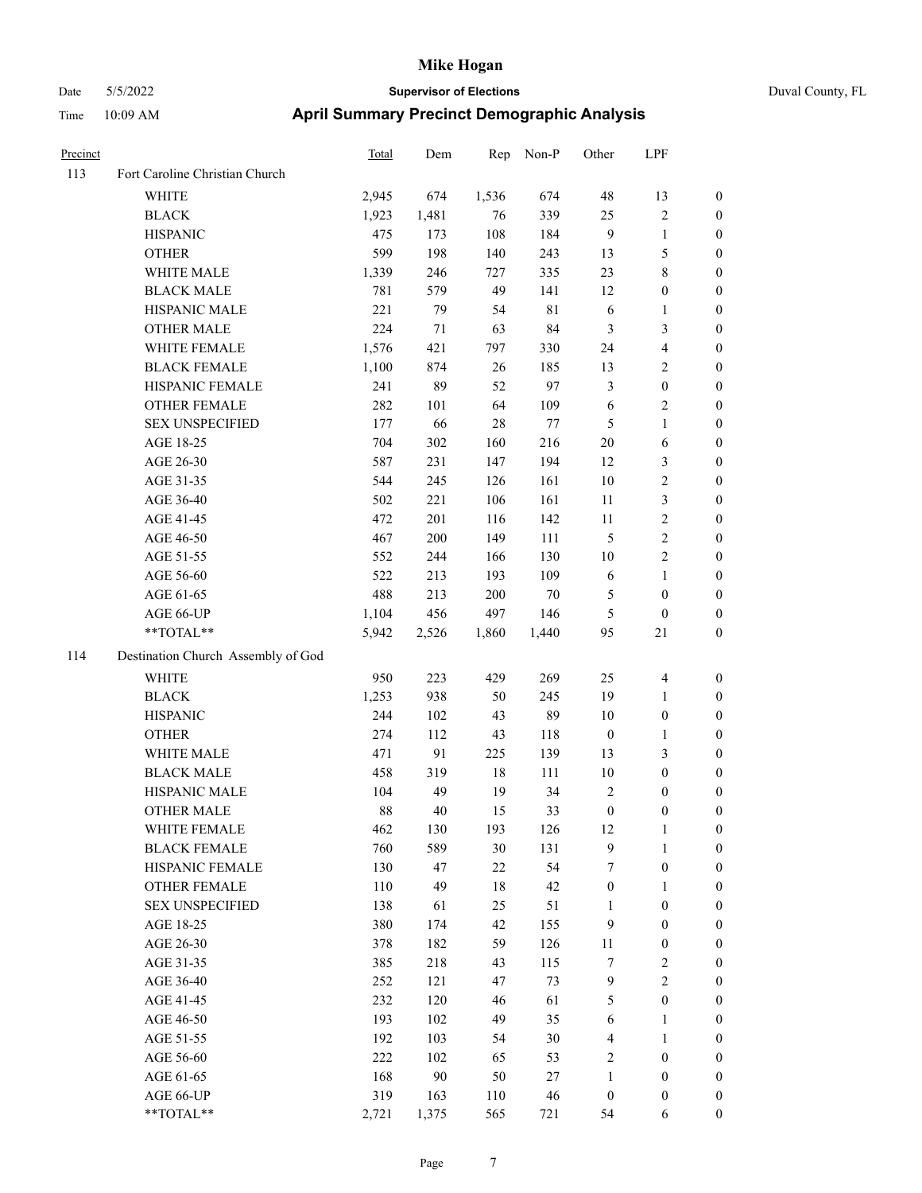# Mike Hogan

Date 5/5/2022 **Supervisor of Elections** Duval County, FL

Time 10:09 AM **April Summary Precinct Demographic Analysis**

| Precinct | | Total | Dem | Rep | Non-P | Other | LPF | |
|---|---|---|---|---|---|---|---|---|
| 113 | Fort Caroline Christian Church | | | | | | | |
| | WHITE | 2,945 | 674 | 1,536 | 674 | 48 | 13 | 0 |
| | BLACK | 1,923 | 1,481 | 76 | 339 | 25 | 2 | 0 |
| | HISPANIC | 475 | 173 | 108 | 184 | 9 | 1 | 0 |
| | OTHER | 599 | 198 | 140 | 243 | 13 | 5 | 0 |
| | WHITE MALE | 1,339 | 246 | 727 | 335 | 23 | 8 | 0 |
| | BLACK MALE | 781 | 579 | 49 | 141 | 12 | 0 | 0 |
| | HISPANIC MALE | 221 | 79 | 54 | 81 | 6 | 1 | 0 |
| | OTHER MALE | 224 | 71 | 63 | 84 | 3 | 3 | 0 |
| | WHITE FEMALE | 1,576 | 421 | 797 | 330 | 24 | 4 | 0 |
| | BLACK FEMALE | 1,100 | 874 | 26 | 185 | 13 | 2 | 0 |
| | HISPANIC FEMALE | 241 | 89 | 52 | 97 | 3 | 0 | 0 |
| | OTHER FEMALE | 282 | 101 | 64 | 109 | 6 | 2 | 0 |
| | SEX UNSPECIFIED | 177 | 66 | 28 | 77 | 5 | 1 | 0 |
| | AGE 18-25 | 704 | 302 | 160 | 216 | 20 | 6 | 0 |
| | AGE 26-30 | 587 | 231 | 147 | 194 | 12 | 3 | 0 |
| | AGE 31-35 | 544 | 245 | 126 | 161 | 10 | 2 | 0 |
| | AGE 36-40 | 502 | 221 | 106 | 161 | 11 | 3 | 0 |
| | AGE 41-45 | 472 | 201 | 116 | 142 | 11 | 2 | 0 |
| | AGE 46-50 | 467 | 200 | 149 | 111 | 5 | 2 | 0 |
| | AGE 51-55 | 552 | 244 | 166 | 130 | 10 | 2 | 0 |
| | AGE 56-60 | 522 | 213 | 193 | 109 | 6 | 1 | 0 |
| | AGE 61-65 | 488 | 213 | 200 | 70 | 5 | 0 | 0 |
| | AGE 66-UP | 1,104 | 456 | 497 | 146 | 5 | 0 | 0 |
| | **TOTAL** | 5,942 | 2,526 | 1,860 | 1,440 | 95 | 21 | 0 |
| 114 | Destination Church Assembly of God | | | | | | | |
| | WHITE | 950 | 223 | 429 | 269 | 25 | 4 | 0 |
| | BLACK | 1,253 | 938 | 50 | 245 | 19 | 1 | 0 |
| | HISPANIC | 244 | 102 | 43 | 89 | 10 | 0 | 0 |
| | OTHER | 274 | 112 | 43 | 118 | 0 | 1 | 0 |
| | WHITE MALE | 471 | 91 | 225 | 139 | 13 | 3 | 0 |
| | BLACK MALE | 458 | 319 | 18 | 111 | 10 | 0 | 0 |
| | HISPANIC MALE | 104 | 49 | 19 | 34 | 2 | 0 | 0 |
| | OTHER MALE | 88 | 40 | 15 | 33 | 0 | 0 | 0 |
| | WHITE FEMALE | 462 | 130 | 193 | 126 | 12 | 1 | 0 |
| | BLACK FEMALE | 760 | 589 | 30 | 131 | 9 | 1 | 0 |
| | HISPANIC FEMALE | 130 | 47 | 22 | 54 | 7 | 0 | 0 |
| | OTHER FEMALE | 110 | 49 | 18 | 42 | 0 | 1 | 0 |
| | SEX UNSPECIFIED | 138 | 61 | 25 | 51 | 1 | 0 | 0 |
| | AGE 18-25 | 380 | 174 | 42 | 155 | 9 | 0 | 0 |
| | AGE 26-30 | 378 | 182 | 59 | 126 | 11 | 0 | 0 |
| | AGE 31-35 | 385 | 218 | 43 | 115 | 7 | 2 | 0 |
| | AGE 36-40 | 252 | 121 | 47 | 73 | 9 | 2 | 0 |
| | AGE 41-45 | 232 | 120 | 46 | 61 | 5 | 0 | 0 |
| | AGE 46-50 | 193 | 102 | 49 | 35 | 6 | 1 | 0 |
| | AGE 51-55 | 192 | 103 | 54 | 30 | 4 | 1 | 0 |
| | AGE 56-60 | 222 | 102 | 65 | 53 | 2 | 0 | 0 |
| | AGE 61-65 | 168 | 90 | 50 | 27 | 1 | 0 | 0 |
| | AGE 66-UP | 319 | 163 | 110 | 46 | 0 | 0 | 0 |
| | **TOTAL** | 2,721 | 1,375 | 565 | 721 | 54 | 6 | 0 |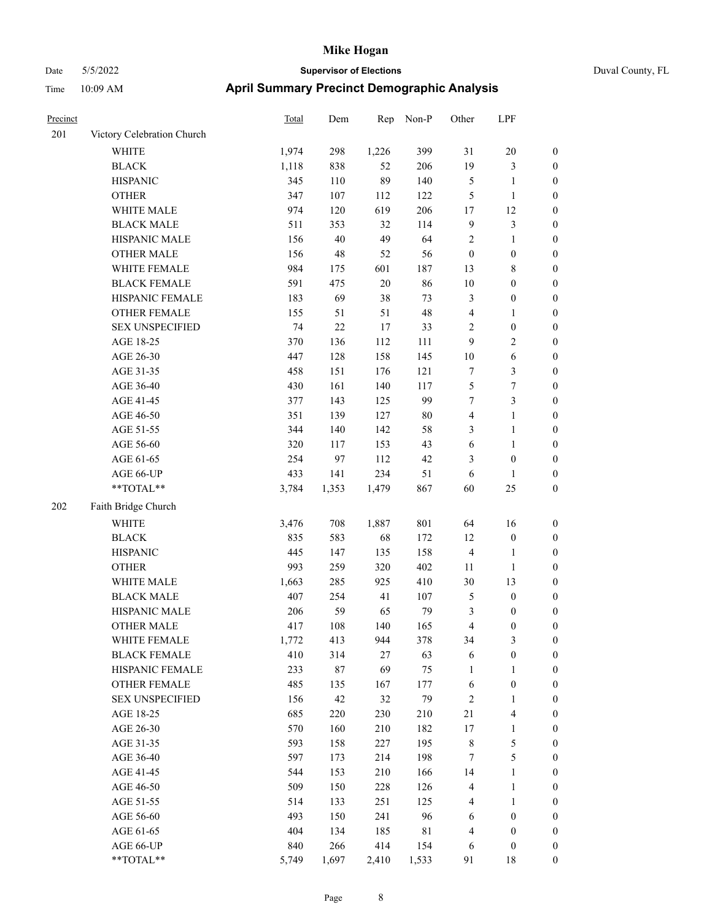# Mike Hogan

Date 5/5/2022 **Supervisor of Elections** Duval County, FL

Time 10:09 AM **April Summary Precinct Demographic Analysis**

| Precinct | | Total | Dem | Rep | Non-P | Other | LPF | |
|---|---|---|---|---|---|---|---|---|
| 201 | Victory Celebration Church | | | | | | | |
| | WHITE | 1,974 | 298 | 1,226 | 399 | 31 | 20 | 0 |
| | BLACK | 1,118 | 838 | 52 | 206 | 19 | 3 | 0 |
| | HISPANIC | 345 | 110 | 89 | 140 | 5 | 1 | 0 |
| | OTHER | 347 | 107 | 112 | 122 | 5 | 1 | 0 |
| | WHITE MALE | 974 | 120 | 619 | 206 | 17 | 12 | 0 |
| | BLACK MALE | 511 | 353 | 32 | 114 | 9 | 3 | 0 |
| | HISPANIC MALE | 156 | 40 | 49 | 64 | 2 | 1 | 0 |
| | OTHER MALE | 156 | 48 | 52 | 56 | 0 | 0 | 0 |
| | WHITE FEMALE | 984 | 175 | 601 | 187 | 13 | 8 | 0 |
| | BLACK FEMALE | 591 | 475 | 20 | 86 | 10 | 0 | 0 |
| | HISPANIC FEMALE | 183 | 69 | 38 | 73 | 3 | 0 | 0 |
| | OTHER FEMALE | 155 | 51 | 51 | 48 | 4 | 1 | 0 |
| | SEX UNSPECIFIED | 74 | 22 | 17 | 33 | 2 | 0 | 0 |
| | AGE 18-25 | 370 | 136 | 112 | 111 | 9 | 2 | 0 |
| | AGE 26-30 | 447 | 128 | 158 | 145 | 10 | 6 | 0 |
| | AGE 31-35 | 458 | 151 | 176 | 121 | 7 | 3 | 0 |
| | AGE 36-40 | 430 | 161 | 140 | 117 | 5 | 7 | 0 |
| | AGE 41-45 | 377 | 143 | 125 | 99 | 7 | 3 | 0 |
| | AGE 46-50 | 351 | 139 | 127 | 80 | 4 | 1 | 0 |
| | AGE 51-55 | 344 | 140 | 142 | 58 | 3 | 1 | 0 |
| | AGE 56-60 | 320 | 117 | 153 | 43 | 6 | 1 | 0 |
| | AGE 61-65 | 254 | 97 | 112 | 42 | 3 | 0 | 0 |
| | AGE 66-UP | 433 | 141 | 234 | 51 | 6 | 1 | 0 |
| | **TOTAL** | 3,784 | 1,353 | 1,479 | 867 | 60 | 25 | 0 |
| 202 | Faith Bridge Church | | | | | | | |
| | WHITE | 3,476 | 708 | 1,887 | 801 | 64 | 16 | 0 |
| | BLACK | 835 | 583 | 68 | 172 | 12 | 0 | 0 |
| | HISPANIC | 445 | 147 | 135 | 158 | 4 | 1 | 0 |
| | OTHER | 993 | 259 | 320 | 402 | 11 | 1 | 0 |
| | WHITE MALE | 1,663 | 285 | 925 | 410 | 30 | 13 | 0 |
| | BLACK MALE | 407 | 254 | 41 | 107 | 5 | 0 | 0 |
| | HISPANIC MALE | 206 | 59 | 65 | 79 | 3 | 0 | 0 |
| | OTHER MALE | 417 | 108 | 140 | 165 | 4 | 0 | 0 |
| | WHITE FEMALE | 1,772 | 413 | 944 | 378 | 34 | 3 | 0 |
| | BLACK FEMALE | 410 | 314 | 27 | 63 | 6 | 0 | 0 |
| | HISPANIC FEMALE | 233 | 87 | 69 | 75 | 1 | 1 | 0 |
| | OTHER FEMALE | 485 | 135 | 167 | 177 | 6 | 0 | 0 |
| | SEX UNSPECIFIED | 156 | 42 | 32 | 79 | 2 | 1 | 0 |
| | AGE 18-25 | 685 | 220 | 230 | 210 | 21 | 4 | 0 |
| | AGE 26-30 | 570 | 160 | 210 | 182 | 17 | 1 | 0 |
| | AGE 31-35 | 593 | 158 | 227 | 195 | 8 | 5 | 0 |
| | AGE 36-40 | 597 | 173 | 214 | 198 | 7 | 5 | 0 |
| | AGE 41-45 | 544 | 153 | 210 | 166 | 14 | 1 | 0 |
| | AGE 46-50 | 509 | 150 | 228 | 126 | 4 | 1 | 0 |
| | AGE 51-55 | 514 | 133 | 251 | 125 | 4 | 1 | 0 |
| | AGE 56-60 | 493 | 150 | 241 | 96 | 6 | 0 | 0 |
| | AGE 61-65 | 404 | 134 | 185 | 81 | 4 | 0 | 0 |
| | AGE 66-UP | 840 | 266 | 414 | 154 | 6 | 0 | 0 |
| | **TOTAL** | 5,749 | 1,697 | 2,410 | 1,533 | 91 | 18 | 0 |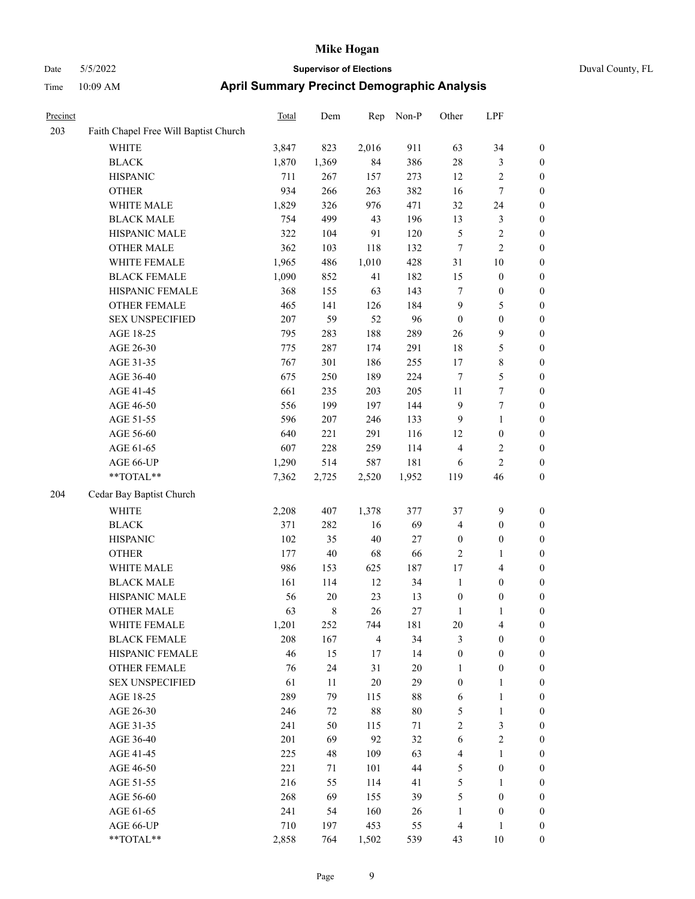# Mike Hogan

Date 5/5/2022 **Supervisor of Elections** Duval County, FL

Time 10:09 AM **April Summary Precinct Demographic Analysis**

| Precinct | | Total | Dem | Rep | Non-P | Other | LPF | |
|---|---|---|---|---|---|---|---|---|
| 203 | Faith Chapel Free Will Baptist Church | | | | | | | |
| | WHITE | 3,847 | 823 | 2,016 | 911 | 63 | 34 | 0 |
| | BLACK | 1,870 | 1,369 | 84 | 386 | 28 | 3 | 0 |
| | HISPANIC | 711 | 267 | 157 | 273 | 12 | 2 | 0 |
| | OTHER | 934 | 266 | 263 | 382 | 16 | 7 | 0 |
| | WHITE MALE | 1,829 | 326 | 976 | 471 | 32 | 24 | 0 |
| | BLACK MALE | 754 | 499 | 43 | 196 | 13 | 3 | 0 |
| | HISPANIC MALE | 322 | 104 | 91 | 120 | 5 | 2 | 0 |
| | OTHER MALE | 362 | 103 | 118 | 132 | 7 | 2 | 0 |
| | WHITE FEMALE | 1,965 | 486 | 1,010 | 428 | 31 | 10 | 0 |
| | BLACK FEMALE | 1,090 | 852 | 41 | 182 | 15 | 0 | 0 |
| | HISPANIC FEMALE | 368 | 155 | 63 | 143 | 7 | 0 | 0 |
| | OTHER FEMALE | 465 | 141 | 126 | 184 | 9 | 5 | 0 |
| | SEX UNSPECIFIED | 207 | 59 | 52 | 96 | 0 | 0 | 0 |
| | AGE 18-25 | 795 | 283 | 188 | 289 | 26 | 9 | 0 |
| | AGE 26-30 | 775 | 287 | 174 | 291 | 18 | 5 | 0 |
| | AGE 31-35 | 767 | 301 | 186 | 255 | 17 | 8 | 0 |
| | AGE 36-40 | 675 | 250 | 189 | 224 | 7 | 5 | 0 |
| | AGE 41-45 | 661 | 235 | 203 | 205 | 11 | 7 | 0 |
| | AGE 46-50 | 556 | 199 | 197 | 144 | 9 | 7 | 0 |
| | AGE 51-55 | 596 | 207 | 246 | 133 | 9 | 1 | 0 |
| | AGE 56-60 | 640 | 221 | 291 | 116 | 12 | 0 | 0 |
| | AGE 61-65 | 607 | 228 | 259 | 114 | 4 | 2 | 0 |
| | AGE 66-UP | 1,290 | 514 | 587 | 181 | 6 | 2 | 0 |
| | **TOTAL** | 7,362 | 2,725 | 2,520 | 1,952 | 119 | 46 | 0 |
| 204 | Cedar Bay Baptist Church | | | | | | | |
| | WHITE | 2,208 | 407 | 1,378 | 377 | 37 | 9 | 0 |
| | BLACK | 371 | 282 | 16 | 69 | 4 | 0 | 0 |
| | HISPANIC | 102 | 35 | 40 | 27 | 0 | 0 | 0 |
| | OTHER | 177 | 40 | 68 | 66 | 2 | 1 | 0 |
| | WHITE MALE | 986 | 153 | 625 | 187 | 17 | 4 | 0 |
| | BLACK MALE | 161 | 114 | 12 | 34 | 1 | 0 | 0 |
| | HISPANIC MALE | 56 | 20 | 23 | 13 | 0 | 0 | 0 |
| | OTHER MALE | 63 | 8 | 26 | 27 | 1 | 1 | 0 |
| | WHITE FEMALE | 1,201 | 252 | 744 | 181 | 20 | 4 | 0 |
| | BLACK FEMALE | 208 | 167 | 4 | 34 | 3 | 0 | 0 |
| | HISPANIC FEMALE | 46 | 15 | 17 | 14 | 0 | 0 | 0 |
| | OTHER FEMALE | 76 | 24 | 31 | 20 | 1 | 0 | 0 |
| | SEX UNSPECIFIED | 61 | 11 | 20 | 29 | 0 | 1 | 0 |
| | AGE 18-25 | 289 | 79 | 115 | 88 | 6 | 1 | 0 |
| | AGE 26-30 | 246 | 72 | 88 | 80 | 5 | 1 | 0 |
| | AGE 31-35 | 241 | 50 | 115 | 71 | 2 | 3 | 0 |
| | AGE 36-40 | 201 | 69 | 92 | 32 | 6 | 2 | 0 |
| | AGE 41-45 | 225 | 48 | 109 | 63 | 4 | 1 | 0 |
| | AGE 46-50 | 221 | 71 | 101 | 44 | 5 | 0 | 0 |
| | AGE 51-55 | 216 | 55 | 114 | 41 | 5 | 1 | 0 |
| | AGE 56-60 | 268 | 69 | 155 | 39 | 5 | 0 | 0 |
| | AGE 61-65 | 241 | 54 | 160 | 26 | 1 | 0 | 0 |
| | AGE 66-UP | 710 | 197 | 453 | 55 | 4 | 1 | 0 |
| | **TOTAL** | 2,858 | 764 | 1,502 | 539 | 43 | 10 | 0 |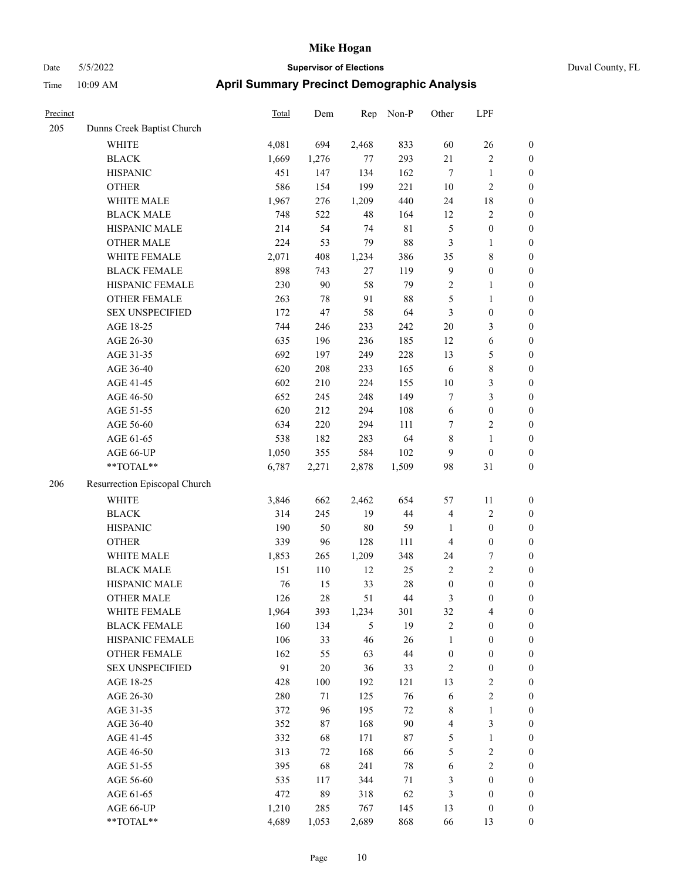# Mike Hogan

Date 5/5/2022 **Supervisor of Elections** Duval County, FL

Time 10:09 AM **April Summary Precinct Demographic Analysis**

| Precinct | | Total | Dem | Rep | Non-P | Other | LPF | |
|---|---|---|---|---|---|---|---|---|
| 205 | Dunns Creek Baptist Church | | | | | | | |
| | WHITE | 4,081 | 694 | 2,468 | 833 | 60 | 26 | 0 |
| | BLACK | 1,669 | 1,276 | 77 | 293 | 21 | 2 | 0 |
| | HISPANIC | 451 | 147 | 134 | 162 | 7 | 1 | 0 |
| | OTHER | 586 | 154 | 199 | 221 | 10 | 2 | 0 |
| | WHITE MALE | 1,967 | 276 | 1,209 | 440 | 24 | 18 | 0 |
| | BLACK MALE | 748 | 522 | 48 | 164 | 12 | 2 | 0 |
| | HISPANIC MALE | 214 | 54 | 74 | 81 | 5 | 0 | 0 |
| | OTHER MALE | 224 | 53 | 79 | 88 | 3 | 1 | 0 |
| | WHITE FEMALE | 2,071 | 408 | 1,234 | 386 | 35 | 8 | 0 |
| | BLACK FEMALE | 898 | 743 | 27 | 119 | 9 | 0 | 0 |
| | HISPANIC FEMALE | 230 | 90 | 58 | 79 | 2 | 1 | 0 |
| | OTHER FEMALE | 263 | 78 | 91 | 88 | 5 | 1 | 0 |
| | SEX UNSPECIFIED | 172 | 47 | 58 | 64 | 3 | 0 | 0 |
| | AGE 18-25 | 744 | 246 | 233 | 242 | 20 | 3 | 0 |
| | AGE 26-30 | 635 | 196 | 236 | 185 | 12 | 6 | 0 |
| | AGE 31-35 | 692 | 197 | 249 | 228 | 13 | 5 | 0 |
| | AGE 36-40 | 620 | 208 | 233 | 165 | 6 | 8 | 0 |
| | AGE 41-45 | 602 | 210 | 224 | 155 | 10 | 3 | 0 |
| | AGE 46-50 | 652 | 245 | 248 | 149 | 7 | 3 | 0 |
| | AGE 51-55 | 620 | 212 | 294 | 108 | 6 | 0 | 0 |
| | AGE 56-60 | 634 | 220 | 294 | 111 | 7 | 2 | 0 |
| | AGE 61-65 | 538 | 182 | 283 | 64 | 8 | 1 | 0 |
| | AGE 66-UP | 1,050 | 355 | 584 | 102 | 9 | 0 | 0 |
| | **TOTAL** | 6,787 | 2,271 | 2,878 | 1,509 | 98 | 31 | 0 |
| 206 | Resurrection Episcopal Church | | | | | | | |
| | WHITE | 3,846 | 662 | 2,462 | 654 | 57 | 11 | 0 |
| | BLACK | 314 | 245 | 19 | 44 | 4 | 2 | 0 |
| | HISPANIC | 190 | 50 | 80 | 59 | 1 | 0 | 0 |
| | OTHER | 339 | 96 | 128 | 111 | 4 | 0 | 0 |
| | WHITE MALE | 1,853 | 265 | 1,209 | 348 | 24 | 7 | 0 |
| | BLACK MALE | 151 | 110 | 12 | 25 | 2 | 2 | 0 |
| | HISPANIC MALE | 76 | 15 | 33 | 28 | 0 | 0 | 0 |
| | OTHER MALE | 126 | 28 | 51 | 44 | 3 | 0 | 0 |
| | WHITE FEMALE | 1,964 | 393 | 1,234 | 301 | 32 | 4 | 0 |
| | BLACK FEMALE | 160 | 134 | 5 | 19 | 2 | 0 | 0 |
| | HISPANIC FEMALE | 106 | 33 | 46 | 26 | 1 | 0 | 0 |
| | OTHER FEMALE | 162 | 55 | 63 | 44 | 0 | 0 | 0 |
| | SEX UNSPECIFIED | 91 | 20 | 36 | 33 | 2 | 0 | 0 |
| | AGE 18-25 | 428 | 100 | 192 | 121 | 13 | 2 | 0 |
| | AGE 26-30 | 280 | 71 | 125 | 76 | 6 | 2 | 0 |
| | AGE 31-35 | 372 | 96 | 195 | 72 | 8 | 1 | 0 |
| | AGE 36-40 | 352 | 87 | 168 | 90 | 4 | 3 | 0 |
| | AGE 41-45 | 332 | 68 | 171 | 87 | 5 | 1 | 0 |
| | AGE 46-50 | 313 | 72 | 168 | 66 | 5 | 2 | 0 |
| | AGE 51-55 | 395 | 68 | 241 | 78 | 6 | 2 | 0 |
| | AGE 56-60 | 535 | 117 | 344 | 71 | 3 | 0 | 0 |
| | AGE 61-65 | 472 | 89 | 318 | 62 | 3 | 0 | 0 |
| | AGE 66-UP | 1,210 | 285 | 767 | 145 | 13 | 0 | 0 |
| | **TOTAL** | 4,689 | 1,053 | 2,689 | 868 | 66 | 13 | 0 |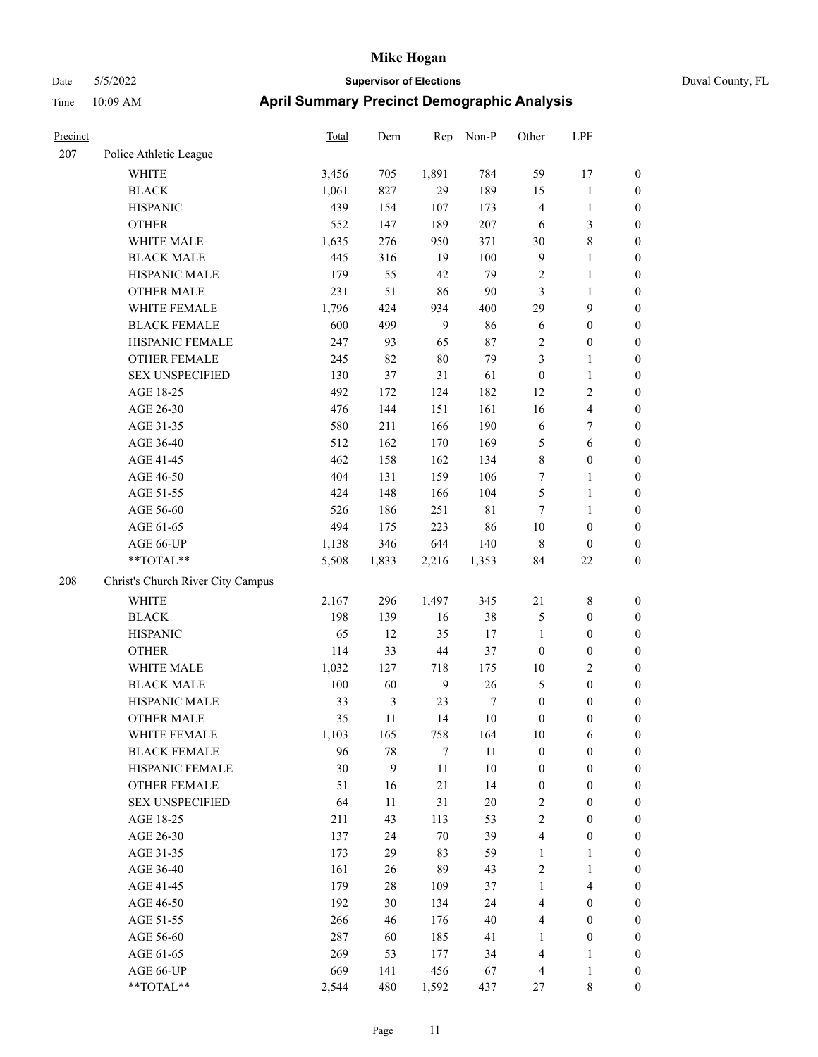# Mike Hogan

Date 5/5/2022 **Supervisor of Elections** Duval County, FL

Time 10:09 AM **April Summary Precinct Demographic Analysis**

| Precinct | | Total | Dem | Rep | Non-P | Other | LPF | |
|---|---|---|---|---|---|---|---|---|
| 207 | Police Athletic League | | | | | | | |
| | WHITE | 3,456 | 705 | 1,891 | 784 | 59 | 17 | 0 |
| | BLACK | 1,061 | 827 | 29 | 189 | 15 | 1 | 0 |
| | HISPANIC | 439 | 154 | 107 | 173 | 4 | 1 | 0 |
| | OTHER | 552 | 147 | 189 | 207 | 6 | 3 | 0 |
| | WHITE MALE | 1,635 | 276 | 950 | 371 | 30 | 8 | 0 |
| | BLACK MALE | 445 | 316 | 19 | 100 | 9 | 1 | 0 |
| | HISPANIC MALE | 179 | 55 | 42 | 79 | 2 | 1 | 0 |
| | OTHER MALE | 231 | 51 | 86 | 90 | 3 | 1 | 0 |
| | WHITE FEMALE | 1,796 | 424 | 934 | 400 | 29 | 9 | 0 |
| | BLACK FEMALE | 600 | 499 | 9 | 86 | 6 | 0 | 0 |
| | HISPANIC FEMALE | 247 | 93 | 65 | 87 | 2 | 0 | 0 |
| | OTHER FEMALE | 245 | 82 | 80 | 79 | 3 | 1 | 0 |
| | SEX UNSPECIFIED | 130 | 37 | 31 | 61 | 0 | 1 | 0 |
| | AGE 18-25 | 492 | 172 | 124 | 182 | 12 | 2 | 0 |
| | AGE 26-30 | 476 | 144 | 151 | 161 | 16 | 4 | 0 |
| | AGE 31-35 | 580 | 211 | 166 | 190 | 6 | 7 | 0 |
| | AGE 36-40 | 512 | 162 | 170 | 169 | 5 | 6 | 0 |
| | AGE 41-45 | 462 | 158 | 162 | 134 | 8 | 0 | 0 |
| | AGE 46-50 | 404 | 131 | 159 | 106 | 7 | 1 | 0 |
| | AGE 51-55 | 424 | 148 | 166 | 104 | 5 | 1 | 0 |
| | AGE 56-60 | 526 | 186 | 251 | 81 | 7 | 1 | 0 |
| | AGE 61-65 | 494 | 175 | 223 | 86 | 10 | 0 | 0 |
| | AGE 66-UP | 1,138 | 346 | 644 | 140 | 8 | 0 | 0 |
| | **TOTAL** | 5,508 | 1,833 | 2,216 | 1,353 | 84 | 22 | 0 |
| 208 | Christ's Church River City Campus | | | | | | | |
| | WHITE | 2,167 | 296 | 1,497 | 345 | 21 | 8 | 0 |
| | BLACK | 198 | 139 | 16 | 38 | 5 | 0 | 0 |
| | HISPANIC | 65 | 12 | 35 | 17 | 1 | 0 | 0 |
| | OTHER | 114 | 33 | 44 | 37 | 0 | 0 | 0 |
| | WHITE MALE | 1,032 | 127 | 718 | 175 | 10 | 2 | 0 |
| | BLACK MALE | 100 | 60 | 9 | 26 | 5 | 0 | 0 |
| | HISPANIC MALE | 33 | 3 | 23 | 7 | 0 | 0 | 0 |
| | OTHER MALE | 35 | 11 | 14 | 10 | 0 | 0 | 0 |
| | WHITE FEMALE | 1,103 | 165 | 758 | 164 | 10 | 6 | 0 |
| | BLACK FEMALE | 96 | 78 | 7 | 11 | 0 | 0 | 0 |
| | HISPANIC FEMALE | 30 | 9 | 11 | 10 | 0 | 0 | 0 |
| | OTHER FEMALE | 51 | 16 | 21 | 14 | 0 | 0 | 0 |
| | SEX UNSPECIFIED | 64 | 11 | 31 | 20 | 2 | 0 | 0 |
| | AGE 18-25 | 211 | 43 | 113 | 53 | 2 | 0 | 0 |
| | AGE 26-30 | 137 | 24 | 70 | 39 | 4 | 0 | 0 |
| | AGE 31-35 | 173 | 29 | 83 | 59 | 1 | 1 | 0 |
| | AGE 36-40 | 161 | 26 | 89 | 43 | 2 | 1 | 0 |
| | AGE 41-45 | 179 | 28 | 109 | 37 | 1 | 4 | 0 |
| | AGE 46-50 | 192 | 30 | 134 | 24 | 4 | 0 | 0 |
| | AGE 51-55 | 266 | 46 | 176 | 40 | 4 | 0 | 0 |
| | AGE 56-60 | 287 | 60 | 185 | 41 | 1 | 0 | 0 |
| | AGE 61-65 | 269 | 53 | 177 | 34 | 4 | 1 | 0 |
| | AGE 66-UP | 669 | 141 | 456 | 67 | 4 | 1 | 0 |
| | **TOTAL** | 2,544 | 480 | 1,592 | 437 | 27 | 8 | 0 |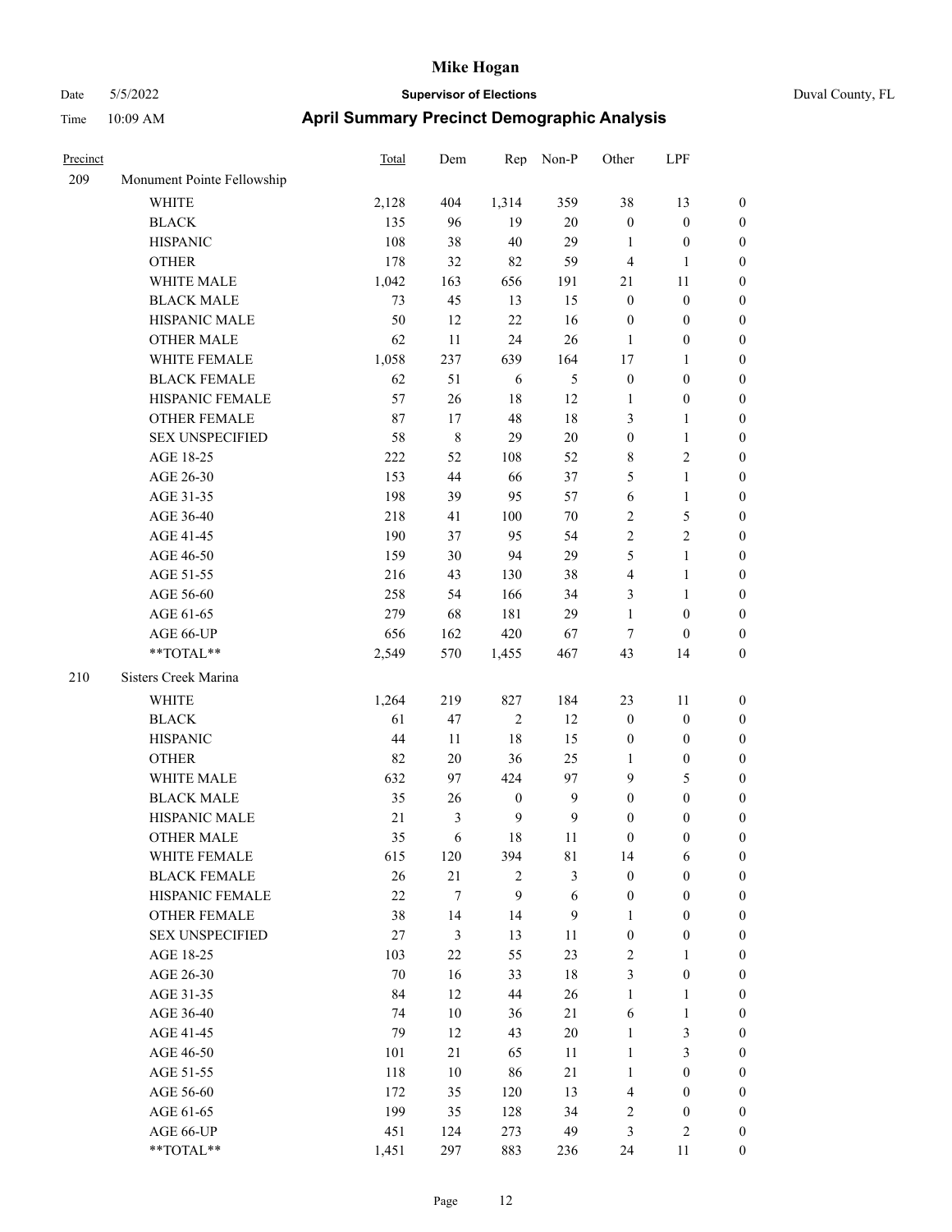# Mike Hogan

Date 5/5/2022 **Supervisor of Elections** Duval County, FL

Time 10:09 AM **April Summary Precinct Demographic Analysis**

| Precinct | | Total | Dem | Rep | Non-P | Other | LPF | |
|---|---|---|---|---|---|---|---|---|
| 209 | Monument Pointe Fellowship | | | | | | | |
| | WHITE | 2,128 | 404 | 1,314 | 359 | 38 | 13 | 0 |
| | BLACK | 135 | 96 | 19 | 20 | 0 | 0 | 0 |
| | HISPANIC | 108 | 38 | 40 | 29 | 1 | 0 | 0 |
| | OTHER | 178 | 32 | 82 | 59 | 4 | 1 | 0 |
| | WHITE MALE | 1,042 | 163 | 656 | 191 | 21 | 11 | 0 |
| | BLACK MALE | 73 | 45 | 13 | 15 | 0 | 0 | 0 |
| | HISPANIC MALE | 50 | 12 | 22 | 16 | 0 | 0 | 0 |
| | OTHER MALE | 62 | 11 | 24 | 26 | 1 | 0 | 0 |
| | WHITE FEMALE | 1,058 | 237 | 639 | 164 | 17 | 1 | 0 |
| | BLACK FEMALE | 62 | 51 | 6 | 5 | 0 | 0 | 0 |
| | HISPANIC FEMALE | 57 | 26 | 18 | 12 | 1 | 0 | 0 |
| | OTHER FEMALE | 87 | 17 | 48 | 18 | 3 | 1 | 0 |
| | SEX UNSPECIFIED | 58 | 8 | 29 | 20 | 0 | 1 | 0 |
| | AGE 18-25 | 222 | 52 | 108 | 52 | 8 | 2 | 0 |
| | AGE 26-30 | 153 | 44 | 66 | 37 | 5 | 1 | 0 |
| | AGE 31-35 | 198 | 39 | 95 | 57 | 6 | 1 | 0 |
| | AGE 36-40 | 218 | 41 | 100 | 70 | 2 | 5 | 0 |
| | AGE 41-45 | 190 | 37 | 95 | 54 | 2 | 2 | 0 |
| | AGE 46-50 | 159 | 30 | 94 | 29 | 5 | 1 | 0 |
| | AGE 51-55 | 216 | 43 | 130 | 38 | 4 | 1 | 0 |
| | AGE 56-60 | 258 | 54 | 166 | 34 | 3 | 1 | 0 |
| | AGE 61-65 | 279 | 68 | 181 | 29 | 1 | 0 | 0 |
| | AGE 66-UP | 656 | 162 | 420 | 67 | 7 | 0 | 0 |
| | **TOTAL** | 2,549 | 570 | 1,455 | 467 | 43 | 14 | 0 |
| 210 | Sisters Creek Marina | | | | | | | |
| | WHITE | 1,264 | 219 | 827 | 184 | 23 | 11 | 0 |
| | BLACK | 61 | 47 | 2 | 12 | 0 | 0 | 0 |
| | HISPANIC | 44 | 11 | 18 | 15 | 0 | 0 | 0 |
| | OTHER | 82 | 20 | 36 | 25 | 1 | 0 | 0 |
| | WHITE MALE | 632 | 97 | 424 | 97 | 9 | 5 | 0 |
| | BLACK MALE | 35 | 26 | 0 | 9 | 0 | 0 | 0 |
| | HISPANIC MALE | 21 | 3 | 9 | 9 | 0 | 0 | 0 |
| | OTHER MALE | 35 | 6 | 18 | 11 | 0 | 0 | 0 |
| | WHITE FEMALE | 615 | 120 | 394 | 81 | 14 | 6 | 0 |
| | BLACK FEMALE | 26 | 21 | 2 | 3 | 0 | 0 | 0 |
| | HISPANIC FEMALE | 22 | 7 | 9 | 6 | 0 | 0 | 0 |
| | OTHER FEMALE | 38 | 14 | 14 | 9 | 1 | 0 | 0 |
| | SEX UNSPECIFIED | 27 | 3 | 13 | 11 | 0 | 0 | 0 |
| | AGE 18-25 | 103 | 22 | 55 | 23 | 2 | 1 | 0 |
| | AGE 26-30 | 70 | 16 | 33 | 18 | 3 | 0 | 0 |
| | AGE 31-35 | 84 | 12 | 44 | 26 | 1 | 1 | 0 |
| | AGE 36-40 | 74 | 10 | 36 | 21 | 6 | 1 | 0 |
| | AGE 41-45 | 79 | 12 | 43 | 20 | 1 | 3 | 0 |
| | AGE 46-50 | 101 | 21 | 65 | 11 | 1 | 3 | 0 |
| | AGE 51-55 | 118 | 10 | 86 | 21 | 1 | 0 | 0 |
| | AGE 56-60 | 172 | 35 | 120 | 13 | 4 | 0 | 0 |
| | AGE 61-65 | 199 | 35 | 128 | 34 | 2 | 0 | 0 |
| | AGE 66-UP | 451 | 124 | 273 | 49 | 3 | 2 | 0 |
| | **TOTAL** | 1,451 | 297 | 883 | 236 | 24 | 11 | 0 |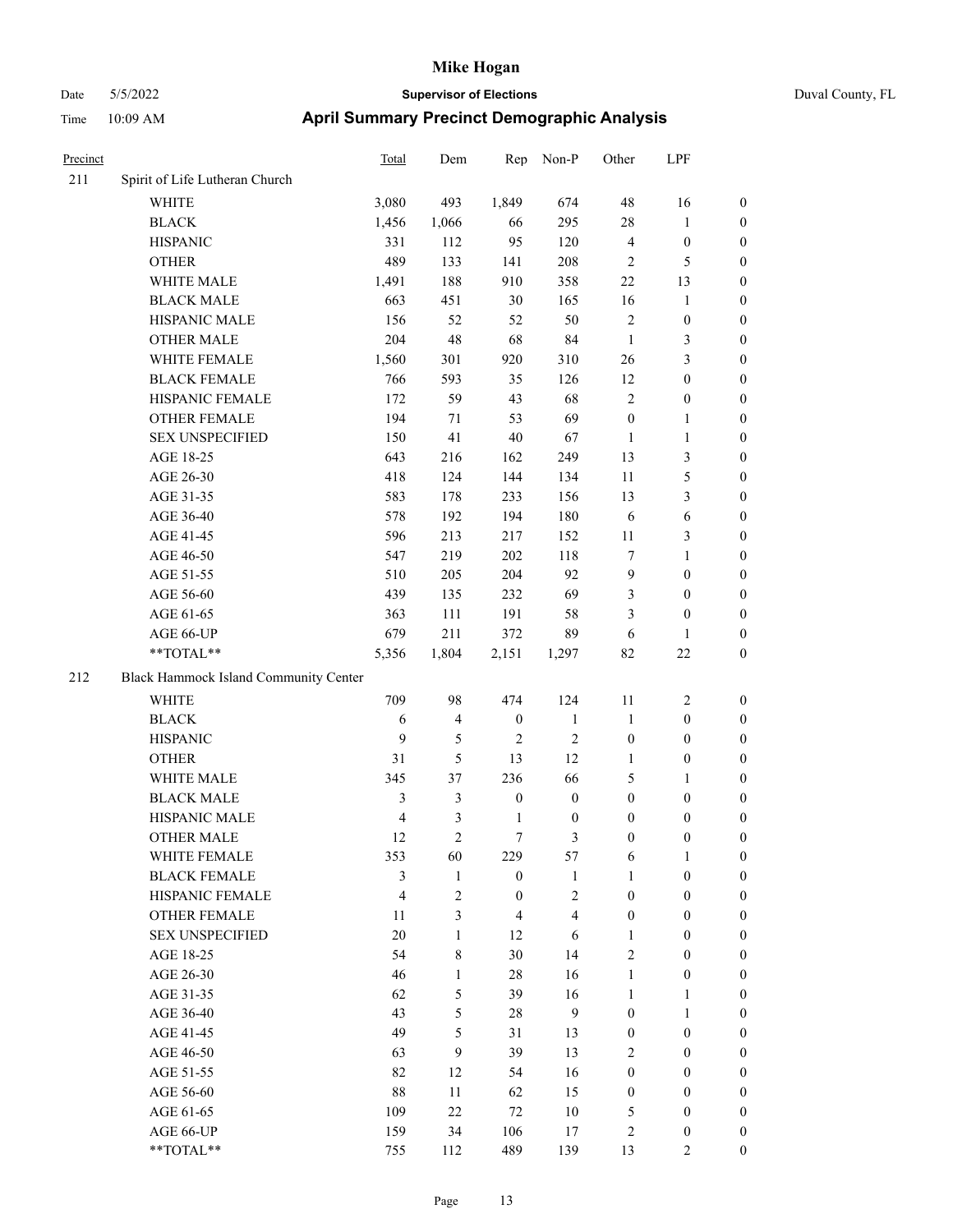# Mike Hogan

Date 5/5/2022 **Supervisor of Elections** Duval County, FL

Time 10:09 AM **April Summary Precinct Demographic Analysis**

| Precinct | | Total | Dem | Rep | Non-P | Other | LPF | |
|---|---|---|---|---|---|---|---|---|
| 211 | Spirit of Life Lutheran Church | | | | | | | |
| | WHITE | 3,080 | 493 | 1,849 | 674 | 48 | 16 | 0 |
| | BLACK | 1,456 | 1,066 | 66 | 295 | 28 | 1 | 0 |
| | HISPANIC | 331 | 112 | 95 | 120 | 4 | 0 | 0 |
| | OTHER | 489 | 133 | 141 | 208 | 2 | 5 | 0 |
| | WHITE MALE | 1,491 | 188 | 910 | 358 | 22 | 13 | 0 |
| | BLACK MALE | 663 | 451 | 30 | 165 | 16 | 1 | 0 |
| | HISPANIC MALE | 156 | 52 | 52 | 50 | 2 | 0 | 0 |
| | OTHER MALE | 204 | 48 | 68 | 84 | 1 | 3 | 0 |
| | WHITE FEMALE | 1,560 | 301 | 920 | 310 | 26 | 3 | 0 |
| | BLACK FEMALE | 766 | 593 | 35 | 126 | 12 | 0 | 0 |
| | HISPANIC FEMALE | 172 | 59 | 43 | 68 | 2 | 0 | 0 |
| | OTHER FEMALE | 194 | 71 | 53 | 69 | 0 | 1 | 0 |
| | SEX UNSPECIFIED | 150 | 41 | 40 | 67 | 1 | 1 | 0 |
| | AGE 18-25 | 643 | 216 | 162 | 249 | 13 | 3 | 0 |
| | AGE 26-30 | 418 | 124 | 144 | 134 | 11 | 5 | 0 |
| | AGE 31-35 | 583 | 178 | 233 | 156 | 13 | 3 | 0 |
| | AGE 36-40 | 578 | 192 | 194 | 180 | 6 | 6 | 0 |
| | AGE 41-45 | 596 | 213 | 217 | 152 | 11 | 3 | 0 |
| | AGE 46-50 | 547 | 219 | 202 | 118 | 7 | 1 | 0 |
| | AGE 51-55 | 510 | 205 | 204 | 92 | 9 | 0 | 0 |
| | AGE 56-60 | 439 | 135 | 232 | 69 | 3 | 0 | 0 |
| | AGE 61-65 | 363 | 111 | 191 | 58 | 3 | 0 | 0 |
| | AGE 66-UP | 679 | 211 | 372 | 89 | 6 | 1 | 0 |
| | **TOTAL** | 5,356 | 1,804 | 2,151 | 1,297 | 82 | 22 | 0 |
| 212 | Black Hammock Island Community Center | | | | | | | |
| | WHITE | 709 | 98 | 474 | 124 | 11 | 2 | 0 |
| | BLACK | 6 | 4 | 0 | 1 | 1 | 0 | 0 |
| | HISPANIC | 9 | 5 | 2 | 2 | 0 | 0 | 0 |
| | OTHER | 31 | 5 | 13 | 12 | 1 | 0 | 0 |
| | WHITE MALE | 345 | 37 | 236 | 66 | 5 | 1 | 0 |
| | BLACK MALE | 3 | 3 | 0 | 0 | 0 | 0 | 0 |
| | HISPANIC MALE | 4 | 3 | 1 | 0 | 0 | 0 | 0 |
| | OTHER MALE | 12 | 2 | 7 | 3 | 0 | 0 | 0 |
| | WHITE FEMALE | 353 | 60 | 229 | 57 | 6 | 1 | 0 |
| | BLACK FEMALE | 3 | 1 | 0 | 1 | 1 | 0 | 0 |
| | HISPANIC FEMALE | 4 | 2 | 0 | 2 | 0 | 0 | 0 |
| | OTHER FEMALE | 11 | 3 | 4 | 4 | 0 | 0 | 0 |
| | SEX UNSPECIFIED | 20 | 1 | 12 | 6 | 1 | 0 | 0 |
| | AGE 18-25 | 54 | 8 | 30 | 14 | 2 | 0 | 0 |
| | AGE 26-30 | 46 | 1 | 28 | 16 | 1 | 0 | 0 |
| | AGE 31-35 | 62 | 5 | 39 | 16 | 1 | 1 | 0 |
| | AGE 36-40 | 43 | 5 | 28 | 9 | 0 | 1 | 0 |
| | AGE 41-45 | 49 | 5 | 31 | 13 | 0 | 0 | 0 |
| | AGE 46-50 | 63 | 9 | 39 | 13 | 2 | 0 | 0 |
| | AGE 51-55 | 82 | 12 | 54 | 16 | 0 | 0 | 0 |
| | AGE 56-60 | 88 | 11 | 62 | 15 | 0 | 0 | 0 |
| | AGE 61-65 | 109 | 22 | 72 | 10 | 5 | 0 | 0 |
| | AGE 66-UP | 159 | 34 | 106 | 17 | 2 | 0 | 0 |
| | **TOTAL** | 755 | 112 | 489 | 139 | 13 | 2 | 0 |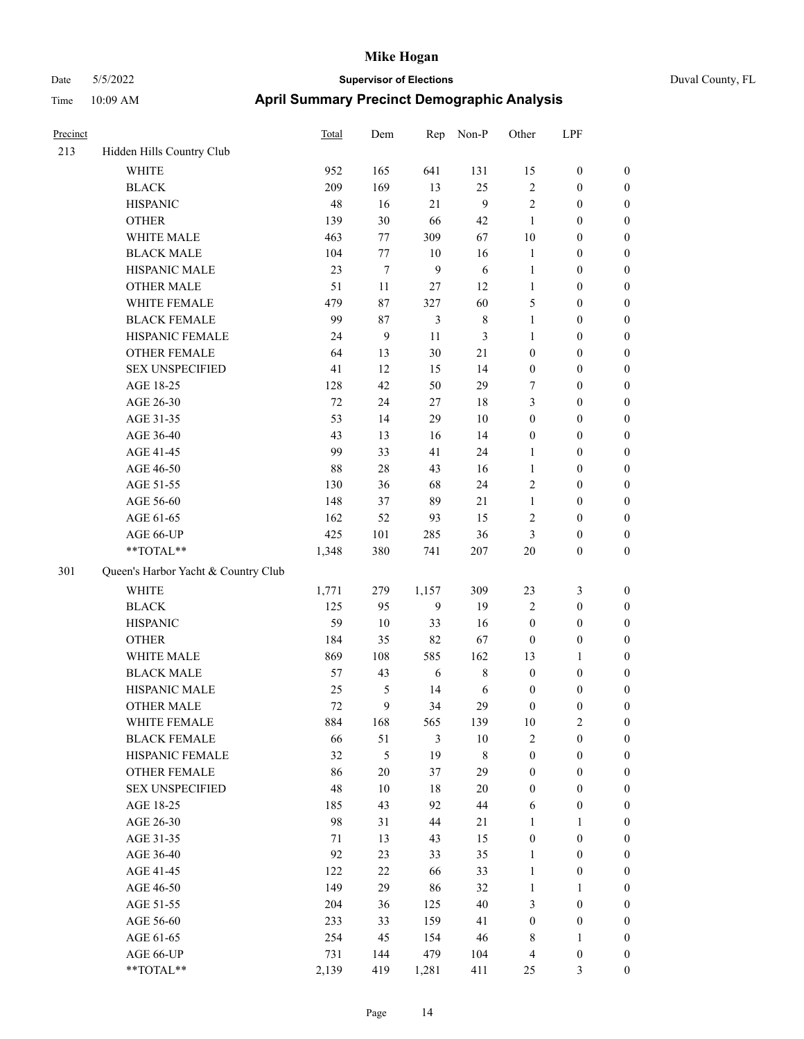# Mike Hogan

Date 5/5/2022 — **Supervisor of Elections** — Duval County, FL

Time 10:09 AM — **April Summary Precinct Demographic Analysis**

| Precinct | | Total | Dem | Rep | Non-P | Other | LPF | |
|---|---|---|---|---|---|---|---|---|
| 213 | Hidden Hills Country Club | | | | | | | |
| | WHITE | 952 | 165 | 641 | 131 | 15 | 0 | 0 |
| | BLACK | 209 | 169 | 13 | 25 | 2 | 0 | 0 |
| | HISPANIC | 48 | 16 | 21 | 9 | 2 | 0 | 0 |
| | OTHER | 139 | 30 | 66 | 42 | 1 | 0 | 0 |
| | WHITE MALE | 463 | 77 | 309 | 67 | 10 | 0 | 0 |
| | BLACK MALE | 104 | 77 | 10 | 16 | 1 | 0 | 0 |
| | HISPANIC MALE | 23 | 7 | 9 | 6 | 1 | 0 | 0 |
| | OTHER MALE | 51 | 11 | 27 | 12 | 1 | 0 | 0 |
| | WHITE FEMALE | 479 | 87 | 327 | 60 | 5 | 0 | 0 |
| | BLACK FEMALE | 99 | 87 | 3 | 8 | 1 | 0 | 0 |
| | HISPANIC FEMALE | 24 | 9 | 11 | 3 | 1 | 0 | 0 |
| | OTHER FEMALE | 64 | 13 | 30 | 21 | 0 | 0 | 0 |
| | SEX UNSPECIFIED | 41 | 12 | 15 | 14 | 0 | 0 | 0 |
| | AGE 18-25 | 128 | 42 | 50 | 29 | 7 | 0 | 0 |
| | AGE 26-30 | 72 | 24 | 27 | 18 | 3 | 0 | 0 |
| | AGE 31-35 | 53 | 14 | 29 | 10 | 0 | 0 | 0 |
| | AGE 36-40 | 43 | 13 | 16 | 14 | 0 | 0 | 0 |
| | AGE 41-45 | 99 | 33 | 41 | 24 | 1 | 0 | 0 |
| | AGE 46-50 | 88 | 28 | 43 | 16 | 1 | 0 | 0 |
| | AGE 51-55 | 130 | 36 | 68 | 24 | 2 | 0 | 0 |
| | AGE 56-60 | 148 | 37 | 89 | 21 | 1 | 0 | 0 |
| | AGE 61-65 | 162 | 52 | 93 | 15 | 2 | 0 | 0 |
| | AGE 66-UP | 425 | 101 | 285 | 36 | 3 | 0 | 0 |
| | **TOTAL** | 1,348 | 380 | 741 | 207 | 20 | 0 | 0 |
| 301 | Queen's Harbor Yacht & Country Club | | | | | | | |
| | WHITE | 1,771 | 279 | 1,157 | 309 | 23 | 3 | 0 |
| | BLACK | 125 | 95 | 9 | 19 | 2 | 0 | 0 |
| | HISPANIC | 59 | 10 | 33 | 16 | 0 | 0 | 0 |
| | OTHER | 184 | 35 | 82 | 67 | 0 | 0 | 0 |
| | WHITE MALE | 869 | 108 | 585 | 162 | 13 | 1 | 0 |
| | BLACK MALE | 57 | 43 | 6 | 8 | 0 | 0 | 0 |
| | HISPANIC MALE | 25 | 5 | 14 | 6 | 0 | 0 | 0 |
| | OTHER MALE | 72 | 9 | 34 | 29 | 0 | 0 | 0 |
| | WHITE FEMALE | 884 | 168 | 565 | 139 | 10 | 2 | 0 |
| | BLACK FEMALE | 66 | 51 | 3 | 10 | 2 | 0 | 0 |
| | HISPANIC FEMALE | 32 | 5 | 19 | 8 | 0 | 0 | 0 |
| | OTHER FEMALE | 86 | 20 | 37 | 29 | 0 | 0 | 0 |
| | SEX UNSPECIFIED | 48 | 10 | 18 | 20 | 0 | 0 | 0 |
| | AGE 18-25 | 185 | 43 | 92 | 44 | 6 | 0 | 0 |
| | AGE 26-30 | 98 | 31 | 44 | 21 | 1 | 1 | 0 |
| | AGE 31-35 | 71 | 13 | 43 | 15 | 0 | 0 | 0 |
| | AGE 36-40 | 92 | 23 | 33 | 35 | 1 | 0 | 0 |
| | AGE 41-45 | 122 | 22 | 66 | 33 | 1 | 0 | 0 |
| | AGE 46-50 | 149 | 29 | 86 | 32 | 1 | 1 | 0 |
| | AGE 51-55 | 204 | 36 | 125 | 40 | 3 | 0 | 0 |
| | AGE 56-60 | 233 | 33 | 159 | 41 | 0 | 0 | 0 |
| | AGE 61-65 | 254 | 45 | 154 | 46 | 8 | 1 | 0 |
| | AGE 66-UP | 731 | 144 | 479 | 104 | 4 | 0 | 0 |
| | **TOTAL** | 2,139 | 419 | 1,281 | 411 | 25 | 3 | 0 |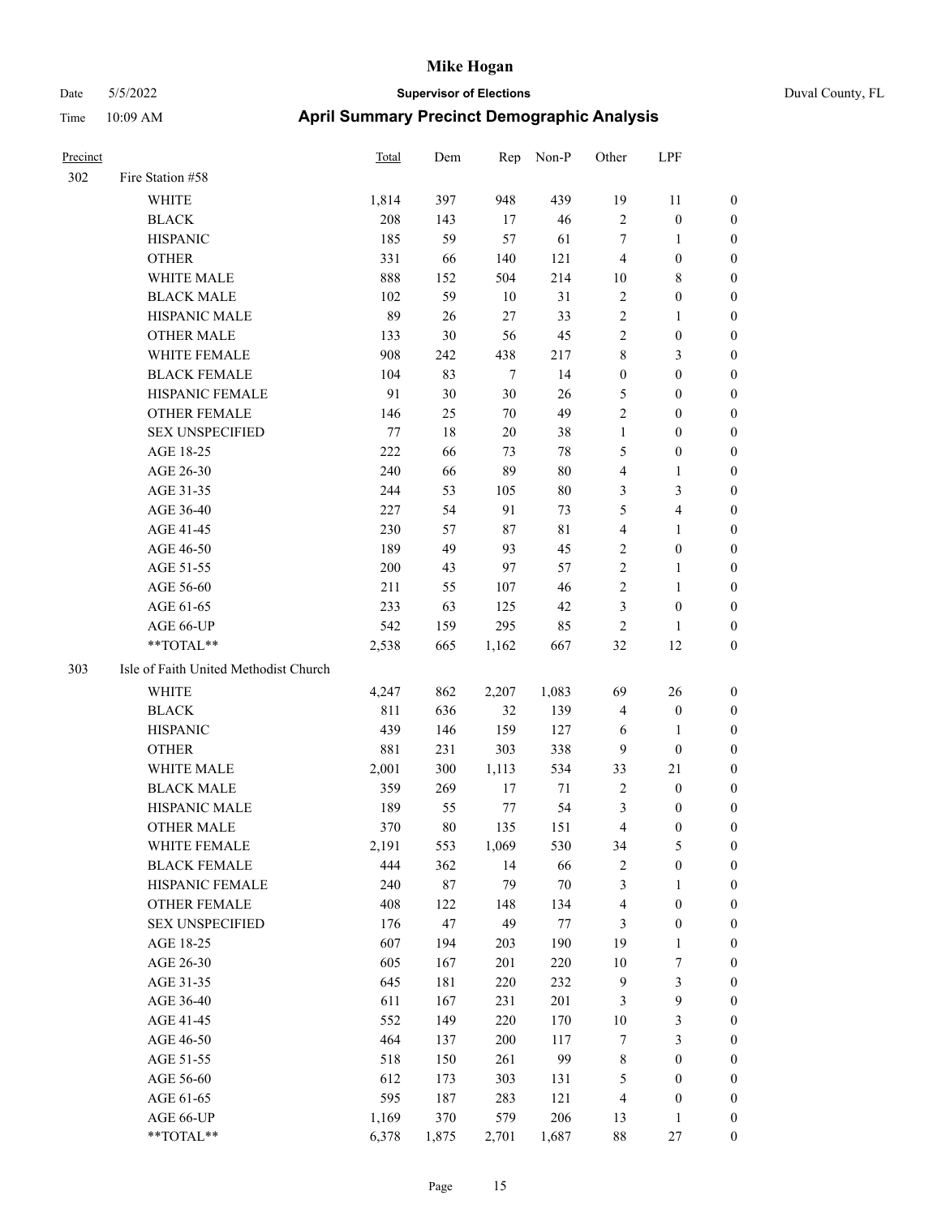# Mike Hogan

Date 5/5/2022 | **Supervisor of Elections** | Duval County, FL

Time 10:09 AM | **April Summary Precinct Demographic Analysis**

| Precinct | | Total | Dem | Rep | Non-P | Other | LPF | |
|---|---|---|---|---|---|---|---|---|
| 302 | Fire Station #58 | | | | | | | |
| | WHITE | 1,814 | 397 | 948 | 439 | 19 | 11 | 0 |
| | BLACK | 208 | 143 | 17 | 46 | 2 | 0 | 0 |
| | HISPANIC | 185 | 59 | 57 | 61 | 7 | 1 | 0 |
| | OTHER | 331 | 66 | 140 | 121 | 4 | 0 | 0 |
| | WHITE MALE | 888 | 152 | 504 | 214 | 10 | 8 | 0 |
| | BLACK MALE | 102 | 59 | 10 | 31 | 2 | 0 | 0 |
| | HISPANIC MALE | 89 | 26 | 27 | 33 | 2 | 1 | 0 |
| | OTHER MALE | 133 | 30 | 56 | 45 | 2 | 0 | 0 |
| | WHITE FEMALE | 908 | 242 | 438 | 217 | 8 | 3 | 0 |
| | BLACK FEMALE | 104 | 83 | 7 | 14 | 0 | 0 | 0 |
| | HISPANIC FEMALE | 91 | 30 | 30 | 26 | 5 | 0 | 0 |
| | OTHER FEMALE | 146 | 25 | 70 | 49 | 2 | 0 | 0 |
| | SEX UNSPECIFIED | 77 | 18 | 20 | 38 | 1 | 0 | 0 |
| | AGE 18-25 | 222 | 66 | 73 | 78 | 5 | 0 | 0 |
| | AGE 26-30 | 240 | 66 | 89 | 80 | 4 | 1 | 0 |
| | AGE 31-35 | 244 | 53 | 105 | 80 | 3 | 3 | 0 |
| | AGE 36-40 | 227 | 54 | 91 | 73 | 5 | 4 | 0 |
| | AGE 41-45 | 230 | 57 | 87 | 81 | 4 | 1 | 0 |
| | AGE 46-50 | 189 | 49 | 93 | 45 | 2 | 0 | 0 |
| | AGE 51-55 | 200 | 43 | 97 | 57 | 2 | 1 | 0 |
| | AGE 56-60 | 211 | 55 | 107 | 46 | 2 | 1 | 0 |
| | AGE 61-65 | 233 | 63 | 125 | 42 | 3 | 0 | 0 |
| | AGE 66-UP | 542 | 159 | 295 | 85 | 2 | 1 | 0 |
| | **TOTAL** | 2,538 | 665 | 1,162 | 667 | 32 | 12 | 0 |
| 303 | Isle of Faith United Methodist Church | | | | | | | |
| | WHITE | 4,247 | 862 | 2,207 | 1,083 | 69 | 26 | 0 |
| | BLACK | 811 | 636 | 32 | 139 | 4 | 0 | 0 |
| | HISPANIC | 439 | 146 | 159 | 127 | 6 | 1 | 0 |
| | OTHER | 881 | 231 | 303 | 338 | 9 | 0 | 0 |
| | WHITE MALE | 2,001 | 300 | 1,113 | 534 | 33 | 21 | 0 |
| | BLACK MALE | 359 | 269 | 17 | 71 | 2 | 0 | 0 |
| | HISPANIC MALE | 189 | 55 | 77 | 54 | 3 | 0 | 0 |
| | OTHER MALE | 370 | 80 | 135 | 151 | 4 | 0 | 0 |
| | WHITE FEMALE | 2,191 | 553 | 1,069 | 530 | 34 | 5 | 0 |
| | BLACK FEMALE | 444 | 362 | 14 | 66 | 2 | 0 | 0 |
| | HISPANIC FEMALE | 240 | 87 | 79 | 70 | 3 | 1 | 0 |
| | OTHER FEMALE | 408 | 122 | 148 | 134 | 4 | 0 | 0 |
| | SEX UNSPECIFIED | 176 | 47 | 49 | 77 | 3 | 0 | 0 |
| | AGE 18-25 | 607 | 194 | 203 | 190 | 19 | 1 | 0 |
| | AGE 26-30 | 605 | 167 | 201 | 220 | 10 | 7 | 0 |
| | AGE 31-35 | 645 | 181 | 220 | 232 | 9 | 3 | 0 |
| | AGE 36-40 | 611 | 167 | 231 | 201 | 3 | 9 | 0 |
| | AGE 41-45 | 552 | 149 | 220 | 170 | 10 | 3 | 0 |
| | AGE 46-50 | 464 | 137 | 200 | 117 | 7 | 3 | 0 |
| | AGE 51-55 | 518 | 150 | 261 | 99 | 8 | 0 | 0 |
| | AGE 56-60 | 612 | 173 | 303 | 131 | 5 | 0 | 0 |
| | AGE 61-65 | 595 | 187 | 283 | 121 | 4 | 0 | 0 |
| | AGE 66-UP | 1,169 | 370 | 579 | 206 | 13 | 1 | 0 |
| | **TOTAL** | 6,378 | 1,875 | 2,701 | 1,687 | 88 | 27 | 0 |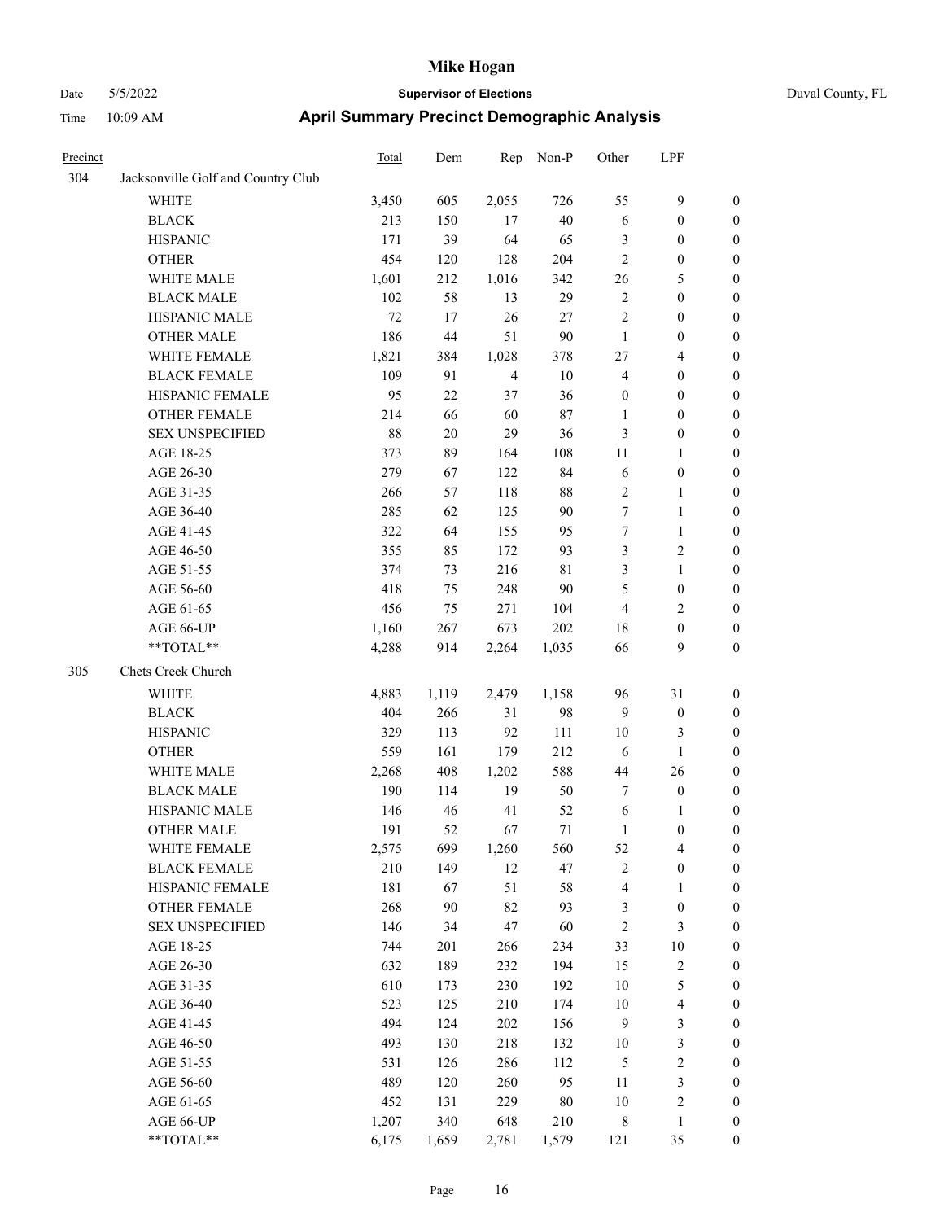# Mike Hogan

Date 5/5/2022 **Supervisor of Elections** Duval County, FL

Time 10:09 AM **April Summary Precinct Demographic Analysis**

| Precinct | | Total | Dem | Rep | Non-P | Other | LPF | |
|---|---|---|---|---|---|---|---|---|
| 304 | Jacksonville Golf and Country Club | | | | | | | |
| | WHITE | 3,450 | 605 | 2,055 | 726 | 55 | 9 | 0 |
| | BLACK | 213 | 150 | 17 | 40 | 6 | 0 | 0 |
| | HISPANIC | 171 | 39 | 64 | 65 | 3 | 0 | 0 |
| | OTHER | 454 | 120 | 128 | 204 | 2 | 0 | 0 |
| | WHITE MALE | 1,601 | 212 | 1,016 | 342 | 26 | 5 | 0 |
| | BLACK MALE | 102 | 58 | 13 | 29 | 2 | 0 | 0 |
| | HISPANIC MALE | 72 | 17 | 26 | 27 | 2 | 0 | 0 |
| | OTHER MALE | 186 | 44 | 51 | 90 | 1 | 0 | 0 |
| | WHITE FEMALE | 1,821 | 384 | 1,028 | 378 | 27 | 4 | 0 |
| | BLACK FEMALE | 109 | 91 | 4 | 10 | 4 | 0 | 0 |
| | HISPANIC FEMALE | 95 | 22 | 37 | 36 | 0 | 0 | 0 |
| | OTHER FEMALE | 214 | 66 | 60 | 87 | 1 | 0 | 0 |
| | SEX UNSPECIFIED | 88 | 20 | 29 | 36 | 3 | 0 | 0 |
| | AGE 18-25 | 373 | 89 | 164 | 108 | 11 | 1 | 0 |
| | AGE 26-30 | 279 | 67 | 122 | 84 | 6 | 0 | 0 |
| | AGE 31-35 | 266 | 57 | 118 | 88 | 2 | 1 | 0 |
| | AGE 36-40 | 285 | 62 | 125 | 90 | 7 | 1 | 0 |
| | AGE 41-45 | 322 | 64 | 155 | 95 | 7 | 1 | 0 |
| | AGE 46-50 | 355 | 85 | 172 | 93 | 3 | 2 | 0 |
| | AGE 51-55 | 374 | 73 | 216 | 81 | 3 | 1 | 0 |
| | AGE 56-60 | 418 | 75 | 248 | 90 | 5 | 0 | 0 |
| | AGE 61-65 | 456 | 75 | 271 | 104 | 4 | 2 | 0 |
| | AGE 66-UP | 1,160 | 267 | 673 | 202 | 18 | 0 | 0 |
| | **TOTAL** | 4,288 | 914 | 2,264 | 1,035 | 66 | 9 | 0 |
| 305 | Chets Creek Church | | | | | | | |
| | WHITE | 4,883 | 1,119 | 2,479 | 1,158 | 96 | 31 | 0 |
| | BLACK | 404 | 266 | 31 | 98 | 9 | 0 | 0 |
| | HISPANIC | 329 | 113 | 92 | 111 | 10 | 3 | 0 |
| | OTHER | 559 | 161 | 179 | 212 | 6 | 1 | 0 |
| | WHITE MALE | 2,268 | 408 | 1,202 | 588 | 44 | 26 | 0 |
| | BLACK MALE | 190 | 114 | 19 | 50 | 7 | 0 | 0 |
| | HISPANIC MALE | 146 | 46 | 41 | 52 | 6 | 1 | 0 |
| | OTHER MALE | 191 | 52 | 67 | 71 | 1 | 0 | 0 |
| | WHITE FEMALE | 2,575 | 699 | 1,260 | 560 | 52 | 4 | 0 |
| | BLACK FEMALE | 210 | 149 | 12 | 47 | 2 | 0 | 0 |
| | HISPANIC FEMALE | 181 | 67 | 51 | 58 | 4 | 1 | 0 |
| | OTHER FEMALE | 268 | 90 | 82 | 93 | 3 | 0 | 0 |
| | SEX UNSPECIFIED | 146 | 34 | 47 | 60 | 2 | 3 | 0 |
| | AGE 18-25 | 744 | 201 | 266 | 234 | 33 | 10 | 0 |
| | AGE 26-30 | 632 | 189 | 232 | 194 | 15 | 2 | 0 |
| | AGE 31-35 | 610 | 173 | 230 | 192 | 10 | 5 | 0 |
| | AGE 36-40 | 523 | 125 | 210 | 174 | 10 | 4 | 0 |
| | AGE 41-45 | 494 | 124 | 202 | 156 | 9 | 3 | 0 |
| | AGE 46-50 | 493 | 130 | 218 | 132 | 10 | 3 | 0 |
| | AGE 51-55 | 531 | 126 | 286 | 112 | 5 | 2 | 0 |
| | AGE 56-60 | 489 | 120 | 260 | 95 | 11 | 3 | 0 |
| | AGE 61-65 | 452 | 131 | 229 | 80 | 10 | 2 | 0 |
| | AGE 66-UP | 1,207 | 340 | 648 | 210 | 8 | 1 | 0 |
| | **TOTAL** | 6,175 | 1,659 | 2,781 | 1,579 | 121 | 35 | 0 |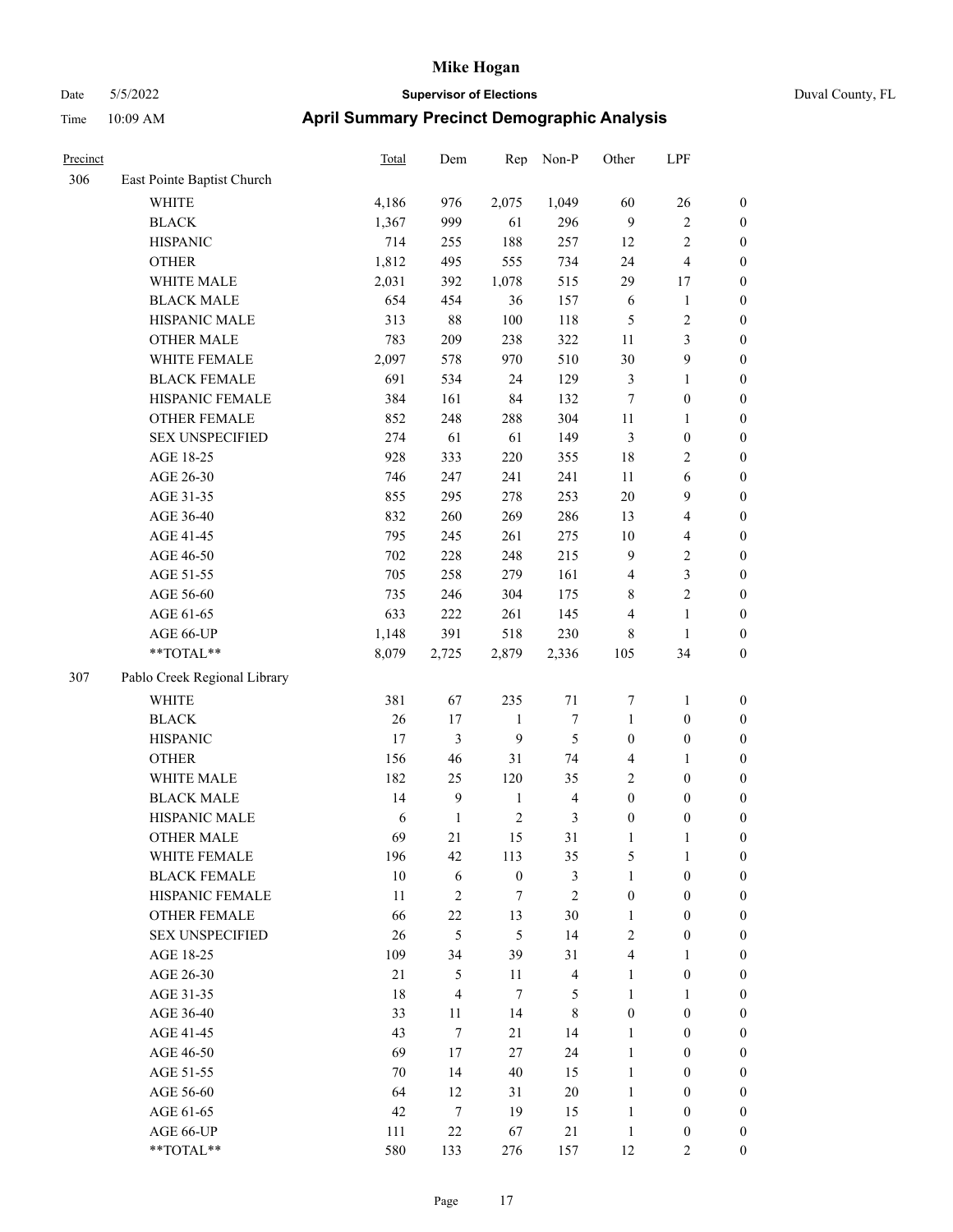| Precinct | | Total | Dem | Rep | Non-P | Other | LPF | |
|---|---|---|---|---|---|---|---|---|
| 306 | East Pointe Baptist Church | | | | | | | |
| | WHITE | 4,186 | 976 | 2,075 | 1,049 | 60 | 26 | 0 |
| | BLACK | 1,367 | 999 | 61 | 296 | 9 | 2 | 0 |
| | HISPANIC | 714 | 255 | 188 | 257 | 12 | 2 | 0 |
| | OTHER | 1,812 | 495 | 555 | 734 | 24 | 4 | 0 |
| | WHITE MALE | 2,031 | 392 | 1,078 | 515 | 29 | 17 | 0 |
| | BLACK MALE | 654 | 454 | 36 | 157 | 6 | 1 | 0 |
| | HISPANIC MALE | 313 | 88 | 100 | 118 | 5 | 2 | 0 |
| | OTHER MALE | 783 | 209 | 238 | 322 | 11 | 3 | 0 |
| | WHITE FEMALE | 2,097 | 578 | 970 | 510 | 30 | 9 | 0 |
| | BLACK FEMALE | 691 | 534 | 24 | 129 | 3 | 1 | 0 |
| | HISPANIC FEMALE | 384 | 161 | 84 | 132 | 7 | 0 | 0 |
| | OTHER FEMALE | 852 | 248 | 288 | 304 | 11 | 1 | 0 |
| | SEX UNSPECIFIED | 274 | 61 | 61 | 149 | 3 | 0 | 0 |
| | AGE 18-25 | 928 | 333 | 220 | 355 | 18 | 2 | 0 |
| | AGE 26-30 | 746 | 247 | 241 | 241 | 11 | 6 | 0 |
| | AGE 31-35 | 855 | 295 | 278 | 253 | 20 | 9 | 0 |
| | AGE 36-40 | 832 | 260 | 269 | 286 | 13 | 4 | 0 |
| | AGE 41-45 | 795 | 245 | 261 | 275 | 10 | 4 | 0 |
| | AGE 46-50 | 702 | 228 | 248 | 215 | 9 | 2 | 0 |
| | AGE 51-55 | 705 | 258 | 279 | 161 | 4 | 3 | 0 |
| | AGE 56-60 | 735 | 246 | 304 | 175 | 8 | 2 | 0 |
| | AGE 61-65 | 633 | 222 | 261 | 145 | 4 | 1 | 0 |
| | AGE 66-UP | 1,148 | 391 | 518 | 230 | 8 | 1 | 0 |
| | **TOTAL** | 8,079 | 2,725 | 2,879 | 2,336 | 105 | 34 | 0 |
| 307 | Pablo Creek Regional Library | | | | | | | |
| | WHITE | 381 | 67 | 235 | 71 | 7 | 1 | 0 |
| | BLACK | 26 | 17 | 1 | 7 | 1 | 0 | 0 |
| | HISPANIC | 17 | 3 | 9 | 5 | 0 | 0 | 0 |
| | OTHER | 156 | 46 | 31 | 74 | 4 | 1 | 0 |
| | WHITE MALE | 182 | 25 | 120 | 35 | 2 | 0 | 0 |
| | BLACK MALE | 14 | 9 | 1 | 4 | 0 | 0 | 0 |
| | HISPANIC MALE | 6 | 1 | 2 | 3 | 0 | 0 | 0 |
| | OTHER MALE | 69 | 21 | 15 | 31 | 1 | 1 | 0 |
| | WHITE FEMALE | 196 | 42 | 113 | 35 | 5 | 1 | 0 |
| | BLACK FEMALE | 10 | 6 | 0 | 3 | 1 | 0 | 0 |
| | HISPANIC FEMALE | 11 | 2 | 7 | 2 | 0 | 0 | 0 |
| | OTHER FEMALE | 66 | 22 | 13 | 30 | 1 | 0 | 0 |
| | SEX UNSPECIFIED | 26 | 5 | 5 | 14 | 2 | 0 | 0 |
| | AGE 18-25 | 109 | 34 | 39 | 31 | 4 | 1 | 0 |
| | AGE 26-30 | 21 | 5 | 11 | 4 | 1 | 0 | 0 |
| | AGE 31-35 | 18 | 4 | 7 | 5 | 1 | 1 | 0 |
| | AGE 36-40 | 33 | 11 | 14 | 8 | 0 | 0 | 0 |
| | AGE 41-45 | 43 | 7 | 21 | 14 | 1 | 0 | 0 |
| | AGE 46-50 | 69 | 17 | 27 | 24 | 1 | 0 | 0 |
| | AGE 51-55 | 70 | 14 | 40 | 15 | 1 | 0 | 0 |
| | AGE 56-60 | 64 | 12 | 31 | 20 | 1 | 0 | 0 |
| | AGE 61-65 | 42 | 7 | 19 | 15 | 1 | 0 | 0 |
| | AGE 66-UP | 111 | 22 | 67 | 21 | 1 | 0 | 0 |
| | **TOTAL** | 580 | 133 | 276 | 157 | 12 | 2 | 0 |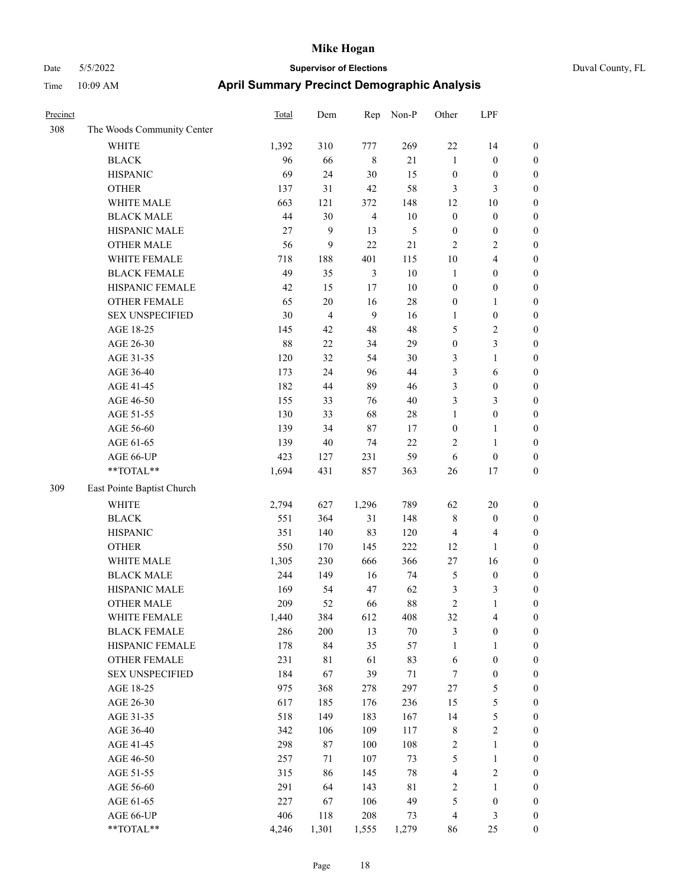# Mike Hogan

Date 5/5/2022 **Supervisor of Elections** Duval County, FL

Time 10:09 AM **April Summary Precinct Demographic Analysis**

| Precinct | | Total | Dem | Rep | Non-P | Other | LPF | |
|---|---|---|---|---|---|---|---|---|
| 308 | The Woods Community Center | | | | | | | |
| | WHITE | 1,392 | 310 | 777 | 269 | 22 | 14 | 0 |
| | BLACK | 96 | 66 | 8 | 21 | 1 | 0 | 0 |
| | HISPANIC | 69 | 24 | 30 | 15 | 0 | 0 | 0 |
| | OTHER | 137 | 31 | 42 | 58 | 3 | 3 | 0 |
| | WHITE MALE | 663 | 121 | 372 | 148 | 12 | 10 | 0 |
| | BLACK MALE | 44 | 30 | 4 | 10 | 0 | 0 | 0 |
| | HISPANIC MALE | 27 | 9 | 13 | 5 | 0 | 0 | 0 |
| | OTHER MALE | 56 | 9 | 22 | 21 | 2 | 2 | 0 |
| | WHITE FEMALE | 718 | 188 | 401 | 115 | 10 | 4 | 0 |
| | BLACK FEMALE | 49 | 35 | 3 | 10 | 1 | 0 | 0 |
| | HISPANIC FEMALE | 42 | 15 | 17 | 10 | 0 | 0 | 0 |
| | OTHER FEMALE | 65 | 20 | 16 | 28 | 0 | 1 | 0 |
| | SEX UNSPECIFIED | 30 | 4 | 9 | 16 | 1 | 0 | 0 |
| | AGE 18-25 | 145 | 42 | 48 | 48 | 5 | 2 | 0 |
| | AGE 26-30 | 88 | 22 | 34 | 29 | 0 | 3 | 0 |
| | AGE 31-35 | 120 | 32 | 54 | 30 | 3 | 1 | 0 |
| | AGE 36-40 | 173 | 24 | 96 | 44 | 3 | 6 | 0 |
| | AGE 41-45 | 182 | 44 | 89 | 46 | 3 | 0 | 0 |
| | AGE 46-50 | 155 | 33 | 76 | 40 | 3 | 3 | 0 |
| | AGE 51-55 | 130 | 33 | 68 | 28 | 1 | 0 | 0 |
| | AGE 56-60 | 139 | 34 | 87 | 17 | 0 | 1 | 0 |
| | AGE 61-65 | 139 | 40 | 74 | 22 | 2 | 1 | 0 |
| | AGE 66-UP | 423 | 127 | 231 | 59 | 6 | 0 | 0 |
| | **TOTAL** | 1,694 | 431 | 857 | 363 | 26 | 17 | 0 |
| 309 | East Pointe Baptist Church | | | | | | | |
| | WHITE | 2,794 | 627 | 1,296 | 789 | 62 | 20 | 0 |
| | BLACK | 551 | 364 | 31 | 148 | 8 | 0 | 0 |
| | HISPANIC | 351 | 140 | 83 | 120 | 4 | 4 | 0 |
| | OTHER | 550 | 170 | 145 | 222 | 12 | 1 | 0 |
| | WHITE MALE | 1,305 | 230 | 666 | 366 | 27 | 16 | 0 |
| | BLACK MALE | 244 | 149 | 16 | 74 | 5 | 0 | 0 |
| | HISPANIC MALE | 169 | 54 | 47 | 62 | 3 | 3 | 0 |
| | OTHER MALE | 209 | 52 | 66 | 88 | 2 | 1 | 0 |
| | WHITE FEMALE | 1,440 | 384 | 612 | 408 | 32 | 4 | 0 |
| | BLACK FEMALE | 286 | 200 | 13 | 70 | 3 | 0 | 0 |
| | HISPANIC FEMALE | 178 | 84 | 35 | 57 | 1 | 1 | 0 |
| | OTHER FEMALE | 231 | 81 | 61 | 83 | 6 | 0 | 0 |
| | SEX UNSPECIFIED | 184 | 67 | 39 | 71 | 7 | 0 | 0 |
| | AGE 18-25 | 975 | 368 | 278 | 297 | 27 | 5 | 0 |
| | AGE 26-30 | 617 | 185 | 176 | 236 | 15 | 5 | 0 |
| | AGE 31-35 | 518 | 149 | 183 | 167 | 14 | 5 | 0 |
| | AGE 36-40 | 342 | 106 | 109 | 117 | 8 | 2 | 0 |
| | AGE 41-45 | 298 | 87 | 100 | 108 | 2 | 1 | 0 |
| | AGE 46-50 | 257 | 71 | 107 | 73 | 5 | 1 | 0 |
| | AGE 51-55 | 315 | 86 | 145 | 78 | 4 | 2 | 0 |
| | AGE 56-60 | 291 | 64 | 143 | 81 | 2 | 1 | 0 |
| | AGE 61-65 | 227 | 67 | 106 | 49 | 5 | 0 | 0 |
| | AGE 66-UP | 406 | 118 | 208 | 73 | 4 | 3 | 0 |
| | **TOTAL** | 4,246 | 1,301 | 1,555 | 1,279 | 86 | 25 | 0 |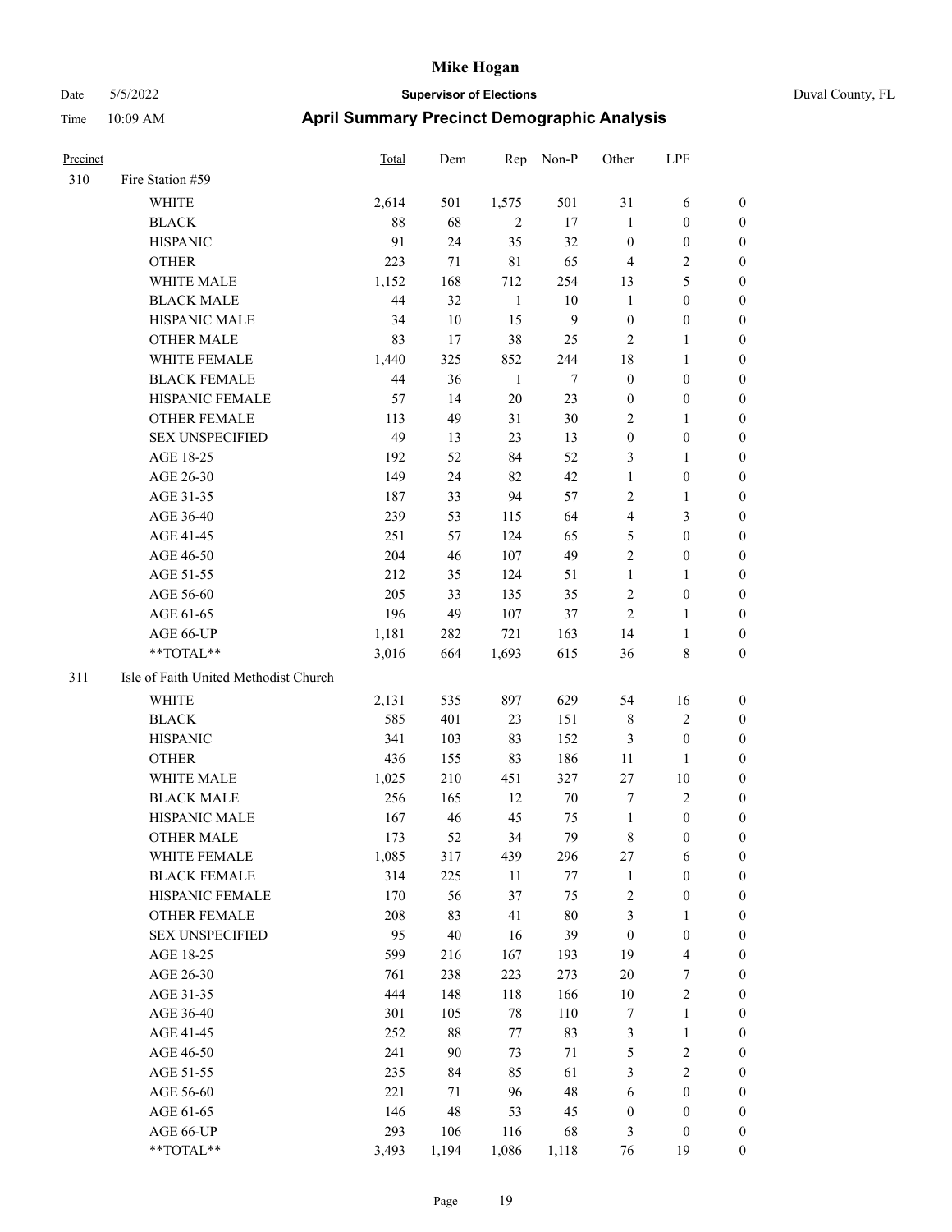| Precinct | | Total | Dem | Rep | Non-P | Other | LPF | |
|---|---|---|---|---|---|---|---|---|
| 310 | Fire Station #59 | | | | | | | |
| | WHITE | 2,614 | 501 | 1,575 | 501 | 31 | 6 | 0 |
| | BLACK | 88 | 68 | 2 | 17 | 1 | 0 | 0 |
| | HISPANIC | 91 | 24 | 35 | 32 | 0 | 0 | 0 |
| | OTHER | 223 | 71 | 81 | 65 | 4 | 2 | 0 |
| | WHITE MALE | 1,152 | 168 | 712 | 254 | 13 | 5 | 0 |
| | BLACK MALE | 44 | 32 | 1 | 10 | 1 | 0 | 0 |
| | HISPANIC MALE | 34 | 10 | 15 | 9 | 0 | 0 | 0 |
| | OTHER MALE | 83 | 17 | 38 | 25 | 2 | 1 | 0 |
| | WHITE FEMALE | 1,440 | 325 | 852 | 244 | 18 | 1 | 0 |
| | BLACK FEMALE | 44 | 36 | 1 | 7 | 0 | 0 | 0 |
| | HISPANIC FEMALE | 57 | 14 | 20 | 23 | 0 | 0 | 0 |
| | OTHER FEMALE | 113 | 49 | 31 | 30 | 2 | 1 | 0 |
| | SEX UNSPECIFIED | 49 | 13 | 23 | 13 | 0 | 0 | 0 |
| | AGE 18-25 | 192 | 52 | 84 | 52 | 3 | 1 | 0 |
| | AGE 26-30 | 149 | 24 | 82 | 42 | 1 | 0 | 0 |
| | AGE 31-35 | 187 | 33 | 94 | 57 | 2 | 1 | 0 |
| | AGE 36-40 | 239 | 53 | 115 | 64 | 4 | 3 | 0 |
| | AGE 41-45 | 251 | 57 | 124 | 65 | 5 | 0 | 0 |
| | AGE 46-50 | 204 | 46 | 107 | 49 | 2 | 0 | 0 |
| | AGE 51-55 | 212 | 35 | 124 | 51 | 1 | 1 | 0 |
| | AGE 56-60 | 205 | 33 | 135 | 35 | 2 | 0 | 0 |
| | AGE 61-65 | 196 | 49 | 107 | 37 | 2 | 1 | 0 |
| | AGE 66-UP | 1,181 | 282 | 721 | 163 | 14 | 1 | 0 |
| | **TOTAL** | 3,016 | 664 | 1,693 | 615 | 36 | 8 | 0 |
| 311 | Isle of Faith United Methodist Church | | | | | | | |
| | WHITE | 2,131 | 535 | 897 | 629 | 54 | 16 | 0 |
| | BLACK | 585 | 401 | 23 | 151 | 8 | 2 | 0 |
| | HISPANIC | 341 | 103 | 83 | 152 | 3 | 0 | 0 |
| | OTHER | 436 | 155 | 83 | 186 | 11 | 1 | 0 |
| | WHITE MALE | 1,025 | 210 | 451 | 327 | 27 | 10 | 0 |
| | BLACK MALE | 256 | 165 | 12 | 70 | 7 | 2 | 0 |
| | HISPANIC MALE | 167 | 46 | 45 | 75 | 1 | 0 | 0 |
| | OTHER MALE | 173 | 52 | 34 | 79 | 8 | 0 | 0 |
| | WHITE FEMALE | 1,085 | 317 | 439 | 296 | 27 | 6 | 0 |
| | BLACK FEMALE | 314 | 225 | 11 | 77 | 1 | 0 | 0 |
| | HISPANIC FEMALE | 170 | 56 | 37 | 75 | 2 | 0 | 0 |
| | OTHER FEMALE | 208 | 83 | 41 | 80 | 3 | 1 | 0 |
| | SEX UNSPECIFIED | 95 | 40 | 16 | 39 | 0 | 0 | 0 |
| | AGE 18-25 | 599 | 216 | 167 | 193 | 19 | 4 | 0 |
| | AGE 26-30 | 761 | 238 | 223 | 273 | 20 | 7 | 0 |
| | AGE 31-35 | 444 | 148 | 118 | 166 | 10 | 2 | 0 |
| | AGE 36-40 | 301 | 105 | 78 | 110 | 7 | 1 | 0 |
| | AGE 41-45 | 252 | 88 | 77 | 83 | 3 | 1 | 0 |
| | AGE 46-50 | 241 | 90 | 73 | 71 | 5 | 2 | 0 |
| | AGE 51-55 | 235 | 84 | 85 | 61 | 3 | 2 | 0 |
| | AGE 56-60 | 221 | 71 | 96 | 48 | 6 | 0 | 0 |
| | AGE 61-65 | 146 | 48 | 53 | 45 | 0 | 0 | 0 |
| | AGE 66-UP | 293 | 106 | 116 | 68 | 3 | 0 | 0 |
| | **TOTAL** | 3,493 | 1,194 | 1,086 | 1,118 | 76 | 19 | 0 |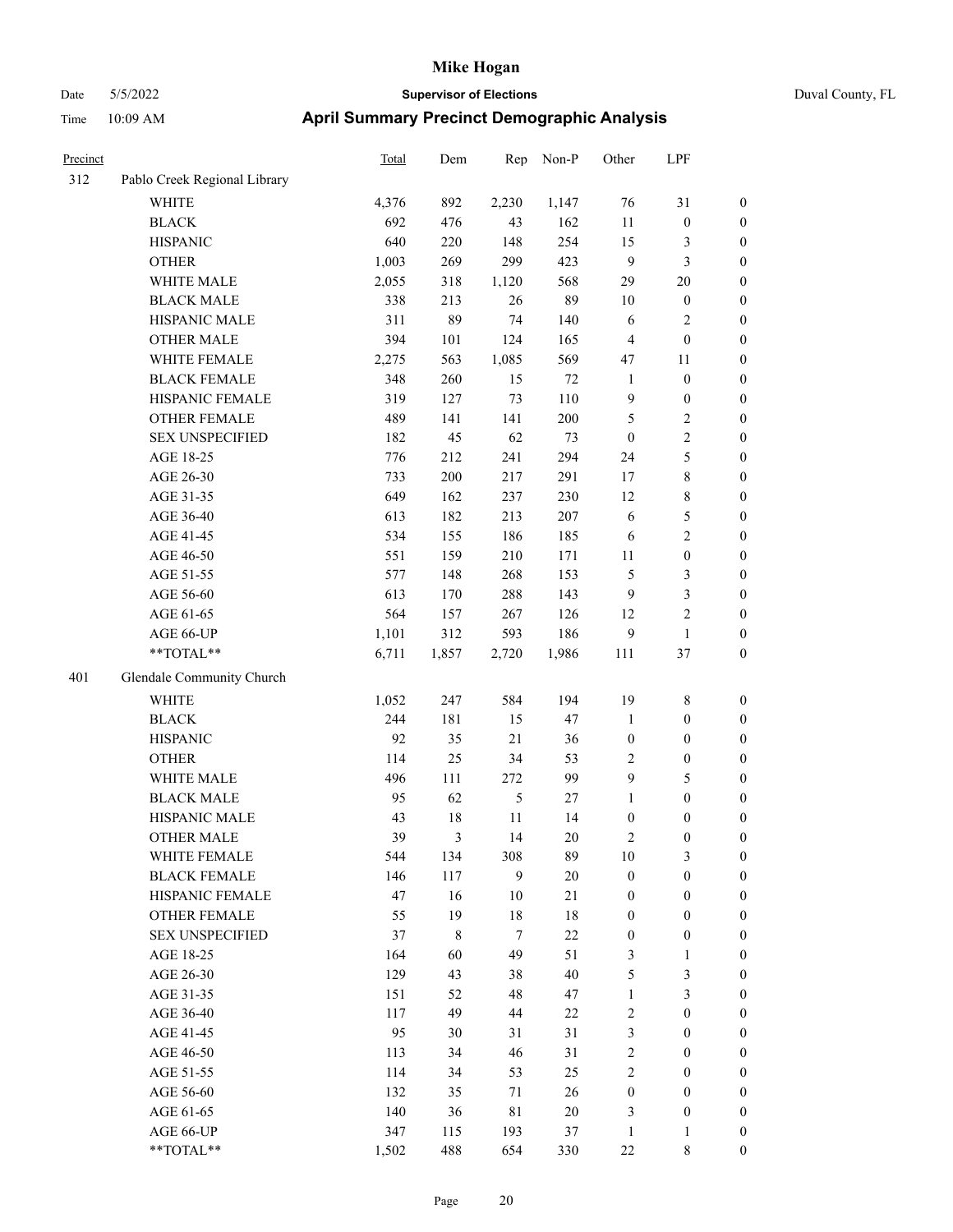# Mike Hogan

Date 5/5/2022 **Supervisor of Elections** Duval County, FL

Time 10:09 AM **April Summary Precinct Demographic Analysis**

| Precinct | | Total | Dem | Rep | Non-P | Other | LPF | |
|---|---|---|---|---|---|---|---|---|
| 312 | Pablo Creek Regional Library | | | | | | | |
| | WHITE | 4,376 | 892 | 2,230 | 1,147 | 76 | 31 | 0 |
| | BLACK | 692 | 476 | 43 | 162 | 11 | 0 | 0 |
| | HISPANIC | 640 | 220 | 148 | 254 | 15 | 3 | 0 |
| | OTHER | 1,003 | 269 | 299 | 423 | 9 | 3 | 0 |
| | WHITE MALE | 2,055 | 318 | 1,120 | 568 | 29 | 20 | 0 |
| | BLACK MALE | 338 | 213 | 26 | 89 | 10 | 0 | 0 |
| | HISPANIC MALE | 311 | 89 | 74 | 140 | 6 | 2 | 0 |
| | OTHER MALE | 394 | 101 | 124 | 165 | 4 | 0 | 0 |
| | WHITE FEMALE | 2,275 | 563 | 1,085 | 569 | 47 | 11 | 0 |
| | BLACK FEMALE | 348 | 260 | 15 | 72 | 1 | 0 | 0 |
| | HISPANIC FEMALE | 319 | 127 | 73 | 110 | 9 | 0 | 0 |
| | OTHER FEMALE | 489 | 141 | 141 | 200 | 5 | 2 | 0 |
| | SEX UNSPECIFIED | 182 | 45 | 62 | 73 | 0 | 2 | 0 |
| | AGE 18-25 | 776 | 212 | 241 | 294 | 24 | 5 | 0 |
| | AGE 26-30 | 733 | 200 | 217 | 291 | 17 | 8 | 0 |
| | AGE 31-35 | 649 | 162 | 237 | 230 | 12 | 8 | 0 |
| | AGE 36-40 | 613 | 182 | 213 | 207 | 6 | 5 | 0 |
| | AGE 41-45 | 534 | 155 | 186 | 185 | 6 | 2 | 0 |
| | AGE 46-50 | 551 | 159 | 210 | 171 | 11 | 0 | 0 |
| | AGE 51-55 | 577 | 148 | 268 | 153 | 5 | 3 | 0 |
| | AGE 56-60 | 613 | 170 | 288 | 143 | 9 | 3 | 0 |
| | AGE 61-65 | 564 | 157 | 267 | 126 | 12 | 2 | 0 |
| | AGE 66-UP | 1,101 | 312 | 593 | 186 | 9 | 1 | 0 |
| | **TOTAL** | 6,711 | 1,857 | 2,720 | 1,986 | 111 | 37 | 0 |
| 401 | Glendale Community Church | | | | | | | |
| | WHITE | 1,052 | 247 | 584 | 194 | 19 | 8 | 0 |
| | BLACK | 244 | 181 | 15 | 47 | 1 | 0 | 0 |
| | HISPANIC | 92 | 35 | 21 | 36 | 0 | 0 | 0 |
| | OTHER | 114 | 25 | 34 | 53 | 2 | 0 | 0 |
| | WHITE MALE | 496 | 111 | 272 | 99 | 9 | 5 | 0 |
| | BLACK MALE | 95 | 62 | 5 | 27 | 1 | 0 | 0 |
| | HISPANIC MALE | 43 | 18 | 11 | 14 | 0 | 0 | 0 |
| | OTHER MALE | 39 | 3 | 14 | 20 | 2 | 0 | 0 |
| | WHITE FEMALE | 544 | 134 | 308 | 89 | 10 | 3 | 0 |
| | BLACK FEMALE | 146 | 117 | 9 | 20 | 0 | 0 | 0 |
| | HISPANIC FEMALE | 47 | 16 | 10 | 21 | 0 | 0 | 0 |
| | OTHER FEMALE | 55 | 19 | 18 | 18 | 0 | 0 | 0 |
| | SEX UNSPECIFIED | 37 | 8 | 7 | 22 | 0 | 0 | 0 |
| | AGE 18-25 | 164 | 60 | 49 | 51 | 3 | 1 | 0 |
| | AGE 26-30 | 129 | 43 | 38 | 40 | 5 | 3 | 0 |
| | AGE 31-35 | 151 | 52 | 48 | 47 | 1 | 3 | 0 |
| | AGE 36-40 | 117 | 49 | 44 | 22 | 2 | 0 | 0 |
| | AGE 41-45 | 95 | 30 | 31 | 31 | 3 | 0 | 0 |
| | AGE 46-50 | 113 | 34 | 46 | 31 | 2 | 0 | 0 |
| | AGE 51-55 | 114 | 34 | 53 | 25 | 2 | 0 | 0 |
| | AGE 56-60 | 132 | 35 | 71 | 26 | 0 | 0 | 0 |
| | AGE 61-65 | 140 | 36 | 81 | 20 | 3 | 0 | 0 |
| | AGE 66-UP | 347 | 115 | 193 | 37 | 1 | 1 | 0 |
| | **TOTAL** | 1,502 | 488 | 654 | 330 | 22 | 8 | 0 |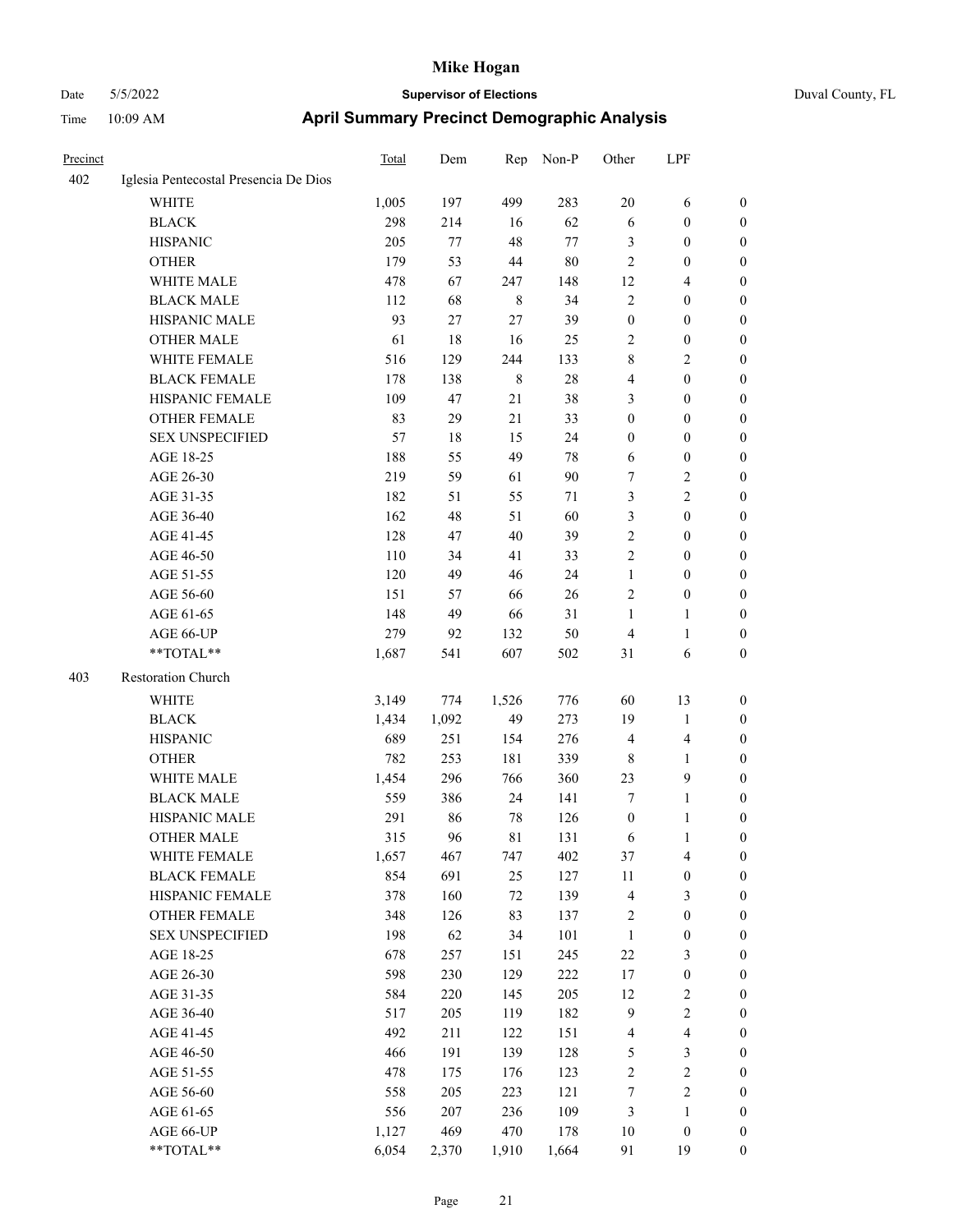# Mike Hogan

Date 5/5/2022 | **Supervisor of Elections** | Duval County, FL

Time 10:09 AM | **April Summary Precinct Demographic Analysis**

| Precinct | | Total | Dem | Rep | Non-P | Other | LPF | |
|---|---|---|---|---|---|---|---|---|
| 402 | Iglesia Pentecostal Presencia De Dios | | | | | | | |
| | WHITE | 1,005 | 197 | 499 | 283 | 20 | 6 | 0 |
| | BLACK | 298 | 214 | 16 | 62 | 6 | 0 | 0 |
| | HISPANIC | 205 | 77 | 48 | 77 | 3 | 0 | 0 |
| | OTHER | 179 | 53 | 44 | 80 | 2 | 0 | 0 |
| | WHITE MALE | 478 | 67 | 247 | 148 | 12 | 4 | 0 |
| | BLACK MALE | 112 | 68 | 8 | 34 | 2 | 0 | 0 |
| | HISPANIC MALE | 93 | 27 | 27 | 39 | 0 | 0 | 0 |
| | OTHER MALE | 61 | 18 | 16 | 25 | 2 | 0 | 0 |
| | WHITE FEMALE | 516 | 129 | 244 | 133 | 8 | 2 | 0 |
| | BLACK FEMALE | 178 | 138 | 8 | 28 | 4 | 0 | 0 |
| | HISPANIC FEMALE | 109 | 47 | 21 | 38 | 3 | 0 | 0 |
| | OTHER FEMALE | 83 | 29 | 21 | 33 | 0 | 0 | 0 |
| | SEX UNSPECIFIED | 57 | 18 | 15 | 24 | 0 | 0 | 0 |
| | AGE 18-25 | 188 | 55 | 49 | 78 | 6 | 0 | 0 |
| | AGE 26-30 | 219 | 59 | 61 | 90 | 7 | 2 | 0 |
| | AGE 31-35 | 182 | 51 | 55 | 71 | 3 | 2 | 0 |
| | AGE 36-40 | 162 | 48 | 51 | 60 | 3 | 0 | 0 |
| | AGE 41-45 | 128 | 47 | 40 | 39 | 2 | 0 | 0 |
| | AGE 46-50 | 110 | 34 | 41 | 33 | 2 | 0 | 0 |
| | AGE 51-55 | 120 | 49 | 46 | 24 | 1 | 0 | 0 |
| | AGE 56-60 | 151 | 57 | 66 | 26 | 2 | 0 | 0 |
| | AGE 61-65 | 148 | 49 | 66 | 31 | 1 | 1 | 0 |
| | AGE 66-UP | 279 | 92 | 132 | 50 | 4 | 1 | 0 |
| | **TOTAL** | 1,687 | 541 | 607 | 502 | 31 | 6 | 0 |
| 403 | Restoration Church | | | | | | | |
| | WHITE | 3,149 | 774 | 1,526 | 776 | 60 | 13 | 0 |
| | BLACK | 1,434 | 1,092 | 49 | 273 | 19 | 1 | 0 |
| | HISPANIC | 689 | 251 | 154 | 276 | 4 | 4 | 0 |
| | OTHER | 782 | 253 | 181 | 339 | 8 | 1 | 0 |
| | WHITE MALE | 1,454 | 296 | 766 | 360 | 23 | 9 | 0 |
| | BLACK MALE | 559 | 386 | 24 | 141 | 7 | 1 | 0 |
| | HISPANIC MALE | 291 | 86 | 78 | 126 | 0 | 1 | 0 |
| | OTHER MALE | 315 | 96 | 81 | 131 | 6 | 1 | 0 |
| | WHITE FEMALE | 1,657 | 467 | 747 | 402 | 37 | 4 | 0 |
| | BLACK FEMALE | 854 | 691 | 25 | 127 | 11 | 0 | 0 |
| | HISPANIC FEMALE | 378 | 160 | 72 | 139 | 4 | 3 | 0 |
| | OTHER FEMALE | 348 | 126 | 83 | 137 | 2 | 0 | 0 |
| | SEX UNSPECIFIED | 198 | 62 | 34 | 101 | 1 | 0 | 0 |
| | AGE 18-25 | 678 | 257 | 151 | 245 | 22 | 3 | 0 |
| | AGE 26-30 | 598 | 230 | 129 | 222 | 17 | 0 | 0 |
| | AGE 31-35 | 584 | 220 | 145 | 205 | 12 | 2 | 0 |
| | AGE 36-40 | 517 | 205 | 119 | 182 | 9 | 2 | 0 |
| | AGE 41-45 | 492 | 211 | 122 | 151 | 4 | 4 | 0 |
| | AGE 46-50 | 466 | 191 | 139 | 128 | 5 | 3 | 0 |
| | AGE 51-55 | 478 | 175 | 176 | 123 | 2 | 2 | 0 |
| | AGE 56-60 | 558 | 205 | 223 | 121 | 7 | 2 | 0 |
| | AGE 61-65 | 556 | 207 | 236 | 109 | 3 | 1 | 0 |
| | AGE 66-UP | 1,127 | 469 | 470 | 178 | 10 | 0 | 0 |
| | **TOTAL** | 6,054 | 2,370 | 1,910 | 1,664 | 91 | 19 | 0 |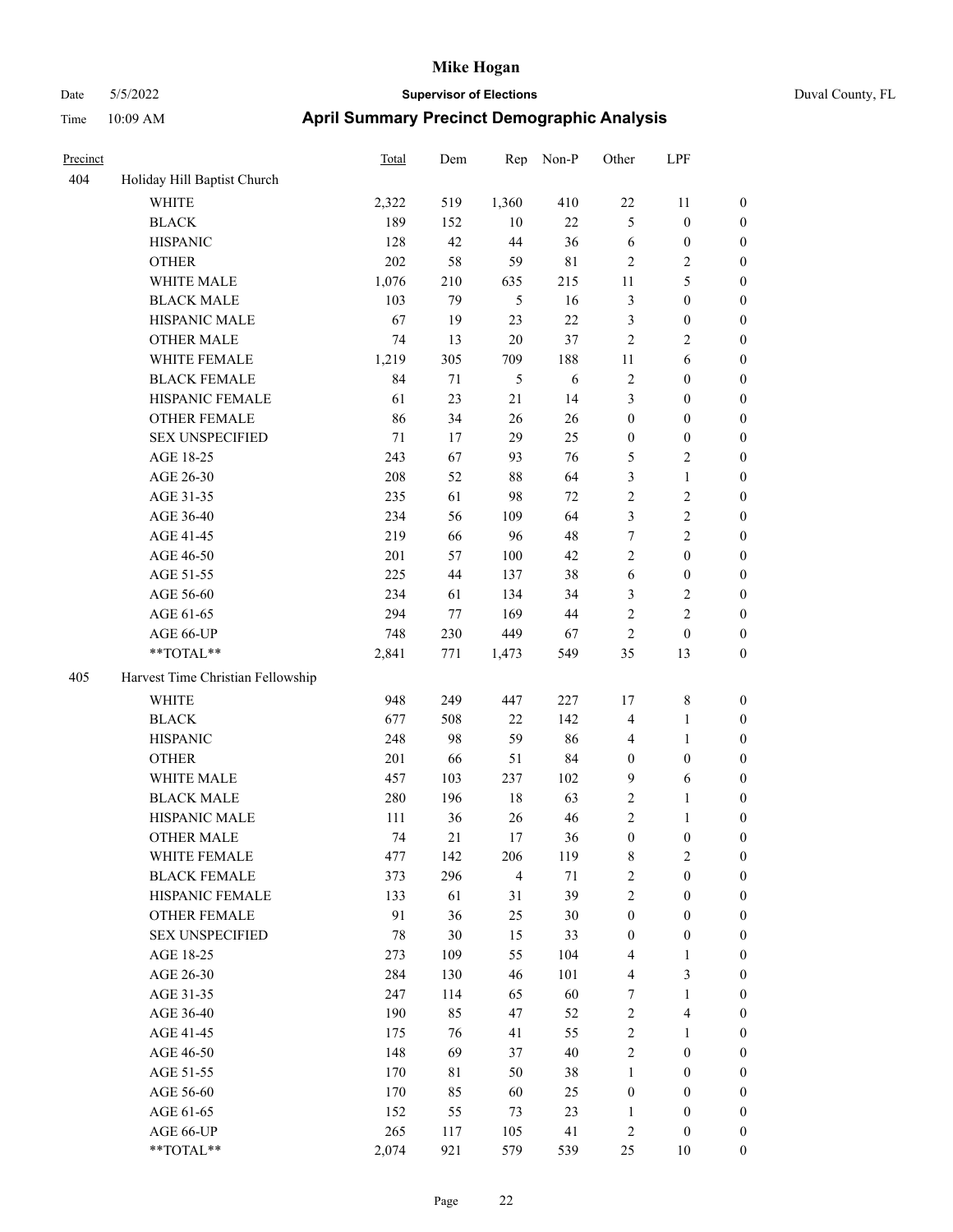# Mike Hogan

Date 5/5/2022 | **Supervisor of Elections** | Duval County, FL

Time 10:09 AM | **April Summary Precinct Demographic Analysis**

| Precinct | | Total | Dem | Rep | Non-P | Other | LPF | |
|---|---|---|---|---|---|---|---|---|
| 404 | Holiday Hill Baptist Church | | | | | | | |
| | WHITE | 2,322 | 519 | 1,360 | 410 | 22 | 11 | 0 |
| | BLACK | 189 | 152 | 10 | 22 | 5 | 0 | 0 |
| | HISPANIC | 128 | 42 | 44 | 36 | 6 | 0 | 0 |
| | OTHER | 202 | 58 | 59 | 81 | 2 | 2 | 0 |
| | WHITE MALE | 1,076 | 210 | 635 | 215 | 11 | 5 | 0 |
| | BLACK MALE | 103 | 79 | 5 | 16 | 3 | 0 | 0 |
| | HISPANIC MALE | 67 | 19 | 23 | 22 | 3 | 0 | 0 |
| | OTHER MALE | 74 | 13 | 20 | 37 | 2 | 2 | 0 |
| | WHITE FEMALE | 1,219 | 305 | 709 | 188 | 11 | 6 | 0 |
| | BLACK FEMALE | 84 | 71 | 5 | 6 | 2 | 0 | 0 |
| | HISPANIC FEMALE | 61 | 23 | 21 | 14 | 3 | 0 | 0 |
| | OTHER FEMALE | 86 | 34 | 26 | 26 | 0 | 0 | 0 |
| | SEX UNSPECIFIED | 71 | 17 | 29 | 25 | 0 | 0 | 0 |
| | AGE 18-25 | 243 | 67 | 93 | 76 | 5 | 2 | 0 |
| | AGE 26-30 | 208 | 52 | 88 | 64 | 3 | 1 | 0 |
| | AGE 31-35 | 235 | 61 | 98 | 72 | 2 | 2 | 0 |
| | AGE 36-40 | 234 | 56 | 109 | 64 | 3 | 2 | 0 |
| | AGE 41-45 | 219 | 66 | 96 | 48 | 7 | 2 | 0 |
| | AGE 46-50 | 201 | 57 | 100 | 42 | 2 | 0 | 0 |
| | AGE 51-55 | 225 | 44 | 137 | 38 | 6 | 0 | 0 |
| | AGE 56-60 | 234 | 61 | 134 | 34 | 3 | 2 | 0 |
| | AGE 61-65 | 294 | 77 | 169 | 44 | 2 | 2 | 0 |
| | AGE 66-UP | 748 | 230 | 449 | 67 | 2 | 0 | 0 |
| | **TOTAL** | 2,841 | 771 | 1,473 | 549 | 35 | 13 | 0 |
| 405 | Harvest Time Christian Fellowship | | | | | | | |
| | WHITE | 948 | 249 | 447 | 227 | 17 | 8 | 0 |
| | BLACK | 677 | 508 | 22 | 142 | 4 | 1 | 0 |
| | HISPANIC | 248 | 98 | 59 | 86 | 4 | 1 | 0 |
| | OTHER | 201 | 66 | 51 | 84 | 0 | 0 | 0 |
| | WHITE MALE | 457 | 103 | 237 | 102 | 9 | 6 | 0 |
| | BLACK MALE | 280 | 196 | 18 | 63 | 2 | 1 | 0 |
| | HISPANIC MALE | 111 | 36 | 26 | 46 | 2 | 1 | 0 |
| | OTHER MALE | 74 | 21 | 17 | 36 | 0 | 0 | 0 |
| | WHITE FEMALE | 477 | 142 | 206 | 119 | 8 | 2 | 0 |
| | BLACK FEMALE | 373 | 296 | 4 | 71 | 2 | 0 | 0 |
| | HISPANIC FEMALE | 133 | 61 | 31 | 39 | 2 | 0 | 0 |
| | OTHER FEMALE | 91 | 36 | 25 | 30 | 0 | 0 | 0 |
| | SEX UNSPECIFIED | 78 | 30 | 15 | 33 | 0 | 0 | 0 |
| | AGE 18-25 | 273 | 109 | 55 | 104 | 4 | 1 | 0 |
| | AGE 26-30 | 284 | 130 | 46 | 101 | 4 | 3 | 0 |
| | AGE 31-35 | 247 | 114 | 65 | 60 | 7 | 1 | 0 |
| | AGE 36-40 | 190 | 85 | 47 | 52 | 2 | 4 | 0 |
| | AGE 41-45 | 175 | 76 | 41 | 55 | 2 | 1 | 0 |
| | AGE 46-50 | 148 | 69 | 37 | 40 | 2 | 0 | 0 |
| | AGE 51-55 | 170 | 81 | 50 | 38 | 1 | 0 | 0 |
| | AGE 56-60 | 170 | 85 | 60 | 25 | 0 | 0 | 0 |
| | AGE 61-65 | 152 | 55 | 73 | 23 | 1 | 0 | 0 |
| | AGE 66-UP | 265 | 117 | 105 | 41 | 2 | 0 | 0 |
| | **TOTAL** | 2,074 | 921 | 579 | 539 | 25 | 10 | 0 |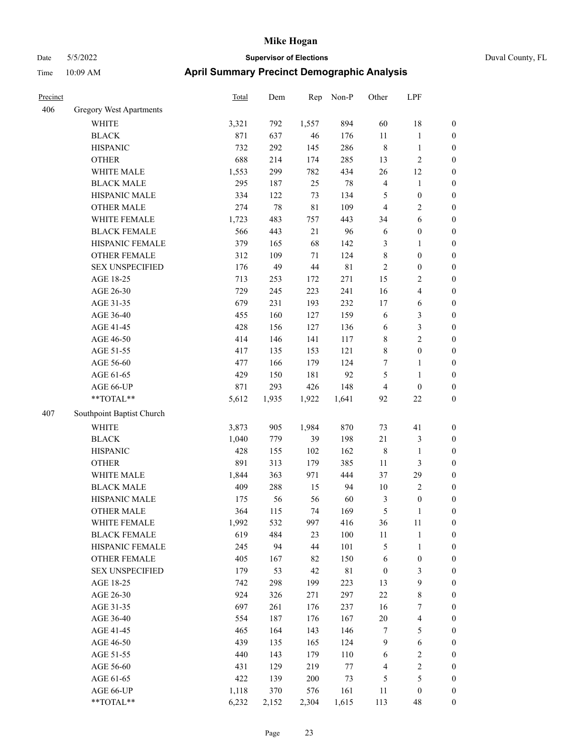# Mike Hogan

Date 5/5/2022 **Supervisor of Elections** Duval County, FL

Time 10:09 AM **April Summary Precinct Demographic Analysis**

| Precinct | | Total | Dem | Rep | Non-P | Other | LPF | |
|---|---|---|---|---|---|---|---|---|
| 406 | Gregory West Apartments | | | | | | | |
| | WHITE | 3,321 | 792 | 1,557 | 894 | 60 | 18 | 0 |
| | BLACK | 871 | 637 | 46 | 176 | 11 | 1 | 0 |
| | HISPANIC | 732 | 292 | 145 | 286 | 8 | 1 | 0 |
| | OTHER | 688 | 214 | 174 | 285 | 13 | 2 | 0 |
| | WHITE MALE | 1,553 | 299 | 782 | 434 | 26 | 12 | 0 |
| | BLACK MALE | 295 | 187 | 25 | 78 | 4 | 1 | 0 |
| | HISPANIC MALE | 334 | 122 | 73 | 134 | 5 | 0 | 0 |
| | OTHER MALE | 274 | 78 | 81 | 109 | 4 | 2 | 0 |
| | WHITE FEMALE | 1,723 | 483 | 757 | 443 | 34 | 6 | 0 |
| | BLACK FEMALE | 566 | 443 | 21 | 96 | 6 | 0 | 0 |
| | HISPANIC FEMALE | 379 | 165 | 68 | 142 | 3 | 1 | 0 |
| | OTHER FEMALE | 312 | 109 | 71 | 124 | 8 | 0 | 0 |
| | SEX UNSPECIFIED | 176 | 49 | 44 | 81 | 2 | 0 | 0 |
| | AGE 18-25 | 713 | 253 | 172 | 271 | 15 | 2 | 0 |
| | AGE 26-30 | 729 | 245 | 223 | 241 | 16 | 4 | 0 |
| | AGE 31-35 | 679 | 231 | 193 | 232 | 17 | 6 | 0 |
| | AGE 36-40 | 455 | 160 | 127 | 159 | 6 | 3 | 0 |
| | AGE 41-45 | 428 | 156 | 127 | 136 | 6 | 3 | 0 |
| | AGE 46-50 | 414 | 146 | 141 | 117 | 8 | 2 | 0 |
| | AGE 51-55 | 417 | 135 | 153 | 121 | 8 | 0 | 0 |
| | AGE 56-60 | 477 | 166 | 179 | 124 | 7 | 1 | 0 |
| | AGE 61-65 | 429 | 150 | 181 | 92 | 5 | 1 | 0 |
| | AGE 66-UP | 871 | 293 | 426 | 148 | 4 | 0 | 0 |
| | **TOTAL** | 5,612 | 1,935 | 1,922 | 1,641 | 92 | 22 | 0 |
| 407 | Southpoint Baptist Church | | | | | | | |
| | WHITE | 3,873 | 905 | 1,984 | 870 | 73 | 41 | 0 |
| | BLACK | 1,040 | 779 | 39 | 198 | 21 | 3 | 0 |
| | HISPANIC | 428 | 155 | 102 | 162 | 8 | 1 | 0 |
| | OTHER | 891 | 313 | 179 | 385 | 11 | 3 | 0 |
| | WHITE MALE | 1,844 | 363 | 971 | 444 | 37 | 29 | 0 |
| | BLACK MALE | 409 | 288 | 15 | 94 | 10 | 2 | 0 |
| | HISPANIC MALE | 175 | 56 | 56 | 60 | 3 | 0 | 0 |
| | OTHER MALE | 364 | 115 | 74 | 169 | 5 | 1 | 0 |
| | WHITE FEMALE | 1,992 | 532 | 997 | 416 | 36 | 11 | 0 |
| | BLACK FEMALE | 619 | 484 | 23 | 100 | 11 | 1 | 0 |
| | HISPANIC FEMALE | 245 | 94 | 44 | 101 | 5 | 1 | 0 |
| | OTHER FEMALE | 405 | 167 | 82 | 150 | 6 | 0 | 0 |
| | SEX UNSPECIFIED | 179 | 53 | 42 | 81 | 0 | 3 | 0 |
| | AGE 18-25 | 742 | 298 | 199 | 223 | 13 | 9 | 0 |
| | AGE 26-30 | 924 | 326 | 271 | 297 | 22 | 8 | 0 |
| | AGE 31-35 | 697 | 261 | 176 | 237 | 16 | 7 | 0 |
| | AGE 36-40 | 554 | 187 | 176 | 167 | 20 | 4 | 0 |
| | AGE 41-45 | 465 | 164 | 143 | 146 | 7 | 5 | 0 |
| | AGE 46-50 | 439 | 135 | 165 | 124 | 9 | 6 | 0 |
| | AGE 51-55 | 440 | 143 | 179 | 110 | 6 | 2 | 0 |
| | AGE 56-60 | 431 | 129 | 219 | 77 | 4 | 2 | 0 |
| | AGE 61-65 | 422 | 139 | 200 | 73 | 5 | 5 | 0 |
| | AGE 66-UP | 1,118 | 370 | 576 | 161 | 11 | 0 | 0 |
| | **TOTAL** | 6,232 | 2,152 | 2,304 | 1,615 | 113 | 48 | 0 |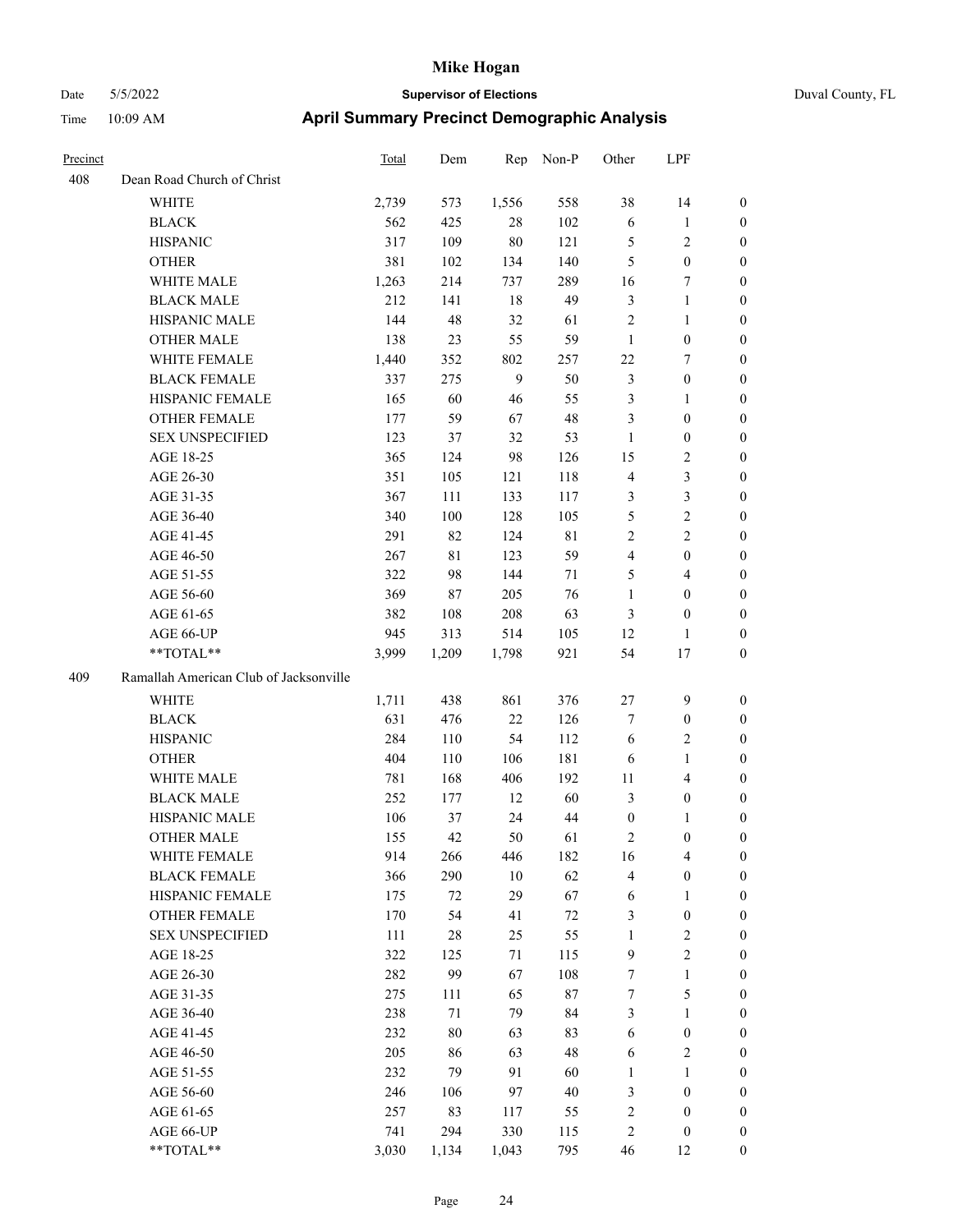# Mike Hogan

Date 5/5/2022 **Supervisor of Elections** Duval County, FL

Time 10:09 AM **April Summary Precinct Demographic Analysis**

| Precinct | | Total | Dem | Rep | Non-P | Other | LPF | |
|---|---|---|---|---|---|---|---|---|
| 408 | Dean Road Church of Christ | | | | | | | |
| | WHITE | 2,739 | 573 | 1,556 | 558 | 38 | 14 | 0 |
| | BLACK | 562 | 425 | 28 | 102 | 6 | 1 | 0 |
| | HISPANIC | 317 | 109 | 80 | 121 | 5 | 2 | 0 |
| | OTHER | 381 | 102 | 134 | 140 | 5 | 0 | 0 |
| | WHITE MALE | 1,263 | 214 | 737 | 289 | 16 | 7 | 0 |
| | BLACK MALE | 212 | 141 | 18 | 49 | 3 | 1 | 0 |
| | HISPANIC MALE | 144 | 48 | 32 | 61 | 2 | 1 | 0 |
| | OTHER MALE | 138 | 23 | 55 | 59 | 1 | 0 | 0 |
| | WHITE FEMALE | 1,440 | 352 | 802 | 257 | 22 | 7 | 0 |
| | BLACK FEMALE | 337 | 275 | 9 | 50 | 3 | 0 | 0 |
| | HISPANIC FEMALE | 165 | 60 | 46 | 55 | 3 | 1 | 0 |
| | OTHER FEMALE | 177 | 59 | 67 | 48 | 3 | 0 | 0 |
| | SEX UNSPECIFIED | 123 | 37 | 32 | 53 | 1 | 0 | 0 |
| | AGE 18-25 | 365 | 124 | 98 | 126 | 15 | 2 | 0 |
| | AGE 26-30 | 351 | 105 | 121 | 118 | 4 | 3 | 0 |
| | AGE 31-35 | 367 | 111 | 133 | 117 | 3 | 3 | 0 |
| | AGE 36-40 | 340 | 100 | 128 | 105 | 5 | 2 | 0 |
| | AGE 41-45 | 291 | 82 | 124 | 81 | 2 | 2 | 0 |
| | AGE 46-50 | 267 | 81 | 123 | 59 | 4 | 0 | 0 |
| | AGE 51-55 | 322 | 98 | 144 | 71 | 5 | 4 | 0 |
| | AGE 56-60 | 369 | 87 | 205 | 76 | 1 | 0 | 0 |
| | AGE 61-65 | 382 | 108 | 208 | 63 | 3 | 0 | 0 |
| | AGE 66-UP | 945 | 313 | 514 | 105 | 12 | 1 | 0 |
| | **TOTAL** | 3,999 | 1,209 | 1,798 | 921 | 54 | 17 | 0 |
| 409 | Ramallah American Club of Jacksonville | | | | | | | |
| | WHITE | 1,711 | 438 | 861 | 376 | 27 | 9 | 0 |
| | BLACK | 631 | 476 | 22 | 126 | 7 | 0 | 0 |
| | HISPANIC | 284 | 110 | 54 | 112 | 6 | 2 | 0 |
| | OTHER | 404 | 110 | 106 | 181 | 6 | 1 | 0 |
| | WHITE MALE | 781 | 168 | 406 | 192 | 11 | 4 | 0 |
| | BLACK MALE | 252 | 177 | 12 | 60 | 3 | 0 | 0 |
| | HISPANIC MALE | 106 | 37 | 24 | 44 | 0 | 1 | 0 |
| | OTHER MALE | 155 | 42 | 50 | 61 | 2 | 0 | 0 |
| | WHITE FEMALE | 914 | 266 | 446 | 182 | 16 | 4 | 0 |
| | BLACK FEMALE | 366 | 290 | 10 | 62 | 4 | 0 | 0 |
| | HISPANIC FEMALE | 175 | 72 | 29 | 67 | 6 | 1 | 0 |
| | OTHER FEMALE | 170 | 54 | 41 | 72 | 3 | 0 | 0 |
| | SEX UNSPECIFIED | 111 | 28 | 25 | 55 | 1 | 2 | 0 |
| | AGE 18-25 | 322 | 125 | 71 | 115 | 9 | 2 | 0 |
| | AGE 26-30 | 282 | 99 | 67 | 108 | 7 | 1 | 0 |
| | AGE 31-35 | 275 | 111 | 65 | 87 | 7 | 5 | 0 |
| | AGE 36-40 | 238 | 71 | 79 | 84 | 3 | 1 | 0 |
| | AGE 41-45 | 232 | 80 | 63 | 83 | 6 | 0 | 0 |
| | AGE 46-50 | 205 | 86 | 63 | 48 | 6 | 2 | 0 |
| | AGE 51-55 | 232 | 79 | 91 | 60 | 1 | 1 | 0 |
| | AGE 56-60 | 246 | 106 | 97 | 40 | 3 | 0 | 0 |
| | AGE 61-65 | 257 | 83 | 117 | 55 | 2 | 0 | 0 |
| | AGE 66-UP | 741 | 294 | 330 | 115 | 2 | 0 | 0 |
| | **TOTAL** | 3,030 | 1,134 | 1,043 | 795 | 46 | 12 | 0 |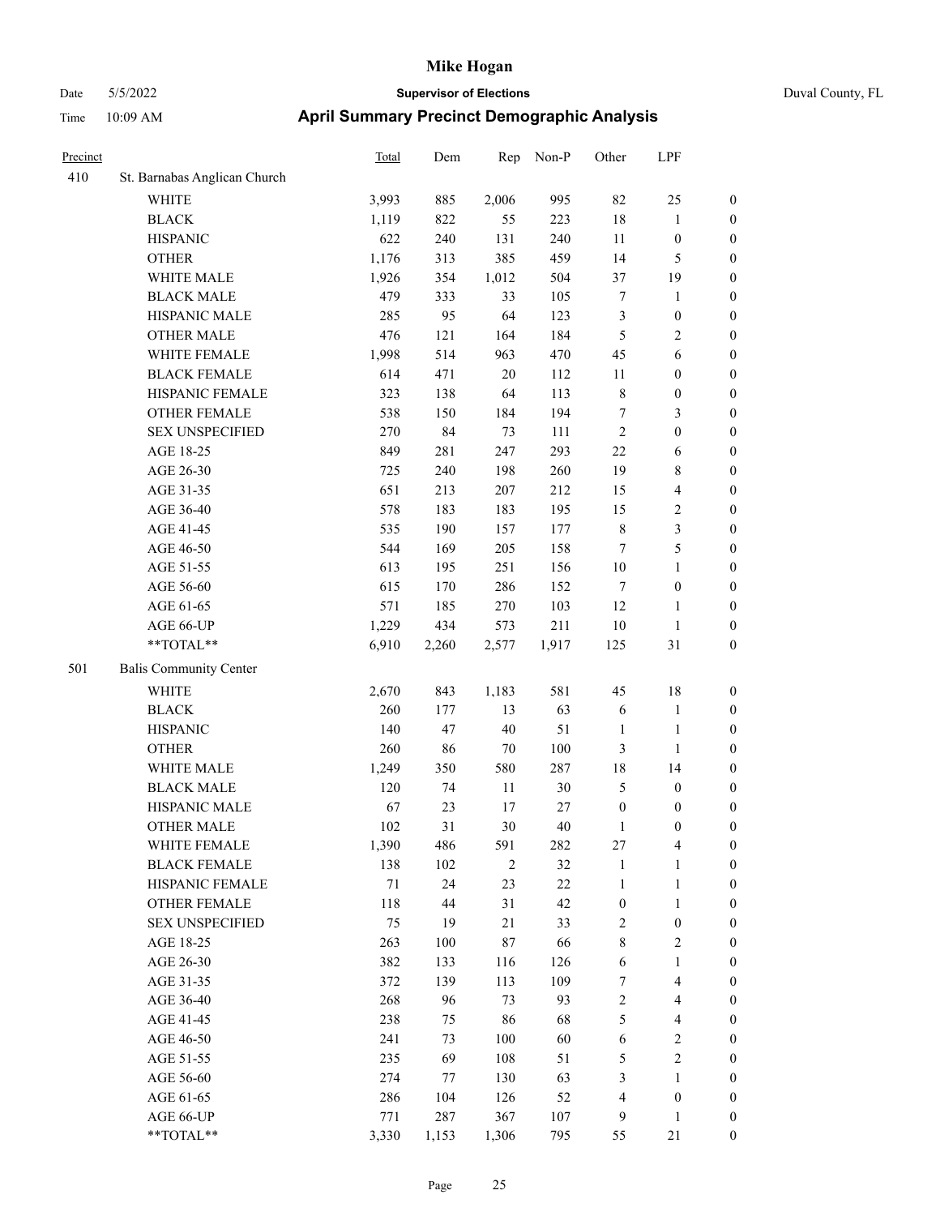# Mike Hogan

Date 5/5/2022 **Supervisor of Elections** Duval County, FL

Time 10:09 AM **April Summary Precinct Demographic Analysis**

| Precinct | | Total | Dem | Rep | Non-P | Other | LPF | |
|---|---|---|---|---|---|---|---|---|
| 410 | St. Barnabas Anglican Church | | | | | | | |
| | WHITE | 3,993 | 885 | 2,006 | 995 | 82 | 25 | 0 |
| | BLACK | 1,119 | 822 | 55 | 223 | 18 | 1 | 0 |
| | HISPANIC | 622 | 240 | 131 | 240 | 11 | 0 | 0 |
| | OTHER | 1,176 | 313 | 385 | 459 | 14 | 5 | 0 |
| | WHITE MALE | 1,926 | 354 | 1,012 | 504 | 37 | 19 | 0 |
| | BLACK MALE | 479 | 333 | 33 | 105 | 7 | 1 | 0 |
| | HISPANIC MALE | 285 | 95 | 64 | 123 | 3 | 0 | 0 |
| | OTHER MALE | 476 | 121 | 164 | 184 | 5 | 2 | 0 |
| | WHITE FEMALE | 1,998 | 514 | 963 | 470 | 45 | 6 | 0 |
| | BLACK FEMALE | 614 | 471 | 20 | 112 | 11 | 0 | 0 |
| | HISPANIC FEMALE | 323 | 138 | 64 | 113 | 8 | 0 | 0 |
| | OTHER FEMALE | 538 | 150 | 184 | 194 | 7 | 3 | 0 |
| | SEX UNSPECIFIED | 270 | 84 | 73 | 111 | 2 | 0 | 0 |
| | AGE 18-25 | 849 | 281 | 247 | 293 | 22 | 6 | 0 |
| | AGE 26-30 | 725 | 240 | 198 | 260 | 19 | 8 | 0 |
| | AGE 31-35 | 651 | 213 | 207 | 212 | 15 | 4 | 0 |
| | AGE 36-40 | 578 | 183 | 183 | 195 | 15 | 2 | 0 |
| | AGE 41-45 | 535 | 190 | 157 | 177 | 8 | 3 | 0 |
| | AGE 46-50 | 544 | 169 | 205 | 158 | 7 | 5 | 0 |
| | AGE 51-55 | 613 | 195 | 251 | 156 | 10 | 1 | 0 |
| | AGE 56-60 | 615 | 170 | 286 | 152 | 7 | 0 | 0 |
| | AGE 61-65 | 571 | 185 | 270 | 103 | 12 | 1 | 0 |
| | AGE 66-UP | 1,229 | 434 | 573 | 211 | 10 | 1 | 0 |
| | **TOTAL** | 6,910 | 2,260 | 2,577 | 1,917 | 125 | 31 | 0 |
| 501 | Balis Community Center | | | | | | | |
| | WHITE | 2,670 | 843 | 1,183 | 581 | 45 | 18 | 0 |
| | BLACK | 260 | 177 | 13 | 63 | 6 | 1 | 0 |
| | HISPANIC | 140 | 47 | 40 | 51 | 1 | 1 | 0 |
| | OTHER | 260 | 86 | 70 | 100 | 3 | 1 | 0 |
| | WHITE MALE | 1,249 | 350 | 580 | 287 | 18 | 14 | 0 |
| | BLACK MALE | 120 | 74 | 11 | 30 | 5 | 0 | 0 |
| | HISPANIC MALE | 67 | 23 | 17 | 27 | 0 | 0 | 0 |
| | OTHER MALE | 102 | 31 | 30 | 40 | 1 | 0 | 0 |
| | WHITE FEMALE | 1,390 | 486 | 591 | 282 | 27 | 4 | 0 |
| | BLACK FEMALE | 138 | 102 | 2 | 32 | 1 | 1 | 0 |
| | HISPANIC FEMALE | 71 | 24 | 23 | 22 | 1 | 1 | 0 |
| | OTHER FEMALE | 118 | 44 | 31 | 42 | 0 | 1 | 0 |
| | SEX UNSPECIFIED | 75 | 19 | 21 | 33 | 2 | 0 | 0 |
| | AGE 18-25 | 263 | 100 | 87 | 66 | 8 | 2 | 0 |
| | AGE 26-30 | 382 | 133 | 116 | 126 | 6 | 1 | 0 |
| | AGE 31-35 | 372 | 139 | 113 | 109 | 7 | 4 | 0 |
| | AGE 36-40 | 268 | 96 | 73 | 93 | 2 | 4 | 0 |
| | AGE 41-45 | 238 | 75 | 86 | 68 | 5 | 4 | 0 |
| | AGE 46-50 | 241 | 73 | 100 | 60 | 6 | 2 | 0 |
| | AGE 51-55 | 235 | 69 | 108 | 51 | 5 | 2 | 0 |
| | AGE 56-60 | 274 | 77 | 130 | 63 | 3 | 1 | 0 |
| | AGE 61-65 | 286 | 104 | 126 | 52 | 4 | 0 | 0 |
| | AGE 66-UP | 771 | 287 | 367 | 107 | 9 | 1 | 0 |
| | **TOTAL** | 3,330 | 1,153 | 1,306 | 795 | 55 | 21 | 0 |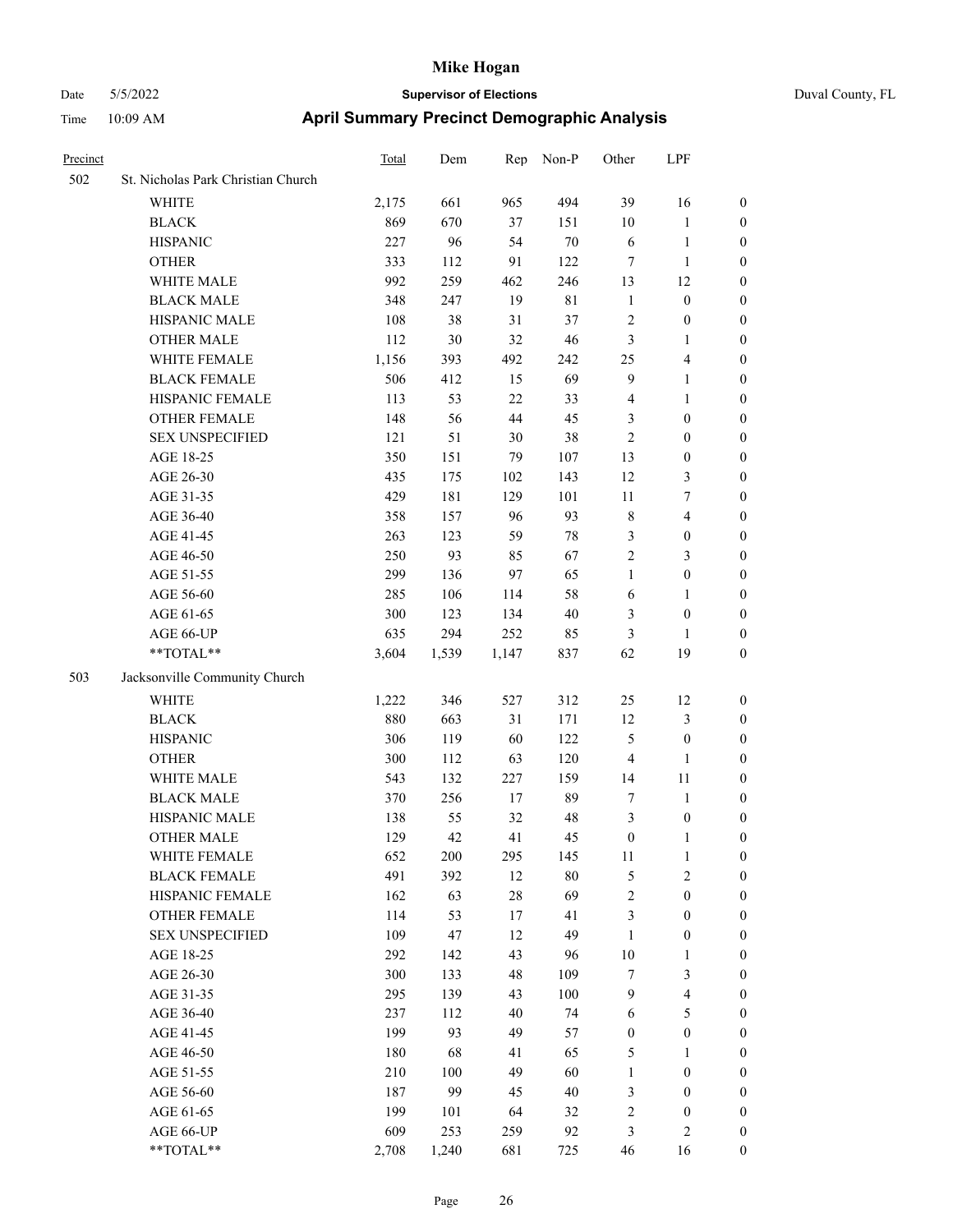# Mike Hogan

Date 5/5/2022 | **Supervisor of Elections** | Duval County, FL

Time 10:09 AM | **April Summary Precinct Demographic Analysis**

| Precinct | | Total | Dem | Rep | Non-P | Other | LPF | |
|---|---|---|---|---|---|---|---|---|
| 502 | St. Nicholas Park Christian Church | | | | | | | |
| | WHITE | 2,175 | 661 | 965 | 494 | 39 | 16 | 0 |
| | BLACK | 869 | 670 | 37 | 151 | 10 | 1 | 0 |
| | HISPANIC | 227 | 96 | 54 | 70 | 6 | 1 | 0 |
| | OTHER | 333 | 112 | 91 | 122 | 7 | 1 | 0 |
| | WHITE MALE | 992 | 259 | 462 | 246 | 13 | 12 | 0 |
| | BLACK MALE | 348 | 247 | 19 | 81 | 1 | 0 | 0 |
| | HISPANIC MALE | 108 | 38 | 31 | 37 | 2 | 0 | 0 |
| | OTHER MALE | 112 | 30 | 32 | 46 | 3 | 1 | 0 |
| | WHITE FEMALE | 1,156 | 393 | 492 | 242 | 25 | 4 | 0 |
| | BLACK FEMALE | 506 | 412 | 15 | 69 | 9 | 1 | 0 |
| | HISPANIC FEMALE | 113 | 53 | 22 | 33 | 4 | 1 | 0 |
| | OTHER FEMALE | 148 | 56 | 44 | 45 | 3 | 0 | 0 |
| | SEX UNSPECIFIED | 121 | 51 | 30 | 38 | 2 | 0 | 0 |
| | AGE 18-25 | 350 | 151 | 79 | 107 | 13 | 0 | 0 |
| | AGE 26-30 | 435 | 175 | 102 | 143 | 12 | 3 | 0 |
| | AGE 31-35 | 429 | 181 | 129 | 101 | 11 | 7 | 0 |
| | AGE 36-40 | 358 | 157 | 96 | 93 | 8 | 4 | 0 |
| | AGE 41-45 | 263 | 123 | 59 | 78 | 3 | 0 | 0 |
| | AGE 46-50 | 250 | 93 | 85 | 67 | 2 | 3 | 0 |
| | AGE 51-55 | 299 | 136 | 97 | 65 | 1 | 0 | 0 |
| | AGE 56-60 | 285 | 106 | 114 | 58 | 6 | 1 | 0 |
| | AGE 61-65 | 300 | 123 | 134 | 40 | 3 | 0 | 0 |
| | AGE 66-UP | 635 | 294 | 252 | 85 | 3 | 1 | 0 |
| | **TOTAL** | 3,604 | 1,539 | 1,147 | 837 | 62 | 19 | 0 |
| 503 | Jacksonville Community Church | | | | | | | |
| | WHITE | 1,222 | 346 | 527 | 312 | 25 | 12 | 0 |
| | BLACK | 880 | 663 | 31 | 171 | 12 | 3 | 0 |
| | HISPANIC | 306 | 119 | 60 | 122 | 5 | 0 | 0 |
| | OTHER | 300 | 112 | 63 | 120 | 4 | 1 | 0 |
| | WHITE MALE | 543 | 132 | 227 | 159 | 14 | 11 | 0 |
| | BLACK MALE | 370 | 256 | 17 | 89 | 7 | 1 | 0 |
| | HISPANIC MALE | 138 | 55 | 32 | 48 | 3 | 0 | 0 |
| | OTHER MALE | 129 | 42 | 41 | 45 | 0 | 1 | 0 |
| | WHITE FEMALE | 652 | 200 | 295 | 145 | 11 | 1 | 0 |
| | BLACK FEMALE | 491 | 392 | 12 | 80 | 5 | 2 | 0 |
| | HISPANIC FEMALE | 162 | 63 | 28 | 69 | 2 | 0 | 0 |
| | OTHER FEMALE | 114 | 53 | 17 | 41 | 3 | 0 | 0 |
| | SEX UNSPECIFIED | 109 | 47 | 12 | 49 | 1 | 0 | 0 |
| | AGE 18-25 | 292 | 142 | 43 | 96 | 10 | 1 | 0 |
| | AGE 26-30 | 300 | 133 | 48 | 109 | 7 | 3 | 0 |
| | AGE 31-35 | 295 | 139 | 43 | 100 | 9 | 4 | 0 |
| | AGE 36-40 | 237 | 112 | 40 | 74 | 6 | 5 | 0 |
| | AGE 41-45 | 199 | 93 | 49 | 57 | 0 | 0 | 0 |
| | AGE 46-50 | 180 | 68 | 41 | 65 | 5 | 1 | 0 |
| | AGE 51-55 | 210 | 100 | 49 | 60 | 1 | 0 | 0 |
| | AGE 56-60 | 187 | 99 | 45 | 40 | 3 | 0 | 0 |
| | AGE 61-65 | 199 | 101 | 64 | 32 | 2 | 0 | 0 |
| | AGE 66-UP | 609 | 253 | 259 | 92 | 3 | 2 | 0 |
| | **TOTAL** | 2,708 | 1,240 | 681 | 725 | 46 | 16 | 0 |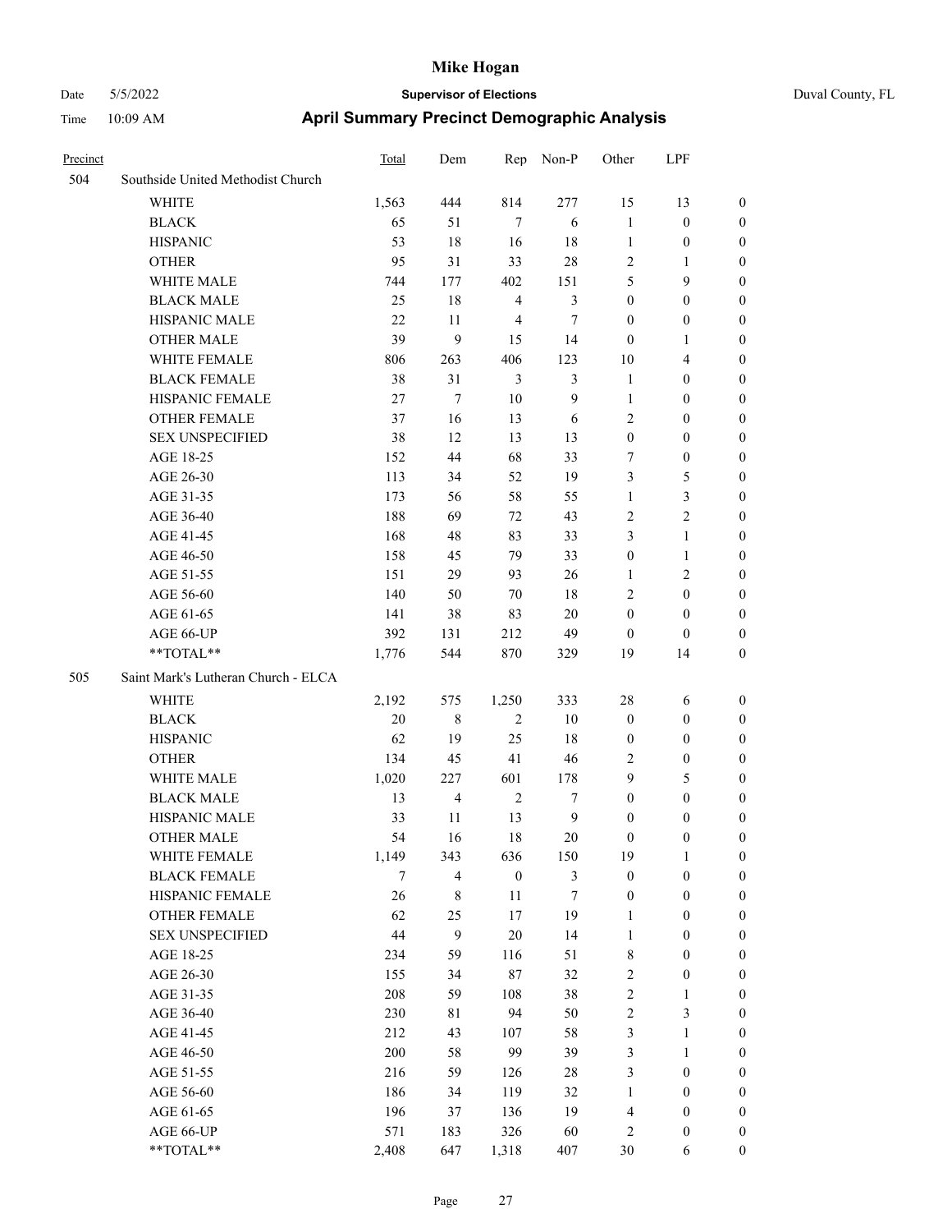| Precinct | | Total | Dem | Rep | Non-P | Other | LPF | |
|---|---|---|---|---|---|---|---|---|
| 504 | Southside United Methodist Church | | | | | | | |
| | WHITE | 1,563 | 444 | 814 | 277 | 15 | 13 | 0 |
| | BLACK | 65 | 51 | 7 | 6 | 1 | 0 | 0 |
| | HISPANIC | 53 | 18 | 16 | 18 | 1 | 0 | 0 |
| | OTHER | 95 | 31 | 33 | 28 | 2 | 1 | 0 |
| | WHITE MALE | 744 | 177 | 402 | 151 | 5 | 9 | 0 |
| | BLACK MALE | 25 | 18 | 4 | 3 | 0 | 0 | 0 |
| | HISPANIC MALE | 22 | 11 | 4 | 7 | 0 | 0 | 0 |
| | OTHER MALE | 39 | 9 | 15 | 14 | 0 | 1 | 0 |
| | WHITE FEMALE | 806 | 263 | 406 | 123 | 10 | 4 | 0 |
| | BLACK FEMALE | 38 | 31 | 3 | 3 | 1 | 0 | 0 |
| | HISPANIC FEMALE | 27 | 7 | 10 | 9 | 1 | 0 | 0 |
| | OTHER FEMALE | 37 | 16 | 13 | 6 | 2 | 0 | 0 |
| | SEX UNSPECIFIED | 38 | 12 | 13 | 13 | 0 | 0 | 0 |
| | AGE 18-25 | 152 | 44 | 68 | 33 | 7 | 0 | 0 |
| | AGE 26-30 | 113 | 34 | 52 | 19 | 3 | 5 | 0 |
| | AGE 31-35 | 173 | 56 | 58 | 55 | 1 | 3 | 0 |
| | AGE 36-40 | 188 | 69 | 72 | 43 | 2 | 2 | 0 |
| | AGE 41-45 | 168 | 48 | 83 | 33 | 3 | 1 | 0 |
| | AGE 46-50 | 158 | 45 | 79 | 33 | 0 | 1 | 0 |
| | AGE 51-55 | 151 | 29 | 93 | 26 | 1 | 2 | 0 |
| | AGE 56-60 | 140 | 50 | 70 | 18 | 2 | 0 | 0 |
| | AGE 61-65 | 141 | 38 | 83 | 20 | 0 | 0 | 0 |
| | AGE 66-UP | 392 | 131 | 212 | 49 | 0 | 0 | 0 |
| | **TOTAL** | 1,776 | 544 | 870 | 329 | 19 | 14 | 0 |
| 505 | Saint Mark's Lutheran Church - ELCA | | | | | | | |
| | WHITE | 2,192 | 575 | 1,250 | 333 | 28 | 6 | 0 |
| | BLACK | 20 | 8 | 2 | 10 | 0 | 0 | 0 |
| | HISPANIC | 62 | 19 | 25 | 18 | 0 | 0 | 0 |
| | OTHER | 134 | 45 | 41 | 46 | 2 | 0 | 0 |
| | WHITE MALE | 1,020 | 227 | 601 | 178 | 9 | 5 | 0 |
| | BLACK MALE | 13 | 4 | 2 | 7 | 0 | 0 | 0 |
| | HISPANIC MALE | 33 | 11 | 13 | 9 | 0 | 0 | 0 |
| | OTHER MALE | 54 | 16 | 18 | 20 | 0 | 0 | 0 |
| | WHITE FEMALE | 1,149 | 343 | 636 | 150 | 19 | 1 | 0 |
| | BLACK FEMALE | 7 | 4 | 0 | 3 | 0 | 0 | 0 |
| | HISPANIC FEMALE | 26 | 8 | 11 | 7 | 0 | 0 | 0 |
| | OTHER FEMALE | 62 | 25 | 17 | 19 | 1 | 0 | 0 |
| | SEX UNSPECIFIED | 44 | 9 | 20 | 14 | 1 | 0 | 0 |
| | AGE 18-25 | 234 | 59 | 116 | 51 | 8 | 0 | 0 |
| | AGE 26-30 | 155 | 34 | 87 | 32 | 2 | 0 | 0 |
| | AGE 31-35 | 208 | 59 | 108 | 38 | 2 | 1 | 0 |
| | AGE 36-40 | 230 | 81 | 94 | 50 | 2 | 3 | 0 |
| | AGE 41-45 | 212 | 43 | 107 | 58 | 3 | 1 | 0 |
| | AGE 46-50 | 200 | 58 | 99 | 39 | 3 | 1 | 0 |
| | AGE 51-55 | 216 | 59 | 126 | 28 | 3 | 0 | 0 |
| | AGE 56-60 | 186 | 34 | 119 | 32 | 1 | 0 | 0 |
| | AGE 61-65 | 196 | 37 | 136 | 19 | 4 | 0 | 0 |
| | AGE 66-UP | 571 | 183 | 326 | 60 | 2 | 0 | 0 |
| | **TOTAL** | 2,408 | 647 | 1,318 | 407 | 30 | 6 | 0 |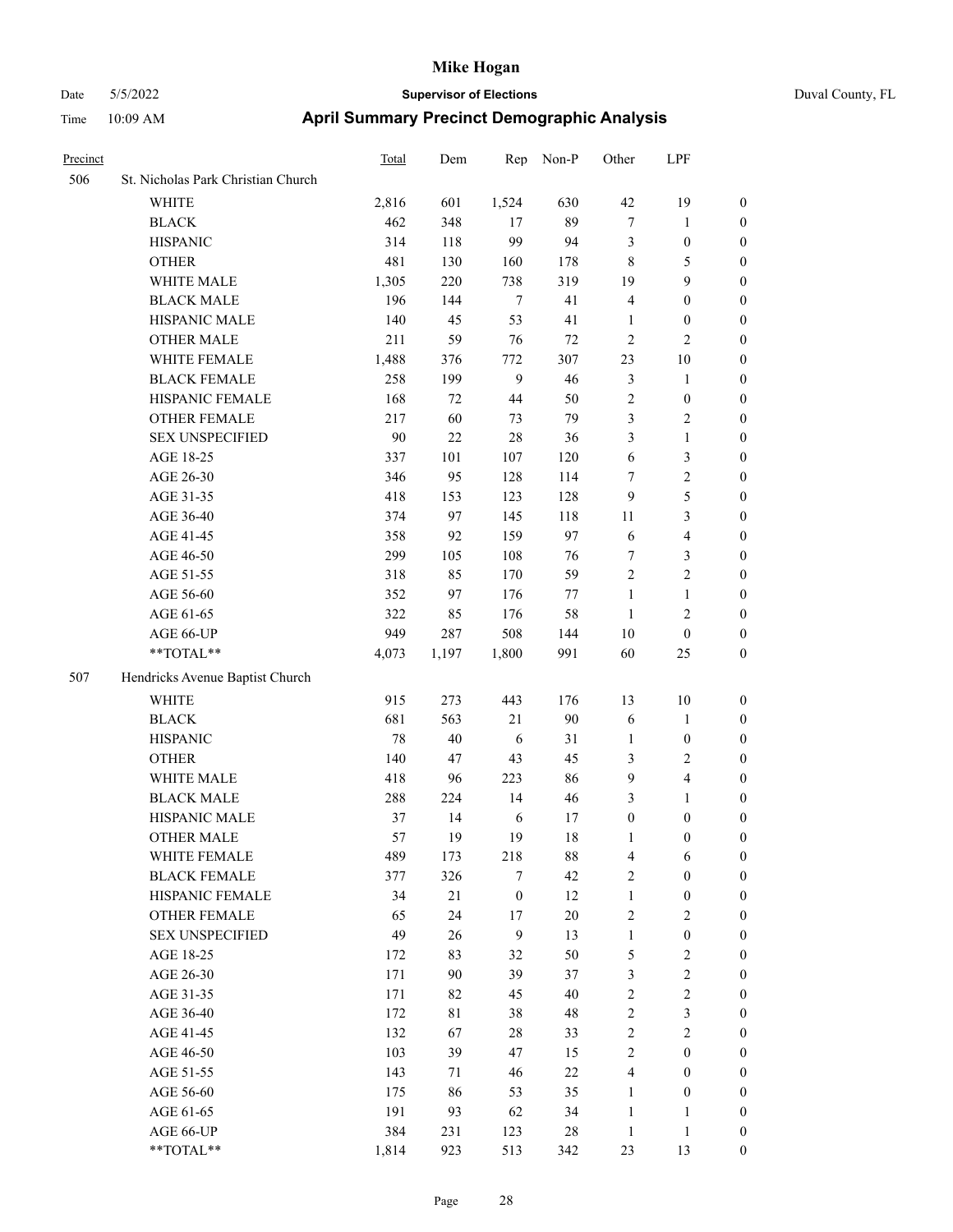# Mike Hogan

Date 5/5/2022 **Supervisor of Elections** Duval County, FL

Time 10:09 AM **April Summary Precinct Demographic Analysis**

| Precinct | | Total | Dem | Rep | Non-P | Other | LPF | |
|---|---|---|---|---|---|---|---|---|
| 506 | St. Nicholas Park Christian Church | | | | | | | |
| | WHITE | 2,816 | 601 | 1,524 | 630 | 42 | 19 | 0 |
| | BLACK | 462 | 348 | 17 | 89 | 7 | 1 | 0 |
| | HISPANIC | 314 | 118 | 99 | 94 | 3 | 0 | 0 |
| | OTHER | 481 | 130 | 160 | 178 | 8 | 5 | 0 |
| | WHITE MALE | 1,305 | 220 | 738 | 319 | 19 | 9 | 0 |
| | BLACK MALE | 196 | 144 | 7 | 41 | 4 | 0 | 0 |
| | HISPANIC MALE | 140 | 45 | 53 | 41 | 1 | 0 | 0 |
| | OTHER MALE | 211 | 59 | 76 | 72 | 2 | 2 | 0 |
| | WHITE FEMALE | 1,488 | 376 | 772 | 307 | 23 | 10 | 0 |
| | BLACK FEMALE | 258 | 199 | 9 | 46 | 3 | 1 | 0 |
| | HISPANIC FEMALE | 168 | 72 | 44 | 50 | 2 | 0 | 0 |
| | OTHER FEMALE | 217 | 60 | 73 | 79 | 3 | 2 | 0 |
| | SEX UNSPECIFIED | 90 | 22 | 28 | 36 | 3 | 1 | 0 |
| | AGE 18-25 | 337 | 101 | 107 | 120 | 6 | 3 | 0 |
| | AGE 26-30 | 346 | 95 | 128 | 114 | 7 | 2 | 0 |
| | AGE 31-35 | 418 | 153 | 123 | 128 | 9 | 5 | 0 |
| | AGE 36-40 | 374 | 97 | 145 | 118 | 11 | 3 | 0 |
| | AGE 41-45 | 358 | 92 | 159 | 97 | 6 | 4 | 0 |
| | AGE 46-50 | 299 | 105 | 108 | 76 | 7 | 3 | 0 |
| | AGE 51-55 | 318 | 85 | 170 | 59 | 2 | 2 | 0 |
| | AGE 56-60 | 352 | 97 | 176 | 77 | 1 | 1 | 0 |
| | AGE 61-65 | 322 | 85 | 176 | 58 | 1 | 2 | 0 |
| | AGE 66-UP | 949 | 287 | 508 | 144 | 10 | 0 | 0 |
| | **TOTAL** | 4,073 | 1,197 | 1,800 | 991 | 60 | 25 | 0 |
| 507 | Hendricks Avenue Baptist Church | | | | | | | |
| | WHITE | 915 | 273 | 443 | 176 | 13 | 10 | 0 |
| | BLACK | 681 | 563 | 21 | 90 | 6 | 1 | 0 |
| | HISPANIC | 78 | 40 | 6 | 31 | 1 | 0 | 0 |
| | OTHER | 140 | 47 | 43 | 45 | 3 | 2 | 0 |
| | WHITE MALE | 418 | 96 | 223 | 86 | 9 | 4 | 0 |
| | BLACK MALE | 288 | 224 | 14 | 46 | 3 | 1 | 0 |
| | HISPANIC MALE | 37 | 14 | 6 | 17 | 0 | 0 | 0 |
| | OTHER MALE | 57 | 19 | 19 | 18 | 1 | 0 | 0 |
| | WHITE FEMALE | 489 | 173 | 218 | 88 | 4 | 6 | 0 |
| | BLACK FEMALE | 377 | 326 | 7 | 42 | 2 | 0 | 0 |
| | HISPANIC FEMALE | 34 | 21 | 0 | 12 | 1 | 0 | 0 |
| | OTHER FEMALE | 65 | 24 | 17 | 20 | 2 | 2 | 0 |
| | SEX UNSPECIFIED | 49 | 26 | 9 | 13 | 1 | 0 | 0 |
| | AGE 18-25 | 172 | 83 | 32 | 50 | 5 | 2 | 0 |
| | AGE 26-30 | 171 | 90 | 39 | 37 | 3 | 2 | 0 |
| | AGE 31-35 | 171 | 82 | 45 | 40 | 2 | 2 | 0 |
| | AGE 36-40 | 172 | 81 | 38 | 48 | 2 | 3 | 0 |
| | AGE 41-45 | 132 | 67 | 28 | 33 | 2 | 2 | 0 |
| | AGE 46-50 | 103 | 39 | 47 | 15 | 2 | 0 | 0 |
| | AGE 51-55 | 143 | 71 | 46 | 22 | 4 | 0 | 0 |
| | AGE 56-60 | 175 | 86 | 53 | 35 | 1 | 0 | 0 |
| | AGE 61-65 | 191 | 93 | 62 | 34 | 1 | 1 | 0 |
| | AGE 66-UP | 384 | 231 | 123 | 28 | 1 | 1 | 0 |
| | **TOTAL** | 1,814 | 923 | 513 | 342 | 23 | 13 | 0 |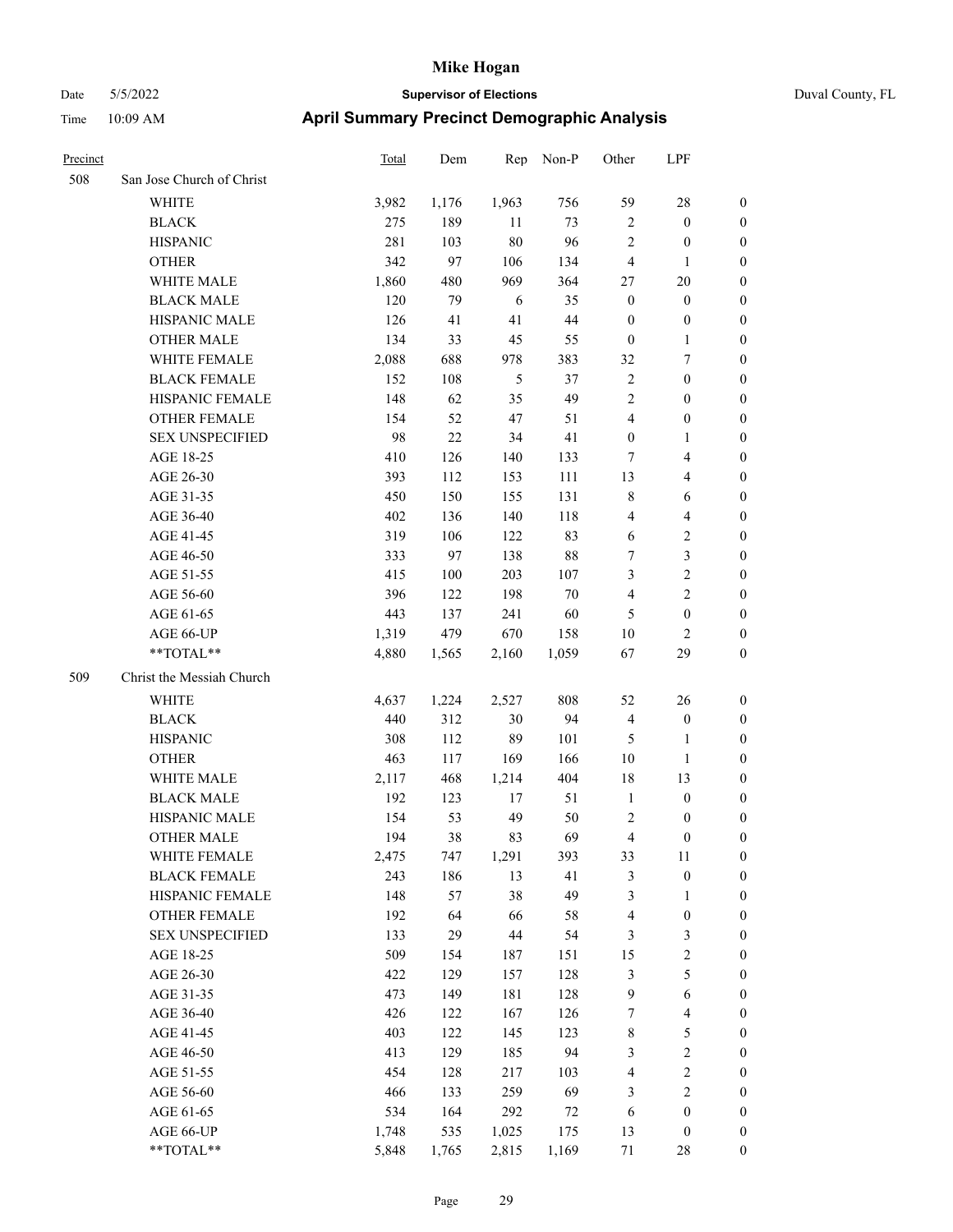# Mike Hogan

Date 5/5/2022 — **Supervisor of Elections** — Duval County, FL

Time 10:09 AM — **April Summary Precinct Demographic Analysis**

| Precinct | | Total | Dem | Rep | Non-P | Other | LPF | |
|---|---|---|---|---|---|---|---|---|
| 508 | San Jose Church of Christ | | | | | | | |
| | WHITE | 3,982 | 1,176 | 1,963 | 756 | 59 | 28 | 0 |
| | BLACK | 275 | 189 | 11 | 73 | 2 | 0 | 0 |
| | HISPANIC | 281 | 103 | 80 | 96 | 2 | 0 | 0 |
| | OTHER | 342 | 97 | 106 | 134 | 4 | 1 | 0 |
| | WHITE MALE | 1,860 | 480 | 969 | 364 | 27 | 20 | 0 |
| | BLACK MALE | 120 | 79 | 6 | 35 | 0 | 0 | 0 |
| | HISPANIC MALE | 126 | 41 | 41 | 44 | 0 | 0 | 0 |
| | OTHER MALE | 134 | 33 | 45 | 55 | 0 | 1 | 0 |
| | WHITE FEMALE | 2,088 | 688 | 978 | 383 | 32 | 7 | 0 |
| | BLACK FEMALE | 152 | 108 | 5 | 37 | 2 | 0 | 0 |
| | HISPANIC FEMALE | 148 | 62 | 35 | 49 | 2 | 0 | 0 |
| | OTHER FEMALE | 154 | 52 | 47 | 51 | 4 | 0 | 0 |
| | SEX UNSPECIFIED | 98 | 22 | 34 | 41 | 0 | 1 | 0 |
| | AGE 18-25 | 410 | 126 | 140 | 133 | 7 | 4 | 0 |
| | AGE 26-30 | 393 | 112 | 153 | 111 | 13 | 4 | 0 |
| | AGE 31-35 | 450 | 150 | 155 | 131 | 8 | 6 | 0 |
| | AGE 36-40 | 402 | 136 | 140 | 118 | 4 | 4 | 0 |
| | AGE 41-45 | 319 | 106 | 122 | 83 | 6 | 2 | 0 |
| | AGE 46-50 | 333 | 97 | 138 | 88 | 7 | 3 | 0 |
| | AGE 51-55 | 415 | 100 | 203 | 107 | 3 | 2 | 0 |
| | AGE 56-60 | 396 | 122 | 198 | 70 | 4 | 2 | 0 |
| | AGE 61-65 | 443 | 137 | 241 | 60 | 5 | 0 | 0 |
| | AGE 66-UP | 1,319 | 479 | 670 | 158 | 10 | 2 | 0 |
| | **TOTAL** | 4,880 | 1,565 | 2,160 | 1,059 | 67 | 29 | 0 |
| 509 | Christ the Messiah Church | | | | | | | |
| | WHITE | 4,637 | 1,224 | 2,527 | 808 | 52 | 26 | 0 |
| | BLACK | 440 | 312 | 30 | 94 | 4 | 0 | 0 |
| | HISPANIC | 308 | 112 | 89 | 101 | 5 | 1 | 0 |
| | OTHER | 463 | 117 | 169 | 166 | 10 | 1 | 0 |
| | WHITE MALE | 2,117 | 468 | 1,214 | 404 | 18 | 13 | 0 |
| | BLACK MALE | 192 | 123 | 17 | 51 | 1 | 0 | 0 |
| | HISPANIC MALE | 154 | 53 | 49 | 50 | 2 | 0 | 0 |
| | OTHER MALE | 194 | 38 | 83 | 69 | 4 | 0 | 0 |
| | WHITE FEMALE | 2,475 | 747 | 1,291 | 393 | 33 | 11 | 0 |
| | BLACK FEMALE | 243 | 186 | 13 | 41 | 3 | 0 | 0 |
| | HISPANIC FEMALE | 148 | 57 | 38 | 49 | 3 | 1 | 0 |
| | OTHER FEMALE | 192 | 64 | 66 | 58 | 4 | 0 | 0 |
| | SEX UNSPECIFIED | 133 | 29 | 44 | 54 | 3 | 3 | 0 |
| | AGE 18-25 | 509 | 154 | 187 | 151 | 15 | 2 | 0 |
| | AGE 26-30 | 422 | 129 | 157 | 128 | 3 | 5 | 0 |
| | AGE 31-35 | 473 | 149 | 181 | 128 | 9 | 6 | 0 |
| | AGE 36-40 | 426 | 122 | 167 | 126 | 7 | 4 | 0 |
| | AGE 41-45 | 403 | 122 | 145 | 123 | 8 | 5 | 0 |
| | AGE 46-50 | 413 | 129 | 185 | 94 | 3 | 2 | 0 |
| | AGE 51-55 | 454 | 128 | 217 | 103 | 4 | 2 | 0 |
| | AGE 56-60 | 466 | 133 | 259 | 69 | 3 | 2 | 0 |
| | AGE 61-65 | 534 | 164 | 292 | 72 | 6 | 0 | 0 |
| | AGE 66-UP | 1,748 | 535 | 1,025 | 175 | 13 | 0 | 0 |
| | **TOTAL** | 5,848 | 1,765 | 2,815 | 1,169 | 71 | 28 | 0 |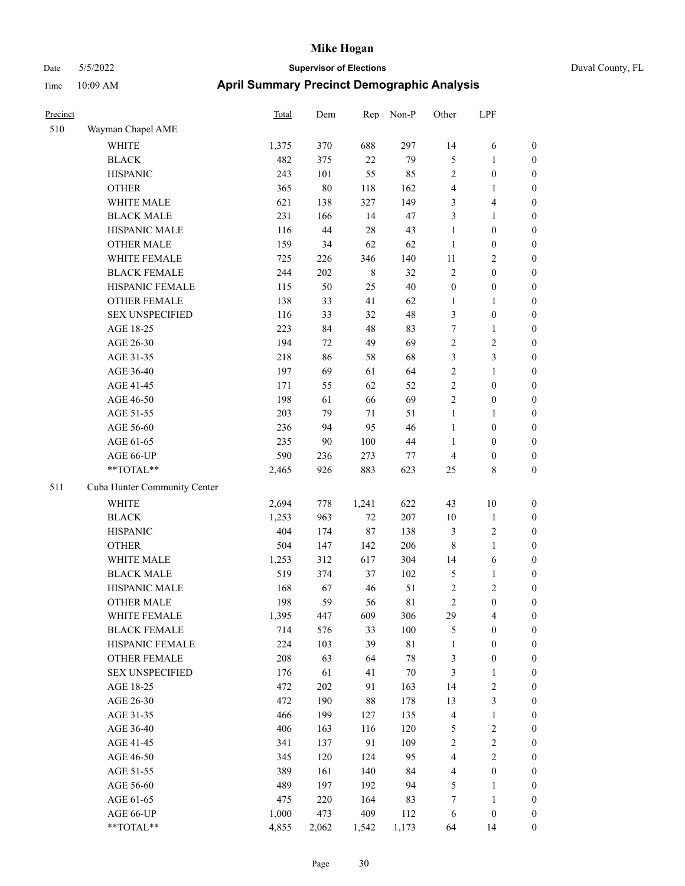| Precinct | | Total | Dem | Rep | Non-P | Other | LPF | |
|---|---|---|---|---|---|---|---|---|
| 510 | Wayman Chapel AME | | | | | | | |
| | WHITE | 1,375 | 370 | 688 | 297 | 14 | 6 | 0 |
| | BLACK | 482 | 375 | 22 | 79 | 5 | 1 | 0 |
| | HISPANIC | 243 | 101 | 55 | 85 | 2 | 0 | 0 |
| | OTHER | 365 | 80 | 118 | 162 | 4 | 1 | 0 |
| | WHITE MALE | 621 | 138 | 327 | 149 | 3 | 4 | 0 |
| | BLACK MALE | 231 | 166 | 14 | 47 | 3 | 1 | 0 |
| | HISPANIC MALE | 116 | 44 | 28 | 43 | 1 | 0 | 0 |
| | OTHER MALE | 159 | 34 | 62 | 62 | 1 | 0 | 0 |
| | WHITE FEMALE | 725 | 226 | 346 | 140 | 11 | 2 | 0 |
| | BLACK FEMALE | 244 | 202 | 8 | 32 | 2 | 0 | 0 |
| | HISPANIC FEMALE | 115 | 50 | 25 | 40 | 0 | 0 | 0 |
| | OTHER FEMALE | 138 | 33 | 41 | 62 | 1 | 1 | 0 |
| | SEX UNSPECIFIED | 116 | 33 | 32 | 48 | 3 | 0 | 0 |
| | AGE 18-25 | 223 | 84 | 48 | 83 | 7 | 1 | 0 |
| | AGE 26-30 | 194 | 72 | 49 | 69 | 2 | 2 | 0 |
| | AGE 31-35 | 218 | 86 | 58 | 68 | 3 | 3 | 0 |
| | AGE 36-40 | 197 | 69 | 61 | 64 | 2 | 1 | 0 |
| | AGE 41-45 | 171 | 55 | 62 | 52 | 2 | 0 | 0 |
| | AGE 46-50 | 198 | 61 | 66 | 69 | 2 | 0 | 0 |
| | AGE 51-55 | 203 | 79 | 71 | 51 | 1 | 1 | 0 |
| | AGE 56-60 | 236 | 94 | 95 | 46 | 1 | 0 | 0 |
| | AGE 61-65 | 235 | 90 | 100 | 44 | 1 | 0 | 0 |
| | AGE 66-UP | 590 | 236 | 273 | 77 | 4 | 0 | 0 |
| | **TOTAL** | 2,465 | 926 | 883 | 623 | 25 | 8 | 0 |
| 511 | Cuba Hunter Community Center | | | | | | | |
| | WHITE | 2,694 | 778 | 1,241 | 622 | 43 | 10 | 0 |
| | BLACK | 1,253 | 963 | 72 | 207 | 10 | 1 | 0 |
| | HISPANIC | 404 | 174 | 87 | 138 | 3 | 2 | 0 |
| | OTHER | 504 | 147 | 142 | 206 | 8 | 1 | 0 |
| | WHITE MALE | 1,253 | 312 | 617 | 304 | 14 | 6 | 0 |
| | BLACK MALE | 519 | 374 | 37 | 102 | 5 | 1 | 0 |
| | HISPANIC MALE | 168 | 67 | 46 | 51 | 2 | 2 | 0 |
| | OTHER MALE | 198 | 59 | 56 | 81 | 2 | 0 | 0 |
| | WHITE FEMALE | 1,395 | 447 | 609 | 306 | 29 | 4 | 0 |
| | BLACK FEMALE | 714 | 576 | 33 | 100 | 5 | 0 | 0 |
| | HISPANIC FEMALE | 224 | 103 | 39 | 81 | 1 | 0 | 0 |
| | OTHER FEMALE | 208 | 63 | 64 | 78 | 3 | 0 | 0 |
| | SEX UNSPECIFIED | 176 | 61 | 41 | 70 | 3 | 1 | 0 |
| | AGE 18-25 | 472 | 202 | 91 | 163 | 14 | 2 | 0 |
| | AGE 26-30 | 472 | 190 | 88 | 178 | 13 | 3 | 0 |
| | AGE 31-35 | 466 | 199 | 127 | 135 | 4 | 1 | 0 |
| | AGE 36-40 | 406 | 163 | 116 | 120 | 5 | 2 | 0 |
| | AGE 41-45 | 341 | 137 | 91 | 109 | 2 | 2 | 0 |
| | AGE 46-50 | 345 | 120 | 124 | 95 | 4 | 2 | 0 |
| | AGE 51-55 | 389 | 161 | 140 | 84 | 4 | 0 | 0 |
| | AGE 56-60 | 489 | 197 | 192 | 94 | 5 | 1 | 0 |
| | AGE 61-65 | 475 | 220 | 164 | 83 | 7 | 1 | 0 |
| | AGE 66-UP | 1,000 | 473 | 409 | 112 | 6 | 0 | 0 |
| | **TOTAL** | 4,855 | 2,062 | 1,542 | 1,173 | 64 | 14 | 0 |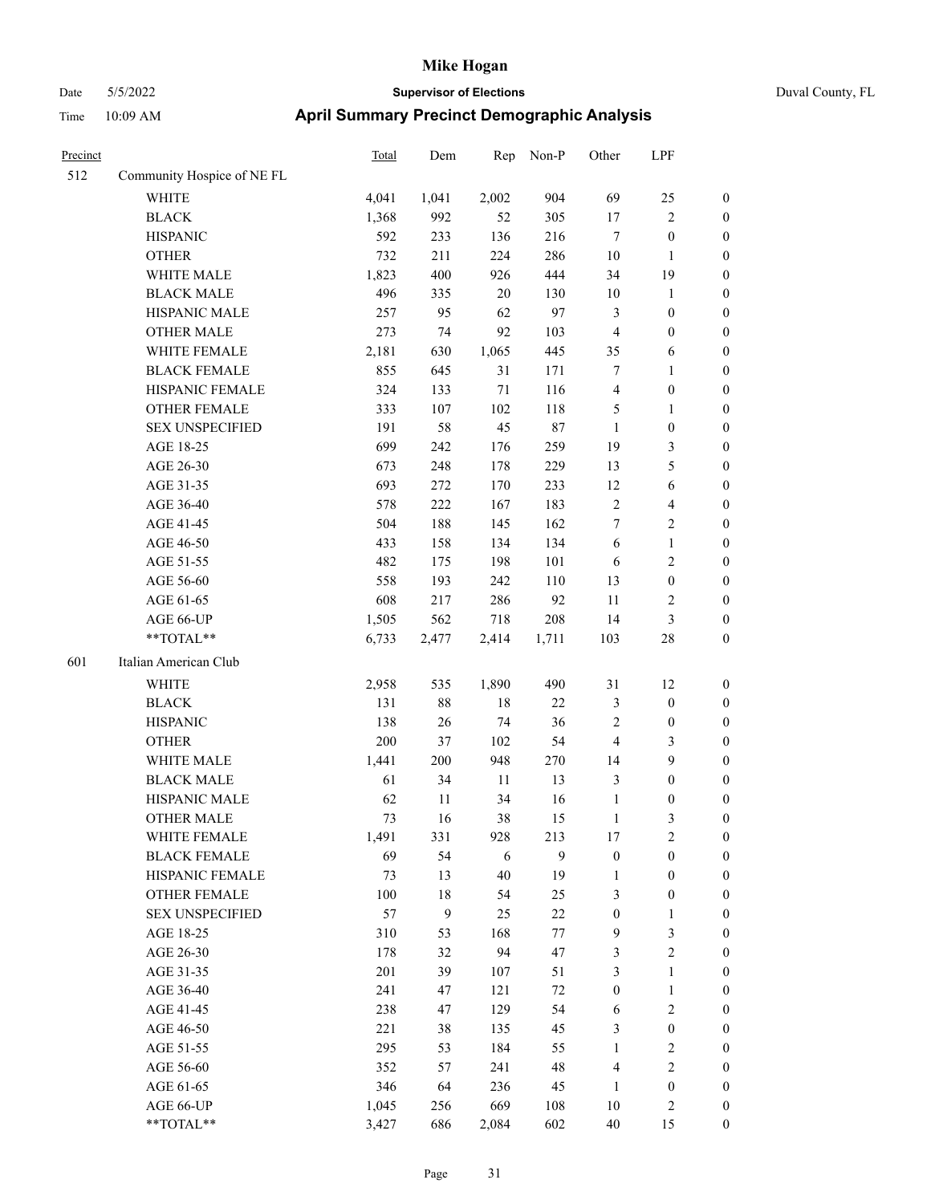# Mike Hogan

Date 5/5/2022 **Supervisor of Elections** Duval County, FL

Time 10:09 AM **April Summary Precinct Demographic Analysis**

| Precinct | | Total | Dem | Rep | Non-P | Other | LPF | |
|---|---|---|---|---|---|---|---|---|
| 512 | Community Hospice of NE FL | | | | | | | |
| | WHITE | 4,041 | 1,041 | 2,002 | 904 | 69 | 25 | 0 |
| | BLACK | 1,368 | 992 | 52 | 305 | 17 | 2 | 0 |
| | HISPANIC | 592 | 233 | 136 | 216 | 7 | 0 | 0 |
| | OTHER | 732 | 211 | 224 | 286 | 10 | 1 | 0 |
| | WHITE MALE | 1,823 | 400 | 926 | 444 | 34 | 19 | 0 |
| | BLACK MALE | 496 | 335 | 20 | 130 | 10 | 1 | 0 |
| | HISPANIC MALE | 257 | 95 | 62 | 97 | 3 | 0 | 0 |
| | OTHER MALE | 273 | 74 | 92 | 103 | 4 | 0 | 0 |
| | WHITE FEMALE | 2,181 | 630 | 1,065 | 445 | 35 | 6 | 0 |
| | BLACK FEMALE | 855 | 645 | 31 | 171 | 7 | 1 | 0 |
| | HISPANIC FEMALE | 324 | 133 | 71 | 116 | 4 | 0 | 0 |
| | OTHER FEMALE | 333 | 107 | 102 | 118 | 5 | 1 | 0 |
| | SEX UNSPECIFIED | 191 | 58 | 45 | 87 | 1 | 0 | 0 |
| | AGE 18-25 | 699 | 242 | 176 | 259 | 19 | 3 | 0 |
| | AGE 26-30 | 673 | 248 | 178 | 229 | 13 | 5 | 0 |
| | AGE 31-35 | 693 | 272 | 170 | 233 | 12 | 6 | 0 |
| | AGE 36-40 | 578 | 222 | 167 | 183 | 2 | 4 | 0 |
| | AGE 41-45 | 504 | 188 | 145 | 162 | 7 | 2 | 0 |
| | AGE 46-50 | 433 | 158 | 134 | 134 | 6 | 1 | 0 |
| | AGE 51-55 | 482 | 175 | 198 | 101 | 6 | 2 | 0 |
| | AGE 56-60 | 558 | 193 | 242 | 110 | 13 | 0 | 0 |
| | AGE 61-65 | 608 | 217 | 286 | 92 | 11 | 2 | 0 |
| | AGE 66-UP | 1,505 | 562 | 718 | 208 | 14 | 3 | 0 |
| | **TOTAL** | 6,733 | 2,477 | 2,414 | 1,711 | 103 | 28 | 0 |
| 601 | Italian American Club | | | | | | | |
| | WHITE | 2,958 | 535 | 1,890 | 490 | 31 | 12 | 0 |
| | BLACK | 131 | 88 | 18 | 22 | 3 | 0 | 0 |
| | HISPANIC | 138 | 26 | 74 | 36 | 2 | 0 | 0 |
| | OTHER | 200 | 37 | 102 | 54 | 4 | 3 | 0 |
| | WHITE MALE | 1,441 | 200 | 948 | 270 | 14 | 9 | 0 |
| | BLACK MALE | 61 | 34 | 11 | 13 | 3 | 0 | 0 |
| | HISPANIC MALE | 62 | 11 | 34 | 16 | 1 | 0 | 0 |
| | OTHER MALE | 73 | 16 | 38 | 15 | 1 | 3 | 0 |
| | WHITE FEMALE | 1,491 | 331 | 928 | 213 | 17 | 2 | 0 |
| | BLACK FEMALE | 69 | 54 | 6 | 9 | 0 | 0 | 0 |
| | HISPANIC FEMALE | 73 | 13 | 40 | 19 | 1 | 0 | 0 |
| | OTHER FEMALE | 100 | 18 | 54 | 25 | 3 | 0 | 0 |
| | SEX UNSPECIFIED | 57 | 9 | 25 | 22 | 0 | 1 | 0 |
| | AGE 18-25 | 310 | 53 | 168 | 77 | 9 | 3 | 0 |
| | AGE 26-30 | 178 | 32 | 94 | 47 | 3 | 2 | 0 |
| | AGE 31-35 | 201 | 39 | 107 | 51 | 3 | 1 | 0 |
| | AGE 36-40 | 241 | 47 | 121 | 72 | 0 | 1 | 0 |
| | AGE 41-45 | 238 | 47 | 129 | 54 | 6 | 2 | 0 |
| | AGE 46-50 | 221 | 38 | 135 | 45 | 3 | 0 | 0 |
| | AGE 51-55 | 295 | 53 | 184 | 55 | 1 | 2 | 0 |
| | AGE 56-60 | 352 | 57 | 241 | 48 | 4 | 2 | 0 |
| | AGE 61-65 | 346 | 64 | 236 | 45 | 1 | 0 | 0 |
| | AGE 66-UP | 1,045 | 256 | 669 | 108 | 10 | 2 | 0 |
| | **TOTAL** | 3,427 | 686 | 2,084 | 602 | 40 | 15 | 0 |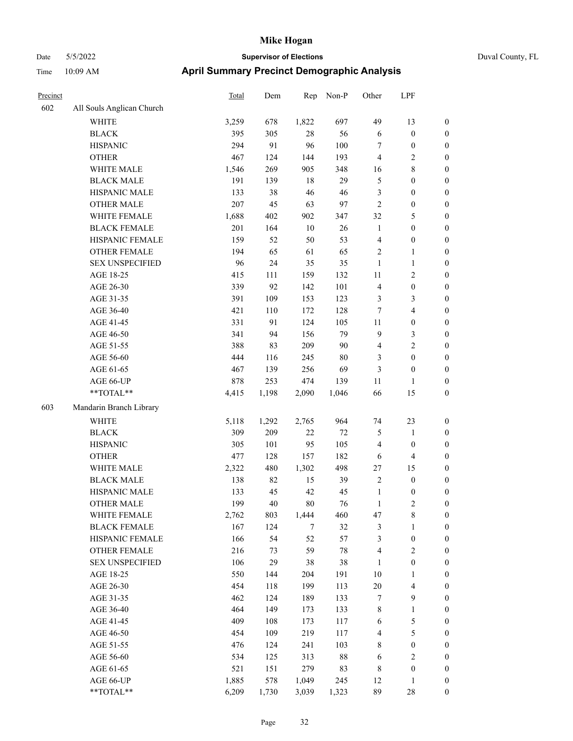# Mike Hogan

Date 5/5/2022 | **Supervisor of Elections** | Duval County, FL

Time 10:09 AM | **April Summary Precinct Demographic Analysis**

| Precinct | | Total | Dem | Rep | Non-P | Other | LPF | |
|---|---|---|---|---|---|---|---|---|
| 602 | All Souls Anglican Church | | | | | | | |
| | WHITE | 3,259 | 678 | 1,822 | 697 | 49 | 13 | 0 |
| | BLACK | 395 | 305 | 28 | 56 | 6 | 0 | 0 |
| | HISPANIC | 294 | 91 | 96 | 100 | 7 | 0 | 0 |
| | OTHER | 467 | 124 | 144 | 193 | 4 | 2 | 0 |
| | WHITE MALE | 1,546 | 269 | 905 | 348 | 16 | 8 | 0 |
| | BLACK MALE | 191 | 139 | 18 | 29 | 5 | 0 | 0 |
| | HISPANIC MALE | 133 | 38 | 46 | 46 | 3 | 0 | 0 |
| | OTHER MALE | 207 | 45 | 63 | 97 | 2 | 0 | 0 |
| | WHITE FEMALE | 1,688 | 402 | 902 | 347 | 32 | 5 | 0 |
| | BLACK FEMALE | 201 | 164 | 10 | 26 | 1 | 0 | 0 |
| | HISPANIC FEMALE | 159 | 52 | 50 | 53 | 4 | 0 | 0 |
| | OTHER FEMALE | 194 | 65 | 61 | 65 | 2 | 1 | 0 |
| | SEX UNSPECIFIED | 96 | 24 | 35 | 35 | 1 | 1 | 0 |
| | AGE 18-25 | 415 | 111 | 159 | 132 | 11 | 2 | 0 |
| | AGE 26-30 | 339 | 92 | 142 | 101 | 4 | 0 | 0 |
| | AGE 31-35 | 391 | 109 | 153 | 123 | 3 | 3 | 0 |
| | AGE 36-40 | 421 | 110 | 172 | 128 | 7 | 4 | 0 |
| | AGE 41-45 | 331 | 91 | 124 | 105 | 11 | 0 | 0 |
| | AGE 46-50 | 341 | 94 | 156 | 79 | 9 | 3 | 0 |
| | AGE 51-55 | 388 | 83 | 209 | 90 | 4 | 2 | 0 |
| | AGE 56-60 | 444 | 116 | 245 | 80 | 3 | 0 | 0 |
| | AGE 61-65 | 467 | 139 | 256 | 69 | 3 | 0 | 0 |
| | AGE 66-UP | 878 | 253 | 474 | 139 | 11 | 1 | 0 |
| | **TOTAL** | 4,415 | 1,198 | 2,090 | 1,046 | 66 | 15 | 0 |
| 603 | Mandarin Branch Library | | | | | | | |
| | WHITE | 5,118 | 1,292 | 2,765 | 964 | 74 | 23 | 0 |
| | BLACK | 309 | 209 | 22 | 72 | 5 | 1 | 0 |
| | HISPANIC | 305 | 101 | 95 | 105 | 4 | 0 | 0 |
| | OTHER | 477 | 128 | 157 | 182 | 6 | 4 | 0 |
| | WHITE MALE | 2,322 | 480 | 1,302 | 498 | 27 | 15 | 0 |
| | BLACK MALE | 138 | 82 | 15 | 39 | 2 | 0 | 0 |
| | HISPANIC MALE | 133 | 45 | 42 | 45 | 1 | 0 | 0 |
| | OTHER MALE | 199 | 40 | 80 | 76 | 1 | 2 | 0 |
| | WHITE FEMALE | 2,762 | 803 | 1,444 | 460 | 47 | 8 | 0 |
| | BLACK FEMALE | 167 | 124 | 7 | 32 | 3 | 1 | 0 |
| | HISPANIC FEMALE | 166 | 54 | 52 | 57 | 3 | 0 | 0 |
| | OTHER FEMALE | 216 | 73 | 59 | 78 | 4 | 2 | 0 |
| | SEX UNSPECIFIED | 106 | 29 | 38 | 38 | 1 | 0 | 0 |
| | AGE 18-25 | 550 | 144 | 204 | 191 | 10 | 1 | 0 |
| | AGE 26-30 | 454 | 118 | 199 | 113 | 20 | 4 | 0 |
| | AGE 31-35 | 462 | 124 | 189 | 133 | 7 | 9 | 0 |
| | AGE 36-40 | 464 | 149 | 173 | 133 | 8 | 1 | 0 |
| | AGE 41-45 | 409 | 108 | 173 | 117 | 6 | 5 | 0 |
| | AGE 46-50 | 454 | 109 | 219 | 117 | 4 | 5 | 0 |
| | AGE 51-55 | 476 | 124 | 241 | 103 | 8 | 0 | 0 |
| | AGE 56-60 | 534 | 125 | 313 | 88 | 6 | 2 | 0 |
| | AGE 61-65 | 521 | 151 | 279 | 83 | 8 | 0 | 0 |
| | AGE 66-UP | 1,885 | 578 | 1,049 | 245 | 12 | 1 | 0 |
| | **TOTAL** | 6,209 | 1,730 | 3,039 | 1,323 | 89 | 28 | 0 |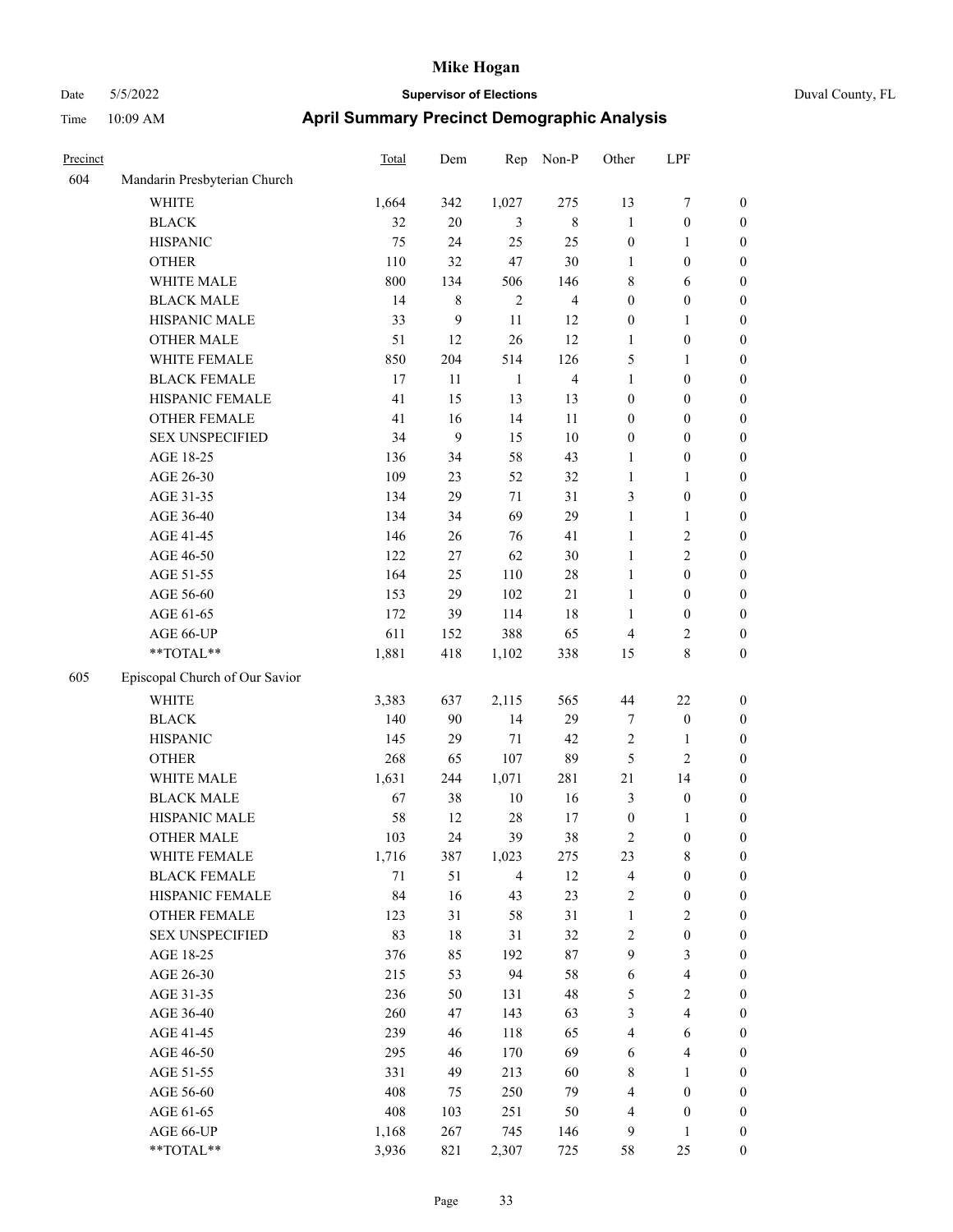# Mike Hogan

Date 5/5/2022 **Supervisor of Elections** Duval County, FL

Time 10:09 AM **April Summary Precinct Demographic Analysis**

| Precinct | | Total | Dem | Rep | Non-P | Other | LPF | |
|---|---|---|---|---|---|---|---|---|
| 604 | Mandarin Presbyterian Church | | | | | | | |
| | WHITE | 1,664 | 342 | 1,027 | 275 | 13 | 7 | 0 |
| | BLACK | 32 | 20 | 3 | 8 | 1 | 0 | 0 |
| | HISPANIC | 75 | 24 | 25 | 25 | 0 | 1 | 0 |
| | OTHER | 110 | 32 | 47 | 30 | 1 | 0 | 0 |
| | WHITE MALE | 800 | 134 | 506 | 146 | 8 | 6 | 0 |
| | BLACK MALE | 14 | 8 | 2 | 4 | 0 | 0 | 0 |
| | HISPANIC MALE | 33 | 9 | 11 | 12 | 0 | 1 | 0 |
| | OTHER MALE | 51 | 12 | 26 | 12 | 1 | 0 | 0 |
| | WHITE FEMALE | 850 | 204 | 514 | 126 | 5 | 1 | 0 |
| | BLACK FEMALE | 17 | 11 | 1 | 4 | 1 | 0 | 0 |
| | HISPANIC FEMALE | 41 | 15 | 13 | 13 | 0 | 0 | 0 |
| | OTHER FEMALE | 41 | 16 | 14 | 11 | 0 | 0 | 0 |
| | SEX UNSPECIFIED | 34 | 9 | 15 | 10 | 0 | 0 | 0 |
| | AGE 18-25 | 136 | 34 | 58 | 43 | 1 | 0 | 0 |
| | AGE 26-30 | 109 | 23 | 52 | 32 | 1 | 1 | 0 |
| | AGE 31-35 | 134 | 29 | 71 | 31 | 3 | 0 | 0 |
| | AGE 36-40 | 134 | 34 | 69 | 29 | 1 | 1 | 0 |
| | AGE 41-45 | 146 | 26 | 76 | 41 | 1 | 2 | 0 |
| | AGE 46-50 | 122 | 27 | 62 | 30 | 1 | 2 | 0 |
| | AGE 51-55 | 164 | 25 | 110 | 28 | 1 | 0 | 0 |
| | AGE 56-60 | 153 | 29 | 102 | 21 | 1 | 0 | 0 |
| | AGE 61-65 | 172 | 39 | 114 | 18 | 1 | 0 | 0 |
| | AGE 66-UP | 611 | 152 | 388 | 65 | 4 | 2 | 0 |
| | **TOTAL** | 1,881 | 418 | 1,102 | 338 | 15 | 8 | 0 |
| 605 | Episcopal Church of Our Savior | | | | | | | |
| | WHITE | 3,383 | 637 | 2,115 | 565 | 44 | 22 | 0 |
| | BLACK | 140 | 90 | 14 | 29 | 7 | 0 | 0 |
| | HISPANIC | 145 | 29 | 71 | 42 | 2 | 1 | 0 |
| | OTHER | 268 | 65 | 107 | 89 | 5 | 2 | 0 |
| | WHITE MALE | 1,631 | 244 | 1,071 | 281 | 21 | 14 | 0 |
| | BLACK MALE | 67 | 38 | 10 | 16 | 3 | 0 | 0 |
| | HISPANIC MALE | 58 | 12 | 28 | 17 | 0 | 1 | 0 |
| | OTHER MALE | 103 | 24 | 39 | 38 | 2 | 0 | 0 |
| | WHITE FEMALE | 1,716 | 387 | 1,023 | 275 | 23 | 8 | 0 |
| | BLACK FEMALE | 71 | 51 | 4 | 12 | 4 | 0 | 0 |
| | HISPANIC FEMALE | 84 | 16 | 43 | 23 | 2 | 0 | 0 |
| | OTHER FEMALE | 123 | 31 | 58 | 31 | 1 | 2 | 0 |
| | SEX UNSPECIFIED | 83 | 18 | 31 | 32 | 2 | 0 | 0 |
| | AGE 18-25 | 376 | 85 | 192 | 87 | 9 | 3 | 0 |
| | AGE 26-30 | 215 | 53 | 94 | 58 | 6 | 4 | 0 |
| | AGE 31-35 | 236 | 50 | 131 | 48 | 5 | 2 | 0 |
| | AGE 36-40 | 260 | 47 | 143 | 63 | 3 | 4 | 0 |
| | AGE 41-45 | 239 | 46 | 118 | 65 | 4 | 6 | 0 |
| | AGE 46-50 | 295 | 46 | 170 | 69 | 6 | 4 | 0 |
| | AGE 51-55 | 331 | 49 | 213 | 60 | 8 | 1 | 0 |
| | AGE 56-60 | 408 | 75 | 250 | 79 | 4 | 0 | 0 |
| | AGE 61-65 | 408 | 103 | 251 | 50 | 4 | 0 | 0 |
| | AGE 66-UP | 1,168 | 267 | 745 | 146 | 9 | 1 | 0 |
| | **TOTAL** | 3,936 | 821 | 2,307 | 725 | 58 | 25 | 0 |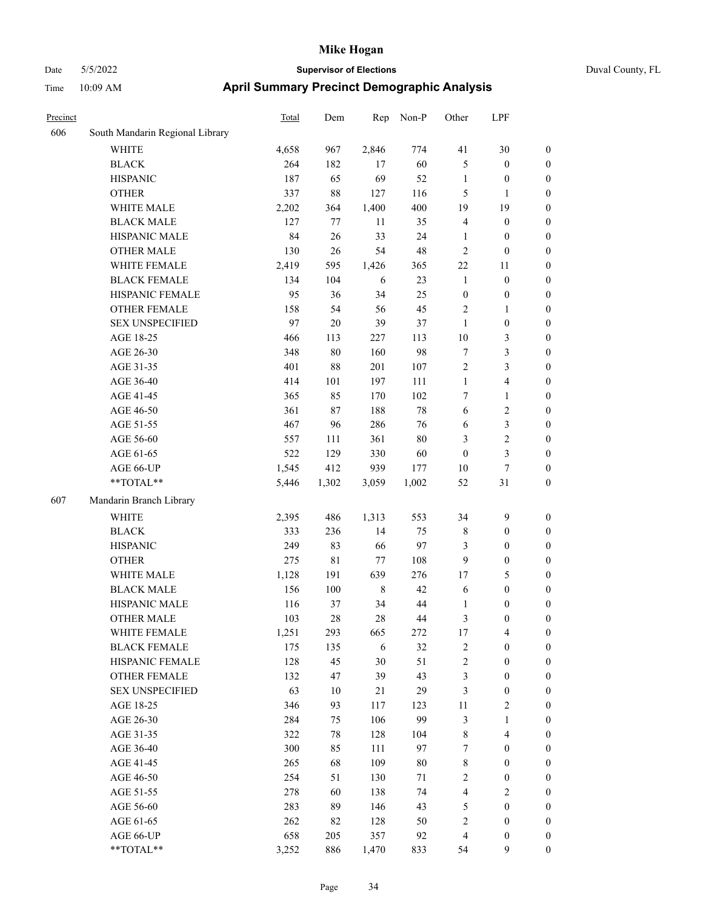# Mike Hogan

Date 5/5/2022 **Supervisor of Elections** Duval County, FL

Time 10:09 AM **April Summary Precinct Demographic Analysis**

| Precinct | | Total | Dem | Rep | Non-P | Other | LPF | |
|---|---|---|---|---|---|---|---|---|
| 606 | South Mandarin Regional Library | | | | | | | |
| | WHITE | 4,658 | 967 | 2,846 | 774 | 41 | 30 | 0 |
| | BLACK | 264 | 182 | 17 | 60 | 5 | 0 | 0 |
| | HISPANIC | 187 | 65 | 69 | 52 | 1 | 0 | 0 |
| | OTHER | 337 | 88 | 127 | 116 | 5 | 1 | 0 |
| | WHITE MALE | 2,202 | 364 | 1,400 | 400 | 19 | 19 | 0 |
| | BLACK MALE | 127 | 77 | 11 | 35 | 4 | 0 | 0 |
| | HISPANIC MALE | 84 | 26 | 33 | 24 | 1 | 0 | 0 |
| | OTHER MALE | 130 | 26 | 54 | 48 | 2 | 0 | 0 |
| | WHITE FEMALE | 2,419 | 595 | 1,426 | 365 | 22 | 11 | 0 |
| | BLACK FEMALE | 134 | 104 | 6 | 23 | 1 | 0 | 0 |
| | HISPANIC FEMALE | 95 | 36 | 34 | 25 | 0 | 0 | 0 |
| | OTHER FEMALE | 158 | 54 | 56 | 45 | 2 | 1 | 0 |
| | SEX UNSPECIFIED | 97 | 20 | 39 | 37 | 1 | 0 | 0 |
| | AGE 18-25 | 466 | 113 | 227 | 113 | 10 | 3 | 0 |
| | AGE 26-30 | 348 | 80 | 160 | 98 | 7 | 3 | 0 |
| | AGE 31-35 | 401 | 88 | 201 | 107 | 2 | 3 | 0 |
| | AGE 36-40 | 414 | 101 | 197 | 111 | 1 | 4 | 0 |
| | AGE 41-45 | 365 | 85 | 170 | 102 | 7 | 1 | 0 |
| | AGE 46-50 | 361 | 87 | 188 | 78 | 6 | 2 | 0 |
| | AGE 51-55 | 467 | 96 | 286 | 76 | 6 | 3 | 0 |
| | AGE 56-60 | 557 | 111 | 361 | 80 | 3 | 2 | 0 |
| | AGE 61-65 | 522 | 129 | 330 | 60 | 0 | 3 | 0 |
| | AGE 66-UP | 1,545 | 412 | 939 | 177 | 10 | 7 | 0 |
| | **TOTAL** | 5,446 | 1,302 | 3,059 | 1,002 | 52 | 31 | 0 |
| 607 | Mandarin Branch Library | | | | | | | |
| | WHITE | 2,395 | 486 | 1,313 | 553 | 34 | 9 | 0 |
| | BLACK | 333 | 236 | 14 | 75 | 8 | 0 | 0 |
| | HISPANIC | 249 | 83 | 66 | 97 | 3 | 0 | 0 |
| | OTHER | 275 | 81 | 77 | 108 | 9 | 0 | 0 |
| | WHITE MALE | 1,128 | 191 | 639 | 276 | 17 | 5 | 0 |
| | BLACK MALE | 156 | 100 | 8 | 42 | 6 | 0 | 0 |
| | HISPANIC MALE | 116 | 37 | 34 | 44 | 1 | 0 | 0 |
| | OTHER MALE | 103 | 28 | 28 | 44 | 3 | 0 | 0 |
| | WHITE FEMALE | 1,251 | 293 | 665 | 272 | 17 | 4 | 0 |
| | BLACK FEMALE | 175 | 135 | 6 | 32 | 2 | 0 | 0 |
| | HISPANIC FEMALE | 128 | 45 | 30 | 51 | 2 | 0 | 0 |
| | OTHER FEMALE | 132 | 47 | 39 | 43 | 3 | 0 | 0 |
| | SEX UNSPECIFIED | 63 | 10 | 21 | 29 | 3 | 0 | 0 |
| | AGE 18-25 | 346 | 93 | 117 | 123 | 11 | 2 | 0 |
| | AGE 26-30 | 284 | 75 | 106 | 99 | 3 | 1 | 0 |
| | AGE 31-35 | 322 | 78 | 128 | 104 | 8 | 4 | 0 |
| | AGE 36-40 | 300 | 85 | 111 | 97 | 7 | 0 | 0 |
| | AGE 41-45 | 265 | 68 | 109 | 80 | 8 | 0 | 0 |
| | AGE 46-50 | 254 | 51 | 130 | 71 | 2 | 0 | 0 |
| | AGE 51-55 | 278 | 60 | 138 | 74 | 4 | 2 | 0 |
| | AGE 56-60 | 283 | 89 | 146 | 43 | 5 | 0 | 0 |
| | AGE 61-65 | 262 | 82 | 128 | 50 | 2 | 0 | 0 |
| | AGE 66-UP | 658 | 205 | 357 | 92 | 4 | 0 | 0 |
| | **TOTAL** | 3,252 | 886 | 1,470 | 833 | 54 | 9 | 0 |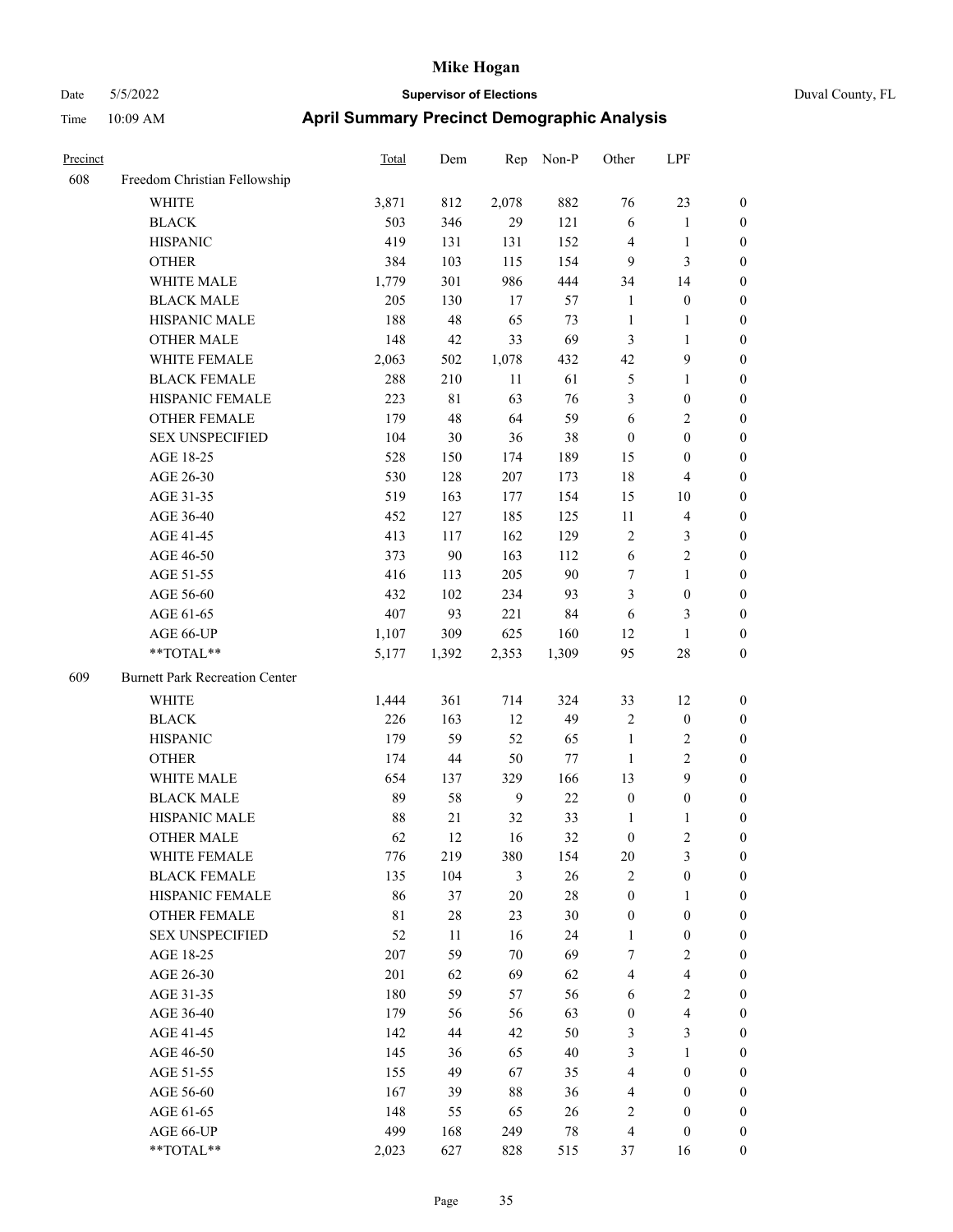# Mike Hogan

Date 5/5/2022 | **Supervisor of Elections** | Duval County, FL

Time 10:09 AM | **April Summary Precinct Demographic Analysis**

| Precinct | | Total | Dem | Rep | Non-P | Other | LPF | |
|---|---|---|---|---|---|---|---|---|
| 608 | Freedom Christian Fellowship | | | | | | | |
| | WHITE | 3,871 | 812 | 2,078 | 882 | 76 | 23 | 0 |
| | BLACK | 503 | 346 | 29 | 121 | 6 | 1 | 0 |
| | HISPANIC | 419 | 131 | 131 | 152 | 4 | 1 | 0 |
| | OTHER | 384 | 103 | 115 | 154 | 9 | 3 | 0 |
| | WHITE MALE | 1,779 | 301 | 986 | 444 | 34 | 14 | 0 |
| | BLACK MALE | 205 | 130 | 17 | 57 | 1 | 0 | 0 |
| | HISPANIC MALE | 188 | 48 | 65 | 73 | 1 | 1 | 0 |
| | OTHER MALE | 148 | 42 | 33 | 69 | 3 | 1 | 0 |
| | WHITE FEMALE | 2,063 | 502 | 1,078 | 432 | 42 | 9 | 0 |
| | BLACK FEMALE | 288 | 210 | 11 | 61 | 5 | 1 | 0 |
| | HISPANIC FEMALE | 223 | 81 | 63 | 76 | 3 | 0 | 0 |
| | OTHER FEMALE | 179 | 48 | 64 | 59 | 6 | 2 | 0 |
| | SEX UNSPECIFIED | 104 | 30 | 36 | 38 | 0 | 0 | 0 |
| | AGE 18-25 | 528 | 150 | 174 | 189 | 15 | 0 | 0 |
| | AGE 26-30 | 530 | 128 | 207 | 173 | 18 | 4 | 0 |
| | AGE 31-35 | 519 | 163 | 177 | 154 | 15 | 10 | 0 |
| | AGE 36-40 | 452 | 127 | 185 | 125 | 11 | 4 | 0 |
| | AGE 41-45 | 413 | 117 | 162 | 129 | 2 | 3 | 0 |
| | AGE 46-50 | 373 | 90 | 163 | 112 | 6 | 2 | 0 |
| | AGE 51-55 | 416 | 113 | 205 | 90 | 7 | 1 | 0 |
| | AGE 56-60 | 432 | 102 | 234 | 93 | 3 | 0 | 0 |
| | AGE 61-65 | 407 | 93 | 221 | 84 | 6 | 3 | 0 |
| | AGE 66-UP | 1,107 | 309 | 625 | 160 | 12 | 1 | 0 |
| | **TOTAL** | 5,177 | 1,392 | 2,353 | 1,309 | 95 | 28 | 0 |
| 609 | Burnett Park Recreation Center | | | | | | | |
| | WHITE | 1,444 | 361 | 714 | 324 | 33 | 12 | 0 |
| | BLACK | 226 | 163 | 12 | 49 | 2 | 0 | 0 |
| | HISPANIC | 179 | 59 | 52 | 65 | 1 | 2 | 0 |
| | OTHER | 174 | 44 | 50 | 77 | 1 | 2 | 0 |
| | WHITE MALE | 654 | 137 | 329 | 166 | 13 | 9 | 0 |
| | BLACK MALE | 89 | 58 | 9 | 22 | 0 | 0 | 0 |
| | HISPANIC MALE | 88 | 21 | 32 | 33 | 1 | 1 | 0 |
| | OTHER MALE | 62 | 12 | 16 | 32 | 0 | 2 | 0 |
| | WHITE FEMALE | 776 | 219 | 380 | 154 | 20 | 3 | 0 |
| | BLACK FEMALE | 135 | 104 | 3 | 26 | 2 | 0 | 0 |
| | HISPANIC FEMALE | 86 | 37 | 20 | 28 | 0 | 1 | 0 |
| | OTHER FEMALE | 81 | 28 | 23 | 30 | 0 | 0 | 0 |
| | SEX UNSPECIFIED | 52 | 11 | 16 | 24 | 1 | 0 | 0 |
| | AGE 18-25 | 207 | 59 | 70 | 69 | 7 | 2 | 0 |
| | AGE 26-30 | 201 | 62 | 69 | 62 | 4 | 4 | 0 |
| | AGE 31-35 | 180 | 59 | 57 | 56 | 6 | 2 | 0 |
| | AGE 36-40 | 179 | 56 | 56 | 63 | 0 | 4 | 0 |
| | AGE 41-45 | 142 | 44 | 42 | 50 | 3 | 3 | 0 |
| | AGE 46-50 | 145 | 36 | 65 | 40 | 3 | 1 | 0 |
| | AGE 51-55 | 155 | 49 | 67 | 35 | 4 | 0 | 0 |
| | AGE 56-60 | 167 | 39 | 88 | 36 | 4 | 0 | 0 |
| | AGE 61-65 | 148 | 55 | 65 | 26 | 2 | 0 | 0 |
| | AGE 66-UP | 499 | 168 | 249 | 78 | 4 | 0 | 0 |
| | **TOTAL** | 2,023 | 627 | 828 | 515 | 37 | 16 | 0 |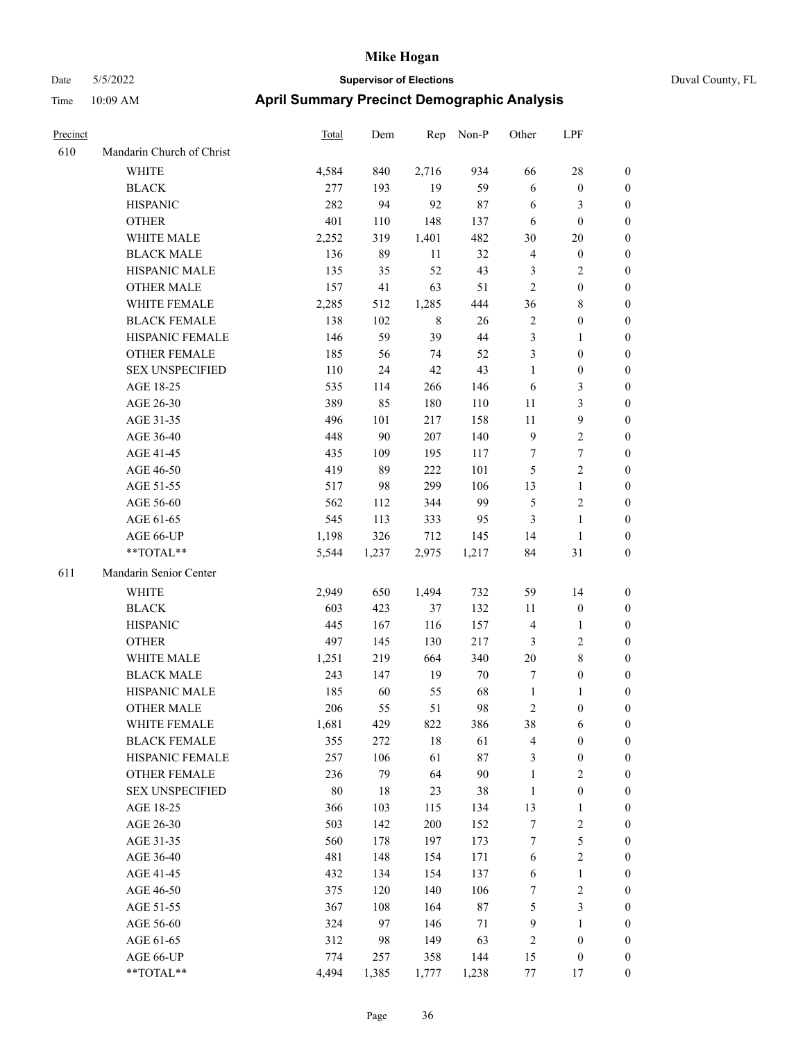**Mike Hogan**

Date 5/5/2022 **Supervisor of Elections** Duval County, FL

Time 10:09 AM **April Summary Precinct Demographic Analysis**

| Precinct | | Total | Dem | Rep | Non-P | Other | LPF | |
|---|---|---|---|---|---|---|---|---|
| 610 | Mandarin Church of Christ | | | | | | | |
| | WHITE | 4,584 | 840 | 2,716 | 934 | 66 | 28 | 0 |
| | BLACK | 277 | 193 | 19 | 59 | 6 | 0 | 0 |
| | HISPANIC | 282 | 94 | 92 | 87 | 6 | 3 | 0 |
| | OTHER | 401 | 110 | 148 | 137 | 6 | 0 | 0 |
| | WHITE MALE | 2,252 | 319 | 1,401 | 482 | 30 | 20 | 0 |
| | BLACK MALE | 136 | 89 | 11 | 32 | 4 | 0 | 0 |
| | HISPANIC MALE | 135 | 35 | 52 | 43 | 3 | 2 | 0 |
| | OTHER MALE | 157 | 41 | 63 | 51 | 2 | 0 | 0 |
| | WHITE FEMALE | 2,285 | 512 | 1,285 | 444 | 36 | 8 | 0 |
| | BLACK FEMALE | 138 | 102 | 8 | 26 | 2 | 0 | 0 |
| | HISPANIC FEMALE | 146 | 59 | 39 | 44 | 3 | 1 | 0 |
| | OTHER FEMALE | 185 | 56 | 74 | 52 | 3 | 0 | 0 |
| | SEX UNSPECIFIED | 110 | 24 | 42 | 43 | 1 | 0 | 0 |
| | AGE 18-25 | 535 | 114 | 266 | 146 | 6 | 3 | 0 |
| | AGE 26-30 | 389 | 85 | 180 | 110 | 11 | 3 | 0 |
| | AGE 31-35 | 496 | 101 | 217 | 158 | 11 | 9 | 0 |
| | AGE 36-40 | 448 | 90 | 207 | 140 | 9 | 2 | 0 |
| | AGE 41-45 | 435 | 109 | 195 | 117 | 7 | 7 | 0 |
| | AGE 46-50 | 419 | 89 | 222 | 101 | 5 | 2 | 0 |
| | AGE 51-55 | 517 | 98 | 299 | 106 | 13 | 1 | 0 |
| | AGE 56-60 | 562 | 112 | 344 | 99 | 5 | 2 | 0 |
| | AGE 61-65 | 545 | 113 | 333 | 95 | 3 | 1 | 0 |
| | AGE 66-UP | 1,198 | 326 | 712 | 145 | 14 | 1 | 0 |
| | **TOTAL** | 5,544 | 1,237 | 2,975 | 1,217 | 84 | 31 | 0 |
| 611 | Mandarin Senior Center | | | | | | | |
| | WHITE | 2,949 | 650 | 1,494 | 732 | 59 | 14 | 0 |
| | BLACK | 603 | 423 | 37 | 132 | 11 | 0 | 0 |
| | HISPANIC | 445 | 167 | 116 | 157 | 4 | 1 | 0 |
| | OTHER | 497 | 145 | 130 | 217 | 3 | 2 | 0 |
| | WHITE MALE | 1,251 | 219 | 664 | 340 | 20 | 8 | 0 |
| | BLACK MALE | 243 | 147 | 19 | 70 | 7 | 0 | 0 |
| | HISPANIC MALE | 185 | 60 | 55 | 68 | 1 | 1 | 0 |
| | OTHER MALE | 206 | 55 | 51 | 98 | 2 | 0 | 0 |
| | WHITE FEMALE | 1,681 | 429 | 822 | 386 | 38 | 6 | 0 |
| | BLACK FEMALE | 355 | 272 | 18 | 61 | 4 | 0 | 0 |
| | HISPANIC FEMALE | 257 | 106 | 61 | 87 | 3 | 0 | 0 |
| | OTHER FEMALE | 236 | 79 | 64 | 90 | 1 | 2 | 0 |
| | SEX UNSPECIFIED | 80 | 18 | 23 | 38 | 1 | 0 | 0 |
| | AGE 18-25 | 366 | 103 | 115 | 134 | 13 | 1 | 0 |
| | AGE 26-30 | 503 | 142 | 200 | 152 | 7 | 2 | 0 |
| | AGE 31-35 | 560 | 178 | 197 | 173 | 7 | 5 | 0 |
| | AGE 36-40 | 481 | 148 | 154 | 171 | 6 | 2 | 0 |
| | AGE 41-45 | 432 | 134 | 154 | 137 | 6 | 1 | 0 |
| | AGE 46-50 | 375 | 120 | 140 | 106 | 7 | 2 | 0 |
| | AGE 51-55 | 367 | 108 | 164 | 87 | 5 | 3 | 0 |
| | AGE 56-60 | 324 | 97 | 146 | 71 | 9 | 1 | 0 |
| | AGE 61-65 | 312 | 98 | 149 | 63 | 2 | 0 | 0 |
| | AGE 66-UP | 774 | 257 | 358 | 144 | 15 | 0 | 0 |
| | **TOTAL** | 4,494 | 1,385 | 1,777 | 1,238 | 77 | 17 | 0 |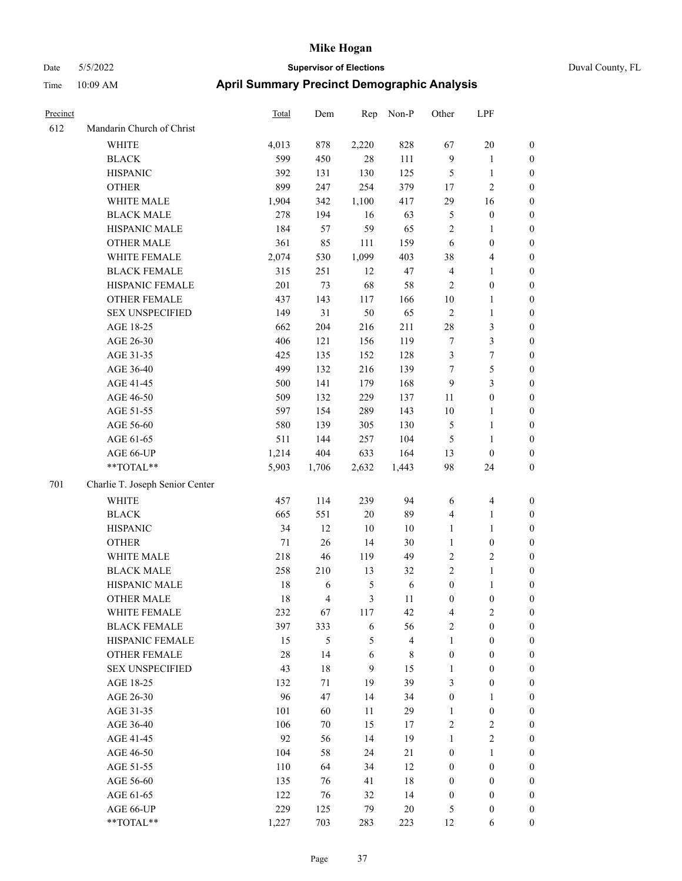# Mike Hogan

Date 5/5/2022 **Supervisor of Elections** Duval County, FL

Time 10:09 AM **April Summary Precinct Demographic Analysis**

| Precinct | | Total | Dem | Rep | Non-P | Other | LPF | |
|---|---|---|---|---|---|---|---|---|
| 612 | Mandarin Church of Christ | | | | | | | |
| | WHITE | 4,013 | 878 | 2,220 | 828 | 67 | 20 | 0 |
| | BLACK | 599 | 450 | 28 | 111 | 9 | 1 | 0 |
| | HISPANIC | 392 | 131 | 130 | 125 | 5 | 1 | 0 |
| | OTHER | 899 | 247 | 254 | 379 | 17 | 2 | 0 |
| | WHITE MALE | 1,904 | 342 | 1,100 | 417 | 29 | 16 | 0 |
| | BLACK MALE | 278 | 194 | 16 | 63 | 5 | 0 | 0 |
| | HISPANIC MALE | 184 | 57 | 59 | 65 | 2 | 1 | 0 |
| | OTHER MALE | 361 | 85 | 111 | 159 | 6 | 0 | 0 |
| | WHITE FEMALE | 2,074 | 530 | 1,099 | 403 | 38 | 4 | 0 |
| | BLACK FEMALE | 315 | 251 | 12 | 47 | 4 | 1 | 0 |
| | HISPANIC FEMALE | 201 | 73 | 68 | 58 | 2 | 0 | 0 |
| | OTHER FEMALE | 437 | 143 | 117 | 166 | 10 | 1 | 0 |
| | SEX UNSPECIFIED | 149 | 31 | 50 | 65 | 2 | 1 | 0 |
| | AGE 18-25 | 662 | 204 | 216 | 211 | 28 | 3 | 0 |
| | AGE 26-30 | 406 | 121 | 156 | 119 | 7 | 3 | 0 |
| | AGE 31-35 | 425 | 135 | 152 | 128 | 3 | 7 | 0 |
| | AGE 36-40 | 499 | 132 | 216 | 139 | 7 | 5 | 0 |
| | AGE 41-45 | 500 | 141 | 179 | 168 | 9 | 3 | 0 |
| | AGE 46-50 | 509 | 132 | 229 | 137 | 11 | 0 | 0 |
| | AGE 51-55 | 597 | 154 | 289 | 143 | 10 | 1 | 0 |
| | AGE 56-60 | 580 | 139 | 305 | 130 | 5 | 1 | 0 |
| | AGE 61-65 | 511 | 144 | 257 | 104 | 5 | 1 | 0 |
| | AGE 66-UP | 1,214 | 404 | 633 | 164 | 13 | 0 | 0 |
| | **TOTAL** | 5,903 | 1,706 | 2,632 | 1,443 | 98 | 24 | 0 |
| 701 | Charlie T. Joseph Senior Center | | | | | | | |
| | WHITE | 457 | 114 | 239 | 94 | 6 | 4 | 0 |
| | BLACK | 665 | 551 | 20 | 89 | 4 | 1 | 0 |
| | HISPANIC | 34 | 12 | 10 | 10 | 1 | 1 | 0 |
| | OTHER | 71 | 26 | 14 | 30 | 1 | 0 | 0 |
| | WHITE MALE | 218 | 46 | 119 | 49 | 2 | 2 | 0 |
| | BLACK MALE | 258 | 210 | 13 | 32 | 2 | 1 | 0 |
| | HISPANIC MALE | 18 | 6 | 5 | 6 | 0 | 1 | 0 |
| | OTHER MALE | 18 | 4 | 3 | 11 | 0 | 0 | 0 |
| | WHITE FEMALE | 232 | 67 | 117 | 42 | 4 | 2 | 0 |
| | BLACK FEMALE | 397 | 333 | 6 | 56 | 2 | 0 | 0 |
| | HISPANIC FEMALE | 15 | 5 | 5 | 4 | 1 | 0 | 0 |
| | OTHER FEMALE | 28 | 14 | 6 | 8 | 0 | 0 | 0 |
| | SEX UNSPECIFIED | 43 | 18 | 9 | 15 | 1 | 0 | 0 |
| | AGE 18-25 | 132 | 71 | 19 | 39 | 3 | 0 | 0 |
| | AGE 26-30 | 96 | 47 | 14 | 34 | 0 | 1 | 0 |
| | AGE 31-35 | 101 | 60 | 11 | 29 | 1 | 0 | 0 |
| | AGE 36-40 | 106 | 70 | 15 | 17 | 2 | 2 | 0 |
| | AGE 41-45 | 92 | 56 | 14 | 19 | 1 | 2 | 0 |
| | AGE 46-50 | 104 | 58 | 24 | 21 | 0 | 1 | 0 |
| | AGE 51-55 | 110 | 64 | 34 | 12 | 0 | 0 | 0 |
| | AGE 56-60 | 135 | 76 | 41 | 18 | 0 | 0 | 0 |
| | AGE 61-65 | 122 | 76 | 32 | 14 | 0 | 0 | 0 |
| | AGE 66-UP | 229 | 125 | 79 | 20 | 5 | 0 | 0 |
| | **TOTAL** | 1,227 | 703 | 283 | 223 | 12 | 6 | 0 |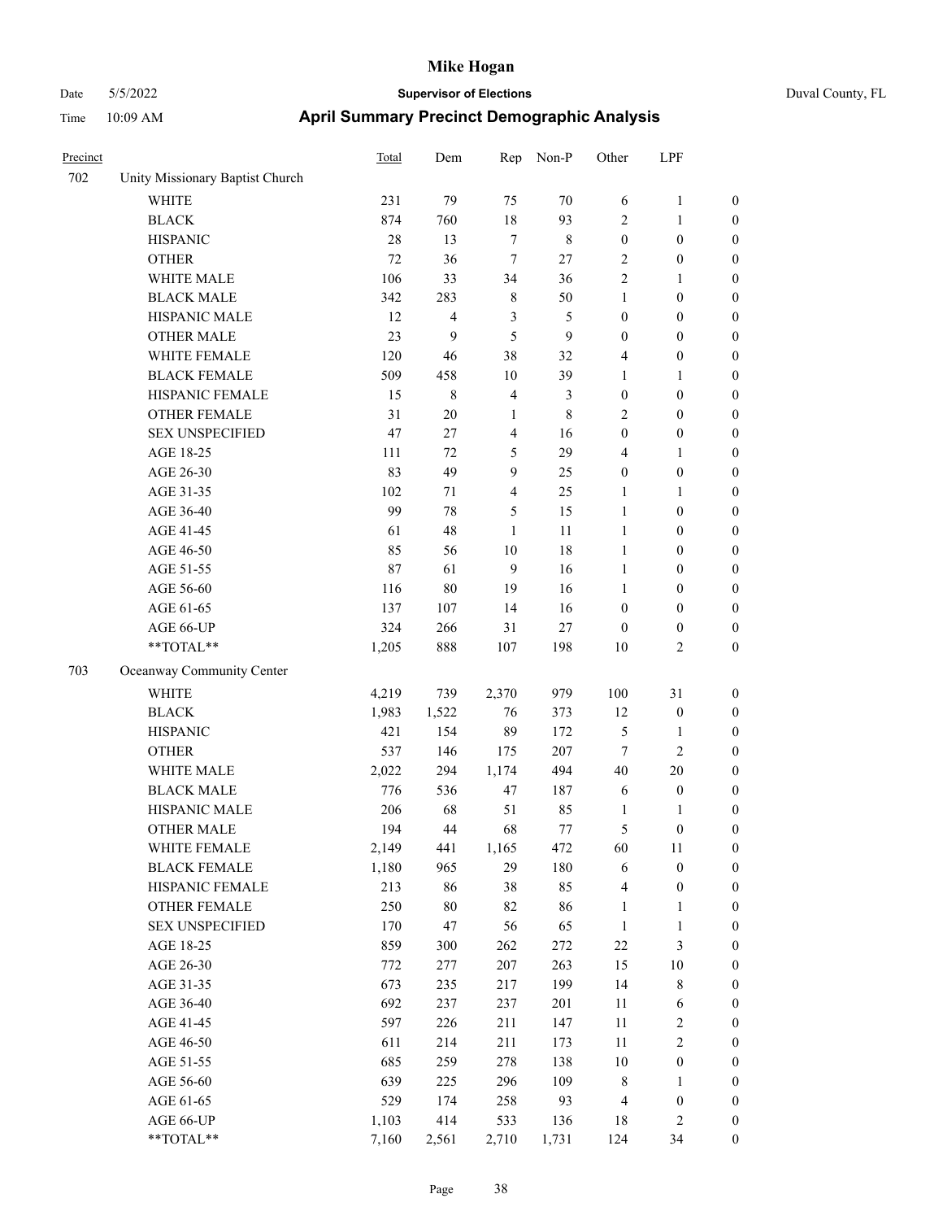# Mike Hogan

Date 5/5/2022 **Supervisor of Elections** Duval County, FL

Time 10:09 AM **April Summary Precinct Demographic Analysis**

| Precinct | | Total | Dem | Rep | Non-P | Other | LPF | |
|---|---|---|---|---|---|---|---|---|
| 702 | Unity Missionary Baptist Church | | | | | | | |
| | WHITE | 231 | 79 | 75 | 70 | 6 | 1 | 0 |
| | BLACK | 874 | 760 | 18 | 93 | 2 | 1 | 0 |
| | HISPANIC | 28 | 13 | 7 | 8 | 0 | 0 | 0 |
| | OTHER | 72 | 36 | 7 | 27 | 2 | 0 | 0 |
| | WHITE MALE | 106 | 33 | 34 | 36 | 2 | 1 | 0 |
| | BLACK MALE | 342 | 283 | 8 | 50 | 1 | 0 | 0 |
| | HISPANIC MALE | 12 | 4 | 3 | 5 | 0 | 0 | 0 |
| | OTHER MALE | 23 | 9 | 5 | 9 | 0 | 0 | 0 |
| | WHITE FEMALE | 120 | 46 | 38 | 32 | 4 | 0 | 0 |
| | BLACK FEMALE | 509 | 458 | 10 | 39 | 1 | 1 | 0 |
| | HISPANIC FEMALE | 15 | 8 | 4 | 3 | 0 | 0 | 0 |
| | OTHER FEMALE | 31 | 20 | 1 | 8 | 2 | 0 | 0 |
| | SEX UNSPECIFIED | 47 | 27 | 4 | 16 | 0 | 0 | 0 |
| | AGE 18-25 | 111 | 72 | 5 | 29 | 4 | 1 | 0 |
| | AGE 26-30 | 83 | 49 | 9 | 25 | 0 | 0 | 0 |
| | AGE 31-35 | 102 | 71 | 4 | 25 | 1 | 1 | 0 |
| | AGE 36-40 | 99 | 78 | 5 | 15 | 1 | 0 | 0 |
| | AGE 41-45 | 61 | 48 | 1 | 11 | 1 | 0 | 0 |
| | AGE 46-50 | 85 | 56 | 10 | 18 | 1 | 0 | 0 |
| | AGE 51-55 | 87 | 61 | 9 | 16 | 1 | 0 | 0 |
| | AGE 56-60 | 116 | 80 | 19 | 16 | 1 | 0 | 0 |
| | AGE 61-65 | 137 | 107 | 14 | 16 | 0 | 0 | 0 |
| | AGE 66-UP | 324 | 266 | 31 | 27 | 0 | 0 | 0 |
| | **TOTAL** | 1,205 | 888 | 107 | 198 | 10 | 2 | 0 |
| 703 | Oceanway Community Center | | | | | | | |
| | WHITE | 4,219 | 739 | 2,370 | 979 | 100 | 31 | 0 |
| | BLACK | 1,983 | 1,522 | 76 | 373 | 12 | 0 | 0 |
| | HISPANIC | 421 | 154 | 89 | 172 | 5 | 1 | 0 |
| | OTHER | 537 | 146 | 175 | 207 | 7 | 2 | 0 |
| | WHITE MALE | 2,022 | 294 | 1,174 | 494 | 40 | 20 | 0 |
| | BLACK MALE | 776 | 536 | 47 | 187 | 6 | 0 | 0 |
| | HISPANIC MALE | 206 | 68 | 51 | 85 | 1 | 1 | 0 |
| | OTHER MALE | 194 | 44 | 68 | 77 | 5 | 0 | 0 |
| | WHITE FEMALE | 2,149 | 441 | 1,165 | 472 | 60 | 11 | 0 |
| | BLACK FEMALE | 1,180 | 965 | 29 | 180 | 6 | 0 | 0 |
| | HISPANIC FEMALE | 213 | 86 | 38 | 85 | 4 | 0 | 0 |
| | OTHER FEMALE | 250 | 80 | 82 | 86 | 1 | 1 | 0 |
| | SEX UNSPECIFIED | 170 | 47 | 56 | 65 | 1 | 1 | 0 |
| | AGE 18-25 | 859 | 300 | 262 | 272 | 22 | 3 | 0 |
| | AGE 26-30 | 772 | 277 | 207 | 263 | 15 | 10 | 0 |
| | AGE 31-35 | 673 | 235 | 217 | 199 | 14 | 8 | 0 |
| | AGE 36-40 | 692 | 237 | 237 | 201 | 11 | 6 | 0 |
| | AGE 41-45 | 597 | 226 | 211 | 147 | 11 | 2 | 0 |
| | AGE 46-50 | 611 | 214 | 211 | 173 | 11 | 2 | 0 |
| | AGE 51-55 | 685 | 259 | 278 | 138 | 10 | 0 | 0 |
| | AGE 56-60 | 639 | 225 | 296 | 109 | 8 | 1 | 0 |
| | AGE 61-65 | 529 | 174 | 258 | 93 | 4 | 0 | 0 |
| | AGE 66-UP | 1,103 | 414 | 533 | 136 | 18 | 2 | 0 |
| | **TOTAL** | 7,160 | 2,561 | 2,710 | 1,731 | 124 | 34 | 0 |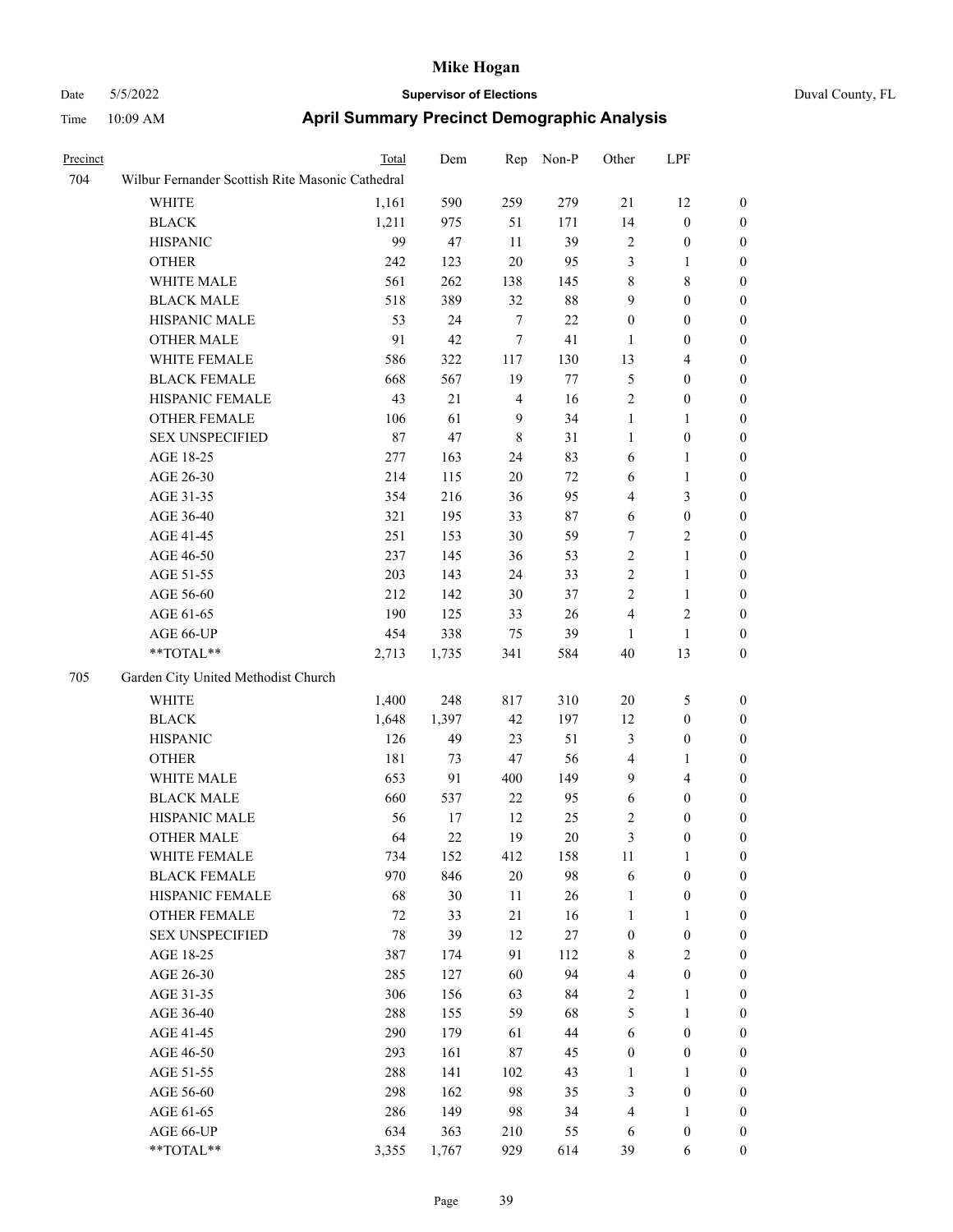# Mike Hogan

Date 5/5/2022 **Supervisor of Elections** Duval County, FL

Time 10:09 AM **April Summary Precinct Demographic Analysis**

| Precinct | | Total | Dem | Rep | Non-P | Other | LPF | |
|---|---|---|---|---|---|---|---|---|
| 704 | Wilbur Fernander Scottish Rite Masonic Cathedral | | | | | | | |
| | WHITE | 1,161 | 590 | 259 | 279 | 21 | 12 | 0 |
| | BLACK | 1,211 | 975 | 51 | 171 | 14 | 0 | 0 |
| | HISPANIC | 99 | 47 | 11 | 39 | 2 | 0 | 0 |
| | OTHER | 242 | 123 | 20 | 95 | 3 | 1 | 0 |
| | WHITE MALE | 561 | 262 | 138 | 145 | 8 | 8 | 0 |
| | BLACK MALE | 518 | 389 | 32 | 88 | 9 | 0 | 0 |
| | HISPANIC MALE | 53 | 24 | 7 | 22 | 0 | 0 | 0 |
| | OTHER MALE | 91 | 42 | 7 | 41 | 1 | 0 | 0 |
| | WHITE FEMALE | 586 | 322 | 117 | 130 | 13 | 4 | 0 |
| | BLACK FEMALE | 668 | 567 | 19 | 77 | 5 | 0 | 0 |
| | HISPANIC FEMALE | 43 | 21 | 4 | 16 | 2 | 0 | 0 |
| | OTHER FEMALE | 106 | 61 | 9 | 34 | 1 | 1 | 0 |
| | SEX UNSPECIFIED | 87 | 47 | 8 | 31 | 1 | 0 | 0 |
| | AGE 18-25 | 277 | 163 | 24 | 83 | 6 | 1 | 0 |
| | AGE 26-30 | 214 | 115 | 20 | 72 | 6 | 1 | 0 |
| | AGE 31-35 | 354 | 216 | 36 | 95 | 4 | 3 | 0 |
| | AGE 36-40 | 321 | 195 | 33 | 87 | 6 | 0 | 0 |
| | AGE 41-45 | 251 | 153 | 30 | 59 | 7 | 2 | 0 |
| | AGE 46-50 | 237 | 145 | 36 | 53 | 2 | 1 | 0 |
| | AGE 51-55 | 203 | 143 | 24 | 33 | 2 | 1 | 0 |
| | AGE 56-60 | 212 | 142 | 30 | 37 | 2 | 1 | 0 |
| | AGE 61-65 | 190 | 125 | 33 | 26 | 4 | 2 | 0 |
| | AGE 66-UP | 454 | 338 | 75 | 39 | 1 | 1 | 0 |
| | **TOTAL** | 2,713 | 1,735 | 341 | 584 | 40 | 13 | 0 |
| 705 | Garden City United Methodist Church | | | | | | | |
| | WHITE | 1,400 | 248 | 817 | 310 | 20 | 5 | 0 |
| | BLACK | 1,648 | 1,397 | 42 | 197 | 12 | 0 | 0 |
| | HISPANIC | 126 | 49 | 23 | 51 | 3 | 0 | 0 |
| | OTHER | 181 | 73 | 47 | 56 | 4 | 1 | 0 |
| | WHITE MALE | 653 | 91 | 400 | 149 | 9 | 4 | 0 |
| | BLACK MALE | 660 | 537 | 22 | 95 | 6 | 0 | 0 |
| | HISPANIC MALE | 56 | 17 | 12 | 25 | 2 | 0 | 0 |
| | OTHER MALE | 64 | 22 | 19 | 20 | 3 | 0 | 0 |
| | WHITE FEMALE | 734 | 152 | 412 | 158 | 11 | 1 | 0 |
| | BLACK FEMALE | 970 | 846 | 20 | 98 | 6 | 0 | 0 |
| | HISPANIC FEMALE | 68 | 30 | 11 | 26 | 1 | 0 | 0 |
| | OTHER FEMALE | 72 | 33 | 21 | 16 | 1 | 1 | 0 |
| | SEX UNSPECIFIED | 78 | 39 | 12 | 27 | 0 | 0 | 0 |
| | AGE 18-25 | 387 | 174 | 91 | 112 | 8 | 2 | 0 |
| | AGE 26-30 | 285 | 127 | 60 | 94 | 4 | 0 | 0 |
| | AGE 31-35 | 306 | 156 | 63 | 84 | 2 | 1 | 0 |
| | AGE 36-40 | 288 | 155 | 59 | 68 | 5 | 1 | 0 |
| | AGE 41-45 | 290 | 179 | 61 | 44 | 6 | 0 | 0 |
| | AGE 46-50 | 293 | 161 | 87 | 45 | 0 | 0 | 0 |
| | AGE 51-55 | 288 | 141 | 102 | 43 | 1 | 1 | 0 |
| | AGE 56-60 | 298 | 162 | 98 | 35 | 3 | 0 | 0 |
| | AGE 61-65 | 286 | 149 | 98 | 34 | 4 | 1 | 0 |
| | AGE 66-UP | 634 | 363 | 210 | 55 | 6 | 0 | 0 |
| | **TOTAL** | 3,355 | 1,767 | 929 | 614 | 39 | 6 | 0 |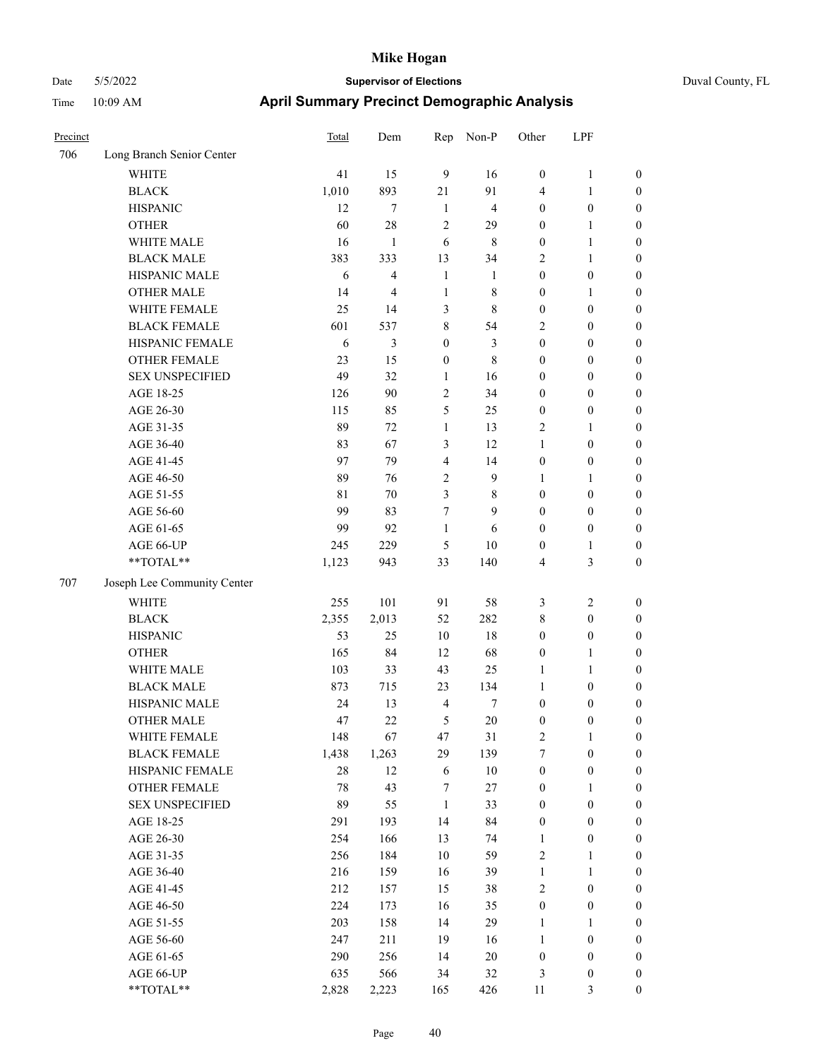# Mike Hogan

Date 5/5/2022 **Supervisor of Elections** Duval County, FL

Time 10:09 AM **April Summary Precinct Demographic Analysis**

| Precinct | | Total | Dem | Rep | Non-P | Other | LPF | |
|---|---|---|---|---|---|---|---|---|
| 706 | Long Branch Senior Center | | | | | | | |
| | WHITE | 41 | 15 | 9 | 16 | 0 | 1 | 0 |
| | BLACK | 1,010 | 893 | 21 | 91 | 4 | 1 | 0 |
| | HISPANIC | 12 | 7 | 1 | 4 | 0 | 0 | 0 |
| | OTHER | 60 | 28 | 2 | 29 | 0 | 1 | 0 |
| | WHITE MALE | 16 | 1 | 6 | 8 | 0 | 1 | 0 |
| | BLACK MALE | 383 | 333 | 13 | 34 | 2 | 1 | 0 |
| | HISPANIC MALE | 6 | 4 | 1 | 1 | 0 | 0 | 0 |
| | OTHER MALE | 14 | 4 | 1 | 8 | 0 | 1 | 0 |
| | WHITE FEMALE | 25 | 14 | 3 | 8 | 0 | 0 | 0 |
| | BLACK FEMALE | 601 | 537 | 8 | 54 | 2 | 0 | 0 |
| | HISPANIC FEMALE | 6 | 3 | 0 | 3 | 0 | 0 | 0 |
| | OTHER FEMALE | 23 | 15 | 0 | 8 | 0 | 0 | 0 |
| | SEX UNSPECIFIED | 49 | 32 | 1 | 16 | 0 | 0 | 0 |
| | AGE 18-25 | 126 | 90 | 2 | 34 | 0 | 0 | 0 |
| | AGE 26-30 | 115 | 85 | 5 | 25 | 0 | 0 | 0 |
| | AGE 31-35 | 89 | 72 | 1 | 13 | 2 | 1 | 0 |
| | AGE 36-40 | 83 | 67 | 3 | 12 | 1 | 0 | 0 |
| | AGE 41-45 | 97 | 79 | 4 | 14 | 0 | 0 | 0 |
| | AGE 46-50 | 89 | 76 | 2 | 9 | 1 | 1 | 0 |
| | AGE 51-55 | 81 | 70 | 3 | 8 | 0 | 0 | 0 |
| | AGE 56-60 | 99 | 83 | 7 | 9 | 0 | 0 | 0 |
| | AGE 61-65 | 99 | 92 | 1 | 6 | 0 | 0 | 0 |
| | AGE 66-UP | 245 | 229 | 5 | 10 | 0 | 1 | 0 |
| | **TOTAL** | 1,123 | 943 | 33 | 140 | 4 | 3 | 0 |
| 707 | Joseph Lee Community Center | | | | | | | |
| | WHITE | 255 | 101 | 91 | 58 | 3 | 2 | 0 |
| | BLACK | 2,355 | 2,013 | 52 | 282 | 8 | 0 | 0 |
| | HISPANIC | 53 | 25 | 10 | 18 | 0 | 0 | 0 |
| | OTHER | 165 | 84 | 12 | 68 | 0 | 1 | 0 |
| | WHITE MALE | 103 | 33 | 43 | 25 | 1 | 1 | 0 |
| | BLACK MALE | 873 | 715 | 23 | 134 | 1 | 0 | 0 |
| | HISPANIC MALE | 24 | 13 | 4 | 7 | 0 | 0 | 0 |
| | OTHER MALE | 47 | 22 | 5 | 20 | 0 | 0 | 0 |
| | WHITE FEMALE | 148 | 67 | 47 | 31 | 2 | 1 | 0 |
| | BLACK FEMALE | 1,438 | 1,263 | 29 | 139 | 7 | 0 | 0 |
| | HISPANIC FEMALE | 28 | 12 | 6 | 10 | 0 | 0 | 0 |
| | OTHER FEMALE | 78 | 43 | 7 | 27 | 0 | 1 | 0 |
| | SEX UNSPECIFIED | 89 | 55 | 1 | 33 | 0 | 0 | 0 |
| | AGE 18-25 | 291 | 193 | 14 | 84 | 0 | 0 | 0 |
| | AGE 26-30 | 254 | 166 | 13 | 74 | 1 | 0 | 0 |
| | AGE 31-35 | 256 | 184 | 10 | 59 | 2 | 1 | 0 |
| | AGE 36-40 | 216 | 159 | 16 | 39 | 1 | 1 | 0 |
| | AGE 41-45 | 212 | 157 | 15 | 38 | 2 | 0 | 0 |
| | AGE 46-50 | 224 | 173 | 16 | 35 | 0 | 0 | 0 |
| | AGE 51-55 | 203 | 158 | 14 | 29 | 1 | 1 | 0 |
| | AGE 56-60 | 247 | 211 | 19 | 16 | 1 | 0 | 0 |
| | AGE 61-65 | 290 | 256 | 14 | 20 | 0 | 0 | 0 |
| | AGE 66-UP | 635 | 566 | 34 | 32 | 3 | 0 | 0 |
| | **TOTAL** | 2,828 | 2,223 | 165 | 426 | 11 | 3 | 0 |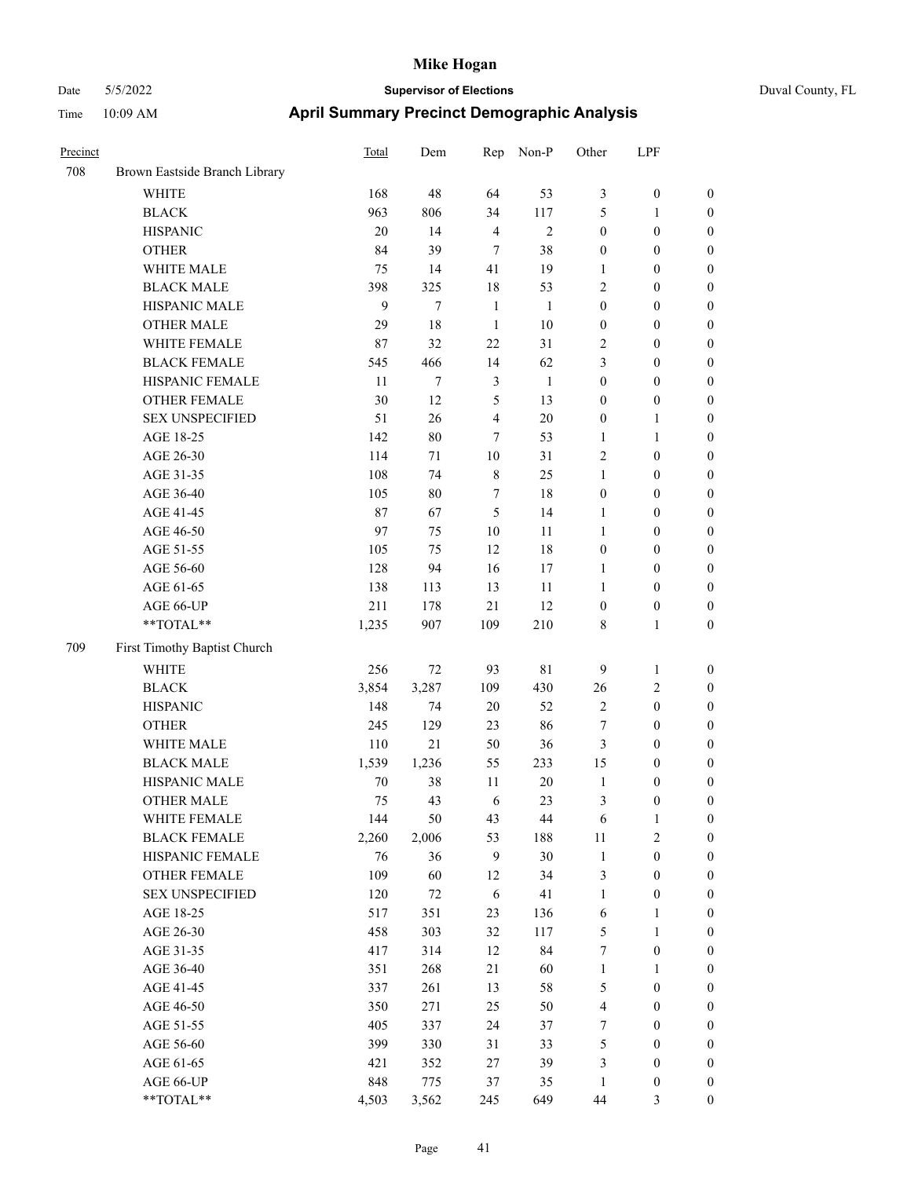# Mike Hogan

Date 5/5/2022 **Supervisor of Elections** Duval County, FL

Time 10:09 AM **April Summary Precinct Demographic Analysis**

| Precinct | | Total | Dem | Rep | Non-P | Other | LPF | |
|---|---|---|---|---|---|---|---|---|
| 708 | Brown Eastside Branch Library | | | | | | | |
| | WHITE | 168 | 48 | 64 | 53 | 3 | 0 | 0 |
| | BLACK | 963 | 806 | 34 | 117 | 5 | 1 | 0 |
| | HISPANIC | 20 | 14 | 4 | 2 | 0 | 0 | 0 |
| | OTHER | 84 | 39 | 7 | 38 | 0 | 0 | 0 |
| | WHITE MALE | 75 | 14 | 41 | 19 | 1 | 0 | 0 |
| | BLACK MALE | 398 | 325 | 18 | 53 | 2 | 0 | 0 |
| | HISPANIC MALE | 9 | 7 | 1 | 1 | 0 | 0 | 0 |
| | OTHER MALE | 29 | 18 | 1 | 10 | 0 | 0 | 0 |
| | WHITE FEMALE | 87 | 32 | 22 | 31 | 2 | 0 | 0 |
| | BLACK FEMALE | 545 | 466 | 14 | 62 | 3 | 0 | 0 |
| | HISPANIC FEMALE | 11 | 7 | 3 | 1 | 0 | 0 | 0 |
| | OTHER FEMALE | 30 | 12 | 5 | 13 | 0 | 0 | 0 |
| | SEX UNSPECIFIED | 51 | 26 | 4 | 20 | 0 | 1 | 0 |
| | AGE 18-25 | 142 | 80 | 7 | 53 | 1 | 1 | 0 |
| | AGE 26-30 | 114 | 71 | 10 | 31 | 2 | 0 | 0 |
| | AGE 31-35 | 108 | 74 | 8 | 25 | 1 | 0 | 0 |
| | AGE 36-40 | 105 | 80 | 7 | 18 | 0 | 0 | 0 |
| | AGE 41-45 | 87 | 67 | 5 | 14 | 1 | 0 | 0 |
| | AGE 46-50 | 97 | 75 | 10 | 11 | 1 | 0 | 0 |
| | AGE 51-55 | 105 | 75 | 12 | 18 | 0 | 0 | 0 |
| | AGE 56-60 | 128 | 94 | 16 | 17 | 1 | 0 | 0 |
| | AGE 61-65 | 138 | 113 | 13 | 11 | 1 | 0 | 0 |
| | AGE 66-UP | 211 | 178 | 21 | 12 | 0 | 0 | 0 |
| | **TOTAL** | 1,235 | 907 | 109 | 210 | 8 | 1 | 0 |
| 709 | First Timothy Baptist Church | | | | | | | |
| | WHITE | 256 | 72 | 93 | 81 | 9 | 1 | 0 |
| | BLACK | 3,854 | 3,287 | 109 | 430 | 26 | 2 | 0 |
| | HISPANIC | 148 | 74 | 20 | 52 | 2 | 0 | 0 |
| | OTHER | 245 | 129 | 23 | 86 | 7 | 0 | 0 |
| | WHITE MALE | 110 | 21 | 50 | 36 | 3 | 0 | 0 |
| | BLACK MALE | 1,539 | 1,236 | 55 | 233 | 15 | 0 | 0 |
| | HISPANIC MALE | 70 | 38 | 11 | 20 | 1 | 0 | 0 |
| | OTHER MALE | 75 | 43 | 6 | 23 | 3 | 0 | 0 |
| | WHITE FEMALE | 144 | 50 | 43 | 44 | 6 | 1 | 0 |
| | BLACK FEMALE | 2,260 | 2,006 | 53 | 188 | 11 | 2 | 0 |
| | HISPANIC FEMALE | 76 | 36 | 9 | 30 | 1 | 0 | 0 |
| | OTHER FEMALE | 109 | 60 | 12 | 34 | 3 | 0 | 0 |
| | SEX UNSPECIFIED | 120 | 72 | 6 | 41 | 1 | 0 | 0 |
| | AGE 18-25 | 517 | 351 | 23 | 136 | 6 | 1 | 0 |
| | AGE 26-30 | 458 | 303 | 32 | 117 | 5 | 1 | 0 |
| | AGE 31-35 | 417 | 314 | 12 | 84 | 7 | 0 | 0 |
| | AGE 36-40 | 351 | 268 | 21 | 60 | 1 | 1 | 0 |
| | AGE 41-45 | 337 | 261 | 13 | 58 | 5 | 0 | 0 |
| | AGE 46-50 | 350 | 271 | 25 | 50 | 4 | 0 | 0 |
| | AGE 51-55 | 405 | 337 | 24 | 37 | 7 | 0 | 0 |
| | AGE 56-60 | 399 | 330 | 31 | 33 | 5 | 0 | 0 |
| | AGE 61-65 | 421 | 352 | 27 | 39 | 3 | 0 | 0 |
| | AGE 66-UP | 848 | 775 | 37 | 35 | 1 | 0 | 0 |
| | **TOTAL** | 4,503 | 3,562 | 245 | 649 | 44 | 3 | 0 |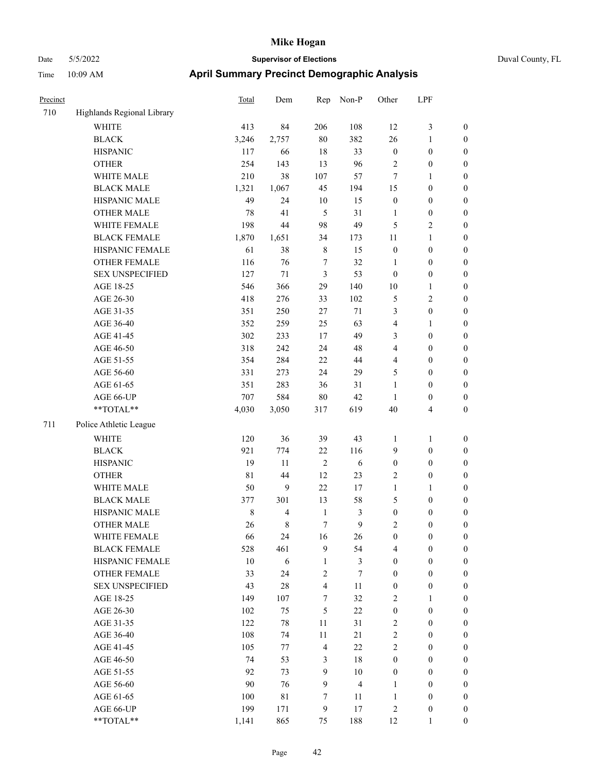# Mike Hogan

Date 5/5/2022 **Supervisor of Elections** Duval County, FL

Time 10:09 AM **April Summary Precinct Demographic Analysis**

| Precinct | | Total | Dem | Rep | Non-P | Other | LPF | |
|---|---|---|---|---|---|---|---|---|
| 710 | Highlands Regional Library | | | | | | | |
| | WHITE | 413 | 84 | 206 | 108 | 12 | 3 | 0 |
| | BLACK | 3,246 | 2,757 | 80 | 382 | 26 | 1 | 0 |
| | HISPANIC | 117 | 66 | 18 | 33 | 0 | 0 | 0 |
| | OTHER | 254 | 143 | 13 | 96 | 2 | 0 | 0 |
| | WHITE MALE | 210 | 38 | 107 | 57 | 7 | 1 | 0 |
| | BLACK MALE | 1,321 | 1,067 | 45 | 194 | 15 | 0 | 0 |
| | HISPANIC MALE | 49 | 24 | 10 | 15 | 0 | 0 | 0 |
| | OTHER MALE | 78 | 41 | 5 | 31 | 1 | 0 | 0 |
| | WHITE FEMALE | 198 | 44 | 98 | 49 | 5 | 2 | 0 |
| | BLACK FEMALE | 1,870 | 1,651 | 34 | 173 | 11 | 1 | 0 |
| | HISPANIC FEMALE | 61 | 38 | 8 | 15 | 0 | 0 | 0 |
| | OTHER FEMALE | 116 | 76 | 7 | 32 | 1 | 0 | 0 |
| | SEX UNSPECIFIED | 127 | 71 | 3 | 53 | 0 | 0 | 0 |
| | AGE 18-25 | 546 | 366 | 29 | 140 | 10 | 1 | 0 |
| | AGE 26-30 | 418 | 276 | 33 | 102 | 5 | 2 | 0 |
| | AGE 31-35 | 351 | 250 | 27 | 71 | 3 | 0 | 0 |
| | AGE 36-40 | 352 | 259 | 25 | 63 | 4 | 1 | 0 |
| | AGE 41-45 | 302 | 233 | 17 | 49 | 3 | 0 | 0 |
| | AGE 46-50 | 318 | 242 | 24 | 48 | 4 | 0 | 0 |
| | AGE 51-55 | 354 | 284 | 22 | 44 | 4 | 0 | 0 |
| | AGE 56-60 | 331 | 273 | 24 | 29 | 5 | 0 | 0 |
| | AGE 61-65 | 351 | 283 | 36 | 31 | 1 | 0 | 0 |
| | AGE 66-UP | 707 | 584 | 80 | 42 | 1 | 0 | 0 |
| | **TOTAL** | 4,030 | 3,050 | 317 | 619 | 40 | 4 | 0 |
| 711 | Police Athletic League | | | | | | | |
| | WHITE | 120 | 36 | 39 | 43 | 1 | 1 | 0 |
| | BLACK | 921 | 774 | 22 | 116 | 9 | 0 | 0 |
| | HISPANIC | 19 | 11 | 2 | 6 | 0 | 0 | 0 |
| | OTHER | 81 | 44 | 12 | 23 | 2 | 0 | 0 |
| | WHITE MALE | 50 | 9 | 22 | 17 | 1 | 1 | 0 |
| | BLACK MALE | 377 | 301 | 13 | 58 | 5 | 0 | 0 |
| | HISPANIC MALE | 8 | 4 | 1 | 3 | 0 | 0 | 0 |
| | OTHER MALE | 26 | 8 | 7 | 9 | 2 | 0 | 0 |
| | WHITE FEMALE | 66 | 24 | 16 | 26 | 0 | 0 | 0 |
| | BLACK FEMALE | 528 | 461 | 9 | 54 | 4 | 0 | 0 |
| | HISPANIC FEMALE | 10 | 6 | 1 | 3 | 0 | 0 | 0 |
| | OTHER FEMALE | 33 | 24 | 2 | 7 | 0 | 0 | 0 |
| | SEX UNSPECIFIED | 43 | 28 | 4 | 11 | 0 | 0 | 0 |
| | AGE 18-25 | 149 | 107 | 7 | 32 | 2 | 1 | 0 |
| | AGE 26-30 | 102 | 75 | 5 | 22 | 0 | 0 | 0 |
| | AGE 31-35 | 122 | 78 | 11 | 31 | 2 | 0 | 0 |
| | AGE 36-40 | 108 | 74 | 11 | 21 | 2 | 0 | 0 |
| | AGE 41-45 | 105 | 77 | 4 | 22 | 2 | 0 | 0 |
| | AGE 46-50 | 74 | 53 | 3 | 18 | 0 | 0 | 0 |
| | AGE 51-55 | 92 | 73 | 9 | 10 | 0 | 0 | 0 |
| | AGE 56-60 | 90 | 76 | 9 | 4 | 1 | 0 | 0 |
| | AGE 61-65 | 100 | 81 | 7 | 11 | 1 | 0 | 0 |
| | AGE 66-UP | 199 | 171 | 9 | 17 | 2 | 0 | 0 |
| | **TOTAL** | 1,141 | 865 | 75 | 188 | 12 | 1 | 0 |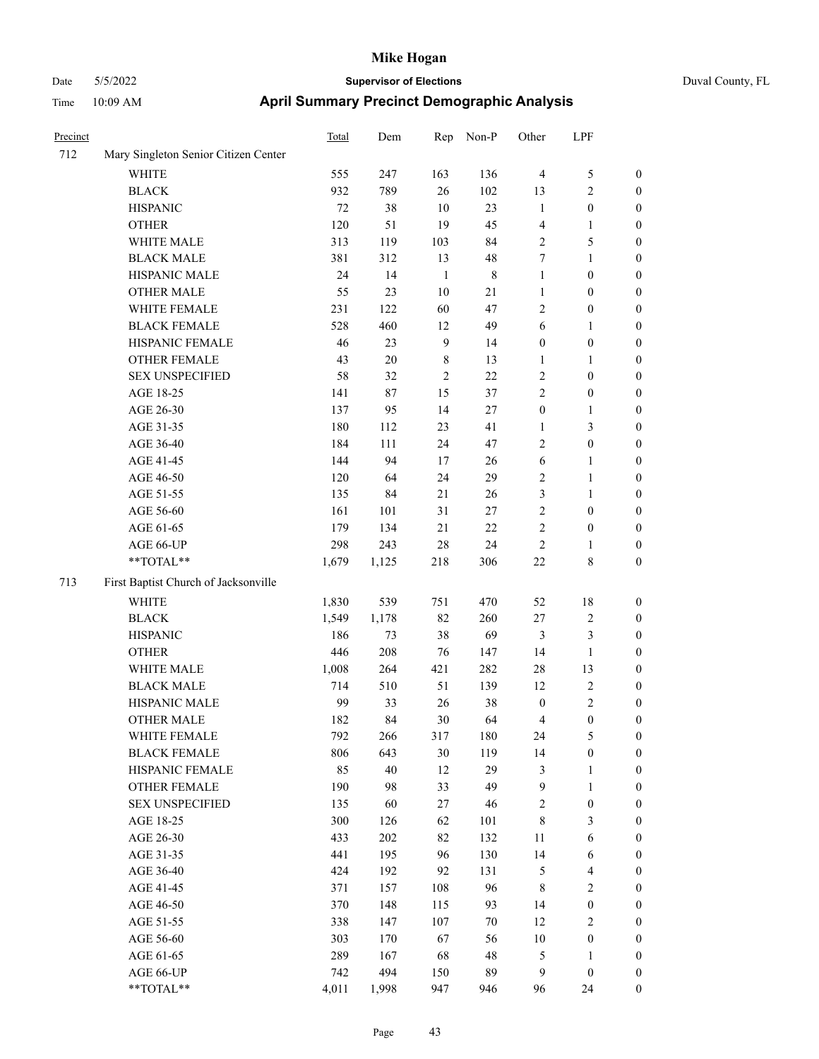# Mike Hogan

Date 5/5/2022 **Supervisor of Elections** Duval County, FL

Time 10:09 AM **April Summary Precinct Demographic Analysis**

| Precinct | | Total | Dem | Rep | Non-P | Other | LPF | |
|---|---|---|---|---|---|---|---|---|
| 712 | Mary Singleton Senior Citizen Center | | | | | | | |
| | WHITE | 555 | 247 | 163 | 136 | 4 | 5 | 0 |
| | BLACK | 932 | 789 | 26 | 102 | 13 | 2 | 0 |
| | HISPANIC | 72 | 38 | 10 | 23 | 1 | 0 | 0 |
| | OTHER | 120 | 51 | 19 | 45 | 4 | 1 | 0 |
| | WHITE MALE | 313 | 119 | 103 | 84 | 2 | 5 | 0 |
| | BLACK MALE | 381 | 312 | 13 | 48 | 7 | 1 | 0 |
| | HISPANIC MALE | 24 | 14 | 1 | 8 | 1 | 0 | 0 |
| | OTHER MALE | 55 | 23 | 10 | 21 | 1 | 0 | 0 |
| | WHITE FEMALE | 231 | 122 | 60 | 47 | 2 | 0 | 0 |
| | BLACK FEMALE | 528 | 460 | 12 | 49 | 6 | 1 | 0 |
| | HISPANIC FEMALE | 46 | 23 | 9 | 14 | 0 | 0 | 0 |
| | OTHER FEMALE | 43 | 20 | 8 | 13 | 1 | 1 | 0 |
| | SEX UNSPECIFIED | 58 | 32 | 2 | 22 | 2 | 0 | 0 |
| | AGE 18-25 | 141 | 87 | 15 | 37 | 2 | 0 | 0 |
| | AGE 26-30 | 137 | 95 | 14 | 27 | 0 | 1 | 0 |
| | AGE 31-35 | 180 | 112 | 23 | 41 | 1 | 3 | 0 |
| | AGE 36-40 | 184 | 111 | 24 | 47 | 2 | 0 | 0 |
| | AGE 41-45 | 144 | 94 | 17 | 26 | 6 | 1 | 0 |
| | AGE 46-50 | 120 | 64 | 24 | 29 | 2 | 1 | 0 |
| | AGE 51-55 | 135 | 84 | 21 | 26 | 3 | 1 | 0 |
| | AGE 56-60 | 161 | 101 | 31 | 27 | 2 | 0 | 0 |
| | AGE 61-65 | 179 | 134 | 21 | 22 | 2 | 0 | 0 |
| | AGE 66-UP | 298 | 243 | 28 | 24 | 2 | 1 | 0 |
| | **TOTAL** | 1,679 | 1,125 | 218 | 306 | 22 | 8 | 0 |
| 713 | First Baptist Church of Jacksonville | | | | | | | |
| | WHITE | 1,830 | 539 | 751 | 470 | 52 | 18 | 0 |
| | BLACK | 1,549 | 1,178 | 82 | 260 | 27 | 2 | 0 |
| | HISPANIC | 186 | 73 | 38 | 69 | 3 | 3 | 0 |
| | OTHER | 446 | 208 | 76 | 147 | 14 | 1 | 0 |
| | WHITE MALE | 1,008 | 264 | 421 | 282 | 28 | 13 | 0 |
| | BLACK MALE | 714 | 510 | 51 | 139 | 12 | 2 | 0 |
| | HISPANIC MALE | 99 | 33 | 26 | 38 | 0 | 2 | 0 |
| | OTHER MALE | 182 | 84 | 30 | 64 | 4 | 0 | 0 |
| | WHITE FEMALE | 792 | 266 | 317 | 180 | 24 | 5 | 0 |
| | BLACK FEMALE | 806 | 643 | 30 | 119 | 14 | 0 | 0 |
| | HISPANIC FEMALE | 85 | 40 | 12 | 29 | 3 | 1 | 0 |
| | OTHER FEMALE | 190 | 98 | 33 | 49 | 9 | 1 | 0 |
| | SEX UNSPECIFIED | 135 | 60 | 27 | 46 | 2 | 0 | 0 |
| | AGE 18-25 | 300 | 126 | 62 | 101 | 8 | 3 | 0 |
| | AGE 26-30 | 433 | 202 | 82 | 132 | 11 | 6 | 0 |
| | AGE 31-35 | 441 | 195 | 96 | 130 | 14 | 6 | 0 |
| | AGE 36-40 | 424 | 192 | 92 | 131 | 5 | 4 | 0 |
| | AGE 41-45 | 371 | 157 | 108 | 96 | 8 | 2 | 0 |
| | AGE 46-50 | 370 | 148 | 115 | 93 | 14 | 0 | 0 |
| | AGE 51-55 | 338 | 147 | 107 | 70 | 12 | 2 | 0 |
| | AGE 56-60 | 303 | 170 | 67 | 56 | 10 | 0 | 0 |
| | AGE 61-65 | 289 | 167 | 68 | 48 | 5 | 1 | 0 |
| | AGE 66-UP | 742 | 494 | 150 | 89 | 9 | 0 | 0 |
| | **TOTAL** | 4,011 | 1,998 | 947 | 946 | 96 | 24 | 0 |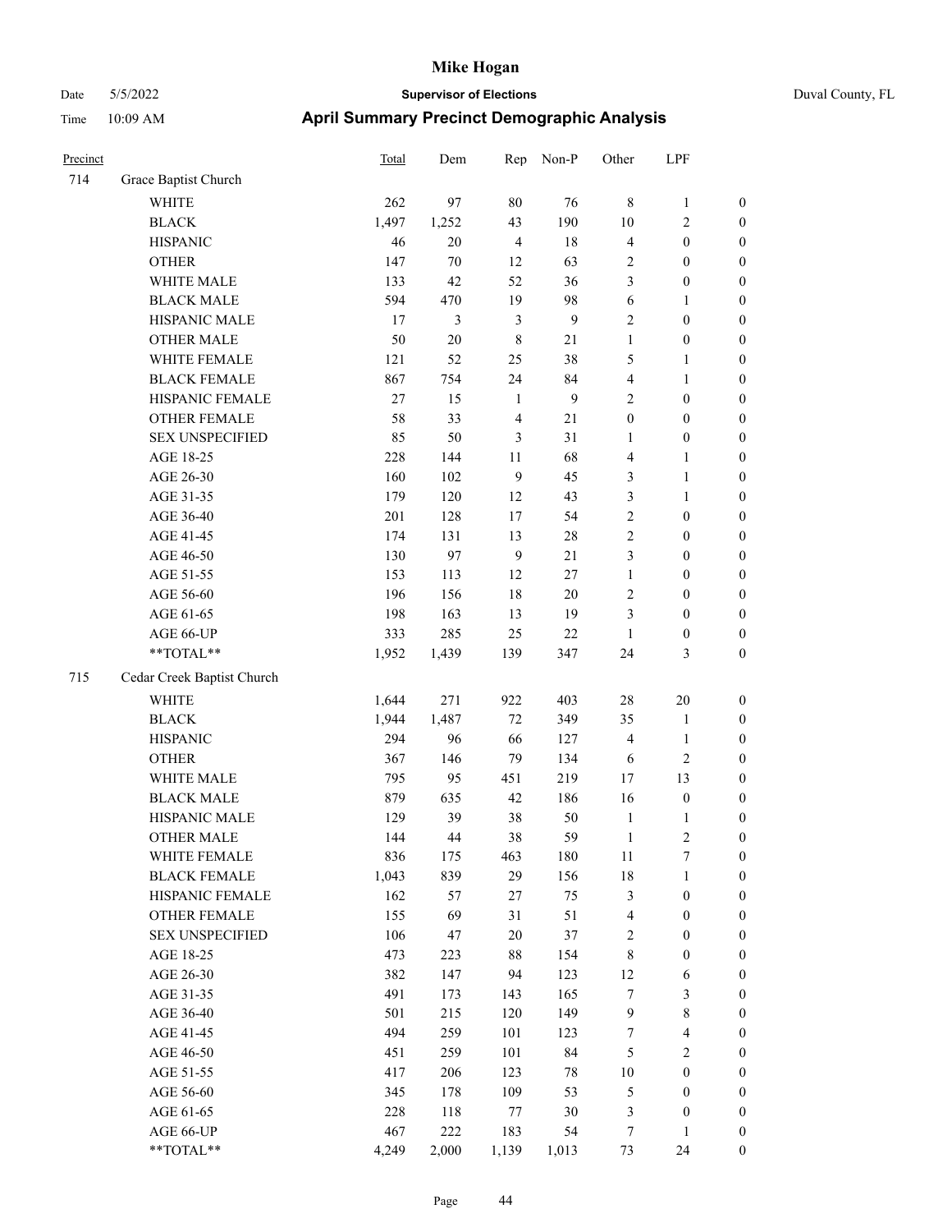# Mike Hogan

Date 5/5/2022 **Supervisor of Elections** Duval County, FL

Time 10:09 AM **April Summary Precinct Demographic Analysis**

| Precinct | | Total | Dem | Rep | Non-P | Other | LPF | |
|---|---|---|---|---|---|---|---|---|
| 714 | Grace Baptist Church | | | | | | | |
| | WHITE | 262 | 97 | 80 | 76 | 8 | 1 | 0 |
| | BLACK | 1,497 | 1,252 | 43 | 190 | 10 | 2 | 0 |
| | HISPANIC | 46 | 20 | 4 | 18 | 4 | 0 | 0 |
| | OTHER | 147 | 70 | 12 | 63 | 2 | 0 | 0 |
| | WHITE MALE | 133 | 42 | 52 | 36 | 3 | 0 | 0 |
| | BLACK MALE | 594 | 470 | 19 | 98 | 6 | 1 | 0 |
| | HISPANIC MALE | 17 | 3 | 3 | 9 | 2 | 0 | 0 |
| | OTHER MALE | 50 | 20 | 8 | 21 | 1 | 0 | 0 |
| | WHITE FEMALE | 121 | 52 | 25 | 38 | 5 | 1 | 0 |
| | BLACK FEMALE | 867 | 754 | 24 | 84 | 4 | 1 | 0 |
| | HISPANIC FEMALE | 27 | 15 | 1 | 9 | 2 | 0 | 0 |
| | OTHER FEMALE | 58 | 33 | 4 | 21 | 0 | 0 | 0 |
| | SEX UNSPECIFIED | 85 | 50 | 3 | 31 | 1 | 0 | 0 |
| | AGE 18-25 | 228 | 144 | 11 | 68 | 4 | 1 | 0 |
| | AGE 26-30 | 160 | 102 | 9 | 45 | 3 | 1 | 0 |
| | AGE 31-35 | 179 | 120 | 12 | 43 | 3 | 1 | 0 |
| | AGE 36-40 | 201 | 128 | 17 | 54 | 2 | 0 | 0 |
| | AGE 41-45 | 174 | 131 | 13 | 28 | 2 | 0 | 0 |
| | AGE 46-50 | 130 | 97 | 9 | 21 | 3 | 0 | 0 |
| | AGE 51-55 | 153 | 113 | 12 | 27 | 1 | 0 | 0 |
| | AGE 56-60 | 196 | 156 | 18 | 20 | 2 | 0 | 0 |
| | AGE 61-65 | 198 | 163 | 13 | 19 | 3 | 0 | 0 |
| | AGE 66-UP | 333 | 285 | 25 | 22 | 1 | 0 | 0 |
| | **TOTAL** | 1,952 | 1,439 | 139 | 347 | 24 | 3 | 0 |
| 715 | Cedar Creek Baptist Church | | | | | | | |
| | WHITE | 1,644 | 271 | 922 | 403 | 28 | 20 | 0 |
| | BLACK | 1,944 | 1,487 | 72 | 349 | 35 | 1 | 0 |
| | HISPANIC | 294 | 96 | 66 | 127 | 4 | 1 | 0 |
| | OTHER | 367 | 146 | 79 | 134 | 6 | 2 | 0 |
| | WHITE MALE | 795 | 95 | 451 | 219 | 17 | 13 | 0 |
| | BLACK MALE | 879 | 635 | 42 | 186 | 16 | 0 | 0 |
| | HISPANIC MALE | 129 | 39 | 38 | 50 | 1 | 1 | 0 |
| | OTHER MALE | 144 | 44 | 38 | 59 | 1 | 2 | 0 |
| | WHITE FEMALE | 836 | 175 | 463 | 180 | 11 | 7 | 0 |
| | BLACK FEMALE | 1,043 | 839 | 29 | 156 | 18 | 1 | 0 |
| | HISPANIC FEMALE | 162 | 57 | 27 | 75 | 3 | 0 | 0 |
| | OTHER FEMALE | 155 | 69 | 31 | 51 | 4 | 0 | 0 |
| | SEX UNSPECIFIED | 106 | 47 | 20 | 37 | 2 | 0 | 0 |
| | AGE 18-25 | 473 | 223 | 88 | 154 | 8 | 0 | 0 |
| | AGE 26-30 | 382 | 147 | 94 | 123 | 12 | 6 | 0 |
| | AGE 31-35 | 491 | 173 | 143 | 165 | 7 | 3 | 0 |
| | AGE 36-40 | 501 | 215 | 120 | 149 | 9 | 8 | 0 |
| | AGE 41-45 | 494 | 259 | 101 | 123 | 7 | 4 | 0 |
| | AGE 46-50 | 451 | 259 | 101 | 84 | 5 | 2 | 0 |
| | AGE 51-55 | 417 | 206 | 123 | 78 | 10 | 0 | 0 |
| | AGE 56-60 | 345 | 178 | 109 | 53 | 5 | 0 | 0 |
| | AGE 61-65 | 228 | 118 | 77 | 30 | 3 | 0 | 0 |
| | AGE 66-UP | 467 | 222 | 183 | 54 | 7 | 1 | 0 |
| | **TOTAL** | 4,249 | 2,000 | 1,139 | 1,013 | 73 | 24 | 0 |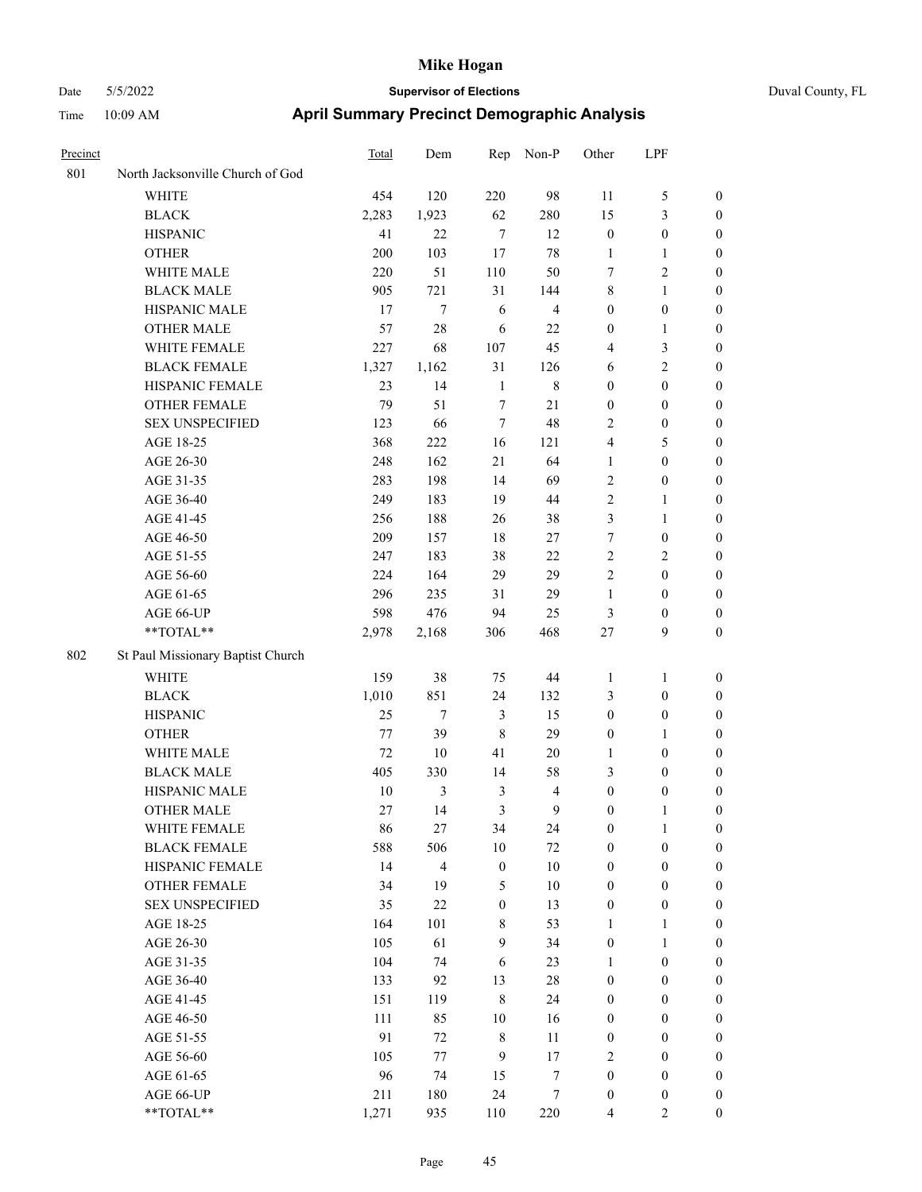# Mike Hogan

Date 5/5/2022 — **Supervisor of Elections** — Duval County, FL

Time 10:09 AM — **April Summary Precinct Demographic Analysis**

| Precinct | | Total | Dem | Rep | Non-P | Other | LPF | |
|---|---|---|---|---|---|---|---|---|
| 801 | North Jacksonville Church of God | | | | | | | |
| | WHITE | 454 | 120 | 220 | 98 | 11 | 5 | 0 |
| | BLACK | 2,283 | 1,923 | 62 | 280 | 15 | 3 | 0 |
| | HISPANIC | 41 | 22 | 7 | 12 | 0 | 0 | 0 |
| | OTHER | 200 | 103 | 17 | 78 | 1 | 1 | 0 |
| | WHITE MALE | 220 | 51 | 110 | 50 | 7 | 2 | 0 |
| | BLACK MALE | 905 | 721 | 31 | 144 | 8 | 1 | 0 |
| | HISPANIC MALE | 17 | 7 | 6 | 4 | 0 | 0 | 0 |
| | OTHER MALE | 57 | 28 | 6 | 22 | 0 | 1 | 0 |
| | WHITE FEMALE | 227 | 68 | 107 | 45 | 4 | 3 | 0 |
| | BLACK FEMALE | 1,327 | 1,162 | 31 | 126 | 6 | 2 | 0 |
| | HISPANIC FEMALE | 23 | 14 | 1 | 8 | 0 | 0 | 0 |
| | OTHER FEMALE | 79 | 51 | 7 | 21 | 0 | 0 | 0 |
| | SEX UNSPECIFIED | 123 | 66 | 7 | 48 | 2 | 0 | 0 |
| | AGE 18-25 | 368 | 222 | 16 | 121 | 4 | 5 | 0 |
| | AGE 26-30 | 248 | 162 | 21 | 64 | 1 | 0 | 0 |
| | AGE 31-35 | 283 | 198 | 14 | 69 | 2 | 0 | 0 |
| | AGE 36-40 | 249 | 183 | 19 | 44 | 2 | 1 | 0 |
| | AGE 41-45 | 256 | 188 | 26 | 38 | 3 | 1 | 0 |
| | AGE 46-50 | 209 | 157 | 18 | 27 | 7 | 0 | 0 |
| | AGE 51-55 | 247 | 183 | 38 | 22 | 2 | 2 | 0 |
| | AGE 56-60 | 224 | 164 | 29 | 29 | 2 | 0 | 0 |
| | AGE 61-65 | 296 | 235 | 31 | 29 | 1 | 0 | 0 |
| | AGE 66-UP | 598 | 476 | 94 | 25 | 3 | 0 | 0 |
| | **TOTAL** | 2,978 | 2,168 | 306 | 468 | 27 | 9 | 0 |
| 802 | St Paul Missionary Baptist Church | | | | | | | |
| | WHITE | 159 | 38 | 75 | 44 | 1 | 1 | 0 |
| | BLACK | 1,010 | 851 | 24 | 132 | 3 | 0 | 0 |
| | HISPANIC | 25 | 7 | 3 | 15 | 0 | 0 | 0 |
| | OTHER | 77 | 39 | 8 | 29 | 0 | 1 | 0 |
| | WHITE MALE | 72 | 10 | 41 | 20 | 1 | 0 | 0 |
| | BLACK MALE | 405 | 330 | 14 | 58 | 3 | 0 | 0 |
| | HISPANIC MALE | 10 | 3 | 3 | 4 | 0 | 0 | 0 |
| | OTHER MALE | 27 | 14 | 3 | 9 | 0 | 1 | 0 |
| | WHITE FEMALE | 86 | 27 | 34 | 24 | 0 | 1 | 0 |
| | BLACK FEMALE | 588 | 506 | 10 | 72 | 0 | 0 | 0 |
| | HISPANIC FEMALE | 14 | 4 | 0 | 10 | 0 | 0 | 0 |
| | OTHER FEMALE | 34 | 19 | 5 | 10 | 0 | 0 | 0 |
| | SEX UNSPECIFIED | 35 | 22 | 0 | 13 | 0 | 0 | 0 |
| | AGE 18-25 | 164 | 101 | 8 | 53 | 1 | 1 | 0 |
| | AGE 26-30 | 105 | 61 | 9 | 34 | 0 | 1 | 0 |
| | AGE 31-35 | 104 | 74 | 6 | 23 | 1 | 0 | 0 |
| | AGE 36-40 | 133 | 92 | 13 | 28 | 0 | 0 | 0 |
| | AGE 41-45 | 151 | 119 | 8 | 24 | 0 | 0 | 0 |
| | AGE 46-50 | 111 | 85 | 10 | 16 | 0 | 0 | 0 |
| | AGE 51-55 | 91 | 72 | 8 | 11 | 0 | 0 | 0 |
| | AGE 56-60 | 105 | 77 | 9 | 17 | 2 | 0 | 0 |
| | AGE 61-65 | 96 | 74 | 15 | 7 | 0 | 0 | 0 |
| | AGE 66-UP | 211 | 180 | 24 | 7 | 0 | 0 | 0 |
| | **TOTAL** | 1,271 | 935 | 110 | 220 | 4 | 2 | 0 |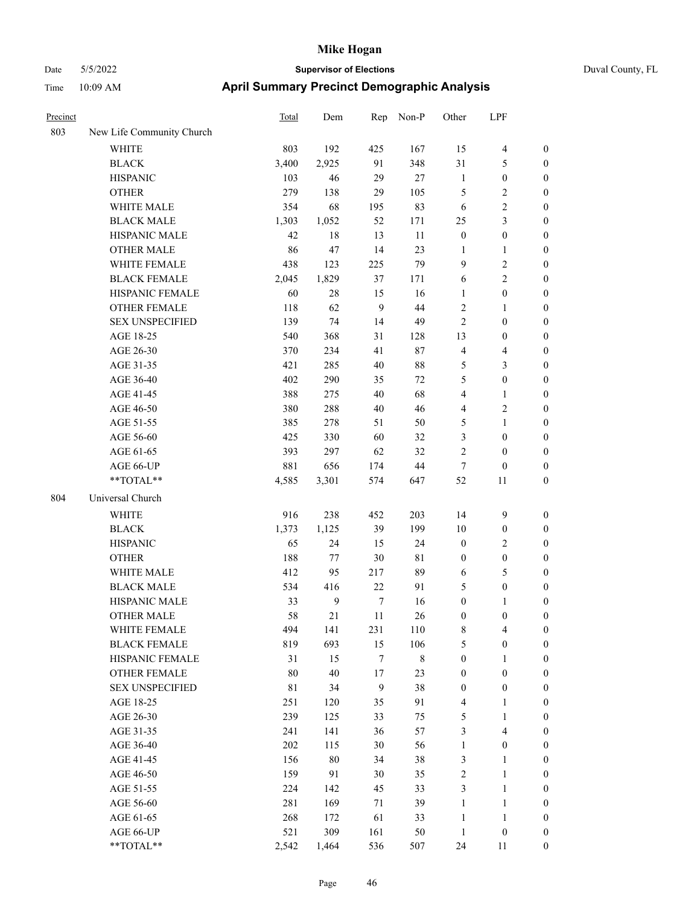# Mike Hogan

Date 5/5/2022 **Supervisor of Elections** Duval County, FL

Time 10:09 AM **April Summary Precinct Demographic Analysis**

| Precinct | | Total | Dem | Rep | Non-P | Other | LPF | |
|---|---|---|---|---|---|---|---|---|
| 803 | New Life Community Church | | | | | | | |
| | WHITE | 803 | 192 | 425 | 167 | 15 | 4 | 0 |
| | BLACK | 3,400 | 2,925 | 91 | 348 | 31 | 5 | 0 |
| | HISPANIC | 103 | 46 | 29 | 27 | 1 | 0 | 0 |
| | OTHER | 279 | 138 | 29 | 105 | 5 | 2 | 0 |
| | WHITE MALE | 354 | 68 | 195 | 83 | 6 | 2 | 0 |
| | BLACK MALE | 1,303 | 1,052 | 52 | 171 | 25 | 3 | 0 |
| | HISPANIC MALE | 42 | 18 | 13 | 11 | 0 | 0 | 0 |
| | OTHER MALE | 86 | 47 | 14 | 23 | 1 | 1 | 0 |
| | WHITE FEMALE | 438 | 123 | 225 | 79 | 9 | 2 | 0 |
| | BLACK FEMALE | 2,045 | 1,829 | 37 | 171 | 6 | 2 | 0 |
| | HISPANIC FEMALE | 60 | 28 | 15 | 16 | 1 | 0 | 0 |
| | OTHER FEMALE | 118 | 62 | 9 | 44 | 2 | 1 | 0 |
| | SEX UNSPECIFIED | 139 | 74 | 14 | 49 | 2 | 0 | 0 |
| | AGE 18-25 | 540 | 368 | 31 | 128 | 13 | 0 | 0 |
| | AGE 26-30 | 370 | 234 | 41 | 87 | 4 | 4 | 0 |
| | AGE 31-35 | 421 | 285 | 40 | 88 | 5 | 3 | 0 |
| | AGE 36-40 | 402 | 290 | 35 | 72 | 5 | 0 | 0 |
| | AGE 41-45 | 388 | 275 | 40 | 68 | 4 | 1 | 0 |
| | AGE 46-50 | 380 | 288 | 40 | 46 | 4 | 2 | 0 |
| | AGE 51-55 | 385 | 278 | 51 | 50 | 5 | 1 | 0 |
| | AGE 56-60 | 425 | 330 | 60 | 32 | 3 | 0 | 0 |
| | AGE 61-65 | 393 | 297 | 62 | 32 | 2 | 0 | 0 |
| | AGE 66-UP | 881 | 656 | 174 | 44 | 7 | 0 | 0 |
| | **TOTAL** | 4,585 | 3,301 | 574 | 647 | 52 | 11 | 0 |
| 804 | Universal Church | | | | | | | |
| | WHITE | 916 | 238 | 452 | 203 | 14 | 9 | 0 |
| | BLACK | 1,373 | 1,125 | 39 | 199 | 10 | 0 | 0 |
| | HISPANIC | 65 | 24 | 15 | 24 | 0 | 2 | 0 |
| | OTHER | 188 | 77 | 30 | 81 | 0 | 0 | 0 |
| | WHITE MALE | 412 | 95 | 217 | 89 | 6 | 5 | 0 |
| | BLACK MALE | 534 | 416 | 22 | 91 | 5 | 0 | 0 |
| | HISPANIC MALE | 33 | 9 | 7 | 16 | 0 | 1 | 0 |
| | OTHER MALE | 58 | 21 | 11 | 26 | 0 | 0 | 0 |
| | WHITE FEMALE | 494 | 141 | 231 | 110 | 8 | 4 | 0 |
| | BLACK FEMALE | 819 | 693 | 15 | 106 | 5 | 0 | 0 |
| | HISPANIC FEMALE | 31 | 15 | 7 | 8 | 0 | 1 | 0 |
| | OTHER FEMALE | 80 | 40 | 17 | 23 | 0 | 0 | 0 |
| | SEX UNSPECIFIED | 81 | 34 | 9 | 38 | 0 | 0 | 0 |
| | AGE 18-25 | 251 | 120 | 35 | 91 | 4 | 1 | 0 |
| | AGE 26-30 | 239 | 125 | 33 | 75 | 5 | 1 | 0 |
| | AGE 31-35 | 241 | 141 | 36 | 57 | 3 | 4 | 0 |
| | AGE 36-40 | 202 | 115 | 30 | 56 | 1 | 0 | 0 |
| | AGE 41-45 | 156 | 80 | 34 | 38 | 3 | 1 | 0 |
| | AGE 46-50 | 159 | 91 | 30 | 35 | 2 | 1 | 0 |
| | AGE 51-55 | 224 | 142 | 45 | 33 | 3 | 1 | 0 |
| | AGE 56-60 | 281 | 169 | 71 | 39 | 1 | 1 | 0 |
| | AGE 61-65 | 268 | 172 | 61 | 33 | 1 | 1 | 0 |
| | AGE 66-UP | 521 | 309 | 161 | 50 | 1 | 0 | 0 |
| | **TOTAL** | 2,542 | 1,464 | 536 | 507 | 24 | 11 | 0 |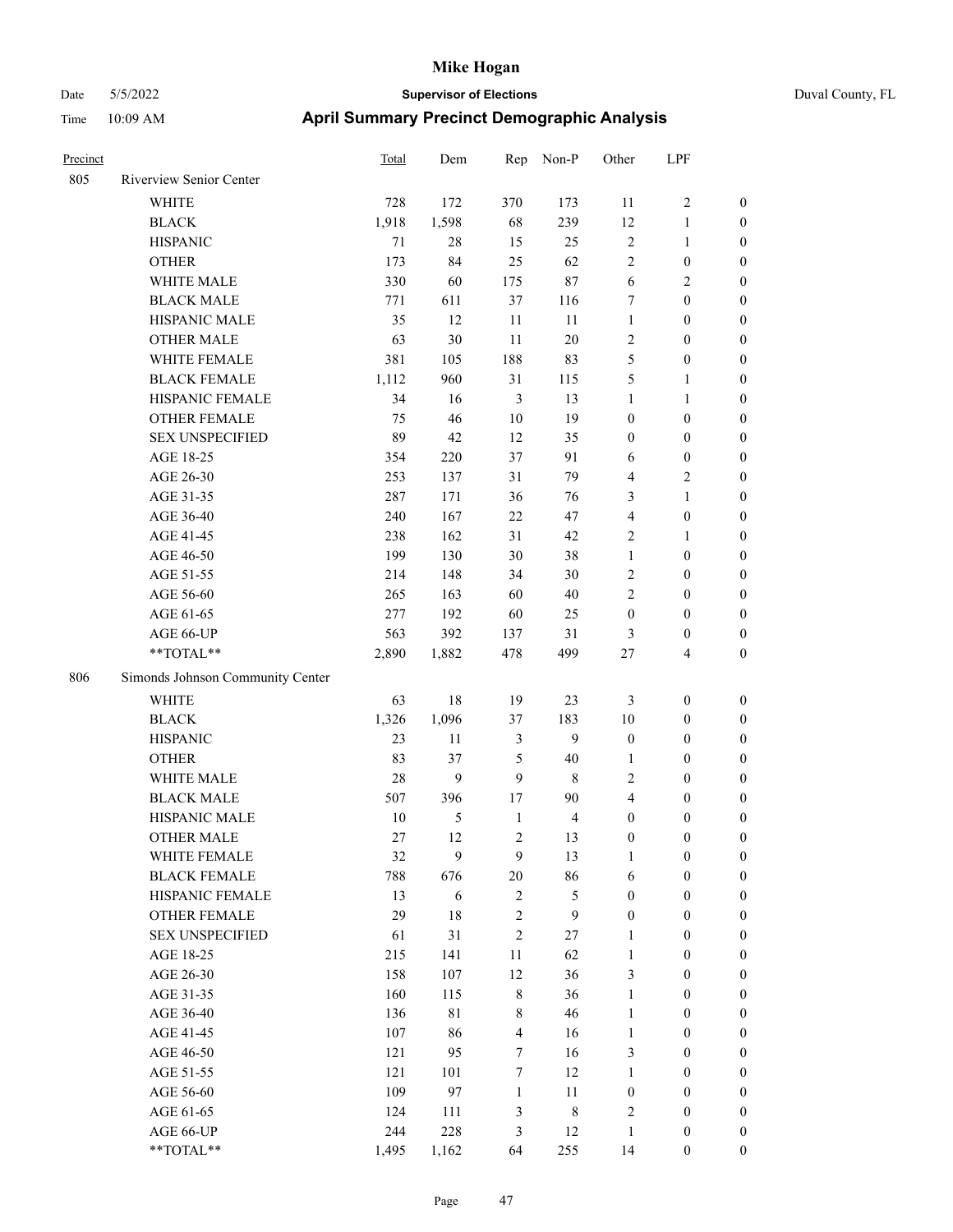# Mike Hogan

Date 5/5/2022 **Supervisor of Elections** Duval County, FL

Time 10:09 AM **April Summary Precinct Demographic Analysis**

| Precinct | | Total | Dem | Rep | Non-P | Other | LPF | |
|---|---|---|---|---|---|---|---|---|
| 805 | Riverview Senior Center | | | | | | | |
| | WHITE | 728 | 172 | 370 | 173 | 11 | 2 | 0 |
| | BLACK | 1,918 | 1,598 | 68 | 239 | 12 | 1 | 0 |
| | HISPANIC | 71 | 28 | 15 | 25 | 2 | 1 | 0 |
| | OTHER | 173 | 84 | 25 | 62 | 2 | 0 | 0 |
| | WHITE MALE | 330 | 60 | 175 | 87 | 6 | 2 | 0 |
| | BLACK MALE | 771 | 611 | 37 | 116 | 7 | 0 | 0 |
| | HISPANIC MALE | 35 | 12 | 11 | 11 | 1 | 0 | 0 |
| | OTHER MALE | 63 | 30 | 11 | 20 | 2 | 0 | 0 |
| | WHITE FEMALE | 381 | 105 | 188 | 83 | 5 | 0 | 0 |
| | BLACK FEMALE | 1,112 | 960 | 31 | 115 | 5 | 1 | 0 |
| | HISPANIC FEMALE | 34 | 16 | 3 | 13 | 1 | 1 | 0 |
| | OTHER FEMALE | 75 | 46 | 10 | 19 | 0 | 0 | 0 |
| | SEX UNSPECIFIED | 89 | 42 | 12 | 35 | 0 | 0 | 0 |
| | AGE 18-25 | 354 | 220 | 37 | 91 | 6 | 0 | 0 |
| | AGE 26-30 | 253 | 137 | 31 | 79 | 4 | 2 | 0 |
| | AGE 31-35 | 287 | 171 | 36 | 76 | 3 | 1 | 0 |
| | AGE 36-40 | 240 | 167 | 22 | 47 | 4 | 0 | 0 |
| | AGE 41-45 | 238 | 162 | 31 | 42 | 2 | 1 | 0 |
| | AGE 46-50 | 199 | 130 | 30 | 38 | 1 | 0 | 0 |
| | AGE 51-55 | 214 | 148 | 34 | 30 | 2 | 0 | 0 |
| | AGE 56-60 | 265 | 163 | 60 | 40 | 2 | 0 | 0 |
| | AGE 61-65 | 277 | 192 | 60 | 25 | 0 | 0 | 0 |
| | AGE 66-UP | 563 | 392 | 137 | 31 | 3 | 0 | 0 |
| | **TOTAL** | 2,890 | 1,882 | 478 | 499 | 27 | 4 | 0 |
| 806 | Simonds Johnson Community Center | | | | | | | |
| | WHITE | 63 | 18 | 19 | 23 | 3 | 0 | 0 |
| | BLACK | 1,326 | 1,096 | 37 | 183 | 10 | 0 | 0 |
| | HISPANIC | 23 | 11 | 3 | 9 | 0 | 0 | 0 |
| | OTHER | 83 | 37 | 5 | 40 | 1 | 0 | 0 |
| | WHITE MALE | 28 | 9 | 9 | 8 | 2 | 0 | 0 |
| | BLACK MALE | 507 | 396 | 17 | 90 | 4 | 0 | 0 |
| | HISPANIC MALE | 10 | 5 | 1 | 4 | 0 | 0 | 0 |
| | OTHER MALE | 27 | 12 | 2 | 13 | 0 | 0 | 0 |
| | WHITE FEMALE | 32 | 9 | 9 | 13 | 1 | 0 | 0 |
| | BLACK FEMALE | 788 | 676 | 20 | 86 | 6 | 0 | 0 |
| | HISPANIC FEMALE | 13 | 6 | 2 | 5 | 0 | 0 | 0 |
| | OTHER FEMALE | 29 | 18 | 2 | 9 | 0 | 0 | 0 |
| | SEX UNSPECIFIED | 61 | 31 | 2 | 27 | 1 | 0 | 0 |
| | AGE 18-25 | 215 | 141 | 11 | 62 | 1 | 0 | 0 |
| | AGE 26-30 | 158 | 107 | 12 | 36 | 3 | 0 | 0 |
| | AGE 31-35 | 160 | 115 | 8 | 36 | 1 | 0 | 0 |
| | AGE 36-40 | 136 | 81 | 8 | 46 | 1 | 0 | 0 |
| | AGE 41-45 | 107 | 86 | 4 | 16 | 1 | 0 | 0 |
| | AGE 46-50 | 121 | 95 | 7 | 16 | 3 | 0 | 0 |
| | AGE 51-55 | 121 | 101 | 7 | 12 | 1 | 0 | 0 |
| | AGE 56-60 | 109 | 97 | 1 | 11 | 0 | 0 | 0 |
| | AGE 61-65 | 124 | 111 | 3 | 8 | 2 | 0 | 0 |
| | AGE 66-UP | 244 | 228 | 3 | 12 | 1 | 0 | 0 |
| | **TOTAL** | 1,495 | 1,162 | 64 | 255 | 14 | 0 | 0 |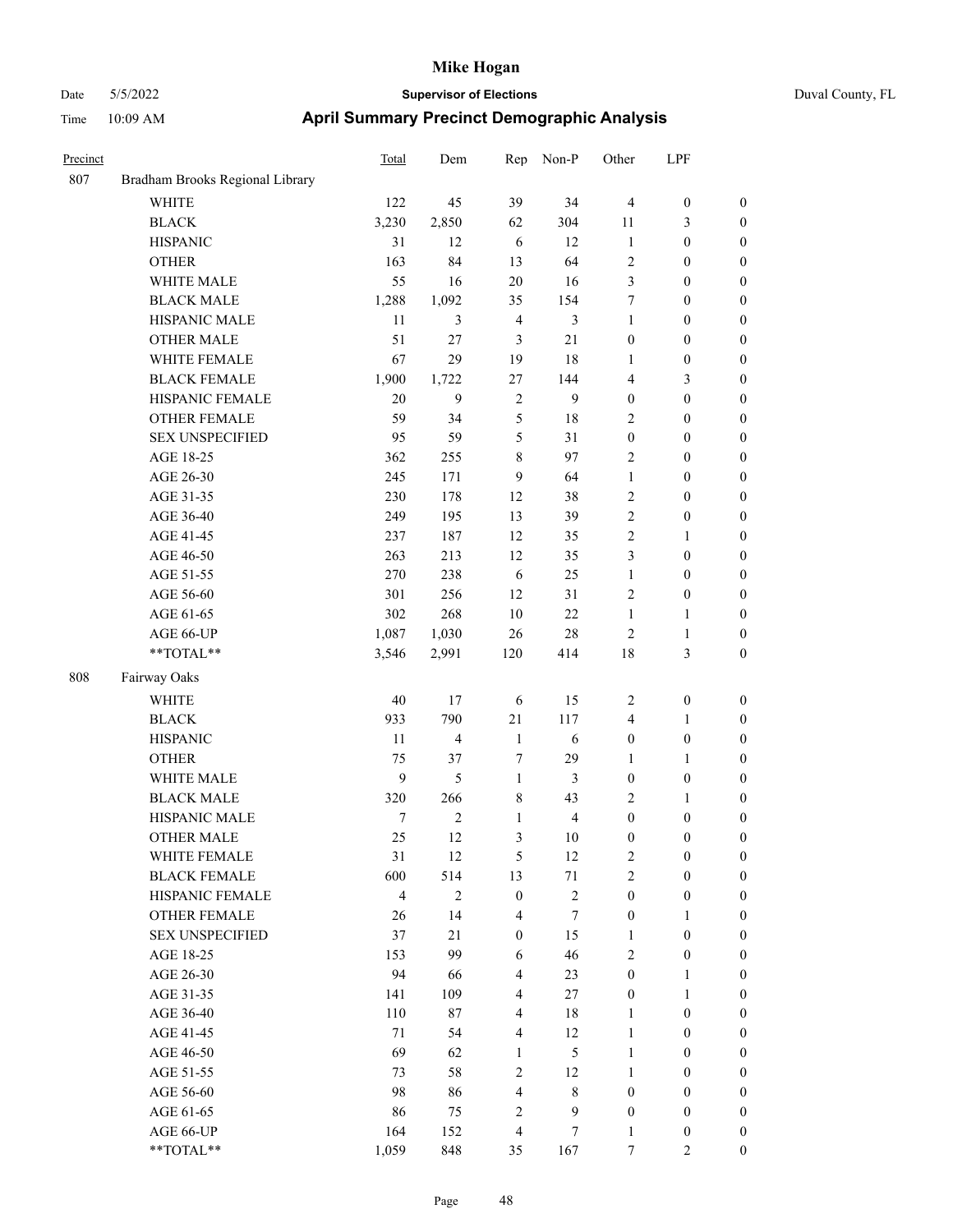# Mike Hogan

Date 5/5/2022 **Supervisor of Elections** Duval County, FL

Time 10:09 AM **April Summary Precinct Demographic Analysis**

| Precinct | | Total | Dem | Rep | Non-P | Other | LPF | |
|---|---|---|---|---|---|---|---|---|
| 807 | Bradham Brooks Regional Library | | | | | | | |
| | WHITE | 122 | 45 | 39 | 34 | 4 | 0 | 0 |
| | BLACK | 3,230 | 2,850 | 62 | 304 | 11 | 3 | 0 |
| | HISPANIC | 31 | 12 | 6 | 12 | 1 | 0 | 0 |
| | OTHER | 163 | 84 | 13 | 64 | 2 | 0 | 0 |
| | WHITE MALE | 55 | 16 | 20 | 16 | 3 | 0 | 0 |
| | BLACK MALE | 1,288 | 1,092 | 35 | 154 | 7 | 0 | 0 |
| | HISPANIC MALE | 11 | 3 | 4 | 3 | 1 | 0 | 0 |
| | OTHER MALE | 51 | 27 | 3 | 21 | 0 | 0 | 0 |
| | WHITE FEMALE | 67 | 29 | 19 | 18 | 1 | 0 | 0 |
| | BLACK FEMALE | 1,900 | 1,722 | 27 | 144 | 4 | 3 | 0 |
| | HISPANIC FEMALE | 20 | 9 | 2 | 9 | 0 | 0 | 0 |
| | OTHER FEMALE | 59 | 34 | 5 | 18 | 2 | 0 | 0 |
| | SEX UNSPECIFIED | 95 | 59 | 5 | 31 | 0 | 0 | 0 |
| | AGE 18-25 | 362 | 255 | 8 | 97 | 2 | 0 | 0 |
| | AGE 26-30 | 245 | 171 | 9 | 64 | 1 | 0 | 0 |
| | AGE 31-35 | 230 | 178 | 12 | 38 | 2 | 0 | 0 |
| | AGE 36-40 | 249 | 195 | 13 | 39 | 2 | 0 | 0 |
| | AGE 41-45 | 237 | 187 | 12 | 35 | 2 | 1 | 0 |
| | AGE 46-50 | 263 | 213 | 12 | 35 | 3 | 0 | 0 |
| | AGE 51-55 | 270 | 238 | 6 | 25 | 1 | 0 | 0 |
| | AGE 56-60 | 301 | 256 | 12 | 31 | 2 | 0 | 0 |
| | AGE 61-65 | 302 | 268 | 10 | 22 | 1 | 1 | 0 |
| | AGE 66-UP | 1,087 | 1,030 | 26 | 28 | 2 | 1 | 0 |
| | **TOTAL** | 3,546 | 2,991 | 120 | 414 | 18 | 3 | 0 |
| 808 | Fairway Oaks | | | | | | | |
| | WHITE | 40 | 17 | 6 | 15 | 2 | 0 | 0 |
| | BLACK | 933 | 790 | 21 | 117 | 4 | 1 | 0 |
| | HISPANIC | 11 | 4 | 1 | 6 | 0 | 0 | 0 |
| | OTHER | 75 | 37 | 7 | 29 | 1 | 1 | 0 |
| | WHITE MALE | 9 | 5 | 1 | 3 | 0 | 0 | 0 |
| | BLACK MALE | 320 | 266 | 8 | 43 | 2 | 1 | 0 |
| | HISPANIC MALE | 7 | 2 | 1 | 4 | 0 | 0 | 0 |
| | OTHER MALE | 25 | 12 | 3 | 10 | 0 | 0 | 0 |
| | WHITE FEMALE | 31 | 12 | 5 | 12 | 2 | 0 | 0 |
| | BLACK FEMALE | 600 | 514 | 13 | 71 | 2 | 0 | 0 |
| | HISPANIC FEMALE | 4 | 2 | 0 | 2 | 0 | 0 | 0 |
| | OTHER FEMALE | 26 | 14 | 4 | 7 | 0 | 1 | 0 |
| | SEX UNSPECIFIED | 37 | 21 | 0 | 15 | 1 | 0 | 0 |
| | AGE 18-25 | 153 | 99 | 6 | 46 | 2 | 0 | 0 |
| | AGE 26-30 | 94 | 66 | 4 | 23 | 0 | 1 | 0 |
| | AGE 31-35 | 141 | 109 | 4 | 27 | 0 | 1 | 0 |
| | AGE 36-40 | 110 | 87 | 4 | 18 | 1 | 0 | 0 |
| | AGE 41-45 | 71 | 54 | 4 | 12 | 1 | 0 | 0 |
| | AGE 46-50 | 69 | 62 | 1 | 5 | 1 | 0 | 0 |
| | AGE 51-55 | 73 | 58 | 2 | 12 | 1 | 0 | 0 |
| | AGE 56-60 | 98 | 86 | 4 | 8 | 0 | 0 | 0 |
| | AGE 61-65 | 86 | 75 | 2 | 9 | 0 | 0 | 0 |
| | AGE 66-UP | 164 | 152 | 4 | 7 | 1 | 0 | 0 |
| | **TOTAL** | 1,059 | 848 | 35 | 167 | 7 | 2 | 0 |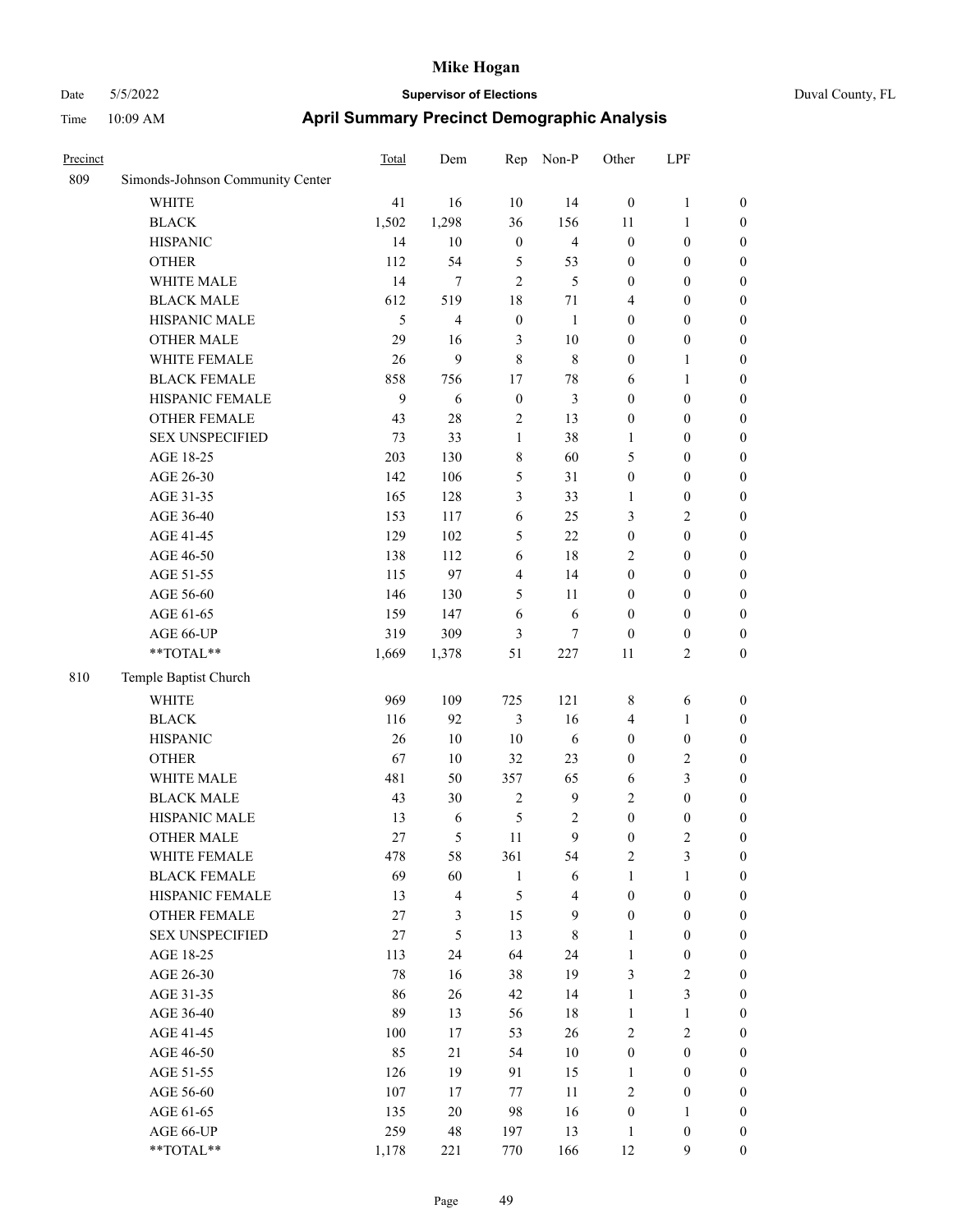| Precinct | | Total | Dem | Rep | Non-P | Other | LPF | |
|---|---|---|---|---|---|---|---|---|
| 809 | Simonds-Johnson Community Center | | | | | | | |
| | WHITE | 41 | 16 | 10 | 14 | 0 | 1 | 0 |
| | BLACK | 1,502 | 1,298 | 36 | 156 | 11 | 1 | 0 |
| | HISPANIC | 14 | 10 | 0 | 4 | 0 | 0 | 0 |
| | OTHER | 112 | 54 | 5 | 53 | 0 | 0 | 0 |
| | WHITE MALE | 14 | 7 | 2 | 5 | 0 | 0 | 0 |
| | BLACK MALE | 612 | 519 | 18 | 71 | 4 | 0 | 0 |
| | HISPANIC MALE | 5 | 4 | 0 | 1 | 0 | 0 | 0 |
| | OTHER MALE | 29 | 16 | 3 | 10 | 0 | 0 | 0 |
| | WHITE FEMALE | 26 | 9 | 8 | 8 | 0 | 1 | 0 |
| | BLACK FEMALE | 858 | 756 | 17 | 78 | 6 | 1 | 0 |
| | HISPANIC FEMALE | 9 | 6 | 0 | 3 | 0 | 0 | 0 |
| | OTHER FEMALE | 43 | 28 | 2 | 13 | 0 | 0 | 0 |
| | SEX UNSPECIFIED | 73 | 33 | 1 | 38 | 1 | 0 | 0 |
| | AGE 18-25 | 203 | 130 | 8 | 60 | 5 | 0 | 0 |
| | AGE 26-30 | 142 | 106 | 5 | 31 | 0 | 0 | 0 |
| | AGE 31-35 | 165 | 128 | 3 | 33 | 1 | 0 | 0 |
| | AGE 36-40 | 153 | 117 | 6 | 25 | 3 | 2 | 0 |
| | AGE 41-45 | 129 | 102 | 5 | 22 | 0 | 0 | 0 |
| | AGE 46-50 | 138 | 112 | 6 | 18 | 2 | 0 | 0 |
| | AGE 51-55 | 115 | 97 | 4 | 14 | 0 | 0 | 0 |
| | AGE 56-60 | 146 | 130 | 5 | 11 | 0 | 0 | 0 |
| | AGE 61-65 | 159 | 147 | 6 | 6 | 0 | 0 | 0 |
| | AGE 66-UP | 319 | 309 | 3 | 7 | 0 | 0 | 0 |
| | **TOTAL** | 1,669 | 1,378 | 51 | 227 | 11 | 2 | 0 |
| 810 | Temple Baptist Church | | | | | | | |
| | WHITE | 969 | 109 | 725 | 121 | 8 | 6 | 0 |
| | BLACK | 116 | 92 | 3 | 16 | 4 | 1 | 0 |
| | HISPANIC | 26 | 10 | 10 | 6 | 0 | 0 | 0 |
| | OTHER | 67 | 10 | 32 | 23 | 0 | 2 | 0 |
| | WHITE MALE | 481 | 50 | 357 | 65 | 6 | 3 | 0 |
| | BLACK MALE | 43 | 30 | 2 | 9 | 2 | 0 | 0 |
| | HISPANIC MALE | 13 | 6 | 5 | 2 | 0 | 0 | 0 |
| | OTHER MALE | 27 | 5 | 11 | 9 | 0 | 2 | 0 |
| | WHITE FEMALE | 478 | 58 | 361 | 54 | 2 | 3 | 0 |
| | BLACK FEMALE | 69 | 60 | 1 | 6 | 1 | 1 | 0 |
| | HISPANIC FEMALE | 13 | 4 | 5 | 4 | 0 | 0 | 0 |
| | OTHER FEMALE | 27 | 3 | 15 | 9 | 0 | 0 | 0 |
| | SEX UNSPECIFIED | 27 | 5 | 13 | 8 | 1 | 0 | 0 |
| | AGE 18-25 | 113 | 24 | 64 | 24 | 1 | 0 | 0 |
| | AGE 26-30 | 78 | 16 | 38 | 19 | 3 | 2 | 0 |
| | AGE 31-35 | 86 | 26 | 42 | 14 | 1 | 3 | 0 |
| | AGE 36-40 | 89 | 13 | 56 | 18 | 1 | 1 | 0 |
| | AGE 41-45 | 100 | 17 | 53 | 26 | 2 | 2 | 0 |
| | AGE 46-50 | 85 | 21 | 54 | 10 | 0 | 0 | 0 |
| | AGE 51-55 | 126 | 19 | 91 | 15 | 1 | 0 | 0 |
| | AGE 56-60 | 107 | 17 | 77 | 11 | 2 | 0 | 0 |
| | AGE 61-65 | 135 | 20 | 98 | 16 | 0 | 1 | 0 |
| | AGE 66-UP | 259 | 48 | 197 | 13 | 1 | 0 | 0 |
| | **TOTAL** | 1,178 | 221 | 770 | 166 | 12 | 9 | 0 |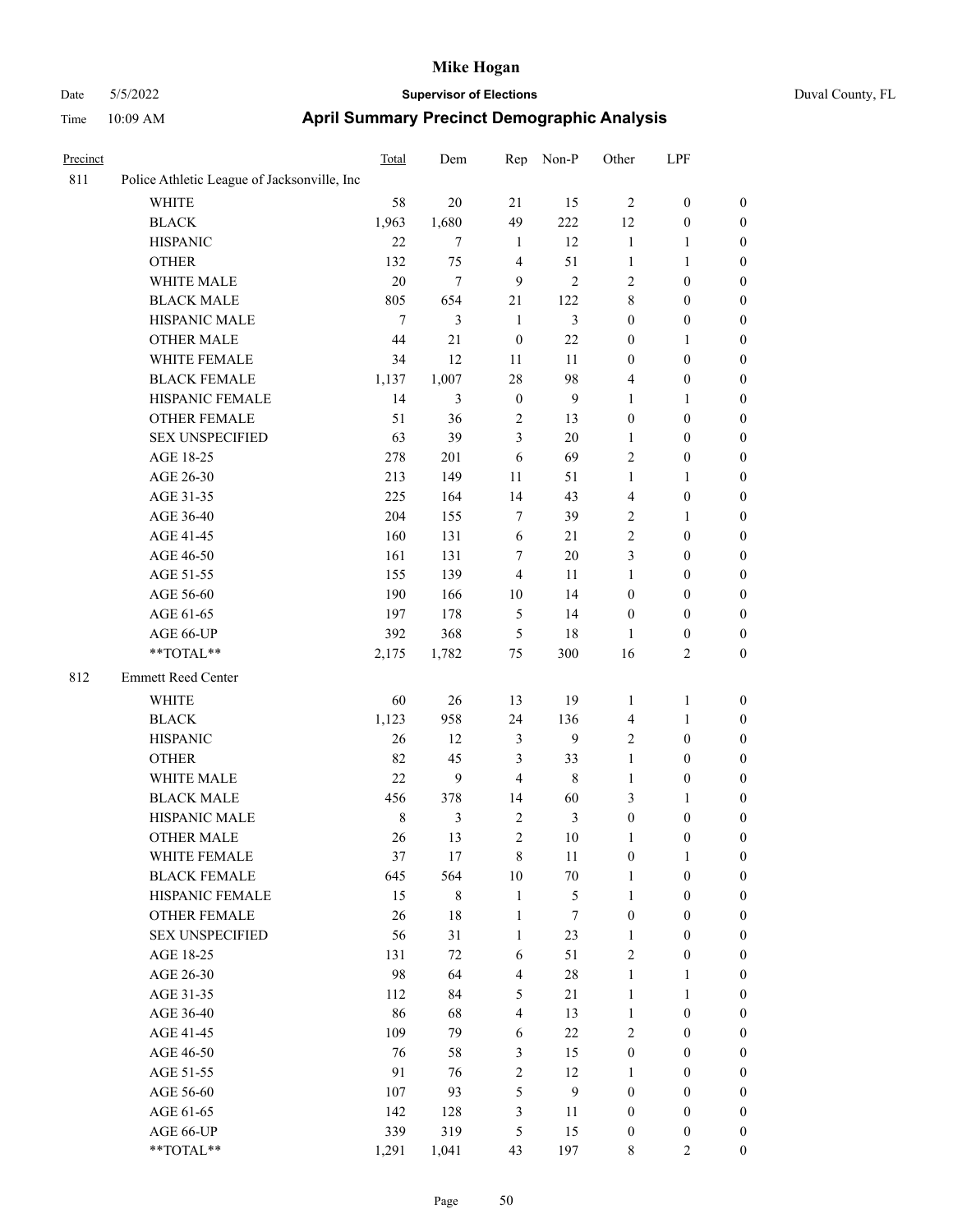| Precinct | | Total | Dem | Rep | Non-P | Other | LPF | |
|---|---|---|---|---|---|---|---|---|
| 811 | Police Athletic League of Jacksonville, Inc | | | | | | | |
| | WHITE | 58 | 20 | 21 | 15 | 2 | 0 | 0 |
| | BLACK | 1,963 | 1,680 | 49 | 222 | 12 | 0 | 0 |
| | HISPANIC | 22 | 7 | 1 | 12 | 1 | 1 | 0 |
| | OTHER | 132 | 75 | 4 | 51 | 1 | 1 | 0 |
| | WHITE MALE | 20 | 7 | 9 | 2 | 2 | 0 | 0 |
| | BLACK MALE | 805 | 654 | 21 | 122 | 8 | 0 | 0 |
| | HISPANIC MALE | 7 | 3 | 1 | 3 | 0 | 0 | 0 |
| | OTHER MALE | 44 | 21 | 0 | 22 | 0 | 1 | 0 |
| | WHITE FEMALE | 34 | 12 | 11 | 11 | 0 | 0 | 0 |
| | BLACK FEMALE | 1,137 | 1,007 | 28 | 98 | 4 | 0 | 0 |
| | HISPANIC FEMALE | 14 | 3 | 0 | 9 | 1 | 1 | 0 |
| | OTHER FEMALE | 51 | 36 | 2 | 13 | 0 | 0 | 0 |
| | SEX UNSPECIFIED | 63 | 39 | 3 | 20 | 1 | 0 | 0 |
| | AGE 18-25 | 278 | 201 | 6 | 69 | 2 | 0 | 0 |
| | AGE 26-30 | 213 | 149 | 11 | 51 | 1 | 1 | 0 |
| | AGE 31-35 | 225 | 164 | 14 | 43 | 4 | 0 | 0 |
| | AGE 36-40 | 204 | 155 | 7 | 39 | 2 | 1 | 0 |
| | AGE 41-45 | 160 | 131 | 6 | 21 | 2 | 0 | 0 |
| | AGE 46-50 | 161 | 131 | 7 | 20 | 3 | 0 | 0 |
| | AGE 51-55 | 155 | 139 | 4 | 11 | 1 | 0 | 0 |
| | AGE 56-60 | 190 | 166 | 10 | 14 | 0 | 0 | 0 |
| | AGE 61-65 | 197 | 178 | 5 | 14 | 0 | 0 | 0 |
| | AGE 66-UP | 392 | 368 | 5 | 18 | 1 | 0 | 0 |
| | **TOTAL** | 2,175 | 1,782 | 75 | 300 | 16 | 2 | 0 |
| 812 | Emmett Reed Center | | | | | | | |
| | WHITE | 60 | 26 | 13 | 19 | 1 | 1 | 0 |
| | BLACK | 1,123 | 958 | 24 | 136 | 4 | 1 | 0 |
| | HISPANIC | 26 | 12 | 3 | 9 | 2 | 0 | 0 |
| | OTHER | 82 | 45 | 3 | 33 | 1 | 0 | 0 |
| | WHITE MALE | 22 | 9 | 4 | 8 | 1 | 0 | 0 |
| | BLACK MALE | 456 | 378 | 14 | 60 | 3 | 1 | 0 |
| | HISPANIC MALE | 8 | 3 | 2 | 3 | 0 | 0 | 0 |
| | OTHER MALE | 26 | 13 | 2 | 10 | 1 | 0 | 0 |
| | WHITE FEMALE | 37 | 17 | 8 | 11 | 0 | 1 | 0 |
| | BLACK FEMALE | 645 | 564 | 10 | 70 | 1 | 0 | 0 |
| | HISPANIC FEMALE | 15 | 8 | 1 | 5 | 1 | 0 | 0 |
| | OTHER FEMALE | 26 | 18 | 1 | 7 | 0 | 0 | 0 |
| | SEX UNSPECIFIED | 56 | 31 | 1 | 23 | 1 | 0 | 0 |
| | AGE 18-25 | 131 | 72 | 6 | 51 | 2 | 0 | 0 |
| | AGE 26-30 | 98 | 64 | 4 | 28 | 1 | 1 | 0 |
| | AGE 31-35 | 112 | 84 | 5 | 21 | 1 | 1 | 0 |
| | AGE 36-40 | 86 | 68 | 4 | 13 | 1 | 0 | 0 |
| | AGE 41-45 | 109 | 79 | 6 | 22 | 2 | 0 | 0 |
| | AGE 46-50 | 76 | 58 | 3 | 15 | 0 | 0 | 0 |
| | AGE 51-55 | 91 | 76 | 2 | 12 | 1 | 0 | 0 |
| | AGE 56-60 | 107 | 93 | 5 | 9 | 0 | 0 | 0 |
| | AGE 61-65 | 142 | 128 | 3 | 11 | 0 | 0 | 0 |
| | AGE 66-UP | 339 | 319 | 5 | 15 | 0 | 0 | 0 |
| | **TOTAL** | 1,291 | 1,041 | 43 | 197 | 8 | 2 | 0 |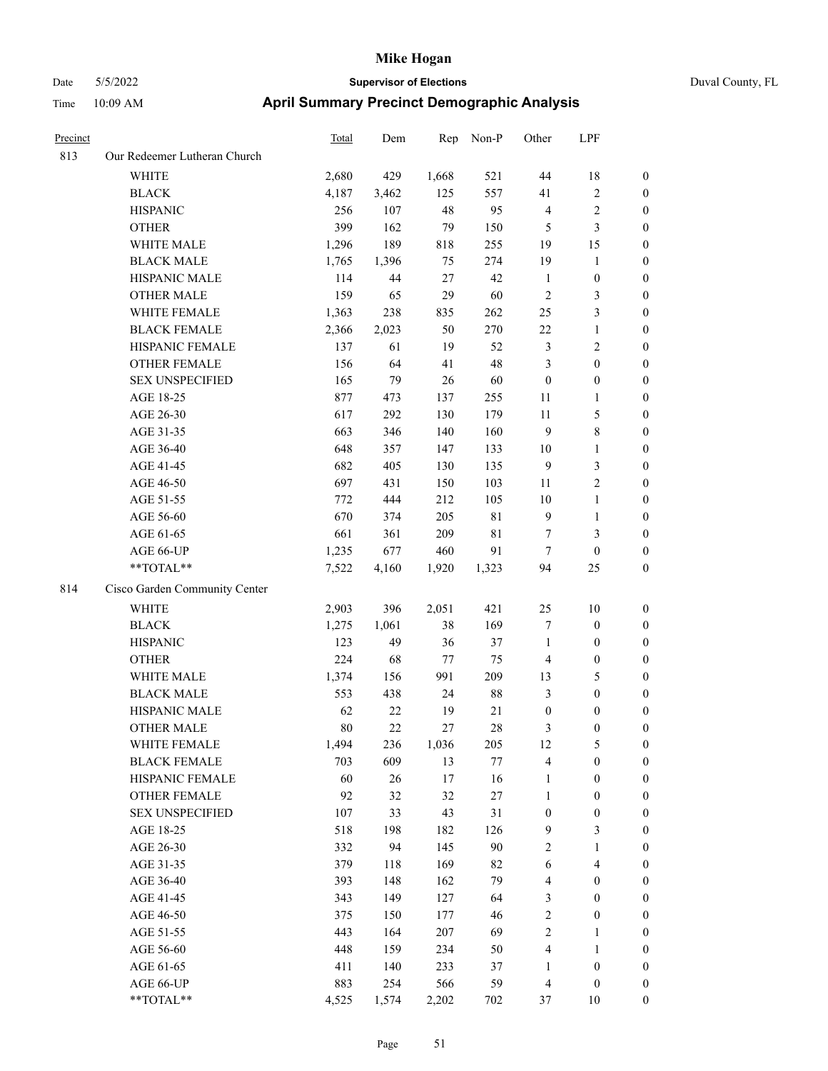# Mike Hogan

Date 5/5/2022 **Supervisor of Elections** Duval County, FL

Time 10:09 AM **April Summary Precinct Demographic Analysis**

| Precinct | | Total | Dem | Rep | Non-P | Other | LPF | |
|---|---|---|---|---|---|---|---|---|
| 813 | Our Redeemer Lutheran Church | | | | | | | |
| | WHITE | 2,680 | 429 | 1,668 | 521 | 44 | 18 | 0 |
| | BLACK | 4,187 | 3,462 | 125 | 557 | 41 | 2 | 0 |
| | HISPANIC | 256 | 107 | 48 | 95 | 4 | 2 | 0 |
| | OTHER | 399 | 162 | 79 | 150 | 5 | 3 | 0 |
| | WHITE MALE | 1,296 | 189 | 818 | 255 | 19 | 15 | 0 |
| | BLACK MALE | 1,765 | 1,396 | 75 | 274 | 19 | 1 | 0 |
| | HISPANIC MALE | 114 | 44 | 27 | 42 | 1 | 0 | 0 |
| | OTHER MALE | 159 | 65 | 29 | 60 | 2 | 3 | 0 |
| | WHITE FEMALE | 1,363 | 238 | 835 | 262 | 25 | 3 | 0 |
| | BLACK FEMALE | 2,366 | 2,023 | 50 | 270 | 22 | 1 | 0 |
| | HISPANIC FEMALE | 137 | 61 | 19 | 52 | 3 | 2 | 0 |
| | OTHER FEMALE | 156 | 64 | 41 | 48 | 3 | 0 | 0 |
| | SEX UNSPECIFIED | 165 | 79 | 26 | 60 | 0 | 0 | 0 |
| | AGE 18-25 | 877 | 473 | 137 | 255 | 11 | 1 | 0 |
| | AGE 26-30 | 617 | 292 | 130 | 179 | 11 | 5 | 0 |
| | AGE 31-35 | 663 | 346 | 140 | 160 | 9 | 8 | 0 |
| | AGE 36-40 | 648 | 357 | 147 | 133 | 10 | 1 | 0 |
| | AGE 41-45 | 682 | 405 | 130 | 135 | 9 | 3 | 0 |
| | AGE 46-50 | 697 | 431 | 150 | 103 | 11 | 2 | 0 |
| | AGE 51-55 | 772 | 444 | 212 | 105 | 10 | 1 | 0 |
| | AGE 56-60 | 670 | 374 | 205 | 81 | 9 | 1 | 0 |
| | AGE 61-65 | 661 | 361 | 209 | 81 | 7 | 3 | 0 |
| | AGE 66-UP | 1,235 | 677 | 460 | 91 | 7 | 0 | 0 |
| | **TOTAL** | 7,522 | 4,160 | 1,920 | 1,323 | 94 | 25 | 0 |
| 814 | Cisco Garden Community Center | | | | | | | |
| | WHITE | 2,903 | 396 | 2,051 | 421 | 25 | 10 | 0 |
| | BLACK | 1,275 | 1,061 | 38 | 169 | 7 | 0 | 0 |
| | HISPANIC | 123 | 49 | 36 | 37 | 1 | 0 | 0 |
| | OTHER | 224 | 68 | 77 | 75 | 4 | 0 | 0 |
| | WHITE MALE | 1,374 | 156 | 991 | 209 | 13 | 5 | 0 |
| | BLACK MALE | 553 | 438 | 24 | 88 | 3 | 0 | 0 |
| | HISPANIC MALE | 62 | 22 | 19 | 21 | 0 | 0 | 0 |
| | OTHER MALE | 80 | 22 | 27 | 28 | 3 | 0 | 0 |
| | WHITE FEMALE | 1,494 | 236 | 1,036 | 205 | 12 | 5 | 0 |
| | BLACK FEMALE | 703 | 609 | 13 | 77 | 4 | 0 | 0 |
| | HISPANIC FEMALE | 60 | 26 | 17 | 16 | 1 | 0 | 0 |
| | OTHER FEMALE | 92 | 32 | 32 | 27 | 1 | 0 | 0 |
| | SEX UNSPECIFIED | 107 | 33 | 43 | 31 | 0 | 0 | 0 |
| | AGE 18-25 | 518 | 198 | 182 | 126 | 9 | 3 | 0 |
| | AGE 26-30 | 332 | 94 | 145 | 90 | 2 | 1 | 0 |
| | AGE 31-35 | 379 | 118 | 169 | 82 | 6 | 4 | 0 |
| | AGE 36-40 | 393 | 148 | 162 | 79 | 4 | 0 | 0 |
| | AGE 41-45 | 343 | 149 | 127 | 64 | 3 | 0 | 0 |
| | AGE 46-50 | 375 | 150 | 177 | 46 | 2 | 0 | 0 |
| | AGE 51-55 | 443 | 164 | 207 | 69 | 2 | 1 | 0 |
| | AGE 56-60 | 448 | 159 | 234 | 50 | 4 | 1 | 0 |
| | AGE 61-65 | 411 | 140 | 233 | 37 | 1 | 0 | 0 |
| | AGE 66-UP | 883 | 254 | 566 | 59 | 4 | 0 | 0 |
| | **TOTAL** | 4,525 | 1,574 | 2,202 | 702 | 37 | 10 | 0 |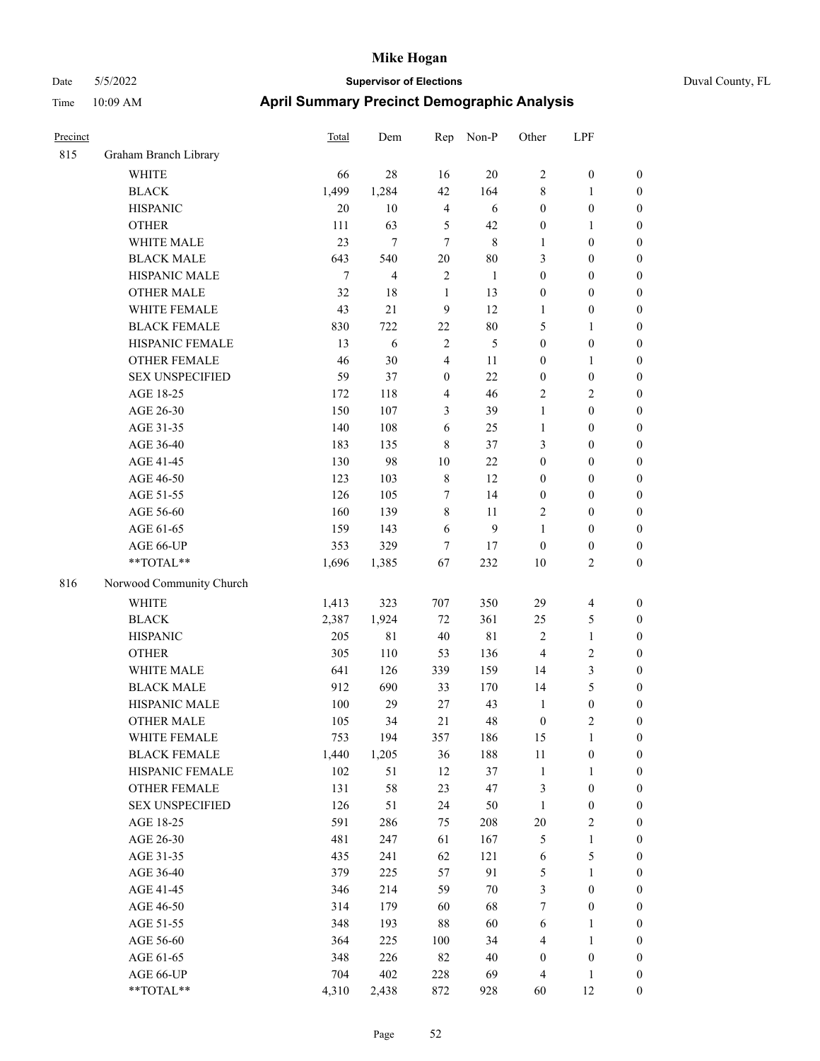| Precinct | | Total | Dem | Rep | Non-P | Other | LPF | |
|---|---|---|---|---|---|---|---|---|
| 815 | Graham Branch Library | | | | | | | |
| | WHITE | 66 | 28 | 16 | 20 | 2 | 0 | 0 |
| | BLACK | 1,499 | 1,284 | 42 | 164 | 8 | 1 | 0 |
| | HISPANIC | 20 | 10 | 4 | 6 | 0 | 0 | 0 |
| | OTHER | 111 | 63 | 5 | 42 | 0 | 1 | 0 |
| | WHITE MALE | 23 | 7 | 7 | 8 | 1 | 0 | 0 |
| | BLACK MALE | 643 | 540 | 20 | 80 | 3 | 0 | 0 |
| | HISPANIC MALE | 7 | 4 | 2 | 1 | 0 | 0 | 0 |
| | OTHER MALE | 32 | 18 | 1 | 13 | 0 | 0 | 0 |
| | WHITE FEMALE | 43 | 21 | 9 | 12 | 1 | 0 | 0 |
| | BLACK FEMALE | 830 | 722 | 22 | 80 | 5 | 1 | 0 |
| | HISPANIC FEMALE | 13 | 6 | 2 | 5 | 0 | 0 | 0 |
| | OTHER FEMALE | 46 | 30 | 4 | 11 | 0 | 1 | 0 |
| | SEX UNSPECIFIED | 59 | 37 | 0 | 22 | 0 | 0 | 0 |
| | AGE 18-25 | 172 | 118 | 4 | 46 | 2 | 2 | 0 |
| | AGE 26-30 | 150 | 107 | 3 | 39 | 1 | 0 | 0 |
| | AGE 31-35 | 140 | 108 | 6 | 25 | 1 | 0 | 0 |
| | AGE 36-40 | 183 | 135 | 8 | 37 | 3 | 0 | 0 |
| | AGE 41-45 | 130 | 98 | 10 | 22 | 0 | 0 | 0 |
| | AGE 46-50 | 123 | 103 | 8 | 12 | 0 | 0 | 0 |
| | AGE 51-55 | 126 | 105 | 7 | 14 | 0 | 0 | 0 |
| | AGE 56-60 | 160 | 139 | 8 | 11 | 2 | 0 | 0 |
| | AGE 61-65 | 159 | 143 | 6 | 9 | 1 | 0 | 0 |
| | AGE 66-UP | 353 | 329 | 7 | 17 | 0 | 0 | 0 |
| | **TOTAL** | 1,696 | 1,385 | 67 | 232 | 10 | 2 | 0 |
| 816 | Norwood Community Church | | | | | | | |
| | WHITE | 1,413 | 323 | 707 | 350 | 29 | 4 | 0 |
| | BLACK | 2,387 | 1,924 | 72 | 361 | 25 | 5 | 0 |
| | HISPANIC | 205 | 81 | 40 | 81 | 2 | 1 | 0 |
| | OTHER | 305 | 110 | 53 | 136 | 4 | 2 | 0 |
| | WHITE MALE | 641 | 126 | 339 | 159 | 14 | 3 | 0 |
| | BLACK MALE | 912 | 690 | 33 | 170 | 14 | 5 | 0 |
| | HISPANIC MALE | 100 | 29 | 27 | 43 | 1 | 0 | 0 |
| | OTHER MALE | 105 | 34 | 21 | 48 | 0 | 2 | 0 |
| | WHITE FEMALE | 753 | 194 | 357 | 186 | 15 | 1 | 0 |
| | BLACK FEMALE | 1,440 | 1,205 | 36 | 188 | 11 | 0 | 0 |
| | HISPANIC FEMALE | 102 | 51 | 12 | 37 | 1 | 1 | 0 |
| | OTHER FEMALE | 131 | 58 | 23 | 47 | 3 | 0 | 0 |
| | SEX UNSPECIFIED | 126 | 51 | 24 | 50 | 1 | 0 | 0 |
| | AGE 18-25 | 591 | 286 | 75 | 208 | 20 | 2 | 0 |
| | AGE 26-30 | 481 | 247 | 61 | 167 | 5 | 1 | 0 |
| | AGE 31-35 | 435 | 241 | 62 | 121 | 6 | 5 | 0 |
| | AGE 36-40 | 379 | 225 | 57 | 91 | 5 | 1 | 0 |
| | AGE 41-45 | 346 | 214 | 59 | 70 | 3 | 0 | 0 |
| | AGE 46-50 | 314 | 179 | 60 | 68 | 7 | 0 | 0 |
| | AGE 51-55 | 348 | 193 | 88 | 60 | 6 | 1 | 0 |
| | AGE 56-60 | 364 | 225 | 100 | 34 | 4 | 1 | 0 |
| | AGE 61-65 | 348 | 226 | 82 | 40 | 0 | 0 | 0 |
| | AGE 66-UP | 704 | 402 | 228 | 69 | 4 | 1 | 0 |
| | **TOTAL** | 4,310 | 2,438 | 872 | 928 | 60 | 12 | 0 |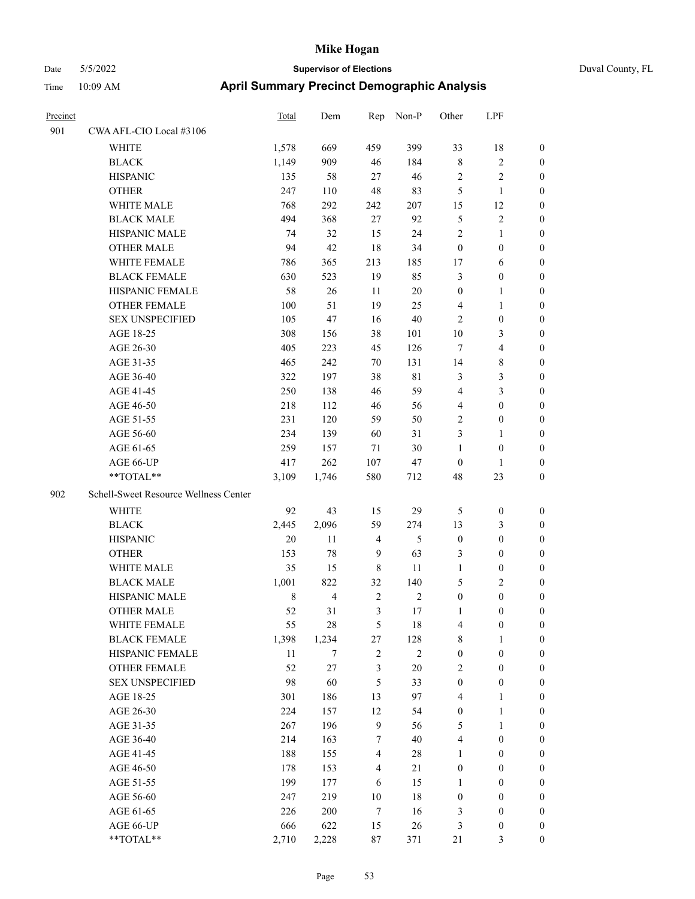# Mike Hogan

Date 5/5/2022 **Supervisor of Elections** Duval County, FL

Time 10:09 AM **April Summary Precinct Demographic Analysis**

| Precinct | | Total | Dem | Rep | Non-P | Other | LPF | |
|---|---|---|---|---|---|---|---|---|
| 901 | CWA AFL-CIO Local #3106 | | | | | | | |
| | WHITE | 1,578 | 669 | 459 | 399 | 33 | 18 | 0 |
| | BLACK | 1,149 | 909 | 46 | 184 | 8 | 2 | 0 |
| | HISPANIC | 135 | 58 | 27 | 46 | 2 | 2 | 0 |
| | OTHER | 247 | 110 | 48 | 83 | 5 | 1 | 0 |
| | WHITE MALE | 768 | 292 | 242 | 207 | 15 | 12 | 0 |
| | BLACK MALE | 494 | 368 | 27 | 92 | 5 | 2 | 0 |
| | HISPANIC MALE | 74 | 32 | 15 | 24 | 2 | 1 | 0 |
| | OTHER MALE | 94 | 42 | 18 | 34 | 0 | 0 | 0 |
| | WHITE FEMALE | 786 | 365 | 213 | 185 | 17 | 6 | 0 |
| | BLACK FEMALE | 630 | 523 | 19 | 85 | 3 | 0 | 0 |
| | HISPANIC FEMALE | 58 | 26 | 11 | 20 | 0 | 1 | 0 |
| | OTHER FEMALE | 100 | 51 | 19 | 25 | 4 | 1 | 0 |
| | SEX UNSPECIFIED | 105 | 47 | 16 | 40 | 2 | 0 | 0 |
| | AGE 18-25 | 308 | 156 | 38 | 101 | 10 | 3 | 0 |
| | AGE 26-30 | 405 | 223 | 45 | 126 | 7 | 4 | 0 |
| | AGE 31-35 | 465 | 242 | 70 | 131 | 14 | 8 | 0 |
| | AGE 36-40 | 322 | 197 | 38 | 81 | 3 | 3 | 0 |
| | AGE 41-45 | 250 | 138 | 46 | 59 | 4 | 3 | 0 |
| | AGE 46-50 | 218 | 112 | 46 | 56 | 4 | 0 | 0 |
| | AGE 51-55 | 231 | 120 | 59 | 50 | 2 | 0 | 0 |
| | AGE 56-60 | 234 | 139 | 60 | 31 | 3 | 1 | 0 |
| | AGE 61-65 | 259 | 157 | 71 | 30 | 1 | 0 | 0 |
| | AGE 66-UP | 417 | 262 | 107 | 47 | 0 | 1 | 0 |
| | **TOTAL** | 3,109 | 1,746 | 580 | 712 | 48 | 23 | 0 |
| 902 | Schell-Sweet Resource Wellness Center | | | | | | | |
| | WHITE | 92 | 43 | 15 | 29 | 5 | 0 | 0 |
| | BLACK | 2,445 | 2,096 | 59 | 274 | 13 | 3 | 0 |
| | HISPANIC | 20 | 11 | 4 | 5 | 0 | 0 | 0 |
| | OTHER | 153 | 78 | 9 | 63 | 3 | 0 | 0 |
| | WHITE MALE | 35 | 15 | 8 | 11 | 1 | 0 | 0 |
| | BLACK MALE | 1,001 | 822 | 32 | 140 | 5 | 2 | 0 |
| | HISPANIC MALE | 8 | 4 | 2 | 2 | 0 | 0 | 0 |
| | OTHER MALE | 52 | 31 | 3 | 17 | 1 | 0 | 0 |
| | WHITE FEMALE | 55 | 28 | 5 | 18 | 4 | 0 | 0 |
| | BLACK FEMALE | 1,398 | 1,234 | 27 | 128 | 8 | 1 | 0 |
| | HISPANIC FEMALE | 11 | 7 | 2 | 2 | 0 | 0 | 0 |
| | OTHER FEMALE | 52 | 27 | 3 | 20 | 2 | 0 | 0 |
| | SEX UNSPECIFIED | 98 | 60 | 5 | 33 | 0 | 0 | 0 |
| | AGE 18-25 | 301 | 186 | 13 | 97 | 4 | 1 | 0 |
| | AGE 26-30 | 224 | 157 | 12 | 54 | 0 | 1 | 0 |
| | AGE 31-35 | 267 | 196 | 9 | 56 | 5 | 1 | 0 |
| | AGE 36-40 | 214 | 163 | 7 | 40 | 4 | 0 | 0 |
| | AGE 41-45 | 188 | 155 | 4 | 28 | 1 | 0 | 0 |
| | AGE 46-50 | 178 | 153 | 4 | 21 | 0 | 0 | 0 |
| | AGE 51-55 | 199 | 177 | 6 | 15 | 1 | 0 | 0 |
| | AGE 56-60 | 247 | 219 | 10 | 18 | 0 | 0 | 0 |
| | AGE 61-65 | 226 | 200 | 7 | 16 | 3 | 0 | 0 |
| | AGE 66-UP | 666 | 622 | 15 | 26 | 3 | 0 | 0 |
| | **TOTAL** | 2,710 | 2,228 | 87 | 371 | 21 | 3 | 0 |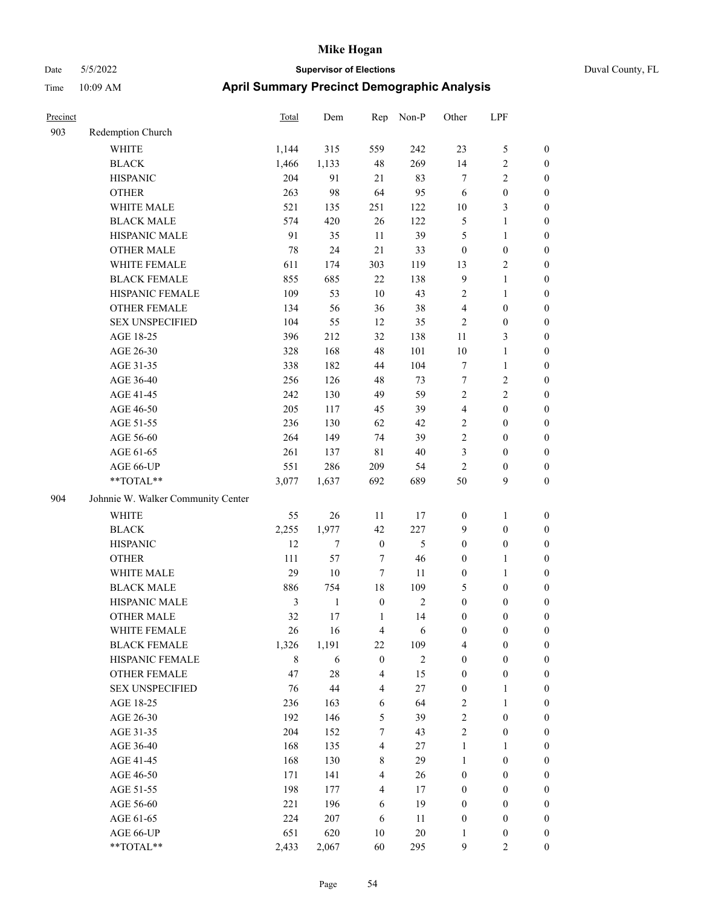# Mike Hogan

Date 5/5/2022 **Supervisor of Elections** Duval County, FL

Time 10:09 AM **April Summary Precinct Demographic Analysis**

| Precinct | | Total | Dem | Rep | Non-P | Other | LPF | |
|---|---|---|---|---|---|---|---|---|
| 903 | Redemption Church | | | | | | | |
| | WHITE | 1,144 | 315 | 559 | 242 | 23 | 5 | 0 |
| | BLACK | 1,466 | 1,133 | 48 | 269 | 14 | 2 | 0 |
| | HISPANIC | 204 | 91 | 21 | 83 | 7 | 2 | 0 |
| | OTHER | 263 | 98 | 64 | 95 | 6 | 0 | 0 |
| | WHITE MALE | 521 | 135 | 251 | 122 | 10 | 3 | 0 |
| | BLACK MALE | 574 | 420 | 26 | 122 | 5 | 1 | 0 |
| | HISPANIC MALE | 91 | 35 | 11 | 39 | 5 | 1 | 0 |
| | OTHER MALE | 78 | 24 | 21 | 33 | 0 | 0 | 0 |
| | WHITE FEMALE | 611 | 174 | 303 | 119 | 13 | 2 | 0 |
| | BLACK FEMALE | 855 | 685 | 22 | 138 | 9 | 1 | 0 |
| | HISPANIC FEMALE | 109 | 53 | 10 | 43 | 2 | 1 | 0 |
| | OTHER FEMALE | 134 | 56 | 36 | 38 | 4 | 0 | 0 |
| | SEX UNSPECIFIED | 104 | 55 | 12 | 35 | 2 | 0 | 0 |
| | AGE 18-25 | 396 | 212 | 32 | 138 | 11 | 3 | 0 |
| | AGE 26-30 | 328 | 168 | 48 | 101 | 10 | 1 | 0 |
| | AGE 31-35 | 338 | 182 | 44 | 104 | 7 | 1 | 0 |
| | AGE 36-40 | 256 | 126 | 48 | 73 | 7 | 2 | 0 |
| | AGE 41-45 | 242 | 130 | 49 | 59 | 2 | 2 | 0 |
| | AGE 46-50 | 205 | 117 | 45 | 39 | 4 | 0 | 0 |
| | AGE 51-55 | 236 | 130 | 62 | 42 | 2 | 0 | 0 |
| | AGE 56-60 | 264 | 149 | 74 | 39 | 2 | 0 | 0 |
| | AGE 61-65 | 261 | 137 | 81 | 40 | 3 | 0 | 0 |
| | AGE 66-UP | 551 | 286 | 209 | 54 | 2 | 0 | 0 |
| | **TOTAL** | 3,077 | 1,637 | 692 | 689 | 50 | 9 | 0 |
| 904 | Johnnie W. Walker Community Center | | | | | | | |
| | WHITE | 55 | 26 | 11 | 17 | 0 | 1 | 0 |
| | BLACK | 2,255 | 1,977 | 42 | 227 | 9 | 0 | 0 |
| | HISPANIC | 12 | 7 | 0 | 5 | 0 | 0 | 0 |
| | OTHER | 111 | 57 | 7 | 46 | 0 | 1 | 0 |
| | WHITE MALE | 29 | 10 | 7 | 11 | 0 | 1 | 0 |
| | BLACK MALE | 886 | 754 | 18 | 109 | 5 | 0 | 0 |
| | HISPANIC MALE | 3 | 1 | 0 | 2 | 0 | 0 | 0 |
| | OTHER MALE | 32 | 17 | 1 | 14 | 0 | 0 | 0 |
| | WHITE FEMALE | 26 | 16 | 4 | 6 | 0 | 0 | 0 |
| | BLACK FEMALE | 1,326 | 1,191 | 22 | 109 | 4 | 0 | 0 |
| | HISPANIC FEMALE | 8 | 6 | 0 | 2 | 0 | 0 | 0 |
| | OTHER FEMALE | 47 | 28 | 4 | 15 | 0 | 0 | 0 |
| | SEX UNSPECIFIED | 76 | 44 | 4 | 27 | 0 | 1 | 0 |
| | AGE 18-25 | 236 | 163 | 6 | 64 | 2 | 1 | 0 |
| | AGE 26-30 | 192 | 146 | 5 | 39 | 2 | 0 | 0 |
| | AGE 31-35 | 204 | 152 | 7 | 43 | 2 | 0 | 0 |
| | AGE 36-40 | 168 | 135 | 4 | 27 | 1 | 1 | 0 |
| | AGE 41-45 | 168 | 130 | 8 | 29 | 1 | 0 | 0 |
| | AGE 46-50 | 171 | 141 | 4 | 26 | 0 | 0 | 0 |
| | AGE 51-55 | 198 | 177 | 4 | 17 | 0 | 0 | 0 |
| | AGE 56-60 | 221 | 196 | 6 | 19 | 0 | 0 | 0 |
| | AGE 61-65 | 224 | 207 | 6 | 11 | 0 | 0 | 0 |
| | AGE 66-UP | 651 | 620 | 10 | 20 | 1 | 0 | 0 |
| | **TOTAL** | 2,433 | 2,067 | 60 | 295 | 9 | 2 | 0 |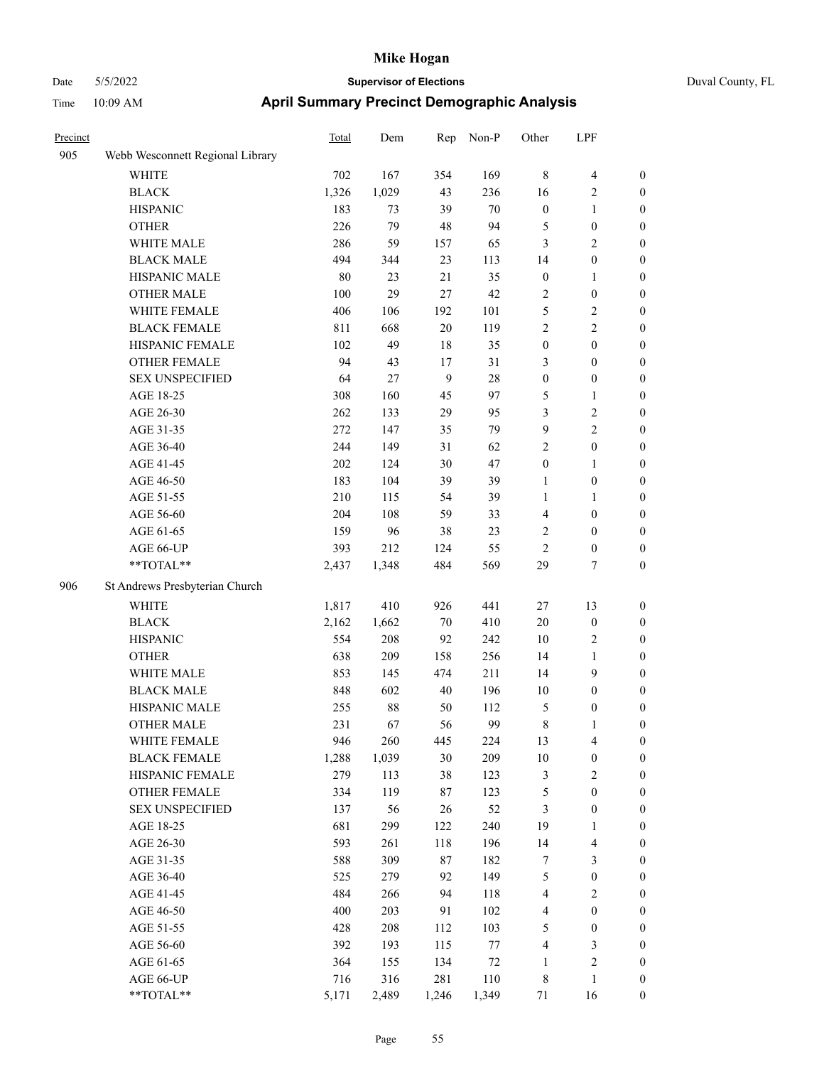| Precinct | | Total | Dem | Rep | Non-P | Other | LPF | |
|---|---|---|---|---|---|---|---|---|
| 905 | Webb Wesconnett Regional Library | | | | | | | |
| | WHITE | 702 | 167 | 354 | 169 | 8 | 4 | 0 |
| | BLACK | 1,326 | 1,029 | 43 | 236 | 16 | 2 | 0 |
| | HISPANIC | 183 | 73 | 39 | 70 | 0 | 1 | 0 |
| | OTHER | 226 | 79 | 48 | 94 | 5 | 0 | 0 |
| | WHITE MALE | 286 | 59 | 157 | 65 | 3 | 2 | 0 |
| | BLACK MALE | 494 | 344 | 23 | 113 | 14 | 0 | 0 |
| | HISPANIC MALE | 80 | 23 | 21 | 35 | 0 | 1 | 0 |
| | OTHER MALE | 100 | 29 | 27 | 42 | 2 | 0 | 0 |
| | WHITE FEMALE | 406 | 106 | 192 | 101 | 5 | 2 | 0 |
| | BLACK FEMALE | 811 | 668 | 20 | 119 | 2 | 2 | 0 |
| | HISPANIC FEMALE | 102 | 49 | 18 | 35 | 0 | 0 | 0 |
| | OTHER FEMALE | 94 | 43 | 17 | 31 | 3 | 0 | 0 |
| | SEX UNSPECIFIED | 64 | 27 | 9 | 28 | 0 | 0 | 0 |
| | AGE 18-25 | 308 | 160 | 45 | 97 | 5 | 1 | 0 |
| | AGE 26-30 | 262 | 133 | 29 | 95 | 3 | 2 | 0 |
| | AGE 31-35 | 272 | 147 | 35 | 79 | 9 | 2 | 0 |
| | AGE 36-40 | 244 | 149 | 31 | 62 | 2 | 0 | 0 |
| | AGE 41-45 | 202 | 124 | 30 | 47 | 0 | 1 | 0 |
| | AGE 46-50 | 183 | 104 | 39 | 39 | 1 | 0 | 0 |
| | AGE 51-55 | 210 | 115 | 54 | 39 | 1 | 1 | 0 |
| | AGE 56-60 | 204 | 108 | 59 | 33 | 4 | 0 | 0 |
| | AGE 61-65 | 159 | 96 | 38 | 23 | 2 | 0 | 0 |
| | AGE 66-UP | 393 | 212 | 124 | 55 | 2 | 0 | 0 |
| | **TOTAL** | 2,437 | 1,348 | 484 | 569 | 29 | 7 | 0 |
| 906 | St Andrews Presbyterian Church | | | | | | | |
| | WHITE | 1,817 | 410 | 926 | 441 | 27 | 13 | 0 |
| | BLACK | 2,162 | 1,662 | 70 | 410 | 20 | 0 | 0 |
| | HISPANIC | 554 | 208 | 92 | 242 | 10 | 2 | 0 |
| | OTHER | 638 | 209 | 158 | 256 | 14 | 1 | 0 |
| | WHITE MALE | 853 | 145 | 474 | 211 | 14 | 9 | 0 |
| | BLACK MALE | 848 | 602 | 40 | 196 | 10 | 0 | 0 |
| | HISPANIC MALE | 255 | 88 | 50 | 112 | 5 | 0 | 0 |
| | OTHER MALE | 231 | 67 | 56 | 99 | 8 | 1 | 0 |
| | WHITE FEMALE | 946 | 260 | 445 | 224 | 13 | 4 | 0 |
| | BLACK FEMALE | 1,288 | 1,039 | 30 | 209 | 10 | 0 | 0 |
| | HISPANIC FEMALE | 279 | 113 | 38 | 123 | 3 | 2 | 0 |
| | OTHER FEMALE | 334 | 119 | 87 | 123 | 5 | 0 | 0 |
| | SEX UNSPECIFIED | 137 | 56 | 26 | 52 | 3 | 0 | 0 |
| | AGE 18-25 | 681 | 299 | 122 | 240 | 19 | 1 | 0 |
| | AGE 26-30 | 593 | 261 | 118 | 196 | 14 | 4 | 0 |
| | AGE 31-35 | 588 | 309 | 87 | 182 | 7 | 3 | 0 |
| | AGE 36-40 | 525 | 279 | 92 | 149 | 5 | 0 | 0 |
| | AGE 41-45 | 484 | 266 | 94 | 118 | 4 | 2 | 0 |
| | AGE 46-50 | 400 | 203 | 91 | 102 | 4 | 0 | 0 |
| | AGE 51-55 | 428 | 208 | 112 | 103 | 5 | 0 | 0 |
| | AGE 56-60 | 392 | 193 | 115 | 77 | 4 | 3 | 0 |
| | AGE 61-65 | 364 | 155 | 134 | 72 | 1 | 2 | 0 |
| | AGE 66-UP | 716 | 316 | 281 | 110 | 8 | 1 | 0 |
| | **TOTAL** | 5,171 | 2,489 | 1,246 | 1,349 | 71 | 16 | 0 |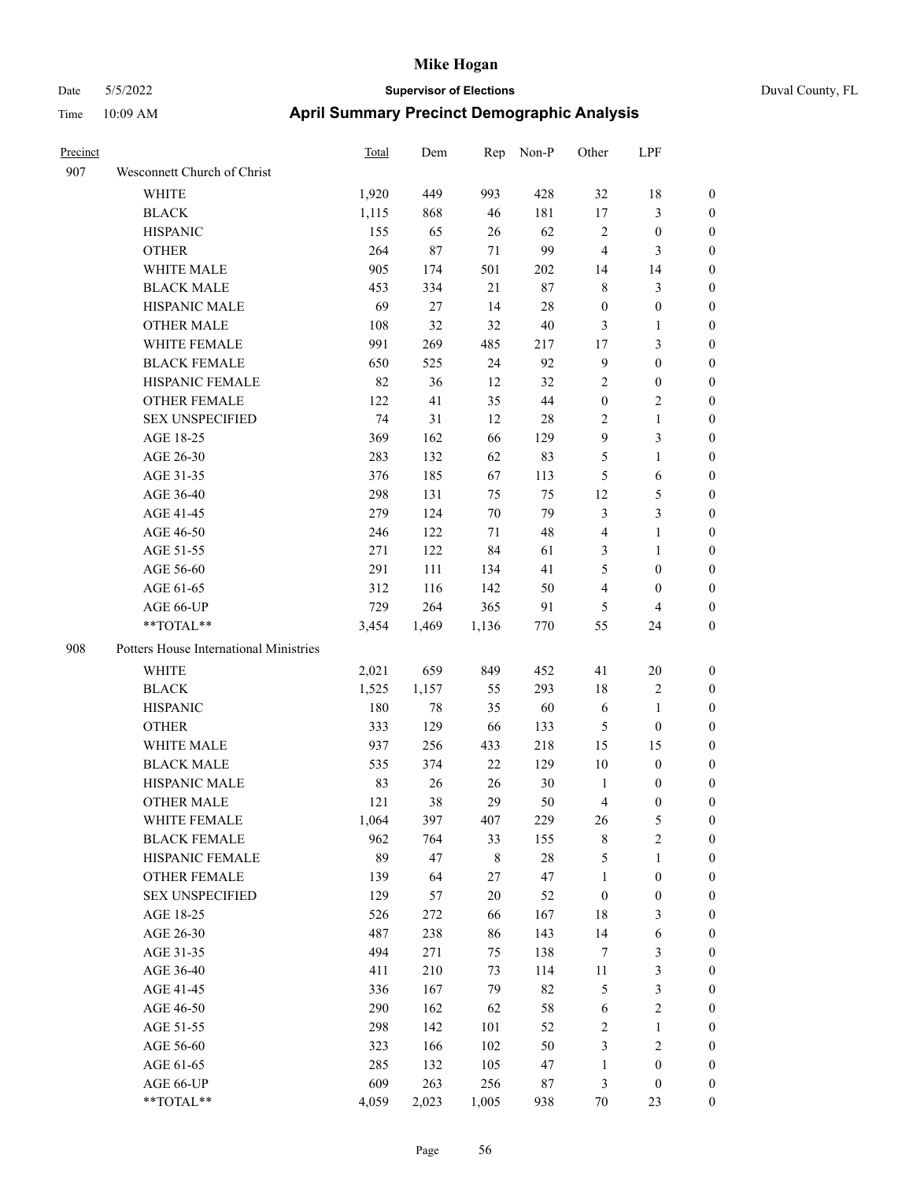# Mike Hogan

Date 5/5/2022 — **Supervisor of Elections** — Duval County, FL

Time 10:09 AM — **April Summary Precinct Demographic Analysis**

| Precinct | | Total | Dem | Rep | Non-P | Other | LPF | |
|---|---|---|---|---|---|---|---|---|
| 907 | Wesconnett Church of Christ | | | | | | | |
| | WHITE | 1,920 | 449 | 993 | 428 | 32 | 18 | 0 |
| | BLACK | 1,115 | 868 | 46 | 181 | 17 | 3 | 0 |
| | HISPANIC | 155 | 65 | 26 | 62 | 2 | 0 | 0 |
| | OTHER | 264 | 87 | 71 | 99 | 4 | 3 | 0 |
| | WHITE MALE | 905 | 174 | 501 | 202 | 14 | 14 | 0 |
| | BLACK MALE | 453 | 334 | 21 | 87 | 8 | 3 | 0 |
| | HISPANIC MALE | 69 | 27 | 14 | 28 | 0 | 0 | 0 |
| | OTHER MALE | 108 | 32 | 32 | 40 | 3 | 1 | 0 |
| | WHITE FEMALE | 991 | 269 | 485 | 217 | 17 | 3 | 0 |
| | BLACK FEMALE | 650 | 525 | 24 | 92 | 9 | 0 | 0 |
| | HISPANIC FEMALE | 82 | 36 | 12 | 32 | 2 | 0 | 0 |
| | OTHER FEMALE | 122 | 41 | 35 | 44 | 0 | 2 | 0 |
| | SEX UNSPECIFIED | 74 | 31 | 12 | 28 | 2 | 1 | 0 |
| | AGE 18-25 | 369 | 162 | 66 | 129 | 9 | 3 | 0 |
| | AGE 26-30 | 283 | 132 | 62 | 83 | 5 | 1 | 0 |
| | AGE 31-35 | 376 | 185 | 67 | 113 | 5 | 6 | 0 |
| | AGE 36-40 | 298 | 131 | 75 | 75 | 12 | 5 | 0 |
| | AGE 41-45 | 279 | 124 | 70 | 79 | 3 | 3 | 0 |
| | AGE 46-50 | 246 | 122 | 71 | 48 | 4 | 1 | 0 |
| | AGE 51-55 | 271 | 122 | 84 | 61 | 3 | 1 | 0 |
| | AGE 56-60 | 291 | 111 | 134 | 41 | 5 | 0 | 0 |
| | AGE 61-65 | 312 | 116 | 142 | 50 | 4 | 0 | 0 |
| | AGE 66-UP | 729 | 264 | 365 | 91 | 5 | 4 | 0 |
| | **TOTAL** | 3,454 | 1,469 | 1,136 | 770 | 55 | 24 | 0 |
| 908 | Potters House International Ministries | | | | | | | |
| | WHITE | 2,021 | 659 | 849 | 452 | 41 | 20 | 0 |
| | BLACK | 1,525 | 1,157 | 55 | 293 | 18 | 2 | 0 |
| | HISPANIC | 180 | 78 | 35 | 60 | 6 | 1 | 0 |
| | OTHER | 333 | 129 | 66 | 133 | 5 | 0 | 0 |
| | WHITE MALE | 937 | 256 | 433 | 218 | 15 | 15 | 0 |
| | BLACK MALE | 535 | 374 | 22 | 129 | 10 | 0 | 0 |
| | HISPANIC MALE | 83 | 26 | 26 | 30 | 1 | 0 | 0 |
| | OTHER MALE | 121 | 38 | 29 | 50 | 4 | 0 | 0 |
| | WHITE FEMALE | 1,064 | 397 | 407 | 229 | 26 | 5 | 0 |
| | BLACK FEMALE | 962 | 764 | 33 | 155 | 8 | 2 | 0 |
| | HISPANIC FEMALE | 89 | 47 | 8 | 28 | 5 | 1 | 0 |
| | OTHER FEMALE | 139 | 64 | 27 | 47 | 1 | 0 | 0 |
| | SEX UNSPECIFIED | 129 | 57 | 20 | 52 | 0 | 0 | 0 |
| | AGE 18-25 | 526 | 272 | 66 | 167 | 18 | 3 | 0 |
| | AGE 26-30 | 487 | 238 | 86 | 143 | 14 | 6 | 0 |
| | AGE 31-35 | 494 | 271 | 75 | 138 | 7 | 3 | 0 |
| | AGE 36-40 | 411 | 210 | 73 | 114 | 11 | 3 | 0 |
| | AGE 41-45 | 336 | 167 | 79 | 82 | 5 | 3 | 0 |
| | AGE 46-50 | 290 | 162 | 62 | 58 | 6 | 2 | 0 |
| | AGE 51-55 | 298 | 142 | 101 | 52 | 2 | 1 | 0 |
| | AGE 56-60 | 323 | 166 | 102 | 50 | 3 | 2 | 0 |
| | AGE 61-65 | 285 | 132 | 105 | 47 | 1 | 0 | 0 |
| | AGE 66-UP | 609 | 263 | 256 | 87 | 3 | 0 | 0 |
| | **TOTAL** | 4,059 | 2,023 | 1,005 | 938 | 70 | 23 | 0 |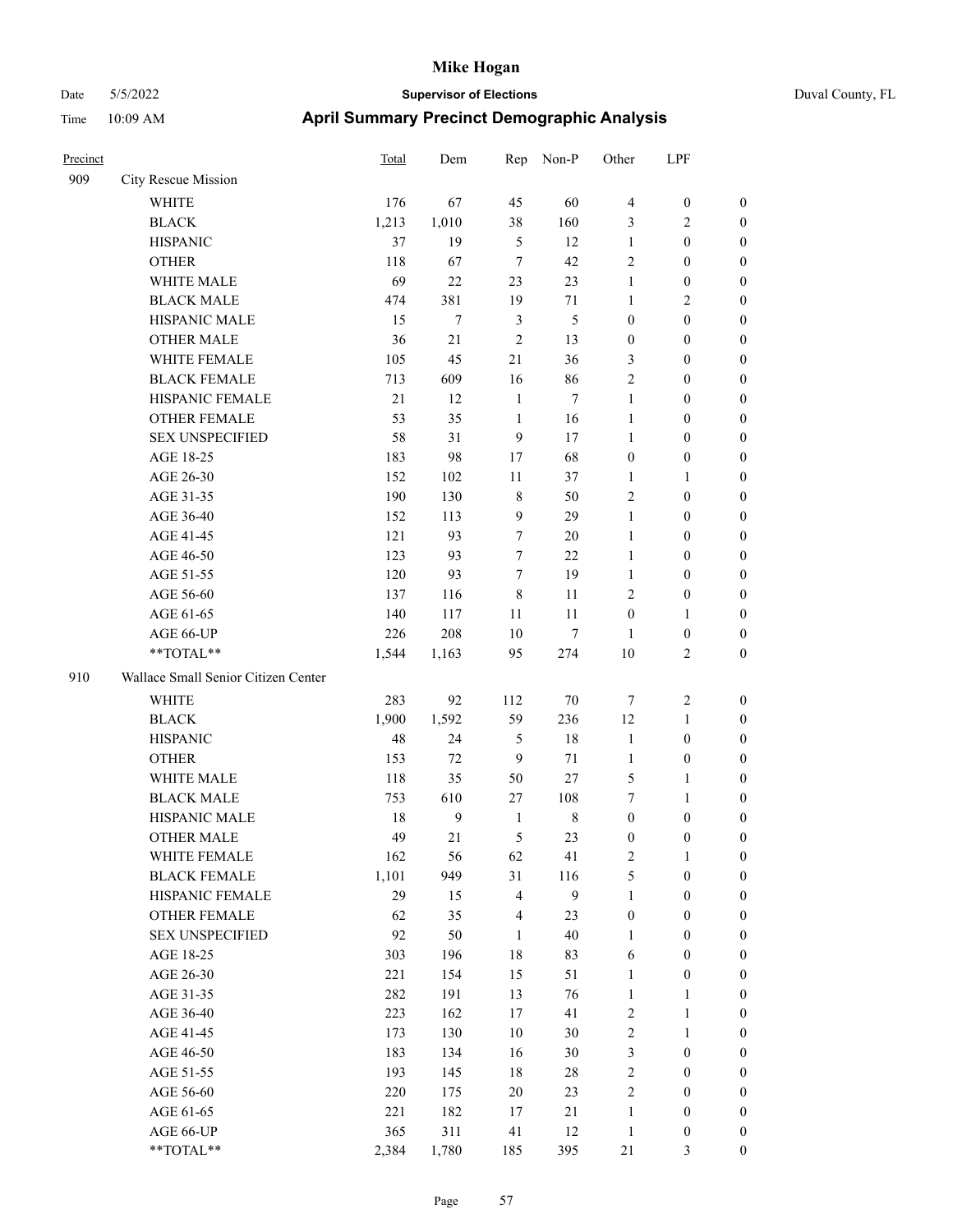# Mike Hogan

Date 5/5/2022 **Supervisor of Elections** Duval County, FL

Time 10:09 AM **April Summary Precinct Demographic Analysis**

| Precinct | | Total | Dem | Rep | Non-P | Other | LPF | |
|---|---|---|---|---|---|---|---|---|
| 909 | City Rescue Mission | | | | | | | |
| | WHITE | 176 | 67 | 45 | 60 | 4 | 0 | 0 |
| | BLACK | 1,213 | 1,010 | 38 | 160 | 3 | 2 | 0 |
| | HISPANIC | 37 | 19 | 5 | 12 | 1 | 0 | 0 |
| | OTHER | 118 | 67 | 7 | 42 | 2 | 0 | 0 |
| | WHITE MALE | 69 | 22 | 23 | 23 | 1 | 0 | 0 |
| | BLACK MALE | 474 | 381 | 19 | 71 | 1 | 2 | 0 |
| | HISPANIC MALE | 15 | 7 | 3 | 5 | 0 | 0 | 0 |
| | OTHER MALE | 36 | 21 | 2 | 13 | 0 | 0 | 0 |
| | WHITE FEMALE | 105 | 45 | 21 | 36 | 3 | 0 | 0 |
| | BLACK FEMALE | 713 | 609 | 16 | 86 | 2 | 0 | 0 |
| | HISPANIC FEMALE | 21 | 12 | 1 | 7 | 1 | 0 | 0 |
| | OTHER FEMALE | 53 | 35 | 1 | 16 | 1 | 0 | 0 |
| | SEX UNSPECIFIED | 58 | 31 | 9 | 17 | 1 | 0 | 0 |
| | AGE 18-25 | 183 | 98 | 17 | 68 | 0 | 0 | 0 |
| | AGE 26-30 | 152 | 102 | 11 | 37 | 1 | 1 | 0 |
| | AGE 31-35 | 190 | 130 | 8 | 50 | 2 | 0 | 0 |
| | AGE 36-40 | 152 | 113 | 9 | 29 | 1 | 0 | 0 |
| | AGE 41-45 | 121 | 93 | 7 | 20 | 1 | 0 | 0 |
| | AGE 46-50 | 123 | 93 | 7 | 22 | 1 | 0 | 0 |
| | AGE 51-55 | 120 | 93 | 7 | 19 | 1 | 0 | 0 |
| | AGE 56-60 | 137 | 116 | 8 | 11 | 2 | 0 | 0 |
| | AGE 61-65 | 140 | 117 | 11 | 11 | 0 | 1 | 0 |
| | AGE 66-UP | 226 | 208 | 10 | 7 | 1 | 0 | 0 |
| | **TOTAL** | 1,544 | 1,163 | 95 | 274 | 10 | 2 | 0 |
| 910 | Wallace Small Senior Citizen Center | | | | | | | |
| | WHITE | 283 | 92 | 112 | 70 | 7 | 2 | 0 |
| | BLACK | 1,900 | 1,592 | 59 | 236 | 12 | 1 | 0 |
| | HISPANIC | 48 | 24 | 5 | 18 | 1 | 0 | 0 |
| | OTHER | 153 | 72 | 9 | 71 | 1 | 0 | 0 |
| | WHITE MALE | 118 | 35 | 50 | 27 | 5 | 1 | 0 |
| | BLACK MALE | 753 | 610 | 27 | 108 | 7 | 1 | 0 |
| | HISPANIC MALE | 18 | 9 | 1 | 8 | 0 | 0 | 0 |
| | OTHER MALE | 49 | 21 | 5 | 23 | 0 | 0 | 0 |
| | WHITE FEMALE | 162 | 56 | 62 | 41 | 2 | 1 | 0 |
| | BLACK FEMALE | 1,101 | 949 | 31 | 116 | 5 | 0 | 0 |
| | HISPANIC FEMALE | 29 | 15 | 4 | 9 | 1 | 0 | 0 |
| | OTHER FEMALE | 62 | 35 | 4 | 23 | 0 | 0 | 0 |
| | SEX UNSPECIFIED | 92 | 50 | 1 | 40 | 1 | 0 | 0 |
| | AGE 18-25 | 303 | 196 | 18 | 83 | 6 | 0 | 0 |
| | AGE 26-30 | 221 | 154 | 15 | 51 | 1 | 0 | 0 |
| | AGE 31-35 | 282 | 191 | 13 | 76 | 1 | 1 | 0 |
| | AGE 36-40 | 223 | 162 | 17 | 41 | 2 | 1 | 0 |
| | AGE 41-45 | 173 | 130 | 10 | 30 | 2 | 1 | 0 |
| | AGE 46-50 | 183 | 134 | 16 | 30 | 3 | 0 | 0 |
| | AGE 51-55 | 193 | 145 | 18 | 28 | 2 | 0 | 0 |
| | AGE 56-60 | 220 | 175 | 20 | 23 | 2 | 0 | 0 |
| | AGE 61-65 | 221 | 182 | 17 | 21 | 1 | 0 | 0 |
| | AGE 66-UP | 365 | 311 | 41 | 12 | 1 | 0 | 0 |
| | **TOTAL** | 2,384 | 1,780 | 185 | 395 | 21 | 3 | 0 |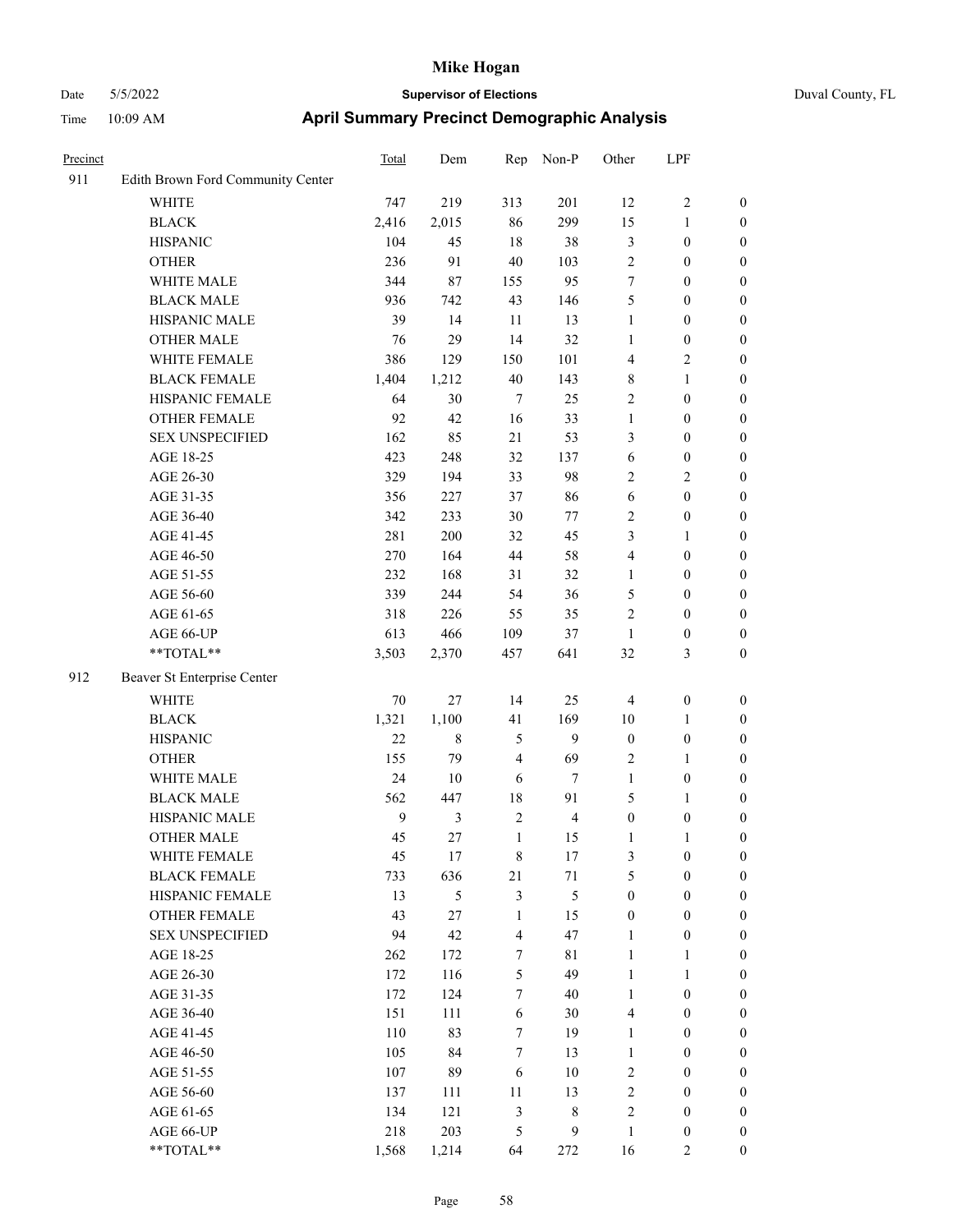# Mike Hogan

Date 5/5/2022 **Supervisor of Elections** Duval County, FL

Time 10:09 AM **April Summary Precinct Demographic Analysis**

| Precinct | | Total | Dem | Rep | Non-P | Other | LPF | |
|---|---|---|---|---|---|---|---|---|
| 911 | Edith Brown Ford Community Center | | | | | | | |
| | WHITE | 747 | 219 | 313 | 201 | 12 | 2 | 0 |
| | BLACK | 2,416 | 2,015 | 86 | 299 | 15 | 1 | 0 |
| | HISPANIC | 104 | 45 | 18 | 38 | 3 | 0 | 0 |
| | OTHER | 236 | 91 | 40 | 103 | 2 | 0 | 0 |
| | WHITE MALE | 344 | 87 | 155 | 95 | 7 | 0 | 0 |
| | BLACK MALE | 936 | 742 | 43 | 146 | 5 | 0 | 0 |
| | HISPANIC MALE | 39 | 14 | 11 | 13 | 1 | 0 | 0 |
| | OTHER MALE | 76 | 29 | 14 | 32 | 1 | 0 | 0 |
| | WHITE FEMALE | 386 | 129 | 150 | 101 | 4 | 2 | 0 |
| | BLACK FEMALE | 1,404 | 1,212 | 40 | 143 | 8 | 1 | 0 |
| | HISPANIC FEMALE | 64 | 30 | 7 | 25 | 2 | 0 | 0 |
| | OTHER FEMALE | 92 | 42 | 16 | 33 | 1 | 0 | 0 |
| | SEX UNSPECIFIED | 162 | 85 | 21 | 53 | 3 | 0 | 0 |
| | AGE 18-25 | 423 | 248 | 32 | 137 | 6 | 0 | 0 |
| | AGE 26-30 | 329 | 194 | 33 | 98 | 2 | 2 | 0 |
| | AGE 31-35 | 356 | 227 | 37 | 86 | 6 | 0 | 0 |
| | AGE 36-40 | 342 | 233 | 30 | 77 | 2 | 0 | 0 |
| | AGE 41-45 | 281 | 200 | 32 | 45 | 3 | 1 | 0 |
| | AGE 46-50 | 270 | 164 | 44 | 58 | 4 | 0 | 0 |
| | AGE 51-55 | 232 | 168 | 31 | 32 | 1 | 0 | 0 |
| | AGE 56-60 | 339 | 244 | 54 | 36 | 5 | 0 | 0 |
| | AGE 61-65 | 318 | 226 | 55 | 35 | 2 | 0 | 0 |
| | AGE 66-UP | 613 | 466 | 109 | 37 | 1 | 0 | 0 |
| | **TOTAL** | 3,503 | 2,370 | 457 | 641 | 32 | 3 | 0 |
| 912 | Beaver St Enterprise Center | | | | | | | |
| | WHITE | 70 | 27 | 14 | 25 | 4 | 0 | 0 |
| | BLACK | 1,321 | 1,100 | 41 | 169 | 10 | 1 | 0 |
| | HISPANIC | 22 | 8 | 5 | 9 | 0 | 0 | 0 |
| | OTHER | 155 | 79 | 4 | 69 | 2 | 1 | 0 |
| | WHITE MALE | 24 | 10 | 6 | 7 | 1 | 0 | 0 |
| | BLACK MALE | 562 | 447 | 18 | 91 | 5 | 1 | 0 |
| | HISPANIC MALE | 9 | 3 | 2 | 4 | 0 | 0 | 0 |
| | OTHER MALE | 45 | 27 | 1 | 15 | 1 | 1 | 0 |
| | WHITE FEMALE | 45 | 17 | 8 | 17 | 3 | 0 | 0 |
| | BLACK FEMALE | 733 | 636 | 21 | 71 | 5 | 0 | 0 |
| | HISPANIC FEMALE | 13 | 5 | 3 | 5 | 0 | 0 | 0 |
| | OTHER FEMALE | 43 | 27 | 1 | 15 | 0 | 0 | 0 |
| | SEX UNSPECIFIED | 94 | 42 | 4 | 47 | 1 | 0 | 0 |
| | AGE 18-25 | 262 | 172 | 7 | 81 | 1 | 1 | 0 |
| | AGE 26-30 | 172 | 116 | 5 | 49 | 1 | 1 | 0 |
| | AGE 31-35 | 172 | 124 | 7 | 40 | 1 | 0 | 0 |
| | AGE 36-40 | 151 | 111 | 6 | 30 | 4 | 0 | 0 |
| | AGE 41-45 | 110 | 83 | 7 | 19 | 1 | 0 | 0 |
| | AGE 46-50 | 105 | 84 | 7 | 13 | 1 | 0 | 0 |
| | AGE 51-55 | 107 | 89 | 6 | 10 | 2 | 0 | 0 |
| | AGE 56-60 | 137 | 111 | 11 | 13 | 2 | 0 | 0 |
| | AGE 61-65 | 134 | 121 | 3 | 8 | 2 | 0 | 0 |
| | AGE 66-UP | 218 | 203 | 5 | 9 | 1 | 0 | 0 |
| | **TOTAL** | 1,568 | 1,214 | 64 | 272 | 16 | 2 | 0 |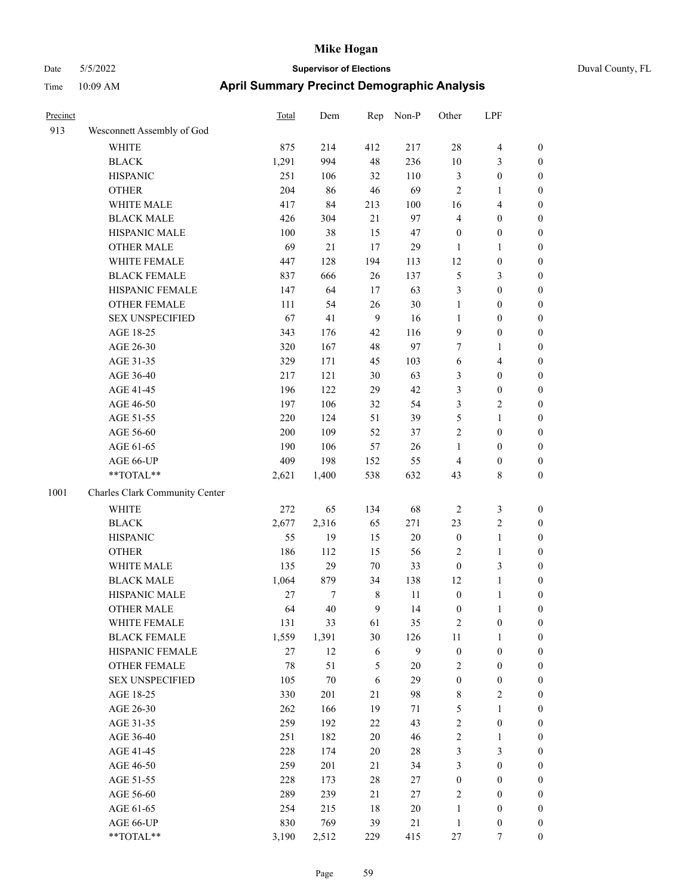# Mike Hogan

Date 5/5/2022 **Supervisor of Elections** Duval County, FL

Time 10:09 AM **April Summary Precinct Demographic Analysis**

| Precinct | | Total | Dem | Rep | Non-P | Other | LPF | |
|---|---|---|---|---|---|---|---|---|
| 913 | Wesconnett Assembly of God | | | | | | | |
| | WHITE | 875 | 214 | 412 | 217 | 28 | 4 | 0 |
| | BLACK | 1,291 | 994 | 48 | 236 | 10 | 3 | 0 |
| | HISPANIC | 251 | 106 | 32 | 110 | 3 | 0 | 0 |
| | OTHER | 204 | 86 | 46 | 69 | 2 | 1 | 0 |
| | WHITE MALE | 417 | 84 | 213 | 100 | 16 | 4 | 0 |
| | BLACK MALE | 426 | 304 | 21 | 97 | 4 | 0 | 0 |
| | HISPANIC MALE | 100 | 38 | 15 | 47 | 0 | 0 | 0 |
| | OTHER MALE | 69 | 21 | 17 | 29 | 1 | 1 | 0 |
| | WHITE FEMALE | 447 | 128 | 194 | 113 | 12 | 0 | 0 |
| | BLACK FEMALE | 837 | 666 | 26 | 137 | 5 | 3 | 0 |
| | HISPANIC FEMALE | 147 | 64 | 17 | 63 | 3 | 0 | 0 |
| | OTHER FEMALE | 111 | 54 | 26 | 30 | 1 | 0 | 0 |
| | SEX UNSPECIFIED | 67 | 41 | 9 | 16 | 1 | 0 | 0 |
| | AGE 18-25 | 343 | 176 | 42 | 116 | 9 | 0 | 0 |
| | AGE 26-30 | 320 | 167 | 48 | 97 | 7 | 1 | 0 |
| | AGE 31-35 | 329 | 171 | 45 | 103 | 6 | 4 | 0 |
| | AGE 36-40 | 217 | 121 | 30 | 63 | 3 | 0 | 0 |
| | AGE 41-45 | 196 | 122 | 29 | 42 | 3 | 0 | 0 |
| | AGE 46-50 | 197 | 106 | 32 | 54 | 3 | 2 | 0 |
| | AGE 51-55 | 220 | 124 | 51 | 39 | 5 | 1 | 0 |
| | AGE 56-60 | 200 | 109 | 52 | 37 | 2 | 0 | 0 |
| | AGE 61-65 | 190 | 106 | 57 | 26 | 1 | 0 | 0 |
| | AGE 66-UP | 409 | 198 | 152 | 55 | 4 | 0 | 0 |
| | **TOTAL** | 2,621 | 1,400 | 538 | 632 | 43 | 8 | 0 |
| 1001 | Charles Clark Community Center | | | | | | | |
| | WHITE | 272 | 65 | 134 | 68 | 2 | 3 | 0 |
| | BLACK | 2,677 | 2,316 | 65 | 271 | 23 | 2 | 0 |
| | HISPANIC | 55 | 19 | 15 | 20 | 0 | 1 | 0 |
| | OTHER | 186 | 112 | 15 | 56 | 2 | 1 | 0 |
| | WHITE MALE | 135 | 29 | 70 | 33 | 0 | 3 | 0 |
| | BLACK MALE | 1,064 | 879 | 34 | 138 | 12 | 1 | 0 |
| | HISPANIC MALE | 27 | 7 | 8 | 11 | 0 | 1 | 0 |
| | OTHER MALE | 64 | 40 | 9 | 14 | 0 | 1 | 0 |
| | WHITE FEMALE | 131 | 33 | 61 | 35 | 2 | 0 | 0 |
| | BLACK FEMALE | 1,559 | 1,391 | 30 | 126 | 11 | 1 | 0 |
| | HISPANIC FEMALE | 27 | 12 | 6 | 9 | 0 | 0 | 0 |
| | OTHER FEMALE | 78 | 51 | 5 | 20 | 2 | 0 | 0 |
| | SEX UNSPECIFIED | 105 | 70 | 6 | 29 | 0 | 0 | 0 |
| | AGE 18-25 | 330 | 201 | 21 | 98 | 8 | 2 | 0 |
| | AGE 26-30 | 262 | 166 | 19 | 71 | 5 | 1 | 0 |
| | AGE 31-35 | 259 | 192 | 22 | 43 | 2 | 0 | 0 |
| | AGE 36-40 | 251 | 182 | 20 | 46 | 2 | 1 | 0 |
| | AGE 41-45 | 228 | 174 | 20 | 28 | 3 | 3 | 0 |
| | AGE 46-50 | 259 | 201 | 21 | 34 | 3 | 0 | 0 |
| | AGE 51-55 | 228 | 173 | 28 | 27 | 0 | 0 | 0 |
| | AGE 56-60 | 289 | 239 | 21 | 27 | 2 | 0 | 0 |
| | AGE 61-65 | 254 | 215 | 18 | 20 | 1 | 0 | 0 |
| | AGE 66-UP | 830 | 769 | 39 | 21 | 1 | 0 | 0 |
| | **TOTAL** | 3,190 | 2,512 | 229 | 415 | 27 | 7 | 0 |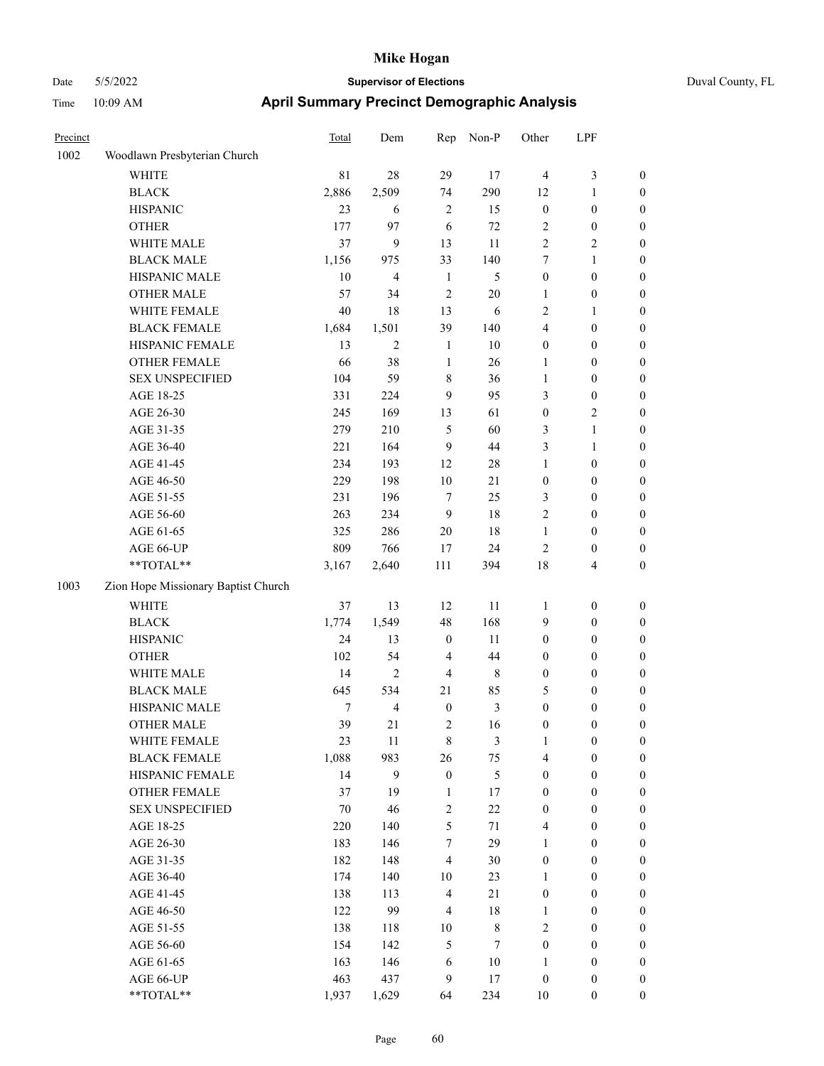# Mike Hogan

Date 5/5/2022 **Supervisor of Elections** Duval County, FL

Time 10:09 AM **April Summary Precinct Demographic Analysis**

| Precinct | | Total | Dem | Rep | Non-P | Other | LPF | |
|---|---|---|---|---|---|---|---|---|
| 1002 | Woodlawn Presbyterian Church | | | | | | | |
| | WHITE | 81 | 28 | 29 | 17 | 4 | 3 | 0 |
| | BLACK | 2,886 | 2,509 | 74 | 290 | 12 | 1 | 0 |
| | HISPANIC | 23 | 6 | 2 | 15 | 0 | 0 | 0 |
| | OTHER | 177 | 97 | 6 | 72 | 2 | 0 | 0 |
| | WHITE MALE | 37 | 9 | 13 | 11 | 2 | 2 | 0 |
| | BLACK MALE | 1,156 | 975 | 33 | 140 | 7 | 1 | 0 |
| | HISPANIC MALE | 10 | 4 | 1 | 5 | 0 | 0 | 0 |
| | OTHER MALE | 57 | 34 | 2 | 20 | 1 | 0 | 0 |
| | WHITE FEMALE | 40 | 18 | 13 | 6 | 2 | 1 | 0 |
| | BLACK FEMALE | 1,684 | 1,501 | 39 | 140 | 4 | 0 | 0 |
| | HISPANIC FEMALE | 13 | 2 | 1 | 10 | 0 | 0 | 0 |
| | OTHER FEMALE | 66 | 38 | 1 | 26 | 1 | 0 | 0 |
| | SEX UNSPECIFIED | 104 | 59 | 8 | 36 | 1 | 0 | 0 |
| | AGE 18-25 | 331 | 224 | 9 | 95 | 3 | 0 | 0 |
| | AGE 26-30 | 245 | 169 | 13 | 61 | 0 | 2 | 0 |
| | AGE 31-35 | 279 | 210 | 5 | 60 | 3 | 1 | 0 |
| | AGE 36-40 | 221 | 164 | 9 | 44 | 3 | 1 | 0 |
| | AGE 41-45 | 234 | 193 | 12 | 28 | 1 | 0 | 0 |
| | AGE 46-50 | 229 | 198 | 10 | 21 | 0 | 0 | 0 |
| | AGE 51-55 | 231 | 196 | 7 | 25 | 3 | 0 | 0 |
| | AGE 56-60 | 263 | 234 | 9 | 18 | 2 | 0 | 0 |
| | AGE 61-65 | 325 | 286 | 20 | 18 | 1 | 0 | 0 |
| | AGE 66-UP | 809 | 766 | 17 | 24 | 2 | 0 | 0 |
| | **TOTAL** | 3,167 | 2,640 | 111 | 394 | 18 | 4 | 0 |
| 1003 | Zion Hope Missionary Baptist Church | | | | | | | |
| | WHITE | 37 | 13 | 12 | 11 | 1 | 0 | 0 |
| | BLACK | 1,774 | 1,549 | 48 | 168 | 9 | 0 | 0 |
| | HISPANIC | 24 | 13 | 0 | 11 | 0 | 0 | 0 |
| | OTHER | 102 | 54 | 4 | 44 | 0 | 0 | 0 |
| | WHITE MALE | 14 | 2 | 4 | 8 | 0 | 0 | 0 |
| | BLACK MALE | 645 | 534 | 21 | 85 | 5 | 0 | 0 |
| | HISPANIC MALE | 7 | 4 | 0 | 3 | 0 | 0 | 0 |
| | OTHER MALE | 39 | 21 | 2 | 16 | 0 | 0 | 0 |
| | WHITE FEMALE | 23 | 11 | 8 | 3 | 1 | 0 | 0 |
| | BLACK FEMALE | 1,088 | 983 | 26 | 75 | 4 | 0 | 0 |
| | HISPANIC FEMALE | 14 | 9 | 0 | 5 | 0 | 0 | 0 |
| | OTHER FEMALE | 37 | 19 | 1 | 17 | 0 | 0 | 0 |
| | SEX UNSPECIFIED | 70 | 46 | 2 | 22 | 0 | 0 | 0 |
| | AGE 18-25 | 220 | 140 | 5 | 71 | 4 | 0 | 0 |
| | AGE 26-30 | 183 | 146 | 7 | 29 | 1 | 0 | 0 |
| | AGE 31-35 | 182 | 148 | 4 | 30 | 0 | 0 | 0 |
| | AGE 36-40 | 174 | 140 | 10 | 23 | 1 | 0 | 0 |
| | AGE 41-45 | 138 | 113 | 4 | 21 | 0 | 0 | 0 |
| | AGE 46-50 | 122 | 99 | 4 | 18 | 1 | 0 | 0 |
| | AGE 51-55 | 138 | 118 | 10 | 8 | 2 | 0 | 0 |
| | AGE 56-60 | 154 | 142 | 5 | 7 | 0 | 0 | 0 |
| | AGE 61-65 | 163 | 146 | 6 | 10 | 1 | 0 | 0 |
| | AGE 66-UP | 463 | 437 | 9 | 17 | 0 | 0 | 0 |
| | **TOTAL** | 1,937 | 1,629 | 64 | 234 | 10 | 0 | 0 |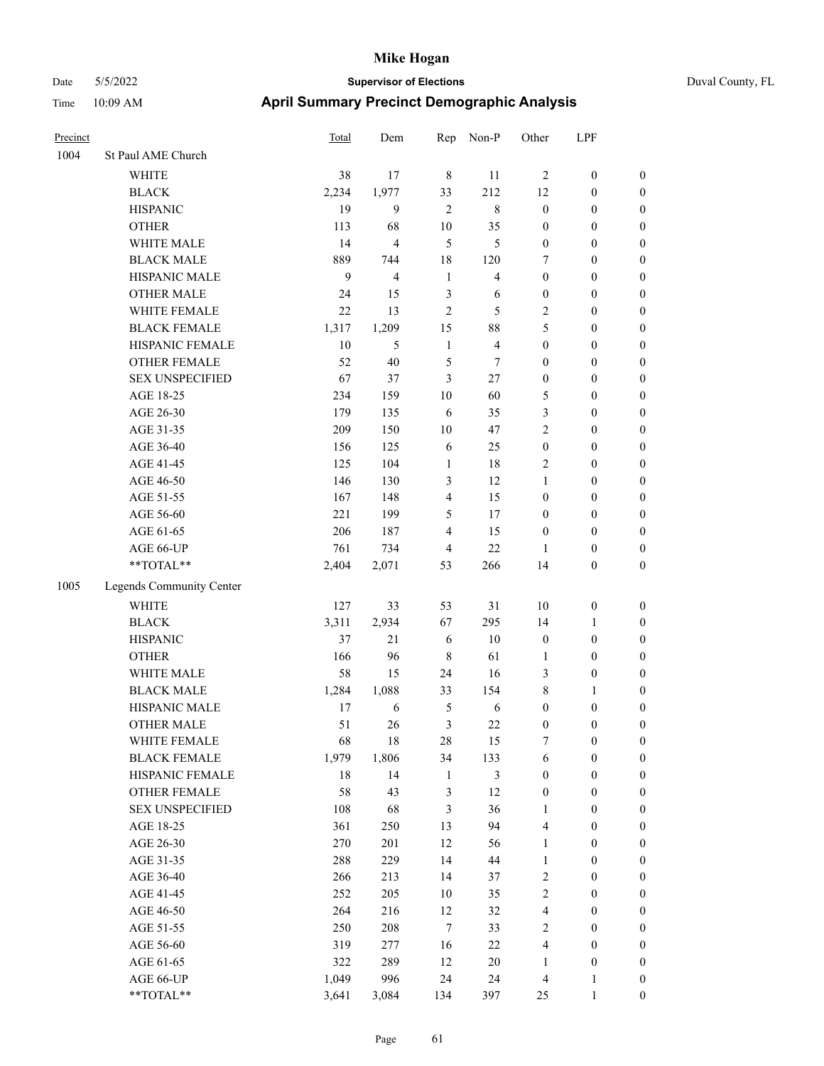# Mike Hogan

Date 5/5/2022 | **Supervisor of Elections** | Duval County, FL

Time 10:09 AM | **April Summary Precinct Demographic Analysis**

| Precinct | | Total | Dem | Rep | Non-P | Other | LPF | |
|---|---|---|---|---|---|---|---|---|
| 1004 | St Paul AME Church | | | | | | | |
| | WHITE | 38 | 17 | 8 | 11 | 2 | 0 | 0 |
| | BLACK | 2,234 | 1,977 | 33 | 212 | 12 | 0 | 0 |
| | HISPANIC | 19 | 9 | 2 | 8 | 0 | 0 | 0 |
| | OTHER | 113 | 68 | 10 | 35 | 0 | 0 | 0 |
| | WHITE MALE | 14 | 4 | 5 | 5 | 0 | 0 | 0 |
| | BLACK MALE | 889 | 744 | 18 | 120 | 7 | 0 | 0 |
| | HISPANIC MALE | 9 | 4 | 1 | 4 | 0 | 0 | 0 |
| | OTHER MALE | 24 | 15 | 3 | 6 | 0 | 0 | 0 |
| | WHITE FEMALE | 22 | 13 | 2 | 5 | 2 | 0 | 0 |
| | BLACK FEMALE | 1,317 | 1,209 | 15 | 88 | 5 | 0 | 0 |
| | HISPANIC FEMALE | 10 | 5 | 1 | 4 | 0 | 0 | 0 |
| | OTHER FEMALE | 52 | 40 | 5 | 7 | 0 | 0 | 0 |
| | SEX UNSPECIFIED | 67 | 37 | 3 | 27 | 0 | 0 | 0 |
| | AGE 18-25 | 234 | 159 | 10 | 60 | 5 | 0 | 0 |
| | AGE 26-30 | 179 | 135 | 6 | 35 | 3 | 0 | 0 |
| | AGE 31-35 | 209 | 150 | 10 | 47 | 2 | 0 | 0 |
| | AGE 36-40 | 156 | 125 | 6 | 25 | 0 | 0 | 0 |
| | AGE 41-45 | 125 | 104 | 1 | 18 | 2 | 0 | 0 |
| | AGE 46-50 | 146 | 130 | 3 | 12 | 1 | 0 | 0 |
| | AGE 51-55 | 167 | 148 | 4 | 15 | 0 | 0 | 0 |
| | AGE 56-60 | 221 | 199 | 5 | 17 | 0 | 0 | 0 |
| | AGE 61-65 | 206 | 187 | 4 | 15 | 0 | 0 | 0 |
| | AGE 66-UP | 761 | 734 | 4 | 22 | 1 | 0 | 0 |
| | **TOTAL** | 2,404 | 2,071 | 53 | 266 | 14 | 0 | 0 |
| 1005 | Legends Community Center | | | | | | | |
| | WHITE | 127 | 33 | 53 | 31 | 10 | 0 | 0 |
| | BLACK | 3,311 | 2,934 | 67 | 295 | 14 | 1 | 0 |
| | HISPANIC | 37 | 21 | 6 | 10 | 0 | 0 | 0 |
| | OTHER | 166 | 96 | 8 | 61 | 1 | 0 | 0 |
| | WHITE MALE | 58 | 15 | 24 | 16 | 3 | 0 | 0 |
| | BLACK MALE | 1,284 | 1,088 | 33 | 154 | 8 | 1 | 0 |
| | HISPANIC MALE | 17 | 6 | 5 | 6 | 0 | 0 | 0 |
| | OTHER MALE | 51 | 26 | 3 | 22 | 0 | 0 | 0 |
| | WHITE FEMALE | 68 | 18 | 28 | 15 | 7 | 0 | 0 |
| | BLACK FEMALE | 1,979 | 1,806 | 34 | 133 | 6 | 0 | 0 |
| | HISPANIC FEMALE | 18 | 14 | 1 | 3 | 0 | 0 | 0 |
| | OTHER FEMALE | 58 | 43 | 3 | 12 | 0 | 0 | 0 |
| | SEX UNSPECIFIED | 108 | 68 | 3 | 36 | 1 | 0 | 0 |
| | AGE 18-25 | 361 | 250 | 13 | 94 | 4 | 0 | 0 |
| | AGE 26-30 | 270 | 201 | 12 | 56 | 1 | 0 | 0 |
| | AGE 31-35 | 288 | 229 | 14 | 44 | 1 | 0 | 0 |
| | AGE 36-40 | 266 | 213 | 14 | 37 | 2 | 0 | 0 |
| | AGE 41-45 | 252 | 205 | 10 | 35 | 2 | 0 | 0 |
| | AGE 46-50 | 264 | 216 | 12 | 32 | 4 | 0 | 0 |
| | AGE 51-55 | 250 | 208 | 7 | 33 | 2 | 0 | 0 |
| | AGE 56-60 | 319 | 277 | 16 | 22 | 4 | 0 | 0 |
| | AGE 61-65 | 322 | 289 | 12 | 20 | 1 | 0 | 0 |
| | AGE 66-UP | 1,049 | 996 | 24 | 24 | 4 | 1 | 0 |
| | **TOTAL** | 3,641 | 3,084 | 134 | 397 | 25 | 1 | 0 |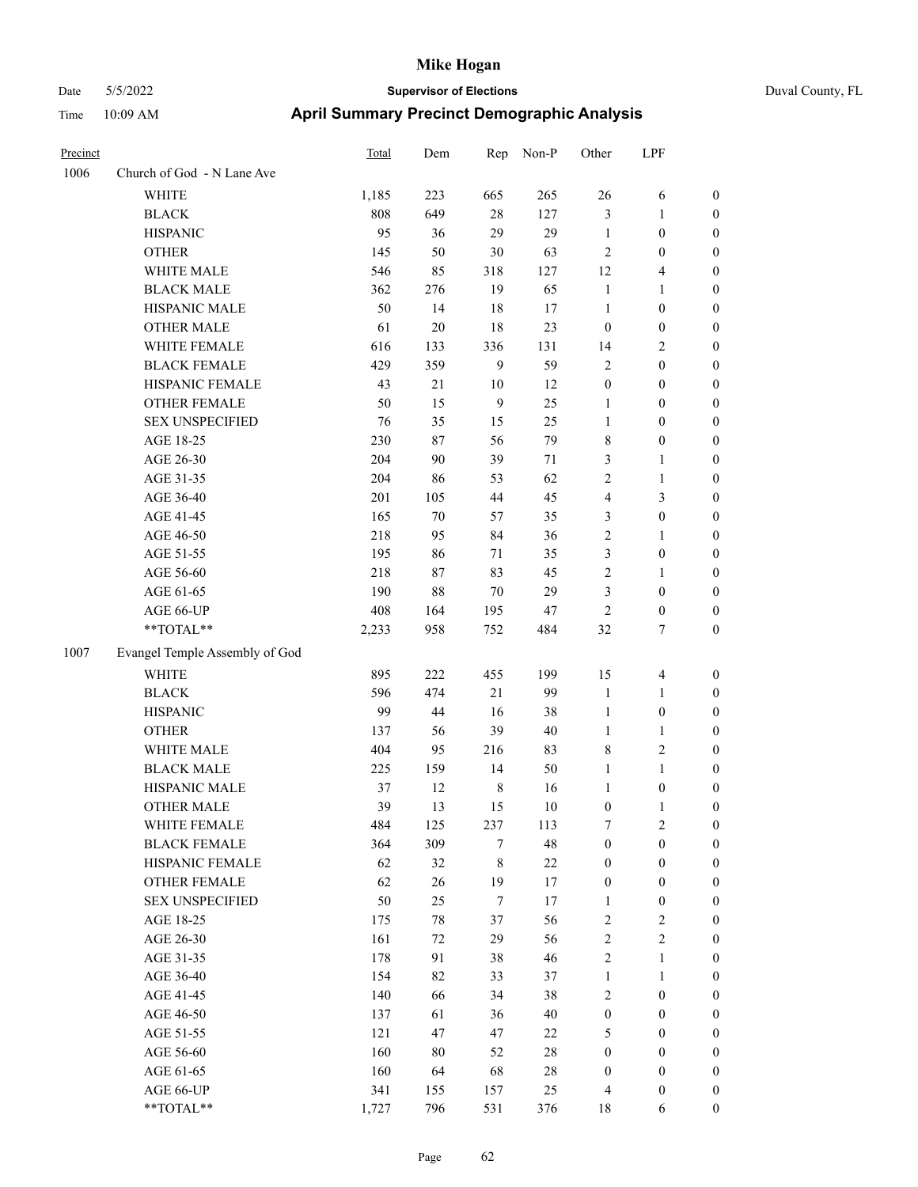# Mike Hogan

Date 5/5/2022 **Supervisor of Elections** Duval County, FL

Time 10:09 AM **April Summary Precinct Demographic Analysis**

| Precinct | | Total | Dem | Rep | Non-P | Other | LPF | |
|---|---|---|---|---|---|---|---|---|
| 1006 | Church of God - N Lane Ave | | | | | | | |
| | WHITE | 1,185 | 223 | 665 | 265 | 26 | 6 | 0 |
| | BLACK | 808 | 649 | 28 | 127 | 3 | 1 | 0 |
| | HISPANIC | 95 | 36 | 29 | 29 | 1 | 0 | 0 |
| | OTHER | 145 | 50 | 30 | 63 | 2 | 0 | 0 |
| | WHITE MALE | 546 | 85 | 318 | 127 | 12 | 4 | 0 |
| | BLACK MALE | 362 | 276 | 19 | 65 | 1 | 1 | 0 |
| | HISPANIC MALE | 50 | 14 | 18 | 17 | 1 | 0 | 0 |
| | OTHER MALE | 61 | 20 | 18 | 23 | 0 | 0 | 0 |
| | WHITE FEMALE | 616 | 133 | 336 | 131 | 14 | 2 | 0 |
| | BLACK FEMALE | 429 | 359 | 9 | 59 | 2 | 0 | 0 |
| | HISPANIC FEMALE | 43 | 21 | 10 | 12 | 0 | 0 | 0 |
| | OTHER FEMALE | 50 | 15 | 9 | 25 | 1 | 0 | 0 |
| | SEX UNSPECIFIED | 76 | 35 | 15 | 25 | 1 | 0 | 0 |
| | AGE 18-25 | 230 | 87 | 56 | 79 | 8 | 0 | 0 |
| | AGE 26-30 | 204 | 90 | 39 | 71 | 3 | 1 | 0 |
| | AGE 31-35 | 204 | 86 | 53 | 62 | 2 | 1 | 0 |
| | AGE 36-40 | 201 | 105 | 44 | 45 | 4 | 3 | 0 |
| | AGE 41-45 | 165 | 70 | 57 | 35 | 3 | 0 | 0 |
| | AGE 46-50 | 218 | 95 | 84 | 36 | 2 | 1 | 0 |
| | AGE 51-55 | 195 | 86 | 71 | 35 | 3 | 0 | 0 |
| | AGE 56-60 | 218 | 87 | 83 | 45 | 2 | 1 | 0 |
| | AGE 61-65 | 190 | 88 | 70 | 29 | 3 | 0 | 0 |
| | AGE 66-UP | 408 | 164 | 195 | 47 | 2 | 0 | 0 |
| | **TOTAL** | 2,233 | 958 | 752 | 484 | 32 | 7 | 0 |
| 1007 | Evangel Temple Assembly of God | | | | | | | |
| | WHITE | 895 | 222 | 455 | 199 | 15 | 4 | 0 |
| | BLACK | 596 | 474 | 21 | 99 | 1 | 1 | 0 |
| | HISPANIC | 99 | 44 | 16 | 38 | 1 | 0 | 0 |
| | OTHER | 137 | 56 | 39 | 40 | 1 | 1 | 0 |
| | WHITE MALE | 404 | 95 | 216 | 83 | 8 | 2 | 0 |
| | BLACK MALE | 225 | 159 | 14 | 50 | 1 | 1 | 0 |
| | HISPANIC MALE | 37 | 12 | 8 | 16 | 1 | 0 | 0 |
| | OTHER MALE | 39 | 13 | 15 | 10 | 0 | 1 | 0 |
| | WHITE FEMALE | 484 | 125 | 237 | 113 | 7 | 2 | 0 |
| | BLACK FEMALE | 364 | 309 | 7 | 48 | 0 | 0 | 0 |
| | HISPANIC FEMALE | 62 | 32 | 8 | 22 | 0 | 0 | 0 |
| | OTHER FEMALE | 62 | 26 | 19 | 17 | 0 | 0 | 0 |
| | SEX UNSPECIFIED | 50 | 25 | 7 | 17 | 1 | 0 | 0 |
| | AGE 18-25 | 175 | 78 | 37 | 56 | 2 | 2 | 0 |
| | AGE 26-30 | 161 | 72 | 29 | 56 | 2 | 2 | 0 |
| | AGE 31-35 | 178 | 91 | 38 | 46 | 2 | 1 | 0 |
| | AGE 36-40 | 154 | 82 | 33 | 37 | 1 | 1 | 0 |
| | AGE 41-45 | 140 | 66 | 34 | 38 | 2 | 0 | 0 |
| | AGE 46-50 | 137 | 61 | 36 | 40 | 0 | 0 | 0 |
| | AGE 51-55 | 121 | 47 | 47 | 22 | 5 | 0 | 0 |
| | AGE 56-60 | 160 | 80 | 52 | 28 | 0 | 0 | 0 |
| | AGE 61-65 | 160 | 64 | 68 | 28 | 0 | 0 | 0 |
| | AGE 66-UP | 341 | 155 | 157 | 25 | 4 | 0 | 0 |
| | **TOTAL** | 1,727 | 796 | 531 | 376 | 18 | 6 | 0 |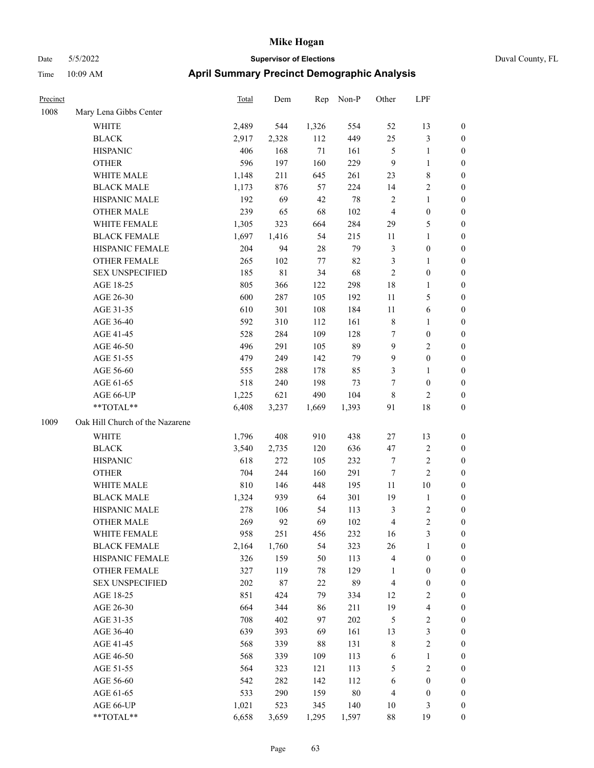# Mike Hogan

Date 5/5/2022 **Supervisor of Elections** Duval County, FL

Time 10:09 AM **April Summary Precinct Demographic Analysis**

| Precinct | | Total | Dem | Rep | Non-P | Other | LPF | |
|---|---|---|---|---|---|---|---|---|
| 1008 | Mary Lena Gibbs Center | | | | | | | |
| | WHITE | 2,489 | 544 | 1,326 | 554 | 52 | 13 | 0 |
| | BLACK | 2,917 | 2,328 | 112 | 449 | 25 | 3 | 0 |
| | HISPANIC | 406 | 168 | 71 | 161 | 5 | 1 | 0 |
| | OTHER | 596 | 197 | 160 | 229 | 9 | 1 | 0 |
| | WHITE MALE | 1,148 | 211 | 645 | 261 | 23 | 8 | 0 |
| | BLACK MALE | 1,173 | 876 | 57 | 224 | 14 | 2 | 0 |
| | HISPANIC MALE | 192 | 69 | 42 | 78 | 2 | 1 | 0 |
| | OTHER MALE | 239 | 65 | 68 | 102 | 4 | 0 | 0 |
| | WHITE FEMALE | 1,305 | 323 | 664 | 284 | 29 | 5 | 0 |
| | BLACK FEMALE | 1,697 | 1,416 | 54 | 215 | 11 | 1 | 0 |
| | HISPANIC FEMALE | 204 | 94 | 28 | 79 | 3 | 0 | 0 |
| | OTHER FEMALE | 265 | 102 | 77 | 82 | 3 | 1 | 0 |
| | SEX UNSPECIFIED | 185 | 81 | 34 | 68 | 2 | 0 | 0 |
| | AGE 18-25 | 805 | 366 | 122 | 298 | 18 | 1 | 0 |
| | AGE 26-30 | 600 | 287 | 105 | 192 | 11 | 5 | 0 |
| | AGE 31-35 | 610 | 301 | 108 | 184 | 11 | 6 | 0 |
| | AGE 36-40 | 592 | 310 | 112 | 161 | 8 | 1 | 0 |
| | AGE 41-45 | 528 | 284 | 109 | 128 | 7 | 0 | 0 |
| | AGE 46-50 | 496 | 291 | 105 | 89 | 9 | 2 | 0 |
| | AGE 51-55 | 479 | 249 | 142 | 79 | 9 | 0 | 0 |
| | AGE 56-60 | 555 | 288 | 178 | 85 | 3 | 1 | 0 |
| | AGE 61-65 | 518 | 240 | 198 | 73 | 7 | 0 | 0 |
| | AGE 66-UP | 1,225 | 621 | 490 | 104 | 8 | 2 | 0 |
| | **TOTAL** | 6,408 | 3,237 | 1,669 | 1,393 | 91 | 18 | 0 |
| 1009 | Oak Hill Church of the Nazarene | | | | | | | |
| | WHITE | 1,796 | 408 | 910 | 438 | 27 | 13 | 0 |
| | BLACK | 3,540 | 2,735 | 120 | 636 | 47 | 2 | 0 |
| | HISPANIC | 618 | 272 | 105 | 232 | 7 | 2 | 0 |
| | OTHER | 704 | 244 | 160 | 291 | 7 | 2 | 0 |
| | WHITE MALE | 810 | 146 | 448 | 195 | 11 | 10 | 0 |
| | BLACK MALE | 1,324 | 939 | 64 | 301 | 19 | 1 | 0 |
| | HISPANIC MALE | 278 | 106 | 54 | 113 | 3 | 2 | 0 |
| | OTHER MALE | 269 | 92 | 69 | 102 | 4 | 2 | 0 |
| | WHITE FEMALE | 958 | 251 | 456 | 232 | 16 | 3 | 0 |
| | BLACK FEMALE | 2,164 | 1,760 | 54 | 323 | 26 | 1 | 0 |
| | HISPANIC FEMALE | 326 | 159 | 50 | 113 | 4 | 0 | 0 |
| | OTHER FEMALE | 327 | 119 | 78 | 129 | 1 | 0 | 0 |
| | SEX UNSPECIFIED | 202 | 87 | 22 | 89 | 4 | 0 | 0 |
| | AGE 18-25 | 851 | 424 | 79 | 334 | 12 | 2 | 0 |
| | AGE 26-30 | 664 | 344 | 86 | 211 | 19 | 4 | 0 |
| | AGE 31-35 | 708 | 402 | 97 | 202 | 5 | 2 | 0 |
| | AGE 36-40 | 639 | 393 | 69 | 161 | 13 | 3 | 0 |
| | AGE 41-45 | 568 | 339 | 88 | 131 | 8 | 2 | 0 |
| | AGE 46-50 | 568 | 339 | 109 | 113 | 6 | 1 | 0 |
| | AGE 51-55 | 564 | 323 | 121 | 113 | 5 | 2 | 0 |
| | AGE 56-60 | 542 | 282 | 142 | 112 | 6 | 0 | 0 |
| | AGE 61-65 | 533 | 290 | 159 | 80 | 4 | 0 | 0 |
| | AGE 66-UP | 1,021 | 523 | 345 | 140 | 10 | 3 | 0 |
| | **TOTAL** | 6,658 | 3,659 | 1,295 | 1,597 | 88 | 19 | 0 |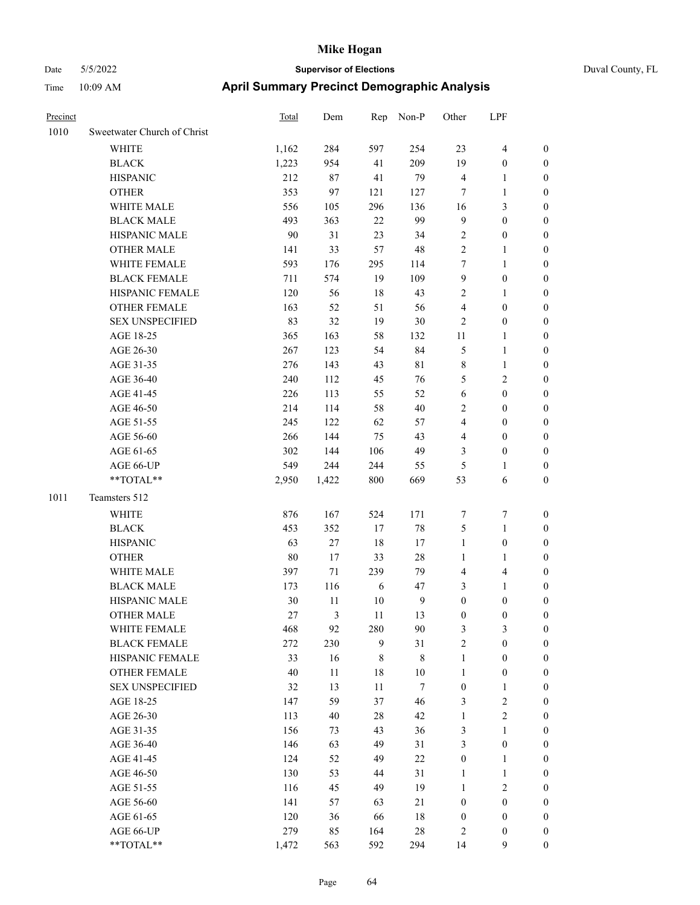# Mike Hogan

Date 5/5/2022 **Supervisor of Elections** Duval County, FL

Time 10:09 AM **April Summary Precinct Demographic Analysis**

| Precinct | | Total | Dem | Rep | Non-P | Other | LPF | |
|---|---|---|---|---|---|---|---|---|
| 1010 | Sweetwater Church of Christ | | | | | | | |
| | WHITE | 1,162 | 284 | 597 | 254 | 23 | 4 | 0 |
| | BLACK | 1,223 | 954 | 41 | 209 | 19 | 0 | 0 |
| | HISPANIC | 212 | 87 | 41 | 79 | 4 | 1 | 0 |
| | OTHER | 353 | 97 | 121 | 127 | 7 | 1 | 0 |
| | WHITE MALE | 556 | 105 | 296 | 136 | 16 | 3 | 0 |
| | BLACK MALE | 493 | 363 | 22 | 99 | 9 | 0 | 0 |
| | HISPANIC MALE | 90 | 31 | 23 | 34 | 2 | 0 | 0 |
| | OTHER MALE | 141 | 33 | 57 | 48 | 2 | 1 | 0 |
| | WHITE FEMALE | 593 | 176 | 295 | 114 | 7 | 1 | 0 |
| | BLACK FEMALE | 711 | 574 | 19 | 109 | 9 | 0 | 0 |
| | HISPANIC FEMALE | 120 | 56 | 18 | 43 | 2 | 1 | 0 |
| | OTHER FEMALE | 163 | 52 | 51 | 56 | 4 | 0 | 0 |
| | SEX UNSPECIFIED | 83 | 32 | 19 | 30 | 2 | 0 | 0 |
| | AGE 18-25 | 365 | 163 | 58 | 132 | 11 | 1 | 0 |
| | AGE 26-30 | 267 | 123 | 54 | 84 | 5 | 1 | 0 |
| | AGE 31-35 | 276 | 143 | 43 | 81 | 8 | 1 | 0 |
| | AGE 36-40 | 240 | 112 | 45 | 76 | 5 | 2 | 0 |
| | AGE 41-45 | 226 | 113 | 55 | 52 | 6 | 0 | 0 |
| | AGE 46-50 | 214 | 114 | 58 | 40 | 2 | 0 | 0 |
| | AGE 51-55 | 245 | 122 | 62 | 57 | 4 | 0 | 0 |
| | AGE 56-60 | 266 | 144 | 75 | 43 | 4 | 0 | 0 |
| | AGE 61-65 | 302 | 144 | 106 | 49 | 3 | 0 | 0 |
| | AGE 66-UP | 549 | 244 | 244 | 55 | 5 | 1 | 0 |
| | **TOTAL** | 2,950 | 1,422 | 800 | 669 | 53 | 6 | 0 |
| 1011 | Teamsters 512 | | | | | | | |
| | WHITE | 876 | 167 | 524 | 171 | 7 | 7 | 0 |
| | BLACK | 453 | 352 | 17 | 78 | 5 | 1 | 0 |
| | HISPANIC | 63 | 27 | 18 | 17 | 1 | 0 | 0 |
| | OTHER | 80 | 17 | 33 | 28 | 1 | 1 | 0 |
| | WHITE MALE | 397 | 71 | 239 | 79 | 4 | 4 | 0 |
| | BLACK MALE | 173 | 116 | 6 | 47 | 3 | 1 | 0 |
| | HISPANIC MALE | 30 | 11 | 10 | 9 | 0 | 0 | 0 |
| | OTHER MALE | 27 | 3 | 11 | 13 | 0 | 0 | 0 |
| | WHITE FEMALE | 468 | 92 | 280 | 90 | 3 | 3 | 0 |
| | BLACK FEMALE | 272 | 230 | 9 | 31 | 2 | 0 | 0 |
| | HISPANIC FEMALE | 33 | 16 | 8 | 8 | 1 | 0 | 0 |
| | OTHER FEMALE | 40 | 11 | 18 | 10 | 1 | 0 | 0 |
| | SEX UNSPECIFIED | 32 | 13 | 11 | 7 | 0 | 1 | 0 |
| | AGE 18-25 | 147 | 59 | 37 | 46 | 3 | 2 | 0 |
| | AGE 26-30 | 113 | 40 | 28 | 42 | 1 | 2 | 0 |
| | AGE 31-35 | 156 | 73 | 43 | 36 | 3 | 1 | 0 |
| | AGE 36-40 | 146 | 63 | 49 | 31 | 3 | 0 | 0 |
| | AGE 41-45 | 124 | 52 | 49 | 22 | 0 | 1 | 0 |
| | AGE 46-50 | 130 | 53 | 44 | 31 | 1 | 1 | 0 |
| | AGE 51-55 | 116 | 45 | 49 | 19 | 1 | 2 | 0 |
| | AGE 56-60 | 141 | 57 | 63 | 21 | 0 | 0 | 0 |
| | AGE 61-65 | 120 | 36 | 66 | 18 | 0 | 0 | 0 |
| | AGE 66-UP | 279 | 85 | 164 | 28 | 2 | 0 | 0 |
| | **TOTAL** | 1,472 | 563 | 592 | 294 | 14 | 9 | 0 |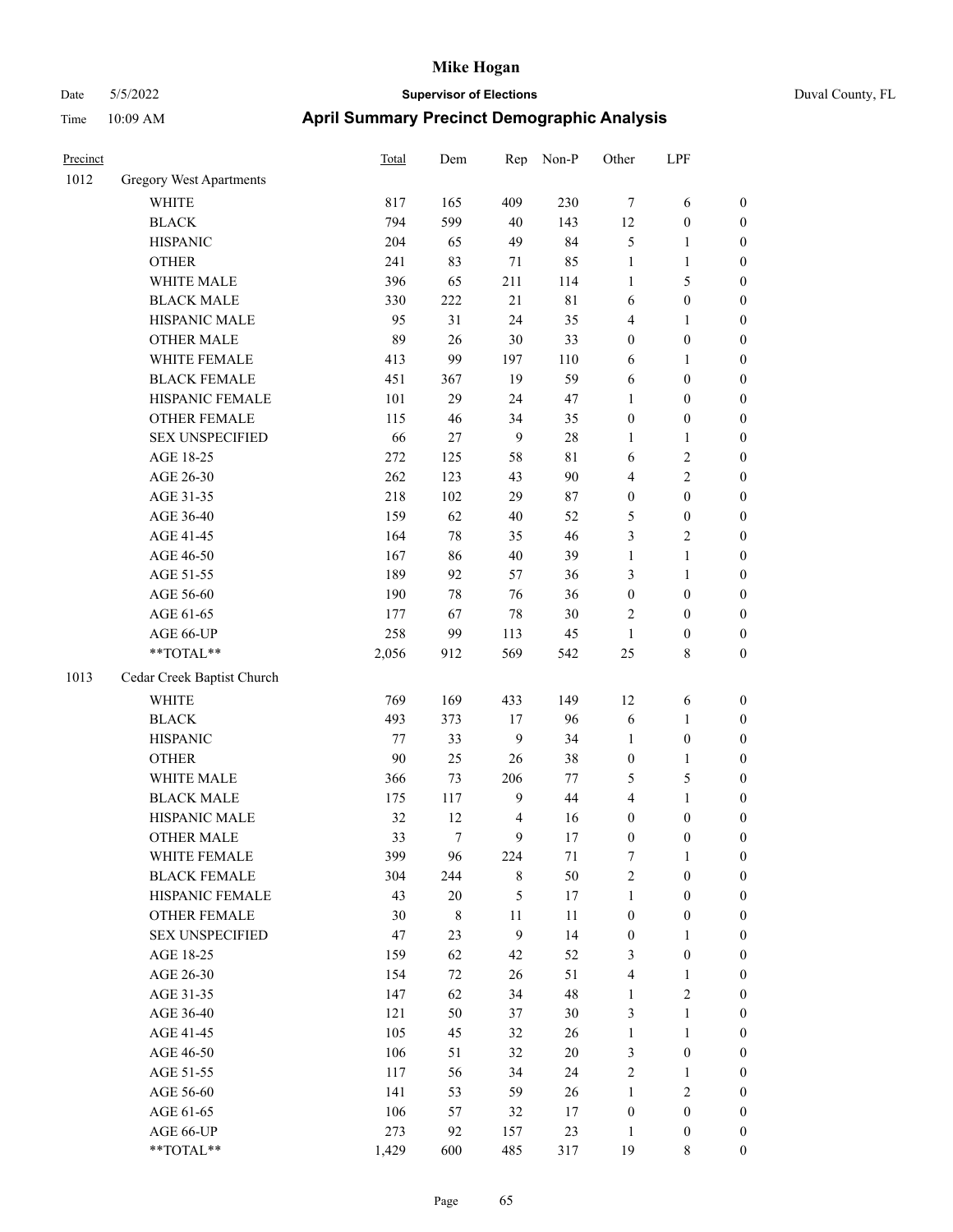# Mike Hogan

Date 5/5/2022 **Supervisor of Elections** Duval County, FL

Time 10:09 AM **April Summary Precinct Demographic Analysis**

| Precinct | | Total | Dem | Rep | Non-P | Other | LPF | |
|---|---|---|---|---|---|---|---|---|
| 1012 | Gregory West Apartments | | | | | | | |
| | WHITE | 817 | 165 | 409 | 230 | 7 | 6 | 0 |
| | BLACK | 794 | 599 | 40 | 143 | 12 | 0 | 0 |
| | HISPANIC | 204 | 65 | 49 | 84 | 5 | 1 | 0 |
| | OTHER | 241 | 83 | 71 | 85 | 1 | 1 | 0 |
| | WHITE MALE | 396 | 65 | 211 | 114 | 1 | 5 | 0 |
| | BLACK MALE | 330 | 222 | 21 | 81 | 6 | 0 | 0 |
| | HISPANIC MALE | 95 | 31 | 24 | 35 | 4 | 1 | 0 |
| | OTHER MALE | 89 | 26 | 30 | 33 | 0 | 0 | 0 |
| | WHITE FEMALE | 413 | 99 | 197 | 110 | 6 | 1 | 0 |
| | BLACK FEMALE | 451 | 367 | 19 | 59 | 6 | 0 | 0 |
| | HISPANIC FEMALE | 101 | 29 | 24 | 47 | 1 | 0 | 0 |
| | OTHER FEMALE | 115 | 46 | 34 | 35 | 0 | 0 | 0 |
| | SEX UNSPECIFIED | 66 | 27 | 9 | 28 | 1 | 1 | 0 |
| | AGE 18-25 | 272 | 125 | 58 | 81 | 6 | 2 | 0 |
| | AGE 26-30 | 262 | 123 | 43 | 90 | 4 | 2 | 0 |
| | AGE 31-35 | 218 | 102 | 29 | 87 | 0 | 0 | 0 |
| | AGE 36-40 | 159 | 62 | 40 | 52 | 5 | 0 | 0 |
| | AGE 41-45 | 164 | 78 | 35 | 46 | 3 | 2 | 0 |
| | AGE 46-50 | 167 | 86 | 40 | 39 | 1 | 1 | 0 |
| | AGE 51-55 | 189 | 92 | 57 | 36 | 3 | 1 | 0 |
| | AGE 56-60 | 190 | 78 | 76 | 36 | 0 | 0 | 0 |
| | AGE 61-65 | 177 | 67 | 78 | 30 | 2 | 0 | 0 |
| | AGE 66-UP | 258 | 99 | 113 | 45 | 1 | 0 | 0 |
| | **TOTAL** | 2,056 | 912 | 569 | 542 | 25 | 8 | 0 |
| 1013 | Cedar Creek Baptist Church | | | | | | | |
| | WHITE | 769 | 169 | 433 | 149 | 12 | 6 | 0 |
| | BLACK | 493 | 373 | 17 | 96 | 6 | 1 | 0 |
| | HISPANIC | 77 | 33 | 9 | 34 | 1 | 0 | 0 |
| | OTHER | 90 | 25 | 26 | 38 | 0 | 1 | 0 |
| | WHITE MALE | 366 | 73 | 206 | 77 | 5 | 5 | 0 |
| | BLACK MALE | 175 | 117 | 9 | 44 | 4 | 1 | 0 |
| | HISPANIC MALE | 32 | 12 | 4 | 16 | 0 | 0 | 0 |
| | OTHER MALE | 33 | 7 | 9 | 17 | 0 | 0 | 0 |
| | WHITE FEMALE | 399 | 96 | 224 | 71 | 7 | 1 | 0 |
| | BLACK FEMALE | 304 | 244 | 8 | 50 | 2 | 0 | 0 |
| | HISPANIC FEMALE | 43 | 20 | 5 | 17 | 1 | 0 | 0 |
| | OTHER FEMALE | 30 | 8 | 11 | 11 | 0 | 0 | 0 |
| | SEX UNSPECIFIED | 47 | 23 | 9 | 14 | 0 | 1 | 0 |
| | AGE 18-25 | 159 | 62 | 42 | 52 | 3 | 0 | 0 |
| | AGE 26-30 | 154 | 72 | 26 | 51 | 4 | 1 | 0 |
| | AGE 31-35 | 147 | 62 | 34 | 48 | 1 | 2 | 0 |
| | AGE 36-40 | 121 | 50 | 37 | 30 | 3 | 1 | 0 |
| | AGE 41-45 | 105 | 45 | 32 | 26 | 1 | 1 | 0 |
| | AGE 46-50 | 106 | 51 | 32 | 20 | 3 | 0 | 0 |
| | AGE 51-55 | 117 | 56 | 34 | 24 | 2 | 1 | 0 |
| | AGE 56-60 | 141 | 53 | 59 | 26 | 1 | 2 | 0 |
| | AGE 61-65 | 106 | 57 | 32 | 17 | 0 | 0 | 0 |
| | AGE 66-UP | 273 | 92 | 157 | 23 | 1 | 0 | 0 |
| | **TOTAL** | 1,429 | 600 | 485 | 317 | 19 | 8 | 0 |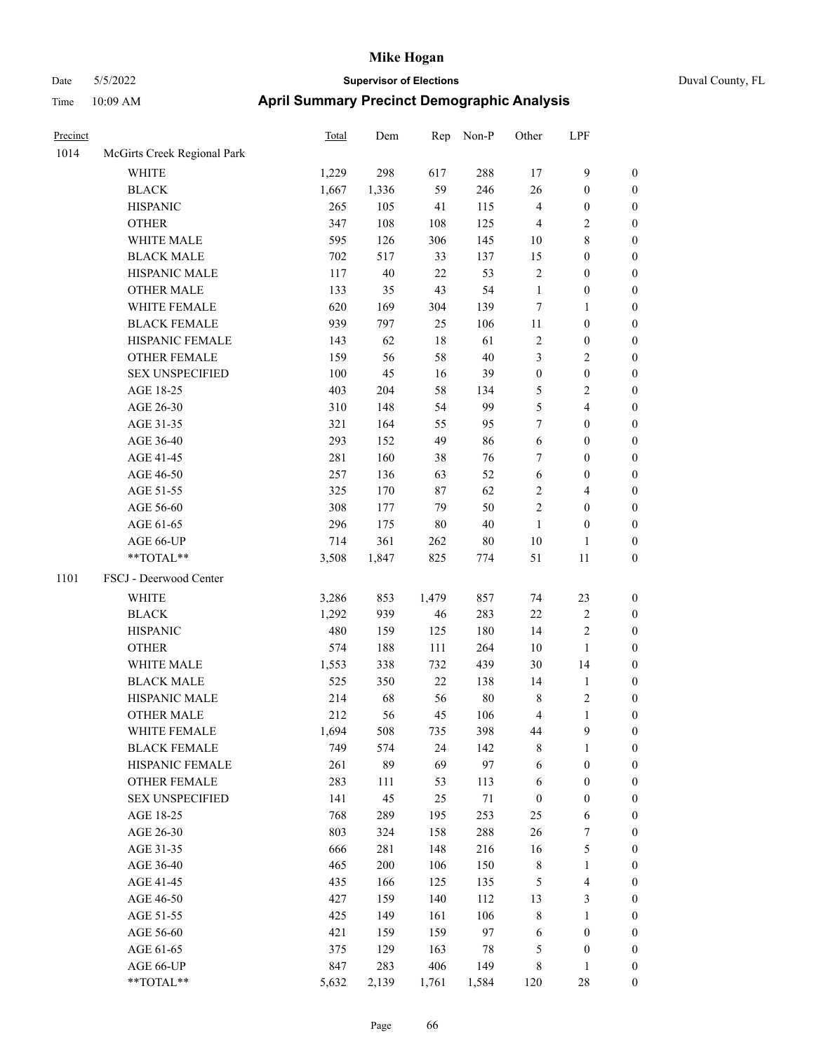# Mike Hogan

Date 5/5/2022 | **Supervisor of Elections** | Duval County, FL

Time 10:09 AM | **April Summary Precinct Demographic Analysis**

| Precinct | | Total | Dem | Rep | Non-P | Other | LPF | |
|---|---|---|---|---|---|---|---|---|
| 1014 | McGirts Creek Regional Park | | | | | | | |
| | WHITE | 1,229 | 298 | 617 | 288 | 17 | 9 | 0 |
| | BLACK | 1,667 | 1,336 | 59 | 246 | 26 | 0 | 0 |
| | HISPANIC | 265 | 105 | 41 | 115 | 4 | 0 | 0 |
| | OTHER | 347 | 108 | 108 | 125 | 4 | 2 | 0 |
| | WHITE MALE | 595 | 126 | 306 | 145 | 10 | 8 | 0 |
| | BLACK MALE | 702 | 517 | 33 | 137 | 15 | 0 | 0 |
| | HISPANIC MALE | 117 | 40 | 22 | 53 | 2 | 0 | 0 |
| | OTHER MALE | 133 | 35 | 43 | 54 | 1 | 0 | 0 |
| | WHITE FEMALE | 620 | 169 | 304 | 139 | 7 | 1 | 0 |
| | BLACK FEMALE | 939 | 797 | 25 | 106 | 11 | 0 | 0 |
| | HISPANIC FEMALE | 143 | 62 | 18 | 61 | 2 | 0 | 0 |
| | OTHER FEMALE | 159 | 56 | 58 | 40 | 3 | 2 | 0 |
| | SEX UNSPECIFIED | 100 | 45 | 16 | 39 | 0 | 0 | 0 |
| | AGE 18-25 | 403 | 204 | 58 | 134 | 5 | 2 | 0 |
| | AGE 26-30 | 310 | 148 | 54 | 99 | 5 | 4 | 0 |
| | AGE 31-35 | 321 | 164 | 55 | 95 | 7 | 0 | 0 |
| | AGE 36-40 | 293 | 152 | 49 | 86 | 6 | 0 | 0 |
| | AGE 41-45 | 281 | 160 | 38 | 76 | 7 | 0 | 0 |
| | AGE 46-50 | 257 | 136 | 63 | 52 | 6 | 0 | 0 |
| | AGE 51-55 | 325 | 170 | 87 | 62 | 2 | 4 | 0 |
| | AGE 56-60 | 308 | 177 | 79 | 50 | 2 | 0 | 0 |
| | AGE 61-65 | 296 | 175 | 80 | 40 | 1 | 0 | 0 |
| | AGE 66-UP | 714 | 361 | 262 | 80 | 10 | 1 | 0 |
| | **TOTAL** | 3,508 | 1,847 | 825 | 774 | 51 | 11 | 0 |
| 1101 | FSCJ - Deerwood Center | | | | | | | |
| | WHITE | 3,286 | 853 | 1,479 | 857 | 74 | 23 | 0 |
| | BLACK | 1,292 | 939 | 46 | 283 | 22 | 2 | 0 |
| | HISPANIC | 480 | 159 | 125 | 180 | 14 | 2 | 0 |
| | OTHER | 574 | 188 | 111 | 264 | 10 | 1 | 0 |
| | WHITE MALE | 1,553 | 338 | 732 | 439 | 30 | 14 | 0 |
| | BLACK MALE | 525 | 350 | 22 | 138 | 14 | 1 | 0 |
| | HISPANIC MALE | 214 | 68 | 56 | 80 | 8 | 2 | 0 |
| | OTHER MALE | 212 | 56 | 45 | 106 | 4 | 1 | 0 |
| | WHITE FEMALE | 1,694 | 508 | 735 | 398 | 44 | 9 | 0 |
| | BLACK FEMALE | 749 | 574 | 24 | 142 | 8 | 1 | 0 |
| | HISPANIC FEMALE | 261 | 89 | 69 | 97 | 6 | 0 | 0 |
| | OTHER FEMALE | 283 | 111 | 53 | 113 | 6 | 0 | 0 |
| | SEX UNSPECIFIED | 141 | 45 | 25 | 71 | 0 | 0 | 0 |
| | AGE 18-25 | 768 | 289 | 195 | 253 | 25 | 6 | 0 |
| | AGE 26-30 | 803 | 324 | 158 | 288 | 26 | 7 | 0 |
| | AGE 31-35 | 666 | 281 | 148 | 216 | 16 | 5 | 0 |
| | AGE 36-40 | 465 | 200 | 106 | 150 | 8 | 1 | 0 |
| | AGE 41-45 | 435 | 166 | 125 | 135 | 5 | 4 | 0 |
| | AGE 46-50 | 427 | 159 | 140 | 112 | 13 | 3 | 0 |
| | AGE 51-55 | 425 | 149 | 161 | 106 | 8 | 1 | 0 |
| | AGE 56-60 | 421 | 159 | 159 | 97 | 6 | 0 | 0 |
| | AGE 61-65 | 375 | 129 | 163 | 78 | 5 | 0 | 0 |
| | AGE 66-UP | 847 | 283 | 406 | 149 | 8 | 1 | 0 |
| | **TOTAL** | 5,632 | 2,139 | 1,761 | 1,584 | 120 | 28 | 0 |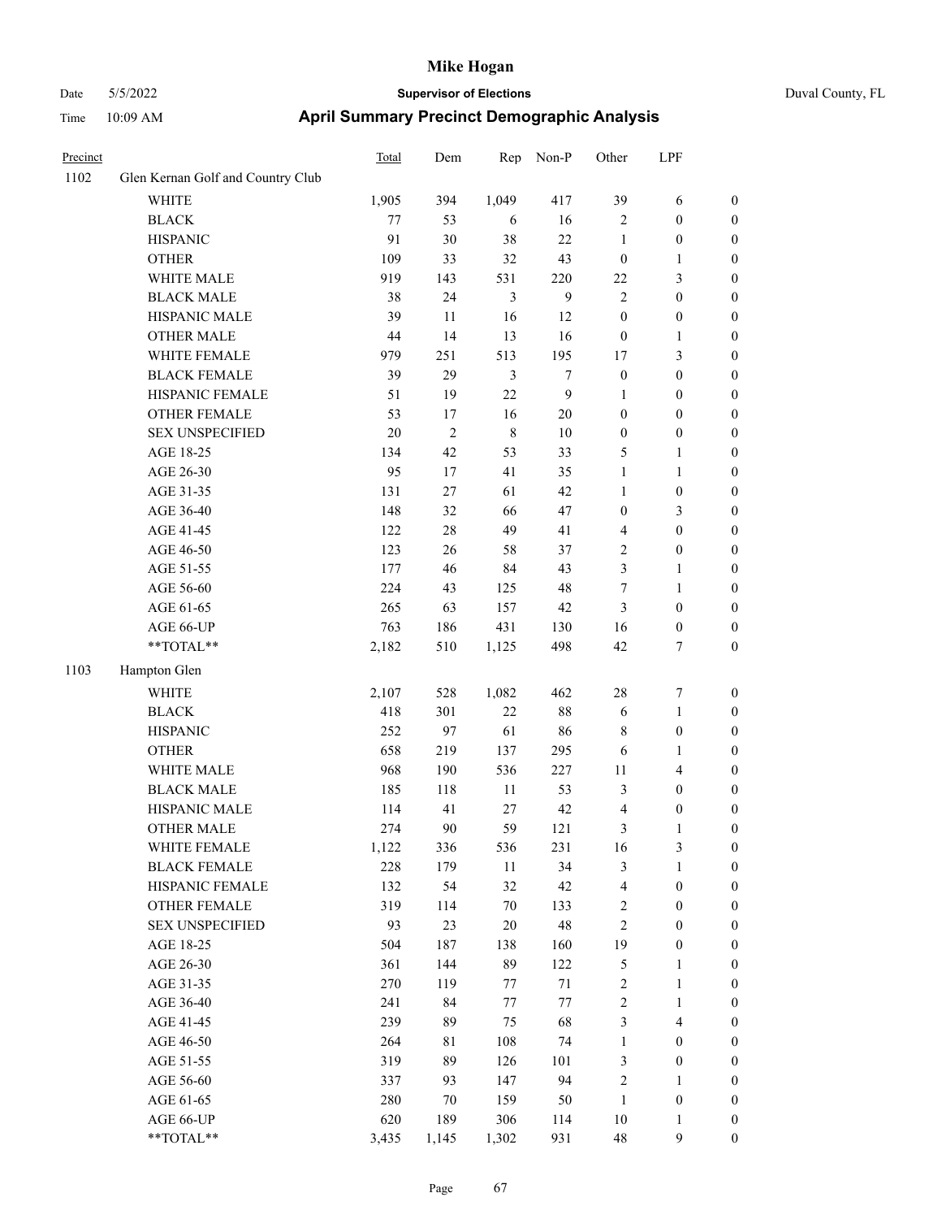# Mike Hogan

Date 5/5/2022 **Supervisor of Elections** Duval County, FL

Time 10:09 AM **April Summary Precinct Demographic Analysis**

| Precinct | | Total | Dem | Rep | Non-P | Other | LPF | |
|---|---|---|---|---|---|---|---|---|
| 1102 | Glen Kernan Golf and Country Club | | | | | | | |
| | WHITE | 1,905 | 394 | 1,049 | 417 | 39 | 6 | 0 |
| | BLACK | 77 | 53 | 6 | 16 | 2 | 0 | 0 |
| | HISPANIC | 91 | 30 | 38 | 22 | 1 | 0 | 0 |
| | OTHER | 109 | 33 | 32 | 43 | 0 | 1 | 0 |
| | WHITE MALE | 919 | 143 | 531 | 220 | 22 | 3 | 0 |
| | BLACK MALE | 38 | 24 | 3 | 9 | 2 | 0 | 0 |
| | HISPANIC MALE | 39 | 11 | 16 | 12 | 0 | 0 | 0 |
| | OTHER MALE | 44 | 14 | 13 | 16 | 0 | 1 | 0 |
| | WHITE FEMALE | 979 | 251 | 513 | 195 | 17 | 3 | 0 |
| | BLACK FEMALE | 39 | 29 | 3 | 7 | 0 | 0 | 0 |
| | HISPANIC FEMALE | 51 | 19 | 22 | 9 | 1 | 0 | 0 |
| | OTHER FEMALE | 53 | 17 | 16 | 20 | 0 | 0 | 0 |
| | SEX UNSPECIFIED | 20 | 2 | 8 | 10 | 0 | 0 | 0 |
| | AGE 18-25 | 134 | 42 | 53 | 33 | 5 | 1 | 0 |
| | AGE 26-30 | 95 | 17 | 41 | 35 | 1 | 1 | 0 |
| | AGE 31-35 | 131 | 27 | 61 | 42 | 1 | 0 | 0 |
| | AGE 36-40 | 148 | 32 | 66 | 47 | 0 | 3 | 0 |
| | AGE 41-45 | 122 | 28 | 49 | 41 | 4 | 0 | 0 |
| | AGE 46-50 | 123 | 26 | 58 | 37 | 2 | 0 | 0 |
| | AGE 51-55 | 177 | 46 | 84 | 43 | 3 | 1 | 0 |
| | AGE 56-60 | 224 | 43 | 125 | 48 | 7 | 1 | 0 |
| | AGE 61-65 | 265 | 63 | 157 | 42 | 3 | 0 | 0 |
| | AGE 66-UP | 763 | 186 | 431 | 130 | 16 | 0 | 0 |
| | **TOTAL** | 2,182 | 510 | 1,125 | 498 | 42 | 7 | 0 |
| 1103 | Hampton Glen | | | | | | | |
| | WHITE | 2,107 | 528 | 1,082 | 462 | 28 | 7 | 0 |
| | BLACK | 418 | 301 | 22 | 88 | 6 | 1 | 0 |
| | HISPANIC | 252 | 97 | 61 | 86 | 8 | 0 | 0 |
| | OTHER | 658 | 219 | 137 | 295 | 6 | 1 | 0 |
| | WHITE MALE | 968 | 190 | 536 | 227 | 11 | 4 | 0 |
| | BLACK MALE | 185 | 118 | 11 | 53 | 3 | 0 | 0 |
| | HISPANIC MALE | 114 | 41 | 27 | 42 | 4 | 0 | 0 |
| | OTHER MALE | 274 | 90 | 59 | 121 | 3 | 1 | 0 |
| | WHITE FEMALE | 1,122 | 336 | 536 | 231 | 16 | 3 | 0 |
| | BLACK FEMALE | 228 | 179 | 11 | 34 | 3 | 1 | 0 |
| | HISPANIC FEMALE | 132 | 54 | 32 | 42 | 4 | 0 | 0 |
| | OTHER FEMALE | 319 | 114 | 70 | 133 | 2 | 0 | 0 |
| | SEX UNSPECIFIED | 93 | 23 | 20 | 48 | 2 | 0 | 0 |
| | AGE 18-25 | 504 | 187 | 138 | 160 | 19 | 0 | 0 |
| | AGE 26-30 | 361 | 144 | 89 | 122 | 5 | 1 | 0 |
| | AGE 31-35 | 270 | 119 | 77 | 71 | 2 | 1 | 0 |
| | AGE 36-40 | 241 | 84 | 77 | 77 | 2 | 1 | 0 |
| | AGE 41-45 | 239 | 89 | 75 | 68 | 3 | 4 | 0 |
| | AGE 46-50 | 264 | 81 | 108 | 74 | 1 | 0 | 0 |
| | AGE 51-55 | 319 | 89 | 126 | 101 | 3 | 0 | 0 |
| | AGE 56-60 | 337 | 93 | 147 | 94 | 2 | 1 | 0 |
| | AGE 61-65 | 280 | 70 | 159 | 50 | 1 | 0 | 0 |
| | AGE 66-UP | 620 | 189 | 306 | 114 | 10 | 1 | 0 |
| | **TOTAL** | 3,435 | 1,145 | 1,302 | 931 | 48 | 9 | 0 |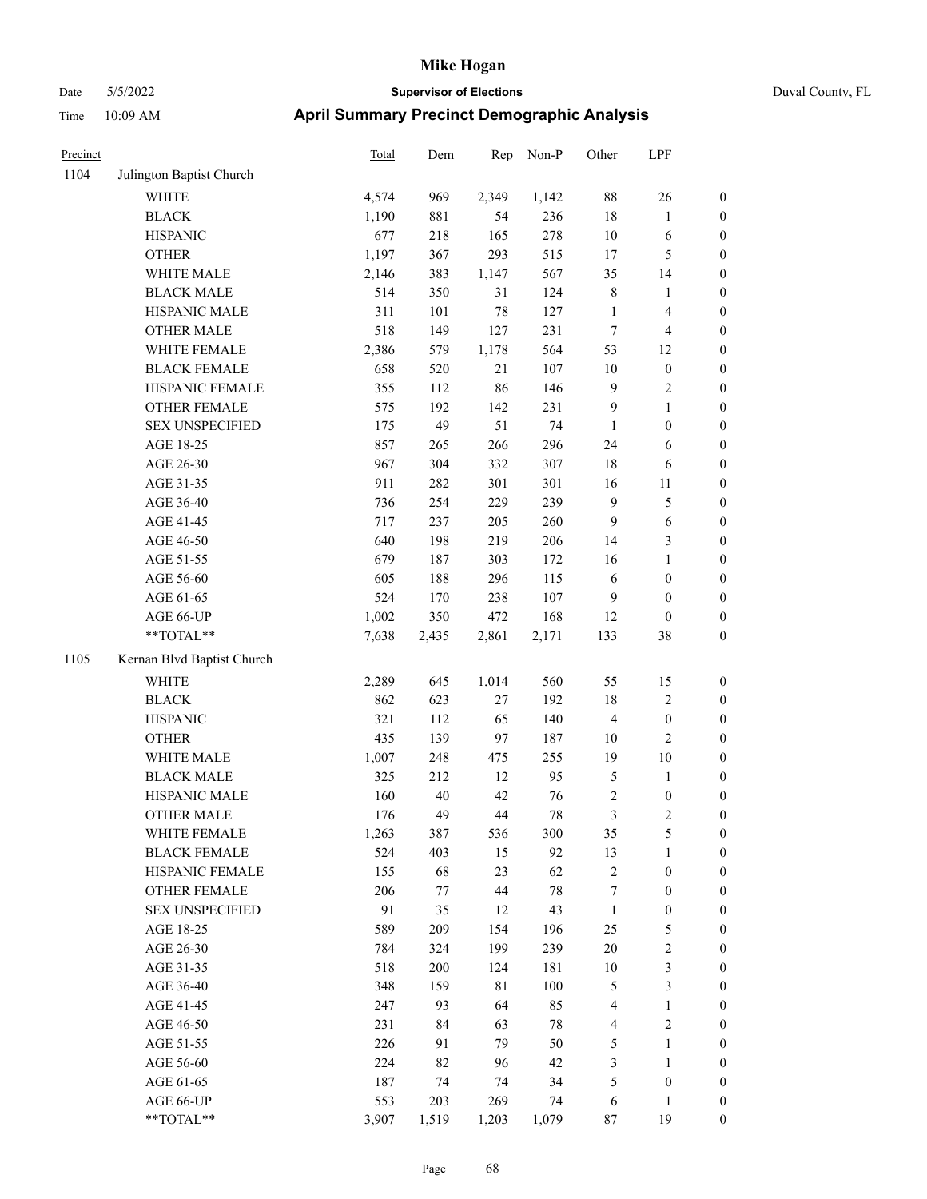# Mike Hogan

Date 5/5/2022 | **Supervisor of Elections** | Duval County, FL

Time 10:09 AM | **April Summary Precinct Demographic Analysis**

| Precinct | | Total | Dem | Rep | Non-P | Other | LPF | |
|---|---|---|---|---|---|---|---|---|
| 1104 | Julington Baptist Church | | | | | | | |
| | WHITE | 4,574 | 969 | 2,349 | 1,142 | 88 | 26 | 0 |
| | BLACK | 1,190 | 881 | 54 | 236 | 18 | 1 | 0 |
| | HISPANIC | 677 | 218 | 165 | 278 | 10 | 6 | 0 |
| | OTHER | 1,197 | 367 | 293 | 515 | 17 | 5 | 0 |
| | WHITE MALE | 2,146 | 383 | 1,147 | 567 | 35 | 14 | 0 |
| | BLACK MALE | 514 | 350 | 31 | 124 | 8 | 1 | 0 |
| | HISPANIC MALE | 311 | 101 | 78 | 127 | 1 | 4 | 0 |
| | OTHER MALE | 518 | 149 | 127 | 231 | 7 | 4 | 0 |
| | WHITE FEMALE | 2,386 | 579 | 1,178 | 564 | 53 | 12 | 0 |
| | BLACK FEMALE | 658 | 520 | 21 | 107 | 10 | 0 | 0 |
| | HISPANIC FEMALE | 355 | 112 | 86 | 146 | 9 | 2 | 0 |
| | OTHER FEMALE | 575 | 192 | 142 | 231 | 9 | 1 | 0 |
| | SEX UNSPECIFIED | 175 | 49 | 51 | 74 | 1 | 0 | 0 |
| | AGE 18-25 | 857 | 265 | 266 | 296 | 24 | 6 | 0 |
| | AGE 26-30 | 967 | 304 | 332 | 307 | 18 | 6 | 0 |
| | AGE 31-35 | 911 | 282 | 301 | 301 | 16 | 11 | 0 |
| | AGE 36-40 | 736 | 254 | 229 | 239 | 9 | 5 | 0 |
| | AGE 41-45 | 717 | 237 | 205 | 260 | 9 | 6 | 0 |
| | AGE 46-50 | 640 | 198 | 219 | 206 | 14 | 3 | 0 |
| | AGE 51-55 | 679 | 187 | 303 | 172 | 16 | 1 | 0 |
| | AGE 56-60 | 605 | 188 | 296 | 115 | 6 | 0 | 0 |
| | AGE 61-65 | 524 | 170 | 238 | 107 | 9 | 0 | 0 |
| | AGE 66-UP | 1,002 | 350 | 472 | 168 | 12 | 0 | 0 |
| | **TOTAL** | 7,638 | 2,435 | 2,861 | 2,171 | 133 | 38 | 0 |
| 1105 | Kernan Blvd Baptist Church | | | | | | | |
| | WHITE | 2,289 | 645 | 1,014 | 560 | 55 | 15 | 0 |
| | BLACK | 862 | 623 | 27 | 192 | 18 | 2 | 0 |
| | HISPANIC | 321 | 112 | 65 | 140 | 4 | 0 | 0 |
| | OTHER | 435 | 139 | 97 | 187 | 10 | 2 | 0 |
| | WHITE MALE | 1,007 | 248 | 475 | 255 | 19 | 10 | 0 |
| | BLACK MALE | 325 | 212 | 12 | 95 | 5 | 1 | 0 |
| | HISPANIC MALE | 160 | 40 | 42 | 76 | 2 | 0 | 0 |
| | OTHER MALE | 176 | 49 | 44 | 78 | 3 | 2 | 0 |
| | WHITE FEMALE | 1,263 | 387 | 536 | 300 | 35 | 5 | 0 |
| | BLACK FEMALE | 524 | 403 | 15 | 92 | 13 | 1 | 0 |
| | HISPANIC FEMALE | 155 | 68 | 23 | 62 | 2 | 0 | 0 |
| | OTHER FEMALE | 206 | 77 | 44 | 78 | 7 | 0 | 0 |
| | SEX UNSPECIFIED | 91 | 35 | 12 | 43 | 1 | 0 | 0 |
| | AGE 18-25 | 589 | 209 | 154 | 196 | 25 | 5 | 0 |
| | AGE 26-30 | 784 | 324 | 199 | 239 | 20 | 2 | 0 |
| | AGE 31-35 | 518 | 200 | 124 | 181 | 10 | 3 | 0 |
| | AGE 36-40 | 348 | 159 | 81 | 100 | 5 | 3 | 0 |
| | AGE 41-45 | 247 | 93 | 64 | 85 | 4 | 1 | 0 |
| | AGE 46-50 | 231 | 84 | 63 | 78 | 4 | 2 | 0 |
| | AGE 51-55 | 226 | 91 | 79 | 50 | 5 | 1 | 0 |
| | AGE 56-60 | 224 | 82 | 96 | 42 | 3 | 1 | 0 |
| | AGE 61-65 | 187 | 74 | 74 | 34 | 5 | 0 | 0 |
| | AGE 66-UP | 553 | 203 | 269 | 74 | 6 | 1 | 0 |
| | **TOTAL** | 3,907 | 1,519 | 1,203 | 1,079 | 87 | 19 | 0 |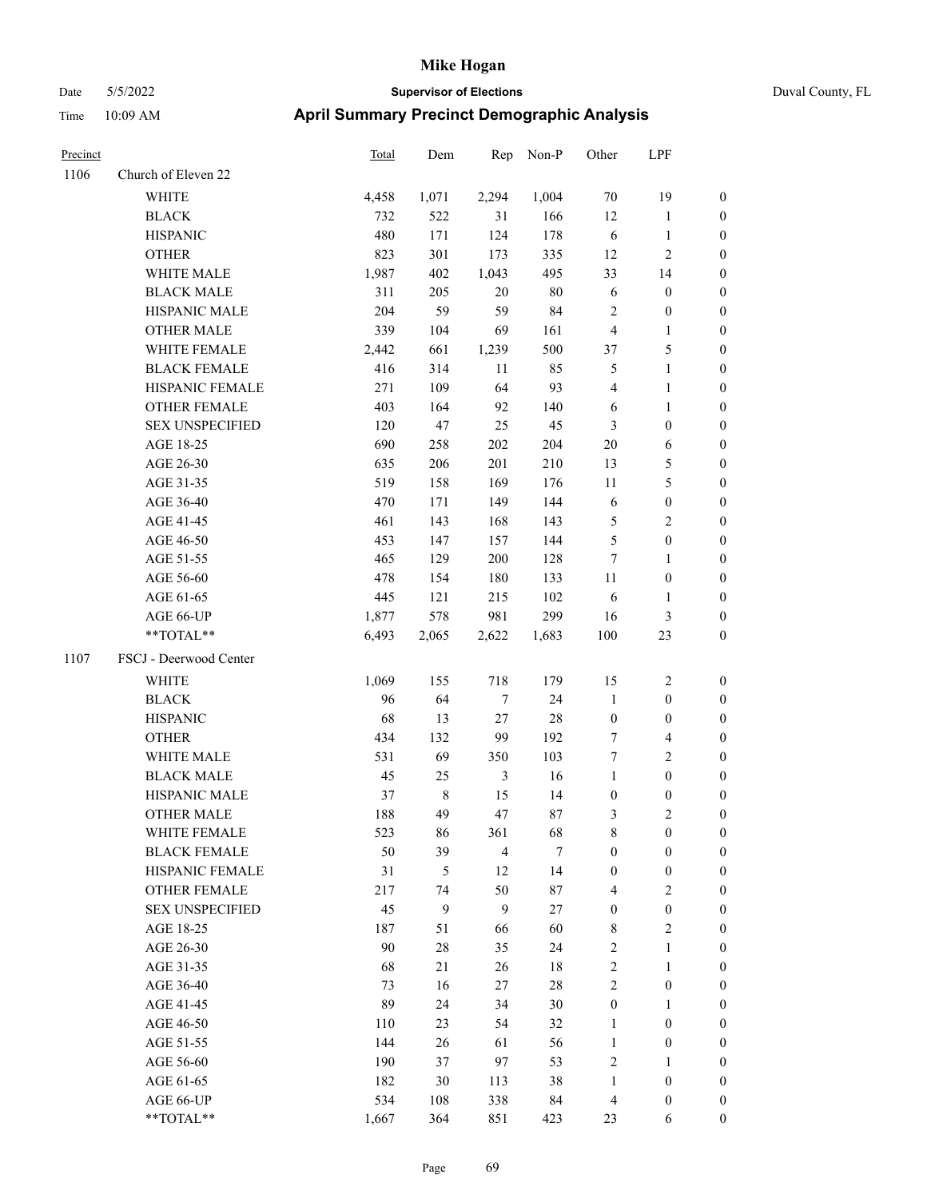# Mike Hogan

Date 5/5/2022 **Supervisor of Elections** Duval County, FL

Time 10:09 AM **April Summary Precinct Demographic Analysis**

| Precinct | | Total | Dem | Rep | Non-P | Other | LPF | |
|---|---|---|---|---|---|---|---|---|
| 1106 | Church of Eleven 22 | | | | | | | |
| | WHITE | 4,458 | 1,071 | 2,294 | 1,004 | 70 | 19 | 0 |
| | BLACK | 732 | 522 | 31 | 166 | 12 | 1 | 0 |
| | HISPANIC | 480 | 171 | 124 | 178 | 6 | 1 | 0 |
| | OTHER | 823 | 301 | 173 | 335 | 12 | 2 | 0 |
| | WHITE MALE | 1,987 | 402 | 1,043 | 495 | 33 | 14 | 0 |
| | BLACK MALE | 311 | 205 | 20 | 80 | 6 | 0 | 0 |
| | HISPANIC MALE | 204 | 59 | 59 | 84 | 2 | 0 | 0 |
| | OTHER MALE | 339 | 104 | 69 | 161 | 4 | 1 | 0 |
| | WHITE FEMALE | 2,442 | 661 | 1,239 | 500 | 37 | 5 | 0 |
| | BLACK FEMALE | 416 | 314 | 11 | 85 | 5 | 1 | 0 |
| | HISPANIC FEMALE | 271 | 109 | 64 | 93 | 4 | 1 | 0 |
| | OTHER FEMALE | 403 | 164 | 92 | 140 | 6 | 1 | 0 |
| | SEX UNSPECIFIED | 120 | 47 | 25 | 45 | 3 | 0 | 0 |
| | AGE 18-25 | 690 | 258 | 202 | 204 | 20 | 6 | 0 |
| | AGE 26-30 | 635 | 206 | 201 | 210 | 13 | 5 | 0 |
| | AGE 31-35 | 519 | 158 | 169 | 176 | 11 | 5 | 0 |
| | AGE 36-40 | 470 | 171 | 149 | 144 | 6 | 0 | 0 |
| | AGE 41-45 | 461 | 143 | 168 | 143 | 5 | 2 | 0 |
| | AGE 46-50 | 453 | 147 | 157 | 144 | 5 | 0 | 0 |
| | AGE 51-55 | 465 | 129 | 200 | 128 | 7 | 1 | 0 |
| | AGE 56-60 | 478 | 154 | 180 | 133 | 11 | 0 | 0 |
| | AGE 61-65 | 445 | 121 | 215 | 102 | 6 | 1 | 0 |
| | AGE 66-UP | 1,877 | 578 | 981 | 299 | 16 | 3 | 0 |
| | **TOTAL** | 6,493 | 2,065 | 2,622 | 1,683 | 100 | 23 | 0 |
| 1107 | FSCJ - Deerwood Center | | | | | | | |
| | WHITE | 1,069 | 155 | 718 | 179 | 15 | 2 | 0 |
| | BLACK | 96 | 64 | 7 | 24 | 1 | 0 | 0 |
| | HISPANIC | 68 | 13 | 27 | 28 | 0 | 0 | 0 |
| | OTHER | 434 | 132 | 99 | 192 | 7 | 4 | 0 |
| | WHITE MALE | 531 | 69 | 350 | 103 | 7 | 2 | 0 |
| | BLACK MALE | 45 | 25 | 3 | 16 | 1 | 0 | 0 |
| | HISPANIC MALE | 37 | 8 | 15 | 14 | 0 | 0 | 0 |
| | OTHER MALE | 188 | 49 | 47 | 87 | 3 | 2 | 0 |
| | WHITE FEMALE | 523 | 86 | 361 | 68 | 8 | 0 | 0 |
| | BLACK FEMALE | 50 | 39 | 4 | 7 | 0 | 0 | 0 |
| | HISPANIC FEMALE | 31 | 5 | 12 | 14 | 0 | 0 | 0 |
| | OTHER FEMALE | 217 | 74 | 50 | 87 | 4 | 2 | 0 |
| | SEX UNSPECIFIED | 45 | 9 | 9 | 27 | 0 | 0 | 0 |
| | AGE 18-25 | 187 | 51 | 66 | 60 | 8 | 2 | 0 |
| | AGE 26-30 | 90 | 28 | 35 | 24 | 2 | 1 | 0 |
| | AGE 31-35 | 68 | 21 | 26 | 18 | 2 | 1 | 0 |
| | AGE 36-40 | 73 | 16 | 27 | 28 | 2 | 0 | 0 |
| | AGE 41-45 | 89 | 24 | 34 | 30 | 0 | 1 | 0 |
| | AGE 46-50 | 110 | 23 | 54 | 32 | 1 | 0 | 0 |
| | AGE 51-55 | 144 | 26 | 61 | 56 | 1 | 0 | 0 |
| | AGE 56-60 | 190 | 37 | 97 | 53 | 2 | 1 | 0 |
| | AGE 61-65 | 182 | 30 | 113 | 38 | 1 | 0 | 0 |
| | AGE 66-UP | 534 | 108 | 338 | 84 | 4 | 0 | 0 |
| | **TOTAL** | 1,667 | 364 | 851 | 423 | 23 | 6 | 0 |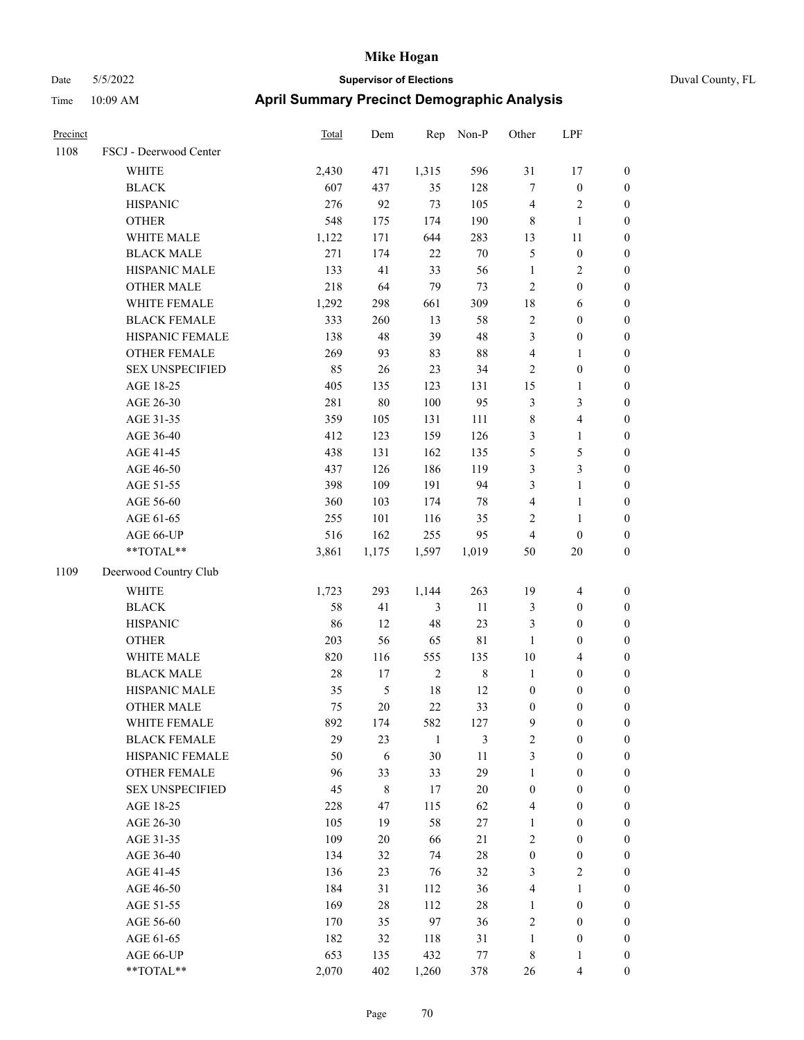# Mike Hogan

Date 5/5/2022 **Supervisor of Elections** Duval County, FL

Time 10:09 AM **April Summary Precinct Demographic Analysis**

| Precinct | | Total | Dem | Rep | Non-P | Other | LPF | |
|---|---|---|---|---|---|---|---|---|
| 1108 | FSCJ - Deerwood Center | | | | | | | |
| | WHITE | 2,430 | 471 | 1,315 | 596 | 31 | 17 | 0 |
| | BLACK | 607 | 437 | 35 | 128 | 7 | 0 | 0 |
| | HISPANIC | 276 | 92 | 73 | 105 | 4 | 2 | 0 |
| | OTHER | 548 | 175 | 174 | 190 | 8 | 1 | 0 |
| | WHITE MALE | 1,122 | 171 | 644 | 283 | 13 | 11 | 0 |
| | BLACK MALE | 271 | 174 | 22 | 70 | 5 | 0 | 0 |
| | HISPANIC MALE | 133 | 41 | 33 | 56 | 1 | 2 | 0 |
| | OTHER MALE | 218 | 64 | 79 | 73 | 2 | 0 | 0 |
| | WHITE FEMALE | 1,292 | 298 | 661 | 309 | 18 | 6 | 0 |
| | BLACK FEMALE | 333 | 260 | 13 | 58 | 2 | 0 | 0 |
| | HISPANIC FEMALE | 138 | 48 | 39 | 48 | 3 | 0 | 0 |
| | OTHER FEMALE | 269 | 93 | 83 | 88 | 4 | 1 | 0 |
| | SEX UNSPECIFIED | 85 | 26 | 23 | 34 | 2 | 0 | 0 |
| | AGE 18-25 | 405 | 135 | 123 | 131 | 15 | 1 | 0 |
| | AGE 26-30 | 281 | 80 | 100 | 95 | 3 | 3 | 0 |
| | AGE 31-35 | 359 | 105 | 131 | 111 | 8 | 4 | 0 |
| | AGE 36-40 | 412 | 123 | 159 | 126 | 3 | 1 | 0 |
| | AGE 41-45 | 438 | 131 | 162 | 135 | 5 | 5 | 0 |
| | AGE 46-50 | 437 | 126 | 186 | 119 | 3 | 3 | 0 |
| | AGE 51-55 | 398 | 109 | 191 | 94 | 3 | 1 | 0 |
| | AGE 56-60 | 360 | 103 | 174 | 78 | 4 | 1 | 0 |
| | AGE 61-65 | 255 | 101 | 116 | 35 | 2 | 1 | 0 |
| | AGE 66-UP | 516 | 162 | 255 | 95 | 4 | 0 | 0 |
| | **TOTAL** | 3,861 | 1,175 | 1,597 | 1,019 | 50 | 20 | 0 |
| 1109 | Deerwood Country Club | | | | | | | |
| | WHITE | 1,723 | 293 | 1,144 | 263 | 19 | 4 | 0 |
| | BLACK | 58 | 41 | 3 | 11 | 3 | 0 | 0 |
| | HISPANIC | 86 | 12 | 48 | 23 | 3 | 0 | 0 |
| | OTHER | 203 | 56 | 65 | 81 | 1 | 0 | 0 |
| | WHITE MALE | 820 | 116 | 555 | 135 | 10 | 4 | 0 |
| | BLACK MALE | 28 | 17 | 2 | 8 | 1 | 0 | 0 |
| | HISPANIC MALE | 35 | 5 | 18 | 12 | 0 | 0 | 0 |
| | OTHER MALE | 75 | 20 | 22 | 33 | 0 | 0 | 0 |
| | WHITE FEMALE | 892 | 174 | 582 | 127 | 9 | 0 | 0 |
| | BLACK FEMALE | 29 | 23 | 1 | 3 | 2 | 0 | 0 |
| | HISPANIC FEMALE | 50 | 6 | 30 | 11 | 3 | 0 | 0 |
| | OTHER FEMALE | 96 | 33 | 33 | 29 | 1 | 0 | 0 |
| | SEX UNSPECIFIED | 45 | 8 | 17 | 20 | 0 | 0 | 0 |
| | AGE 18-25 | 228 | 47 | 115 | 62 | 4 | 0 | 0 |
| | AGE 26-30 | 105 | 19 | 58 | 27 | 1 | 0 | 0 |
| | AGE 31-35 | 109 | 20 | 66 | 21 | 2 | 0 | 0 |
| | AGE 36-40 | 134 | 32 | 74 | 28 | 0 | 0 | 0 |
| | AGE 41-45 | 136 | 23 | 76 | 32 | 3 | 2 | 0 |
| | AGE 46-50 | 184 | 31 | 112 | 36 | 4 | 1 | 0 |
| | AGE 51-55 | 169 | 28 | 112 | 28 | 1 | 0 | 0 |
| | AGE 56-60 | 170 | 35 | 97 | 36 | 2 | 0 | 0 |
| | AGE 61-65 | 182 | 32 | 118 | 31 | 1 | 0 | 0 |
| | AGE 66-UP | 653 | 135 | 432 | 77 | 8 | 1 | 0 |
| | **TOTAL** | 2,070 | 402 | 1,260 | 378 | 26 | 4 | 0 |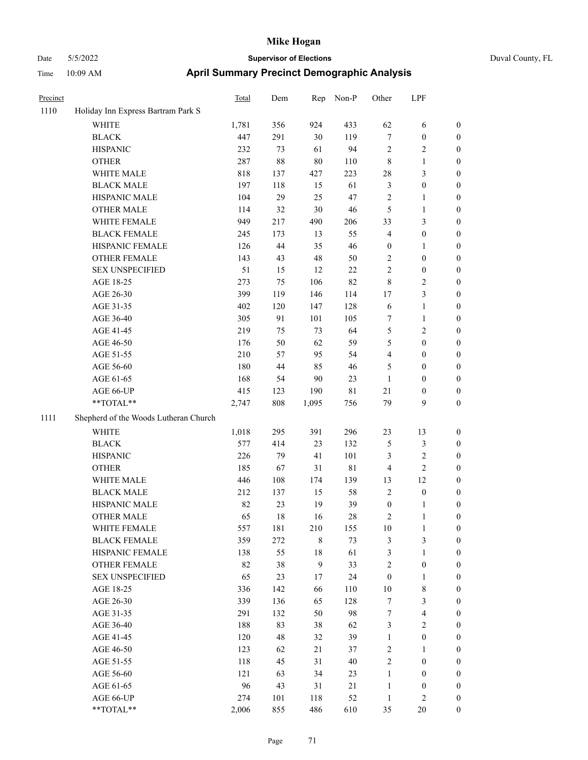# Mike Hogan

Date 5/5/2022 **Supervisor of Elections** Duval County, FL

Time 10:09 AM **April Summary Precinct Demographic Analysis**

| Precinct | | Total | Dem | Rep | Non-P | Other | LPF | |
|---|---|---|---|---|---|---|---|---|
| 1110 | Holiday Inn Express Bartram Park S | | | | | | | |
| | WHITE | 1,781 | 356 | 924 | 433 | 62 | 6 | 0 |
| | BLACK | 447 | 291 | 30 | 119 | 7 | 0 | 0 |
| | HISPANIC | 232 | 73 | 61 | 94 | 2 | 2 | 0 |
| | OTHER | 287 | 88 | 80 | 110 | 8 | 1 | 0 |
| | WHITE MALE | 818 | 137 | 427 | 223 | 28 | 3 | 0 |
| | BLACK MALE | 197 | 118 | 15 | 61 | 3 | 0 | 0 |
| | HISPANIC MALE | 104 | 29 | 25 | 47 | 2 | 1 | 0 |
| | OTHER MALE | 114 | 32 | 30 | 46 | 5 | 1 | 0 |
| | WHITE FEMALE | 949 | 217 | 490 | 206 | 33 | 3 | 0 |
| | BLACK FEMALE | 245 | 173 | 13 | 55 | 4 | 0 | 0 |
| | HISPANIC FEMALE | 126 | 44 | 35 | 46 | 0 | 1 | 0 |
| | OTHER FEMALE | 143 | 43 | 48 | 50 | 2 | 0 | 0 |
| | SEX UNSPECIFIED | 51 | 15 | 12 | 22 | 2 | 0 | 0 |
| | AGE 18-25 | 273 | 75 | 106 | 82 | 8 | 2 | 0 |
| | AGE 26-30 | 399 | 119 | 146 | 114 | 17 | 3 | 0 |
| | AGE 31-35 | 402 | 120 | 147 | 128 | 6 | 1 | 0 |
| | AGE 36-40 | 305 | 91 | 101 | 105 | 7 | 1 | 0 |
| | AGE 41-45 | 219 | 75 | 73 | 64 | 5 | 2 | 0 |
| | AGE 46-50 | 176 | 50 | 62 | 59 | 5 | 0 | 0 |
| | AGE 51-55 | 210 | 57 | 95 | 54 | 4 | 0 | 0 |
| | AGE 56-60 | 180 | 44 | 85 | 46 | 5 | 0 | 0 |
| | AGE 61-65 | 168 | 54 | 90 | 23 | 1 | 0 | 0 |
| | AGE 66-UP | 415 | 123 | 190 | 81 | 21 | 0 | 0 |
| | **TOTAL** | 2,747 | 808 | 1,095 | 756 | 79 | 9 | 0 |
| 1111 | Shepherd of the Woods Lutheran Church | | | | | | | |
| | WHITE | 1,018 | 295 | 391 | 296 | 23 | 13 | 0 |
| | BLACK | 577 | 414 | 23 | 132 | 5 | 3 | 0 |
| | HISPANIC | 226 | 79 | 41 | 101 | 3 | 2 | 0 |
| | OTHER | 185 | 67 | 31 | 81 | 4 | 2 | 0 |
| | WHITE MALE | 446 | 108 | 174 | 139 | 13 | 12 | 0 |
| | BLACK MALE | 212 | 137 | 15 | 58 | 2 | 0 | 0 |
| | HISPANIC MALE | 82 | 23 | 19 | 39 | 0 | 1 | 0 |
| | OTHER MALE | 65 | 18 | 16 | 28 | 2 | 1 | 0 |
| | WHITE FEMALE | 557 | 181 | 210 | 155 | 10 | 1 | 0 |
| | BLACK FEMALE | 359 | 272 | 8 | 73 | 3 | 3 | 0 |
| | HISPANIC FEMALE | 138 | 55 | 18 | 61 | 3 | 1 | 0 |
| | OTHER FEMALE | 82 | 38 | 9 | 33 | 2 | 0 | 0 |
| | SEX UNSPECIFIED | 65 | 23 | 17 | 24 | 0 | 1 | 0 |
| | AGE 18-25 | 336 | 142 | 66 | 110 | 10 | 8 | 0 |
| | AGE 26-30 | 339 | 136 | 65 | 128 | 7 | 3 | 0 |
| | AGE 31-35 | 291 | 132 | 50 | 98 | 7 | 4 | 0 |
| | AGE 36-40 | 188 | 83 | 38 | 62 | 3 | 2 | 0 |
| | AGE 41-45 | 120 | 48 | 32 | 39 | 1 | 0 | 0 |
| | AGE 46-50 | 123 | 62 | 21 | 37 | 2 | 1 | 0 |
| | AGE 51-55 | 118 | 45 | 31 | 40 | 2 | 0 | 0 |
| | AGE 56-60 | 121 | 63 | 34 | 23 | 1 | 0 | 0 |
| | AGE 61-65 | 96 | 43 | 31 | 21 | 1 | 0 | 0 |
| | AGE 66-UP | 274 | 101 | 118 | 52 | 1 | 2 | 0 |
| | **TOTAL** | 2,006 | 855 | 486 | 610 | 35 | 20 | 0 |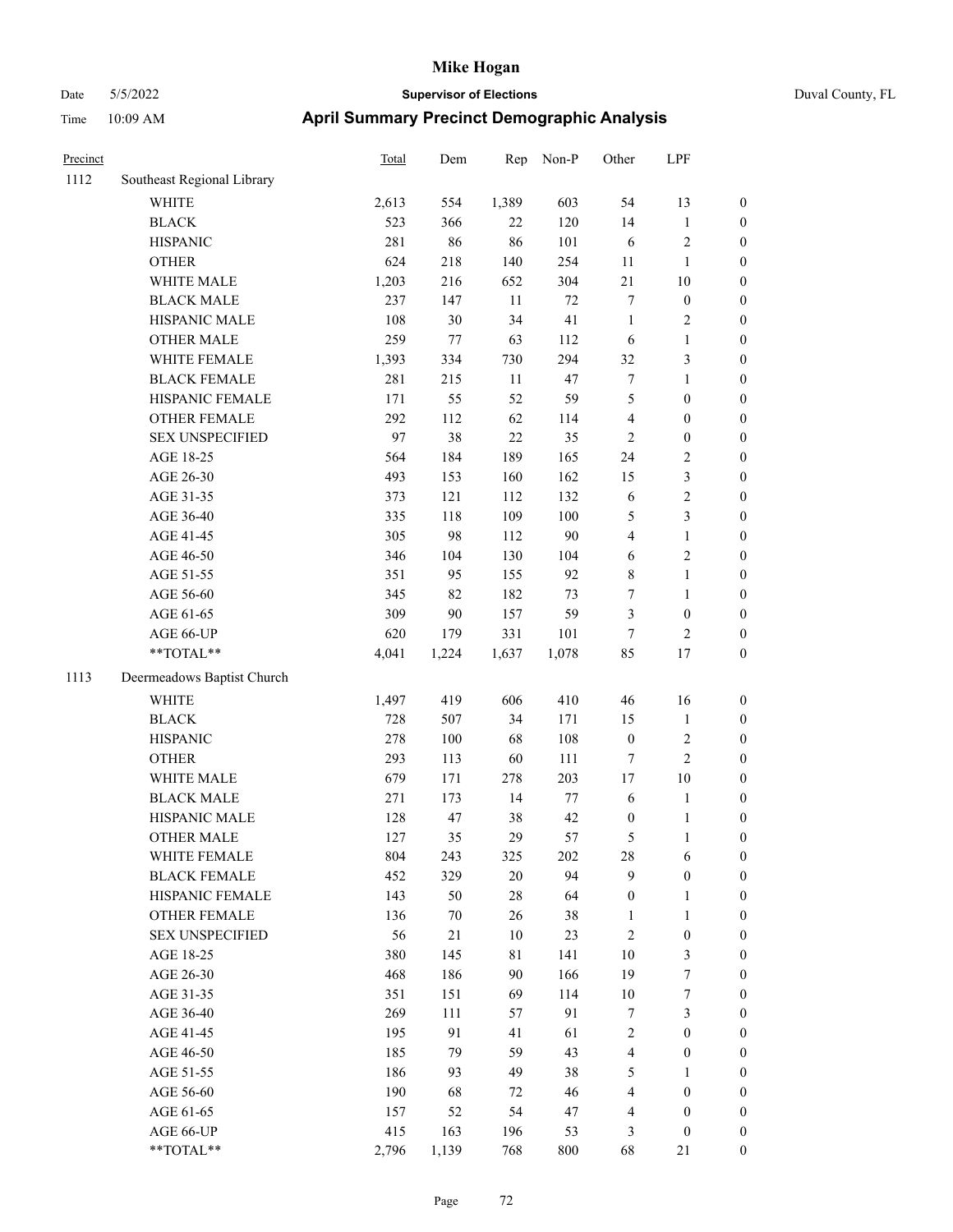# Mike Hogan

Date 5/5/2022 **Supervisor of Elections** Duval County, FL

Time 10:09 AM **April Summary Precinct Demographic Analysis**

| Precinct | | Total | Dem | Rep | Non-P | Other | LPF | |
|---|---|---|---|---|---|---|---|---|
| 1112 | Southeast Regional Library | | | | | | | |
| | WHITE | 2,613 | 554 | 1,389 | 603 | 54 | 13 | 0 |
| | BLACK | 523 | 366 | 22 | 120 | 14 | 1 | 0 |
| | HISPANIC | 281 | 86 | 86 | 101 | 6 | 2 | 0 |
| | OTHER | 624 | 218 | 140 | 254 | 11 | 1 | 0 |
| | WHITE MALE | 1,203 | 216 | 652 | 304 | 21 | 10 | 0 |
| | BLACK MALE | 237 | 147 | 11 | 72 | 7 | 0 | 0 |
| | HISPANIC MALE | 108 | 30 | 34 | 41 | 1 | 2 | 0 |
| | OTHER MALE | 259 | 77 | 63 | 112 | 6 | 1 | 0 |
| | WHITE FEMALE | 1,393 | 334 | 730 | 294 | 32 | 3 | 0 |
| | BLACK FEMALE | 281 | 215 | 11 | 47 | 7 | 1 | 0 |
| | HISPANIC FEMALE | 171 | 55 | 52 | 59 | 5 | 0 | 0 |
| | OTHER FEMALE | 292 | 112 | 62 | 114 | 4 | 0 | 0 |
| | SEX UNSPECIFIED | 97 | 38 | 22 | 35 | 2 | 0 | 0 |
| | AGE 18-25 | 564 | 184 | 189 | 165 | 24 | 2 | 0 |
| | AGE 26-30 | 493 | 153 | 160 | 162 | 15 | 3 | 0 |
| | AGE 31-35 | 373 | 121 | 112 | 132 | 6 | 2 | 0 |
| | AGE 36-40 | 335 | 118 | 109 | 100 | 5 | 3 | 0 |
| | AGE 41-45 | 305 | 98 | 112 | 90 | 4 | 1 | 0 |
| | AGE 46-50 | 346 | 104 | 130 | 104 | 6 | 2 | 0 |
| | AGE 51-55 | 351 | 95 | 155 | 92 | 8 | 1 | 0 |
| | AGE 56-60 | 345 | 82 | 182 | 73 | 7 | 1 | 0 |
| | AGE 61-65 | 309 | 90 | 157 | 59 | 3 | 0 | 0 |
| | AGE 66-UP | 620 | 179 | 331 | 101 | 7 | 2 | 0 |
| | **TOTAL** | 4,041 | 1,224 | 1,637 | 1,078 | 85 | 17 | 0 |
| 1113 | Deermeadows Baptist Church | | | | | | | |
| | WHITE | 1,497 | 419 | 606 | 410 | 46 | 16 | 0 |
| | BLACK | 728 | 507 | 34 | 171 | 15 | 1 | 0 |
| | HISPANIC | 278 | 100 | 68 | 108 | 0 | 2 | 0 |
| | OTHER | 293 | 113 | 60 | 111 | 7 | 2 | 0 |
| | WHITE MALE | 679 | 171 | 278 | 203 | 17 | 10 | 0 |
| | BLACK MALE | 271 | 173 | 14 | 77 | 6 | 1 | 0 |
| | HISPANIC MALE | 128 | 47 | 38 | 42 | 0 | 1 | 0 |
| | OTHER MALE | 127 | 35 | 29 | 57 | 5 | 1 | 0 |
| | WHITE FEMALE | 804 | 243 | 325 | 202 | 28 | 6 | 0 |
| | BLACK FEMALE | 452 | 329 | 20 | 94 | 9 | 0 | 0 |
| | HISPANIC FEMALE | 143 | 50 | 28 | 64 | 0 | 1 | 0 |
| | OTHER FEMALE | 136 | 70 | 26 | 38 | 1 | 1 | 0 |
| | SEX UNSPECIFIED | 56 | 21 | 10 | 23 | 2 | 0 | 0 |
| | AGE 18-25 | 380 | 145 | 81 | 141 | 10 | 3 | 0 |
| | AGE 26-30 | 468 | 186 | 90 | 166 | 19 | 7 | 0 |
| | AGE 31-35 | 351 | 151 | 69 | 114 | 10 | 7 | 0 |
| | AGE 36-40 | 269 | 111 | 57 | 91 | 7 | 3 | 0 |
| | AGE 41-45 | 195 | 91 | 41 | 61 | 2 | 0 | 0 |
| | AGE 46-50 | 185 | 79 | 59 | 43 | 4 | 0 | 0 |
| | AGE 51-55 | 186 | 93 | 49 | 38 | 5 | 1 | 0 |
| | AGE 56-60 | 190 | 68 | 72 | 46 | 4 | 0 | 0 |
| | AGE 61-65 | 157 | 52 | 54 | 47 | 4 | 0 | 0 |
| | AGE 66-UP | 415 | 163 | 196 | 53 | 3 | 0 | 0 |
| | **TOTAL** | 2,796 | 1,139 | 768 | 800 | 68 | 21 | 0 |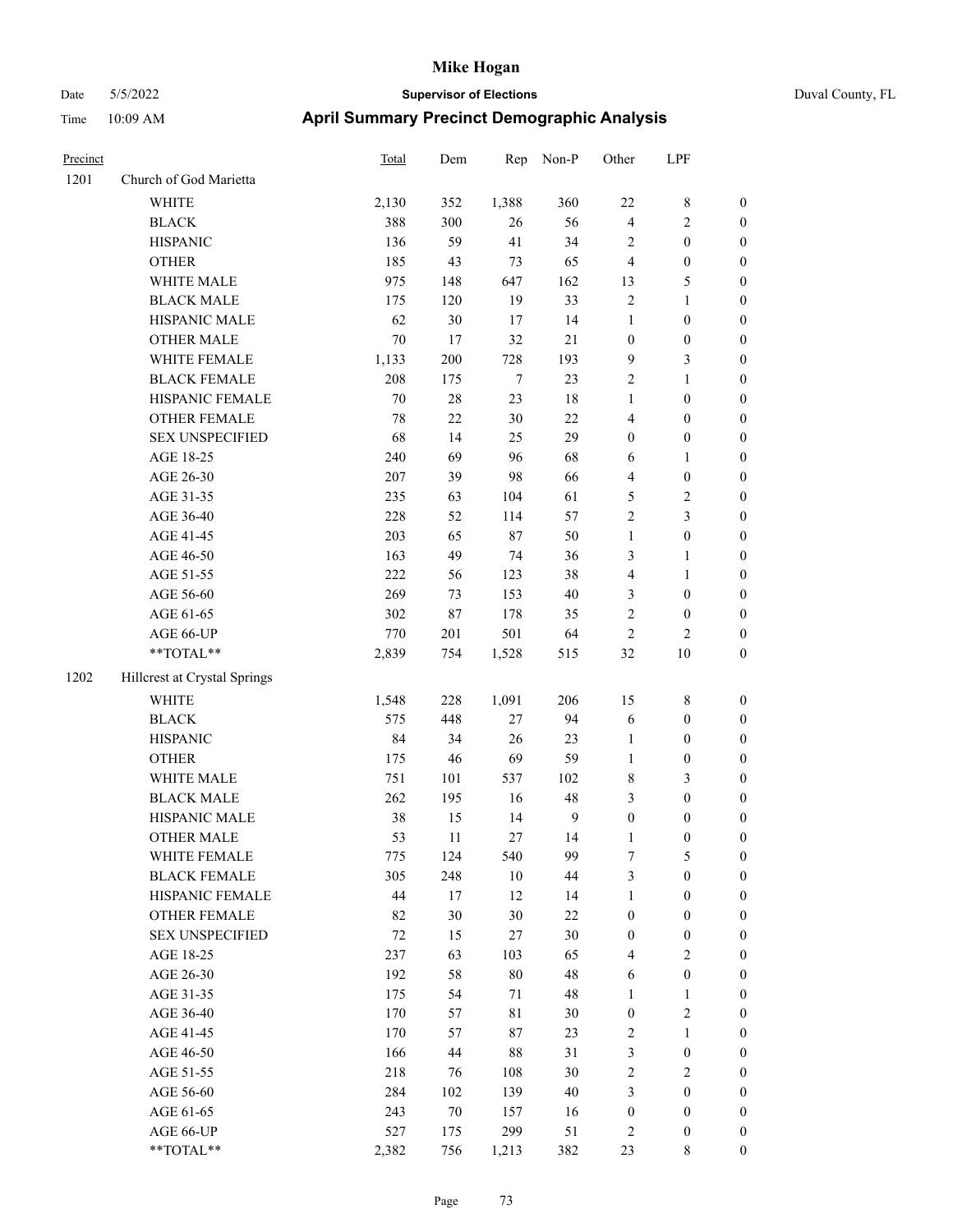# Mike Hogan

Date 5/5/2022 **Supervisor of Elections** Duval County, FL

Time 10:09 AM **April Summary Precinct Demographic Analysis**

| Precinct | | Total | Dem | Rep | Non-P | Other | LPF | |
|---|---|---|---|---|---|---|---|---|
| 1201 | Church of God Marietta | | | | | | | |
| | WHITE | 2,130 | 352 | 1,388 | 360 | 22 | 8 | 0 |
| | BLACK | 388 | 300 | 26 | 56 | 4 | 2 | 0 |
| | HISPANIC | 136 | 59 | 41 | 34 | 2 | 0 | 0 |
| | OTHER | 185 | 43 | 73 | 65 | 4 | 0 | 0 |
| | WHITE MALE | 975 | 148 | 647 | 162 | 13 | 5 | 0 |
| | BLACK MALE | 175 | 120 | 19 | 33 | 2 | 1 | 0 |
| | HISPANIC MALE | 62 | 30 | 17 | 14 | 1 | 0 | 0 |
| | OTHER MALE | 70 | 17 | 32 | 21 | 0 | 0 | 0 |
| | WHITE FEMALE | 1,133 | 200 | 728 | 193 | 9 | 3 | 0 |
| | BLACK FEMALE | 208 | 175 | 7 | 23 | 2 | 1 | 0 |
| | HISPANIC FEMALE | 70 | 28 | 23 | 18 | 1 | 0 | 0 |
| | OTHER FEMALE | 78 | 22 | 30 | 22 | 4 | 0 | 0 |
| | SEX UNSPECIFIED | 68 | 14 | 25 | 29 | 0 | 0 | 0 |
| | AGE 18-25 | 240 | 69 | 96 | 68 | 6 | 1 | 0 |
| | AGE 26-30 | 207 | 39 | 98 | 66 | 4 | 0 | 0 |
| | AGE 31-35 | 235 | 63 | 104 | 61 | 5 | 2 | 0 |
| | AGE 36-40 | 228 | 52 | 114 | 57 | 2 | 3 | 0 |
| | AGE 41-45 | 203 | 65 | 87 | 50 | 1 | 0 | 0 |
| | AGE 46-50 | 163 | 49 | 74 | 36 | 3 | 1 | 0 |
| | AGE 51-55 | 222 | 56 | 123 | 38 | 4 | 1 | 0 |
| | AGE 56-60 | 269 | 73 | 153 | 40 | 3 | 0 | 0 |
| | AGE 61-65 | 302 | 87 | 178 | 35 | 2 | 0 | 0 |
| | AGE 66-UP | 770 | 201 | 501 | 64 | 2 | 2 | 0 |
| | **TOTAL** | 2,839 | 754 | 1,528 | 515 | 32 | 10 | 0 |
| 1202 | Hillcrest at Crystal Springs | | | | | | | |
| | WHITE | 1,548 | 228 | 1,091 | 206 | 15 | 8 | 0 |
| | BLACK | 575 | 448 | 27 | 94 | 6 | 0 | 0 |
| | HISPANIC | 84 | 34 | 26 | 23 | 1 | 0 | 0 |
| | OTHER | 175 | 46 | 69 | 59 | 1 | 0 | 0 |
| | WHITE MALE | 751 | 101 | 537 | 102 | 8 | 3 | 0 |
| | BLACK MALE | 262 | 195 | 16 | 48 | 3 | 0 | 0 |
| | HISPANIC MALE | 38 | 15 | 14 | 9 | 0 | 0 | 0 |
| | OTHER MALE | 53 | 11 | 27 | 14 | 1 | 0 | 0 |
| | WHITE FEMALE | 775 | 124 | 540 | 99 | 7 | 5 | 0 |
| | BLACK FEMALE | 305 | 248 | 10 | 44 | 3 | 0 | 0 |
| | HISPANIC FEMALE | 44 | 17 | 12 | 14 | 1 | 0 | 0 |
| | OTHER FEMALE | 82 | 30 | 30 | 22 | 0 | 0 | 0 |
| | SEX UNSPECIFIED | 72 | 15 | 27 | 30 | 0 | 0 | 0 |
| | AGE 18-25 | 237 | 63 | 103 | 65 | 4 | 2 | 0 |
| | AGE 26-30 | 192 | 58 | 80 | 48 | 6 | 0 | 0 |
| | AGE 31-35 | 175 | 54 | 71 | 48 | 1 | 1 | 0 |
| | AGE 36-40 | 170 | 57 | 81 | 30 | 0 | 2 | 0 |
| | AGE 41-45 | 170 | 57 | 87 | 23 | 2 | 1 | 0 |
| | AGE 46-50 | 166 | 44 | 88 | 31 | 3 | 0 | 0 |
| | AGE 51-55 | 218 | 76 | 108 | 30 | 2 | 2 | 0 |
| | AGE 56-60 | 284 | 102 | 139 | 40 | 3 | 0 | 0 |
| | AGE 61-65 | 243 | 70 | 157 | 16 | 0 | 0 | 0 |
| | AGE 66-UP | 527 | 175 | 299 | 51 | 2 | 0 | 0 |
| | **TOTAL** | 2,382 | 756 | 1,213 | 382 | 23 | 8 | 0 |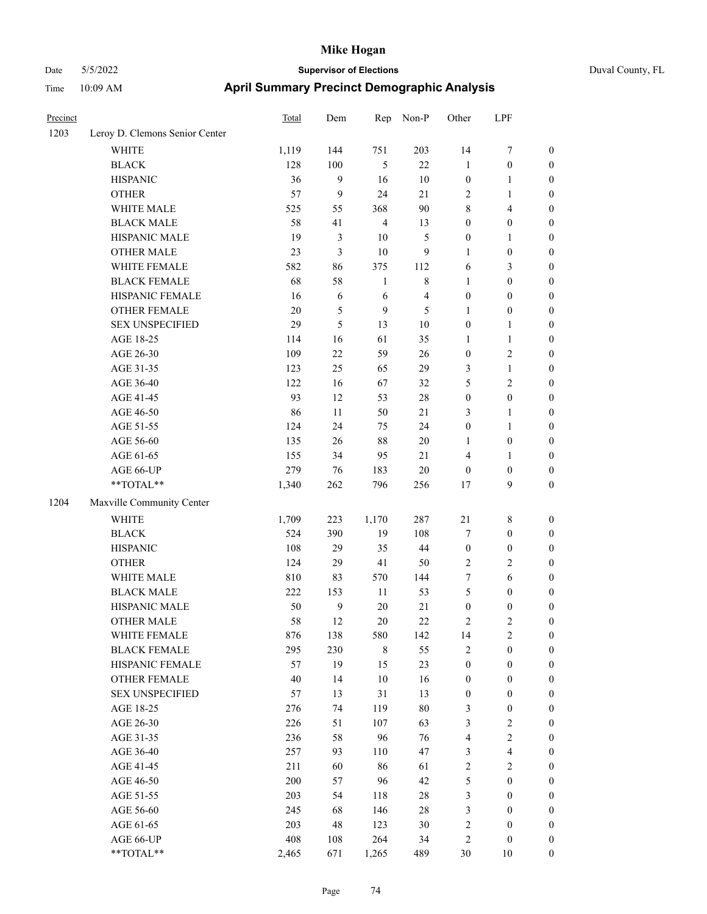# Mike Hogan

Date 5/5/2022 **Supervisor of Elections** Duval County, FL

Time 10:09 AM **April Summary Precinct Demographic Analysis**

| Precinct | | Total | Dem | Rep | Non-P | Other | LPF | |
|---|---|---|---|---|---|---|---|---|
| 1203 | Leroy D. Clemons Senior Center | | | | | | | |
| | WHITE | 1,119 | 144 | 751 | 203 | 14 | 7 | 0 |
| | BLACK | 128 | 100 | 5 | 22 | 1 | 0 | 0 |
| | HISPANIC | 36 | 9 | 16 | 10 | 0 | 1 | 0 |
| | OTHER | 57 | 9 | 24 | 21 | 2 | 1 | 0 |
| | WHITE MALE | 525 | 55 | 368 | 90 | 8 | 4 | 0 |
| | BLACK MALE | 58 | 41 | 4 | 13 | 0 | 0 | 0 |
| | HISPANIC MALE | 19 | 3 | 10 | 5 | 0 | 1 | 0 |
| | OTHER MALE | 23 | 3 | 10 | 9 | 1 | 0 | 0 |
| | WHITE FEMALE | 582 | 86 | 375 | 112 | 6 | 3 | 0 |
| | BLACK FEMALE | 68 | 58 | 1 | 8 | 1 | 0 | 0 |
| | HISPANIC FEMALE | 16 | 6 | 6 | 4 | 0 | 0 | 0 |
| | OTHER FEMALE | 20 | 5 | 9 | 5 | 1 | 0 | 0 |
| | SEX UNSPECIFIED | 29 | 5 | 13 | 10 | 0 | 1 | 0 |
| | AGE 18-25 | 114 | 16 | 61 | 35 | 1 | 1 | 0 |
| | AGE 26-30 | 109 | 22 | 59 | 26 | 0 | 2 | 0 |
| | AGE 31-35 | 123 | 25 | 65 | 29 | 3 | 1 | 0 |
| | AGE 36-40 | 122 | 16 | 67 | 32 | 5 | 2 | 0 |
| | AGE 41-45 | 93 | 12 | 53 | 28 | 0 | 0 | 0 |
| | AGE 46-50 | 86 | 11 | 50 | 21 | 3 | 1 | 0 |
| | AGE 51-55 | 124 | 24 | 75 | 24 | 0 | 1 | 0 |
| | AGE 56-60 | 135 | 26 | 88 | 20 | 1 | 0 | 0 |
| | AGE 61-65 | 155 | 34 | 95 | 21 | 4 | 1 | 0 |
| | AGE 66-UP | 279 | 76 | 183 | 20 | 0 | 0 | 0 |
| | **TOTAL** | 1,340 | 262 | 796 | 256 | 17 | 9 | 0 |
| 1204 | Maxville Community Center | | | | | | | |
| | WHITE | 1,709 | 223 | 1,170 | 287 | 21 | 8 | 0 |
| | BLACK | 524 | 390 | 19 | 108 | 7 | 0 | 0 |
| | HISPANIC | 108 | 29 | 35 | 44 | 0 | 0 | 0 |
| | OTHER | 124 | 29 | 41 | 50 | 2 | 2 | 0 |
| | WHITE MALE | 810 | 83 | 570 | 144 | 7 | 6 | 0 |
| | BLACK MALE | 222 | 153 | 11 | 53 | 5 | 0 | 0 |
| | HISPANIC MALE | 50 | 9 | 20 | 21 | 0 | 0 | 0 |
| | OTHER MALE | 58 | 12 | 20 | 22 | 2 | 2 | 0 |
| | WHITE FEMALE | 876 | 138 | 580 | 142 | 14 | 2 | 0 |
| | BLACK FEMALE | 295 | 230 | 8 | 55 | 2 | 0 | 0 |
| | HISPANIC FEMALE | 57 | 19 | 15 | 23 | 0 | 0 | 0 |
| | OTHER FEMALE | 40 | 14 | 10 | 16 | 0 | 0 | 0 |
| | SEX UNSPECIFIED | 57 | 13 | 31 | 13 | 0 | 0 | 0 |
| | AGE 18-25 | 276 | 74 | 119 | 80 | 3 | 0 | 0 |
| | AGE 26-30 | 226 | 51 | 107 | 63 | 3 | 2 | 0 |
| | AGE 31-35 | 236 | 58 | 96 | 76 | 4 | 2 | 0 |
| | AGE 36-40 | 257 | 93 | 110 | 47 | 3 | 4 | 0 |
| | AGE 41-45 | 211 | 60 | 86 | 61 | 2 | 2 | 0 |
| | AGE 46-50 | 200 | 57 | 96 | 42 | 5 | 0 | 0 |
| | AGE 51-55 | 203 | 54 | 118 | 28 | 3 | 0 | 0 |
| | AGE 56-60 | 245 | 68 | 146 | 28 | 3 | 0 | 0 |
| | AGE 61-65 | 203 | 48 | 123 | 30 | 2 | 0 | 0 |
| | AGE 66-UP | 408 | 108 | 264 | 34 | 2 | 0 | 0 |
| | **TOTAL** | 2,465 | 671 | 1,265 | 489 | 30 | 10 | 0 |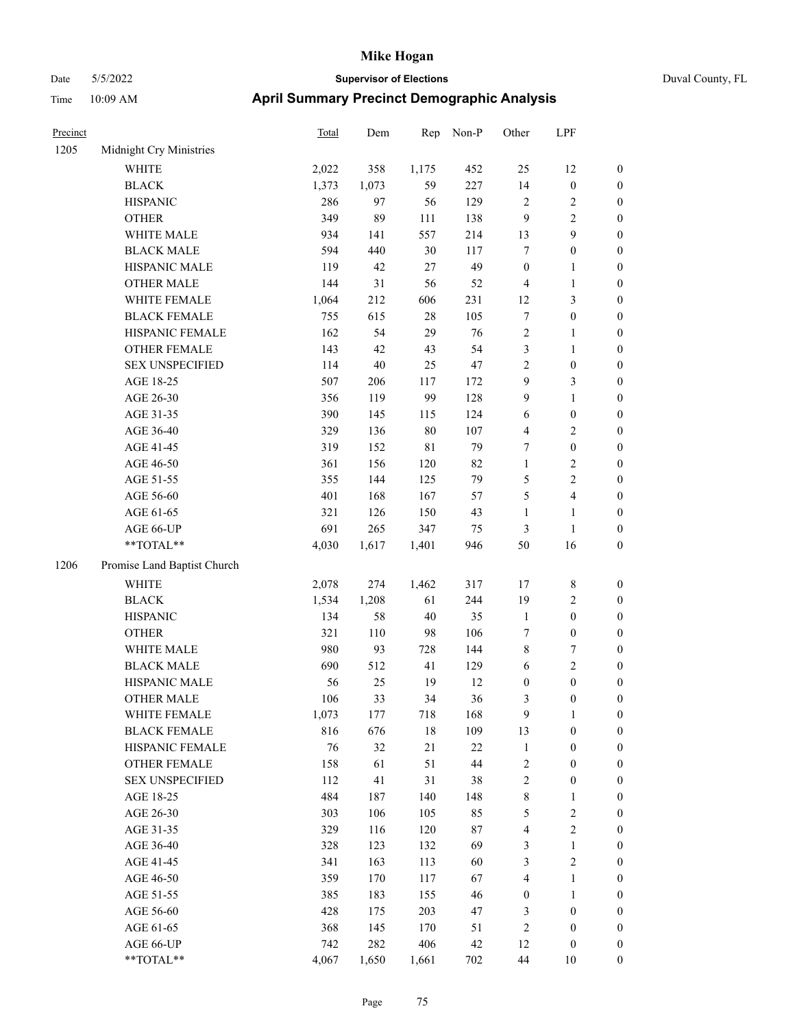# Mike Hogan

Date 5/5/2022 **Supervisor of Elections** Duval County, FL

Time 10:09 AM **April Summary Precinct Demographic Analysis**

| Precinct | | Total | Dem | Rep | Non-P | Other | LPF | |
|---|---|---|---|---|---|---|---|---|
| 1205 | Midnight Cry Ministries | | | | | | | |
| | WHITE | 2,022 | 358 | 1,175 | 452 | 25 | 12 | 0 |
| | BLACK | 1,373 | 1,073 | 59 | 227 | 14 | 0 | 0 |
| | HISPANIC | 286 | 97 | 56 | 129 | 2 | 2 | 0 |
| | OTHER | 349 | 89 | 111 | 138 | 9 | 2 | 0 |
| | WHITE MALE | 934 | 141 | 557 | 214 | 13 | 9 | 0 |
| | BLACK MALE | 594 | 440 | 30 | 117 | 7 | 0 | 0 |
| | HISPANIC MALE | 119 | 42 | 27 | 49 | 0 | 1 | 0 |
| | OTHER MALE | 144 | 31 | 56 | 52 | 4 | 1 | 0 |
| | WHITE FEMALE | 1,064 | 212 | 606 | 231 | 12 | 3 | 0 |
| | BLACK FEMALE | 755 | 615 | 28 | 105 | 7 | 0 | 0 |
| | HISPANIC FEMALE | 162 | 54 | 29 | 76 | 2 | 1 | 0 |
| | OTHER FEMALE | 143 | 42 | 43 | 54 | 3 | 1 | 0 |
| | SEX UNSPECIFIED | 114 | 40 | 25 | 47 | 2 | 0 | 0 |
| | AGE 18-25 | 507 | 206 | 117 | 172 | 9 | 3 | 0 |
| | AGE 26-30 | 356 | 119 | 99 | 128 | 9 | 1 | 0 |
| | AGE 31-35 | 390 | 145 | 115 | 124 | 6 | 0 | 0 |
| | AGE 36-40 | 329 | 136 | 80 | 107 | 4 | 2 | 0 |
| | AGE 41-45 | 319 | 152 | 81 | 79 | 7 | 0 | 0 |
| | AGE 46-50 | 361 | 156 | 120 | 82 | 1 | 2 | 0 |
| | AGE 51-55 | 355 | 144 | 125 | 79 | 5 | 2 | 0 |
| | AGE 56-60 | 401 | 168 | 167 | 57 | 5 | 4 | 0 |
| | AGE 61-65 | 321 | 126 | 150 | 43 | 1 | 1 | 0 |
| | AGE 66-UP | 691 | 265 | 347 | 75 | 3 | 1 | 0 |
| | **TOTAL** | 4,030 | 1,617 | 1,401 | 946 | 50 | 16 | 0 |
| 1206 | Promise Land Baptist Church | | | | | | | |
| | WHITE | 2,078 | 274 | 1,462 | 317 | 17 | 8 | 0 |
| | BLACK | 1,534 | 1,208 | 61 | 244 | 19 | 2 | 0 |
| | HISPANIC | 134 | 58 | 40 | 35 | 1 | 0 | 0 |
| | OTHER | 321 | 110 | 98 | 106 | 7 | 0 | 0 |
| | WHITE MALE | 980 | 93 | 728 | 144 | 8 | 7 | 0 |
| | BLACK MALE | 690 | 512 | 41 | 129 | 6 | 2 | 0 |
| | HISPANIC MALE | 56 | 25 | 19 | 12 | 0 | 0 | 0 |
| | OTHER MALE | 106 | 33 | 34 | 36 | 3 | 0 | 0 |
| | WHITE FEMALE | 1,073 | 177 | 718 | 168 | 9 | 1 | 0 |
| | BLACK FEMALE | 816 | 676 | 18 | 109 | 13 | 0 | 0 |
| | HISPANIC FEMALE | 76 | 32 | 21 | 22 | 1 | 0 | 0 |
| | OTHER FEMALE | 158 | 61 | 51 | 44 | 2 | 0 | 0 |
| | SEX UNSPECIFIED | 112 | 41 | 31 | 38 | 2 | 0 | 0 |
| | AGE 18-25 | 484 | 187 | 140 | 148 | 8 | 1 | 0 |
| | AGE 26-30 | 303 | 106 | 105 | 85 | 5 | 2 | 0 |
| | AGE 31-35 | 329 | 116 | 120 | 87 | 4 | 2 | 0 |
| | AGE 36-40 | 328 | 123 | 132 | 69 | 3 | 1 | 0 |
| | AGE 41-45 | 341 | 163 | 113 | 60 | 3 | 2 | 0 |
| | AGE 46-50 | 359 | 170 | 117 | 67 | 4 | 1 | 0 |
| | AGE 51-55 | 385 | 183 | 155 | 46 | 0 | 1 | 0 |
| | AGE 56-60 | 428 | 175 | 203 | 47 | 3 | 0 | 0 |
| | AGE 61-65 | 368 | 145 | 170 | 51 | 2 | 0 | 0 |
| | AGE 66-UP | 742 | 282 | 406 | 42 | 12 | 0 | 0 |
| | **TOTAL** | 4,067 | 1,650 | 1,661 | 702 | 44 | 10 | 0 |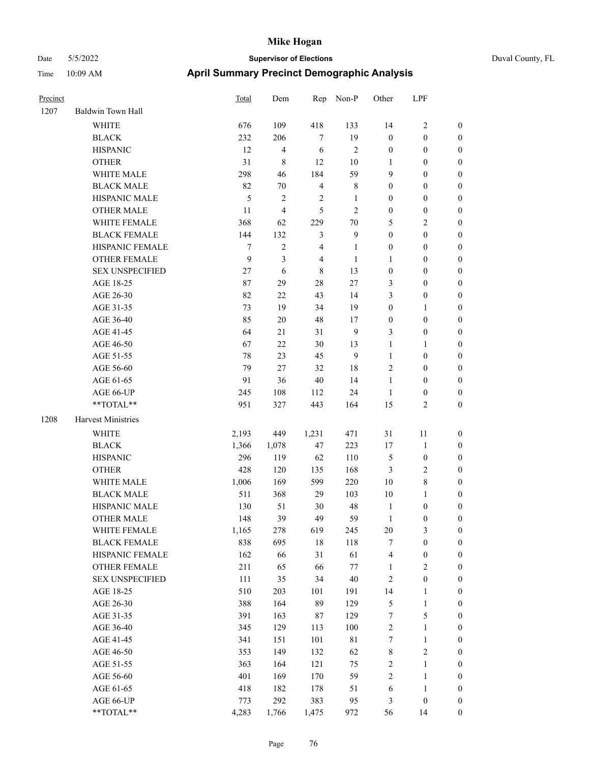| Precinct | | Total | Dem | Rep | Non-P | Other | LPF | |
|---|---|---|---|---|---|---|---|---|
| 1207 | Baldwin Town Hall | | | | | | | |
| | WHITE | 676 | 109 | 418 | 133 | 14 | 2 | 0 |
| | BLACK | 232 | 206 | 7 | 19 | 0 | 0 | 0 |
| | HISPANIC | 12 | 4 | 6 | 2 | 0 | 0 | 0 |
| | OTHER | 31 | 8 | 12 | 10 | 1 | 0 | 0 |
| | WHITE MALE | 298 | 46 | 184 | 59 | 9 | 0 | 0 |
| | BLACK MALE | 82 | 70 | 4 | 8 | 0 | 0 | 0 |
| | HISPANIC MALE | 5 | 2 | 2 | 1 | 0 | 0 | 0 |
| | OTHER MALE | 11 | 4 | 5 | 2 | 0 | 0 | 0 |
| | WHITE FEMALE | 368 | 62 | 229 | 70 | 5 | 2 | 0 |
| | BLACK FEMALE | 144 | 132 | 3 | 9 | 0 | 0 | 0 |
| | HISPANIC FEMALE | 7 | 2 | 4 | 1 | 0 | 0 | 0 |
| | OTHER FEMALE | 9 | 3 | 4 | 1 | 1 | 0 | 0 |
| | SEX UNSPECIFIED | 27 | 6 | 8 | 13 | 0 | 0 | 0 |
| | AGE 18-25 | 87 | 29 | 28 | 27 | 3 | 0 | 0 |
| | AGE 26-30 | 82 | 22 | 43 | 14 | 3 | 0 | 0 |
| | AGE 31-35 | 73 | 19 | 34 | 19 | 0 | 1 | 0 |
| | AGE 36-40 | 85 | 20 | 48 | 17 | 0 | 0 | 0 |
| | AGE 41-45 | 64 | 21 | 31 | 9 | 3 | 0 | 0 |
| | AGE 46-50 | 67 | 22 | 30 | 13 | 1 | 1 | 0 |
| | AGE 51-55 | 78 | 23 | 45 | 9 | 1 | 0 | 0 |
| | AGE 56-60 | 79 | 27 | 32 | 18 | 2 | 0 | 0 |
| | AGE 61-65 | 91 | 36 | 40 | 14 | 1 | 0 | 0 |
| | AGE 66-UP | 245 | 108 | 112 | 24 | 1 | 0 | 0 |
| | **TOTAL** | 951 | 327 | 443 | 164 | 15 | 2 | 0 |
| 1208 | Harvest Ministries | | | | | | | |
| | WHITE | 2,193 | 449 | 1,231 | 471 | 31 | 11 | 0 |
| | BLACK | 1,366 | 1,078 | 47 | 223 | 17 | 1 | 0 |
| | HISPANIC | 296 | 119 | 62 | 110 | 5 | 0 | 0 |
| | OTHER | 428 | 120 | 135 | 168 | 3 | 2 | 0 |
| | WHITE MALE | 1,006 | 169 | 599 | 220 | 10 | 8 | 0 |
| | BLACK MALE | 511 | 368 | 29 | 103 | 10 | 1 | 0 |
| | HISPANIC MALE | 130 | 51 | 30 | 48 | 1 | 0 | 0 |
| | OTHER MALE | 148 | 39 | 49 | 59 | 1 | 0 | 0 |
| | WHITE FEMALE | 1,165 | 278 | 619 | 245 | 20 | 3 | 0 |
| | BLACK FEMALE | 838 | 695 | 18 | 118 | 7 | 0 | 0 |
| | HISPANIC FEMALE | 162 | 66 | 31 | 61 | 4 | 0 | 0 |
| | OTHER FEMALE | 211 | 65 | 66 | 77 | 1 | 2 | 0 |
| | SEX UNSPECIFIED | 111 | 35 | 34 | 40 | 2 | 0 | 0 |
| | AGE 18-25 | 510 | 203 | 101 | 191 | 14 | 1 | 0 |
| | AGE 26-30 | 388 | 164 | 89 | 129 | 5 | 1 | 0 |
| | AGE 31-35 | 391 | 163 | 87 | 129 | 7 | 5 | 0 |
| | AGE 36-40 | 345 | 129 | 113 | 100 | 2 | 1 | 0 |
| | AGE 41-45 | 341 | 151 | 101 | 81 | 7 | 1 | 0 |
| | AGE 46-50 | 353 | 149 | 132 | 62 | 8 | 2 | 0 |
| | AGE 51-55 | 363 | 164 | 121 | 75 | 2 | 1 | 0 |
| | AGE 56-60 | 401 | 169 | 170 | 59 | 2 | 1 | 0 |
| | AGE 61-65 | 418 | 182 | 178 | 51 | 6 | 1 | 0 |
| | AGE 66-UP | 773 | 292 | 383 | 95 | 3 | 0 | 0 |
| | **TOTAL** | 4,283 | 1,766 | 1,475 | 972 | 56 | 14 | 0 |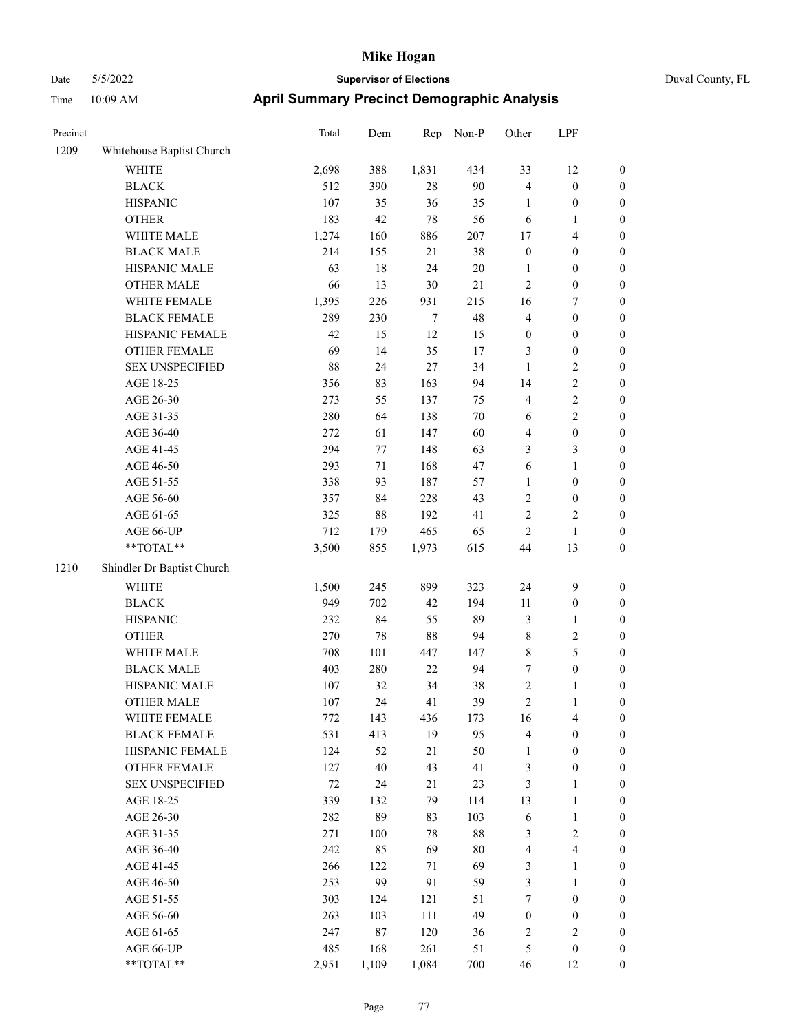# Mike Hogan

Date 5/5/2022 **Supervisor of Elections** Duval County, FL

Time 10:09 AM **April Summary Precinct Demographic Analysis**

| Precinct | | Total | Dem | Rep | Non-P | Other | LPF | |
|---|---|---|---|---|---|---|---|---|
| 1209 | Whitehouse Baptist Church | | | | | | | |
| | WHITE | 2,698 | 388 | 1,831 | 434 | 33 | 12 | 0 |
| | BLACK | 512 | 390 | 28 | 90 | 4 | 0 | 0 |
| | HISPANIC | 107 | 35 | 36 | 35 | 1 | 0 | 0 |
| | OTHER | 183 | 42 | 78 | 56 | 6 | 1 | 0 |
| | WHITE MALE | 1,274 | 160 | 886 | 207 | 17 | 4 | 0 |
| | BLACK MALE | 214 | 155 | 21 | 38 | 0 | 0 | 0 |
| | HISPANIC MALE | 63 | 18 | 24 | 20 | 1 | 0 | 0 |
| | OTHER MALE | 66 | 13 | 30 | 21 | 2 | 0 | 0 |
| | WHITE FEMALE | 1,395 | 226 | 931 | 215 | 16 | 7 | 0 |
| | BLACK FEMALE | 289 | 230 | 7 | 48 | 4 | 0 | 0 |
| | HISPANIC FEMALE | 42 | 15 | 12 | 15 | 0 | 0 | 0 |
| | OTHER FEMALE | 69 | 14 | 35 | 17 | 3 | 0 | 0 |
| | SEX UNSPECIFIED | 88 | 24 | 27 | 34 | 1 | 2 | 0 |
| | AGE 18-25 | 356 | 83 | 163 | 94 | 14 | 2 | 0 |
| | AGE 26-30 | 273 | 55 | 137 | 75 | 4 | 2 | 0 |
| | AGE 31-35 | 280 | 64 | 138 | 70 | 6 | 2 | 0 |
| | AGE 36-40 | 272 | 61 | 147 | 60 | 4 | 0 | 0 |
| | AGE 41-45 | 294 | 77 | 148 | 63 | 3 | 3 | 0 |
| | AGE 46-50 | 293 | 71 | 168 | 47 | 6 | 1 | 0 |
| | AGE 51-55 | 338 | 93 | 187 | 57 | 1 | 0 | 0 |
| | AGE 56-60 | 357 | 84 | 228 | 43 | 2 | 0 | 0 |
| | AGE 61-65 | 325 | 88 | 192 | 41 | 2 | 2 | 0 |
| | AGE 66-UP | 712 | 179 | 465 | 65 | 2 | 1 | 0 |
| | **TOTAL** | 3,500 | 855 | 1,973 | 615 | 44 | 13 | 0 |
| 1210 | Shindler Dr Baptist Church | | | | | | | |
| | WHITE | 1,500 | 245 | 899 | 323 | 24 | 9 | 0 |
| | BLACK | 949 | 702 | 42 | 194 | 11 | 0 | 0 |
| | HISPANIC | 232 | 84 | 55 | 89 | 3 | 1 | 0 |
| | OTHER | 270 | 78 | 88 | 94 | 8 | 2 | 0 |
| | WHITE MALE | 708 | 101 | 447 | 147 | 8 | 5 | 0 |
| | BLACK MALE | 403 | 280 | 22 | 94 | 7 | 0 | 0 |
| | HISPANIC MALE | 107 | 32 | 34 | 38 | 2 | 1 | 0 |
| | OTHER MALE | 107 | 24 | 41 | 39 | 2 | 1 | 0 |
| | WHITE FEMALE | 772 | 143 | 436 | 173 | 16 | 4 | 0 |
| | BLACK FEMALE | 531 | 413 | 19 | 95 | 4 | 0 | 0 |
| | HISPANIC FEMALE | 124 | 52 | 21 | 50 | 1 | 0 | 0 |
| | OTHER FEMALE | 127 | 40 | 43 | 41 | 3 | 0 | 0 |
| | SEX UNSPECIFIED | 72 | 24 | 21 | 23 | 3 | 1 | 0 |
| | AGE 18-25 | 339 | 132 | 79 | 114 | 13 | 1 | 0 |
| | AGE 26-30 | 282 | 89 | 83 | 103 | 6 | 1 | 0 |
| | AGE 31-35 | 271 | 100 | 78 | 88 | 3 | 2 | 0 |
| | AGE 36-40 | 242 | 85 | 69 | 80 | 4 | 4 | 0 |
| | AGE 41-45 | 266 | 122 | 71 | 69 | 3 | 1 | 0 |
| | AGE 46-50 | 253 | 99 | 91 | 59 | 3 | 1 | 0 |
| | AGE 51-55 | 303 | 124 | 121 | 51 | 7 | 0 | 0 |
| | AGE 56-60 | 263 | 103 | 111 | 49 | 0 | 0 | 0 |
| | AGE 61-65 | 247 | 87 | 120 | 36 | 2 | 2 | 0 |
| | AGE 66-UP | 485 | 168 | 261 | 51 | 5 | 0 | 0 |
| | **TOTAL** | 2,951 | 1,109 | 1,084 | 700 | 46 | 12 | 0 |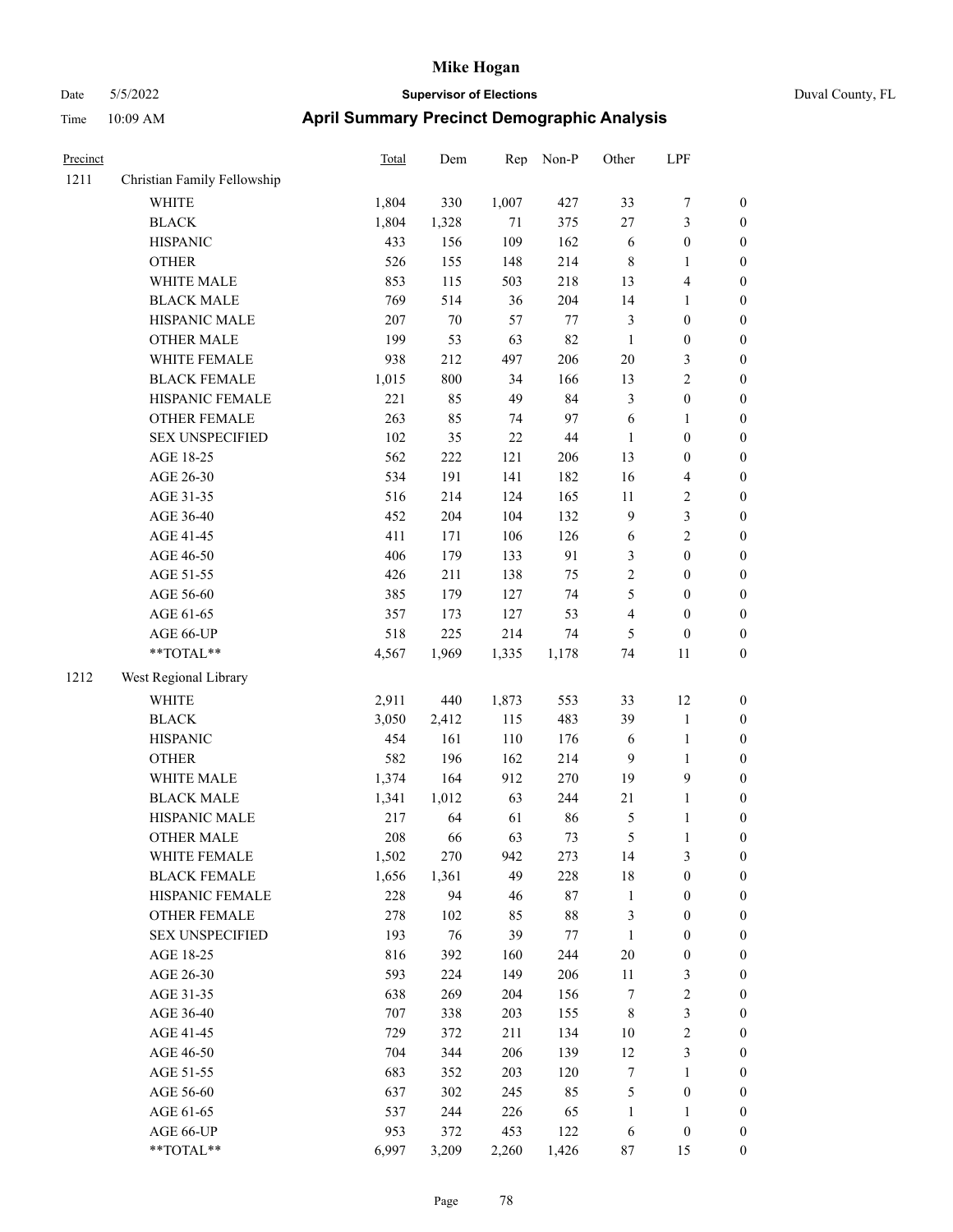# Mike Hogan

Date 5/5/2022 **Supervisor of Elections** Duval County, FL

Time 10:09 AM **April Summary Precinct Demographic Analysis**

| Precinct | | Total | Dem | Rep | Non-P | Other | LPF | |
|---|---|---|---|---|---|---|---|---|
| 1211 | Christian Family Fellowship | | | | | | | |
| | WHITE | 1,804 | 330 | 1,007 | 427 | 33 | 7 | 0 |
| | BLACK | 1,804 | 1,328 | 71 | 375 | 27 | 3 | 0 |
| | HISPANIC | 433 | 156 | 109 | 162 | 6 | 0 | 0 |
| | OTHER | 526 | 155 | 148 | 214 | 8 | 1 | 0 |
| | WHITE MALE | 853 | 115 | 503 | 218 | 13 | 4 | 0 |
| | BLACK MALE | 769 | 514 | 36 | 204 | 14 | 1 | 0 |
| | HISPANIC MALE | 207 | 70 | 57 | 77 | 3 | 0 | 0 |
| | OTHER MALE | 199 | 53 | 63 | 82 | 1 | 0 | 0 |
| | WHITE FEMALE | 938 | 212 | 497 | 206 | 20 | 3 | 0 |
| | BLACK FEMALE | 1,015 | 800 | 34 | 166 | 13 | 2 | 0 |
| | HISPANIC FEMALE | 221 | 85 | 49 | 84 | 3 | 0 | 0 |
| | OTHER FEMALE | 263 | 85 | 74 | 97 | 6 | 1 | 0 |
| | SEX UNSPECIFIED | 102 | 35 | 22 | 44 | 1 | 0 | 0 |
| | AGE 18-25 | 562 | 222 | 121 | 206 | 13 | 0 | 0 |
| | AGE 26-30 | 534 | 191 | 141 | 182 | 16 | 4 | 0 |
| | AGE 31-35 | 516 | 214 | 124 | 165 | 11 | 2 | 0 |
| | AGE 36-40 | 452 | 204 | 104 | 132 | 9 | 3 | 0 |
| | AGE 41-45 | 411 | 171 | 106 | 126 | 6 | 2 | 0 |
| | AGE 46-50 | 406 | 179 | 133 | 91 | 3 | 0 | 0 |
| | AGE 51-55 | 426 | 211 | 138 | 75 | 2 | 0 | 0 |
| | AGE 56-60 | 385 | 179 | 127 | 74 | 5 | 0 | 0 |
| | AGE 61-65 | 357 | 173 | 127 | 53 | 4 | 0 | 0 |
| | AGE 66-UP | 518 | 225 | 214 | 74 | 5 | 0 | 0 |
| | **TOTAL** | 4,567 | 1,969 | 1,335 | 1,178 | 74 | 11 | 0 |
| 1212 | West Regional Library | | | | | | | |
| | WHITE | 2,911 | 440 | 1,873 | 553 | 33 | 12 | 0 |
| | BLACK | 3,050 | 2,412 | 115 | 483 | 39 | 1 | 0 |
| | HISPANIC | 454 | 161 | 110 | 176 | 6 | 1 | 0 |
| | OTHER | 582 | 196 | 162 | 214 | 9 | 1 | 0 |
| | WHITE MALE | 1,374 | 164 | 912 | 270 | 19 | 9 | 0 |
| | BLACK MALE | 1,341 | 1,012 | 63 | 244 | 21 | 1 | 0 |
| | HISPANIC MALE | 217 | 64 | 61 | 86 | 5 | 1 | 0 |
| | OTHER MALE | 208 | 66 | 63 | 73 | 5 | 1 | 0 |
| | WHITE FEMALE | 1,502 | 270 | 942 | 273 | 14 | 3 | 0 |
| | BLACK FEMALE | 1,656 | 1,361 | 49 | 228 | 18 | 0 | 0 |
| | HISPANIC FEMALE | 228 | 94 | 46 | 87 | 1 | 0 | 0 |
| | OTHER FEMALE | 278 | 102 | 85 | 88 | 3 | 0 | 0 |
| | SEX UNSPECIFIED | 193 | 76 | 39 | 77 | 1 | 0 | 0 |
| | AGE 18-25 | 816 | 392 | 160 | 244 | 20 | 0 | 0 |
| | AGE 26-30 | 593 | 224 | 149 | 206 | 11 | 3 | 0 |
| | AGE 31-35 | 638 | 269 | 204 | 156 | 7 | 2 | 0 |
| | AGE 36-40 | 707 | 338 | 203 | 155 | 8 | 3 | 0 |
| | AGE 41-45 | 729 | 372 | 211 | 134 | 10 | 2 | 0 |
| | AGE 46-50 | 704 | 344 | 206 | 139 | 12 | 3 | 0 |
| | AGE 51-55 | 683 | 352 | 203 | 120 | 7 | 1 | 0 |
| | AGE 56-60 | 637 | 302 | 245 | 85 | 5 | 0 | 0 |
| | AGE 61-65 | 537 | 244 | 226 | 65 | 1 | 1 | 0 |
| | AGE 66-UP | 953 | 372 | 453 | 122 | 6 | 0 | 0 |
| | **TOTAL** | 6,997 | 3,209 | 2,260 | 1,426 | 87 | 15 | 0 |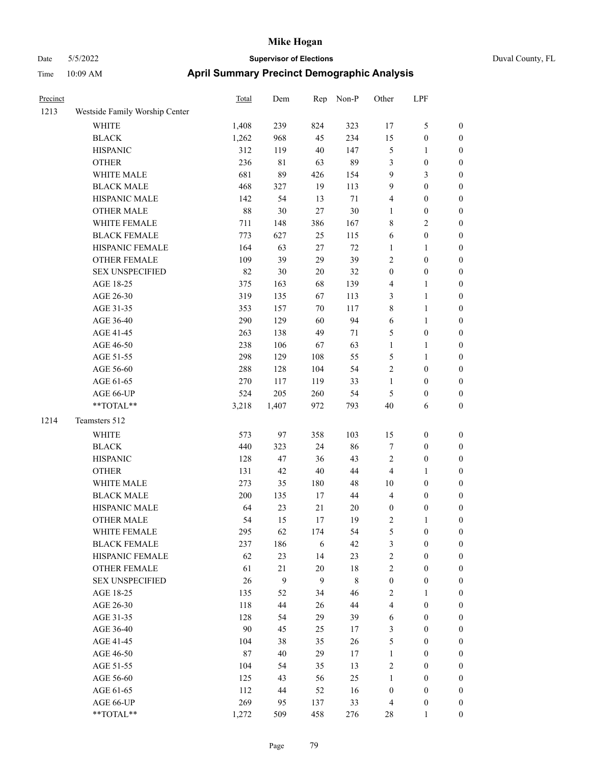**Mike Hogan**

Date 5/5/2022 — **Supervisor of Elections** — Duval County, FL

Time 10:09 AM — **April Summary Precinct Demographic Analysis**

| Precinct | | Total | Dem | Rep | Non-P | Other | LPF | |
|---|---|---|---|---|---|---|---|---|
| 1213 | Westside Family Worship Center | | | | | | | |
| | WHITE | 1,408 | 239 | 824 | 323 | 17 | 5 | 0 |
| | BLACK | 1,262 | 968 | 45 | 234 | 15 | 0 | 0 |
| | HISPANIC | 312 | 119 | 40 | 147 | 5 | 1 | 0 |
| | OTHER | 236 | 81 | 63 | 89 | 3 | 0 | 0 |
| | WHITE MALE | 681 | 89 | 426 | 154 | 9 | 3 | 0 |
| | BLACK MALE | 468 | 327 | 19 | 113 | 9 | 0 | 0 |
| | HISPANIC MALE | 142 | 54 | 13 | 71 | 4 | 0 | 0 |
| | OTHER MALE | 88 | 30 | 27 | 30 | 1 | 0 | 0 |
| | WHITE FEMALE | 711 | 148 | 386 | 167 | 8 | 2 | 0 |
| | BLACK FEMALE | 773 | 627 | 25 | 115 | 6 | 0 | 0 |
| | HISPANIC FEMALE | 164 | 63 | 27 | 72 | 1 | 1 | 0 |
| | OTHER FEMALE | 109 | 39 | 29 | 39 | 2 | 0 | 0 |
| | SEX UNSPECIFIED | 82 | 30 | 20 | 32 | 0 | 0 | 0 |
| | AGE 18-25 | 375 | 163 | 68 | 139 | 4 | 1 | 0 |
| | AGE 26-30 | 319 | 135 | 67 | 113 | 3 | 1 | 0 |
| | AGE 31-35 | 353 | 157 | 70 | 117 | 8 | 1 | 0 |
| | AGE 36-40 | 290 | 129 | 60 | 94 | 6 | 1 | 0 |
| | AGE 41-45 | 263 | 138 | 49 | 71 | 5 | 0 | 0 |
| | AGE 46-50 | 238 | 106 | 67 | 63 | 1 | 1 | 0 |
| | AGE 51-55 | 298 | 129 | 108 | 55 | 5 | 1 | 0 |
| | AGE 56-60 | 288 | 128 | 104 | 54 | 2 | 0 | 0 |
| | AGE 61-65 | 270 | 117 | 119 | 33 | 1 | 0 | 0 |
| | AGE 66-UP | 524 | 205 | 260 | 54 | 5 | 0 | 0 |
| | **TOTAL** | 3,218 | 1,407 | 972 | 793 | 40 | 6 | 0 |
| 1214 | Teamsters 512 | | | | | | | |
| | WHITE | 573 | 97 | 358 | 103 | 15 | 0 | 0 |
| | BLACK | 440 | 323 | 24 | 86 | 7 | 0 | 0 |
| | HISPANIC | 128 | 47 | 36 | 43 | 2 | 0 | 0 |
| | OTHER | 131 | 42 | 40 | 44 | 4 | 1 | 0 |
| | WHITE MALE | 273 | 35 | 180 | 48 | 10 | 0 | 0 |
| | BLACK MALE | 200 | 135 | 17 | 44 | 4 | 0 | 0 |
| | HISPANIC MALE | 64 | 23 | 21 | 20 | 0 | 0 | 0 |
| | OTHER MALE | 54 | 15 | 17 | 19 | 2 | 1 | 0 |
| | WHITE FEMALE | 295 | 62 | 174 | 54 | 5 | 0 | 0 |
| | BLACK FEMALE | 237 | 186 | 6 | 42 | 3 | 0 | 0 |
| | HISPANIC FEMALE | 62 | 23 | 14 | 23 | 2 | 0 | 0 |
| | OTHER FEMALE | 61 | 21 | 20 | 18 | 2 | 0 | 0 |
| | SEX UNSPECIFIED | 26 | 9 | 9 | 8 | 0 | 0 | 0 |
| | AGE 18-25 | 135 | 52 | 34 | 46 | 2 | 1 | 0 |
| | AGE 26-30 | 118 | 44 | 26 | 44 | 4 | 0 | 0 |
| | AGE 31-35 | 128 | 54 | 29 | 39 | 6 | 0 | 0 |
| | AGE 36-40 | 90 | 45 | 25 | 17 | 3 | 0 | 0 |
| | AGE 41-45 | 104 | 38 | 35 | 26 | 5 | 0 | 0 |
| | AGE 46-50 | 87 | 40 | 29 | 17 | 1 | 0 | 0 |
| | AGE 51-55 | 104 | 54 | 35 | 13 | 2 | 0 | 0 |
| | AGE 56-60 | 125 | 43 | 56 | 25 | 1 | 0 | 0 |
| | AGE 61-65 | 112 | 44 | 52 | 16 | 0 | 0 | 0 |
| | AGE 66-UP | 269 | 95 | 137 | 33 | 4 | 0 | 0 |
| | **TOTAL** | 1,272 | 509 | 458 | 276 | 28 | 1 | 0 |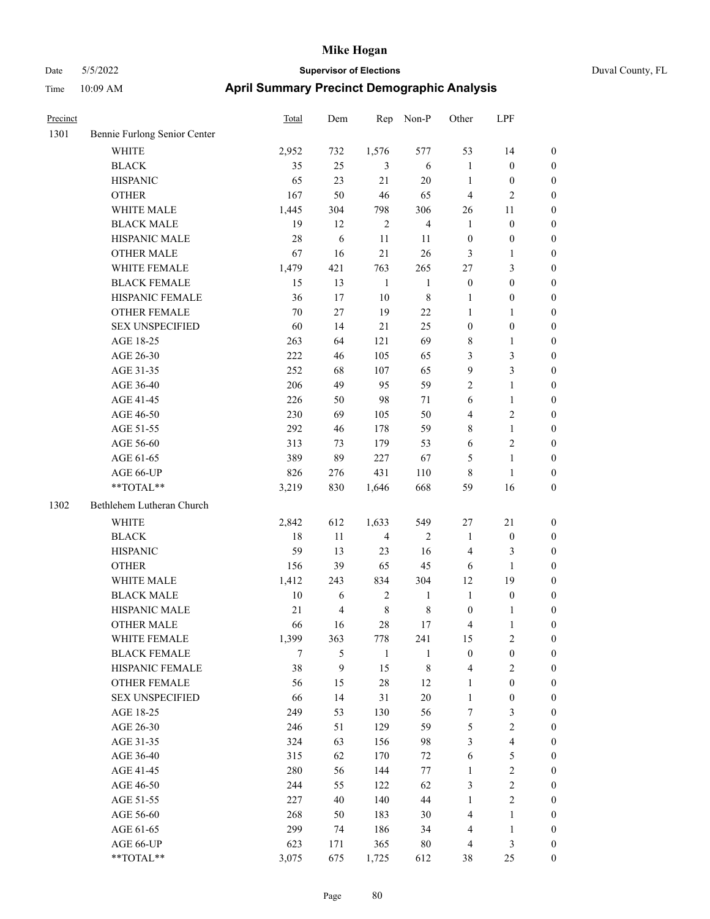# Mike Hogan

Date 5/5/2022 **Supervisor of Elections** Duval County, FL

Time 10:09 AM **April Summary Precinct Demographic Analysis**

| Precinct | | Total | Dem | Rep | Non-P | Other | LPF | |
|---|---|---|---|---|---|---|---|---|
| 1301 | Bennie Furlong Senior Center | | | | | | | |
| | WHITE | 2,952 | 732 | 1,576 | 577 | 53 | 14 | 0 |
| | BLACK | 35 | 25 | 3 | 6 | 1 | 0 | 0 |
| | HISPANIC | 65 | 23 | 21 | 20 | 1 | 0 | 0 |
| | OTHER | 167 | 50 | 46 | 65 | 4 | 2 | 0 |
| | WHITE MALE | 1,445 | 304 | 798 | 306 | 26 | 11 | 0 |
| | BLACK MALE | 19 | 12 | 2 | 4 | 1 | 0 | 0 |
| | HISPANIC MALE | 28 | 6 | 11 | 11 | 0 | 0 | 0 |
| | OTHER MALE | 67 | 16 | 21 | 26 | 3 | 1 | 0 |
| | WHITE FEMALE | 1,479 | 421 | 763 | 265 | 27 | 3 | 0 |
| | BLACK FEMALE | 15 | 13 | 1 | 1 | 0 | 0 | 0 |
| | HISPANIC FEMALE | 36 | 17 | 10 | 8 | 1 | 0 | 0 |
| | OTHER FEMALE | 70 | 27 | 19 | 22 | 1 | 1 | 0 |
| | SEX UNSPECIFIED | 60 | 14 | 21 | 25 | 0 | 0 | 0 |
| | AGE 18-25 | 263 | 64 | 121 | 69 | 8 | 1 | 0 |
| | AGE 26-30 | 222 | 46 | 105 | 65 | 3 | 3 | 0 |
| | AGE 31-35 | 252 | 68 | 107 | 65 | 9 | 3 | 0 |
| | AGE 36-40 | 206 | 49 | 95 | 59 | 2 | 1 | 0 |
| | AGE 41-45 | 226 | 50 | 98 | 71 | 6 | 1 | 0 |
| | AGE 46-50 | 230 | 69 | 105 | 50 | 4 | 2 | 0 |
| | AGE 51-55 | 292 | 46 | 178 | 59 | 8 | 1 | 0 |
| | AGE 56-60 | 313 | 73 | 179 | 53 | 6 | 2 | 0 |
| | AGE 61-65 | 389 | 89 | 227 | 67 | 5 | 1 | 0 |
| | AGE 66-UP | 826 | 276 | 431 | 110 | 8 | 1 | 0 |
| | **TOTAL** | 3,219 | 830 | 1,646 | 668 | 59 | 16 | 0 |
| 1302 | Bethlehem Lutheran Church | | | | | | | |
| | WHITE | 2,842 | 612 | 1,633 | 549 | 27 | 21 | 0 |
| | BLACK | 18 | 11 | 4 | 2 | 1 | 0 | 0 |
| | HISPANIC | 59 | 13 | 23 | 16 | 4 | 3 | 0 |
| | OTHER | 156 | 39 | 65 | 45 | 6 | 1 | 0 |
| | WHITE MALE | 1,412 | 243 | 834 | 304 | 12 | 19 | 0 |
| | BLACK MALE | 10 | 6 | 2 | 1 | 1 | 0 | 0 |
| | HISPANIC MALE | 21 | 4 | 8 | 8 | 0 | 1 | 0 |
| | OTHER MALE | 66 | 16 | 28 | 17 | 4 | 1 | 0 |
| | WHITE FEMALE | 1,399 | 363 | 778 | 241 | 15 | 2 | 0 |
| | BLACK FEMALE | 7 | 5 | 1 | 1 | 0 | 0 | 0 |
| | HISPANIC FEMALE | 38 | 9 | 15 | 8 | 4 | 2 | 0 |
| | OTHER FEMALE | 56 | 15 | 28 | 12 | 1 | 0 | 0 |
| | SEX UNSPECIFIED | 66 | 14 | 31 | 20 | 1 | 0 | 0 |
| | AGE 18-25 | 249 | 53 | 130 | 56 | 7 | 3 | 0 |
| | AGE 26-30 | 246 | 51 | 129 | 59 | 5 | 2 | 0 |
| | AGE 31-35 | 324 | 63 | 156 | 98 | 3 | 4 | 0 |
| | AGE 36-40 | 315 | 62 | 170 | 72 | 6 | 5 | 0 |
| | AGE 41-45 | 280 | 56 | 144 | 77 | 1 | 2 | 0 |
| | AGE 46-50 | 244 | 55 | 122 | 62 | 3 | 2 | 0 |
| | AGE 51-55 | 227 | 40 | 140 | 44 | 1 | 2 | 0 |
| | AGE 56-60 | 268 | 50 | 183 | 30 | 4 | 1 | 0 |
| | AGE 61-65 | 299 | 74 | 186 | 34 | 4 | 1 | 0 |
| | AGE 66-UP | 623 | 171 | 365 | 80 | 4 | 3 | 0 |
| | **TOTAL** | 3,075 | 675 | 1,725 | 612 | 38 | 25 | 0 |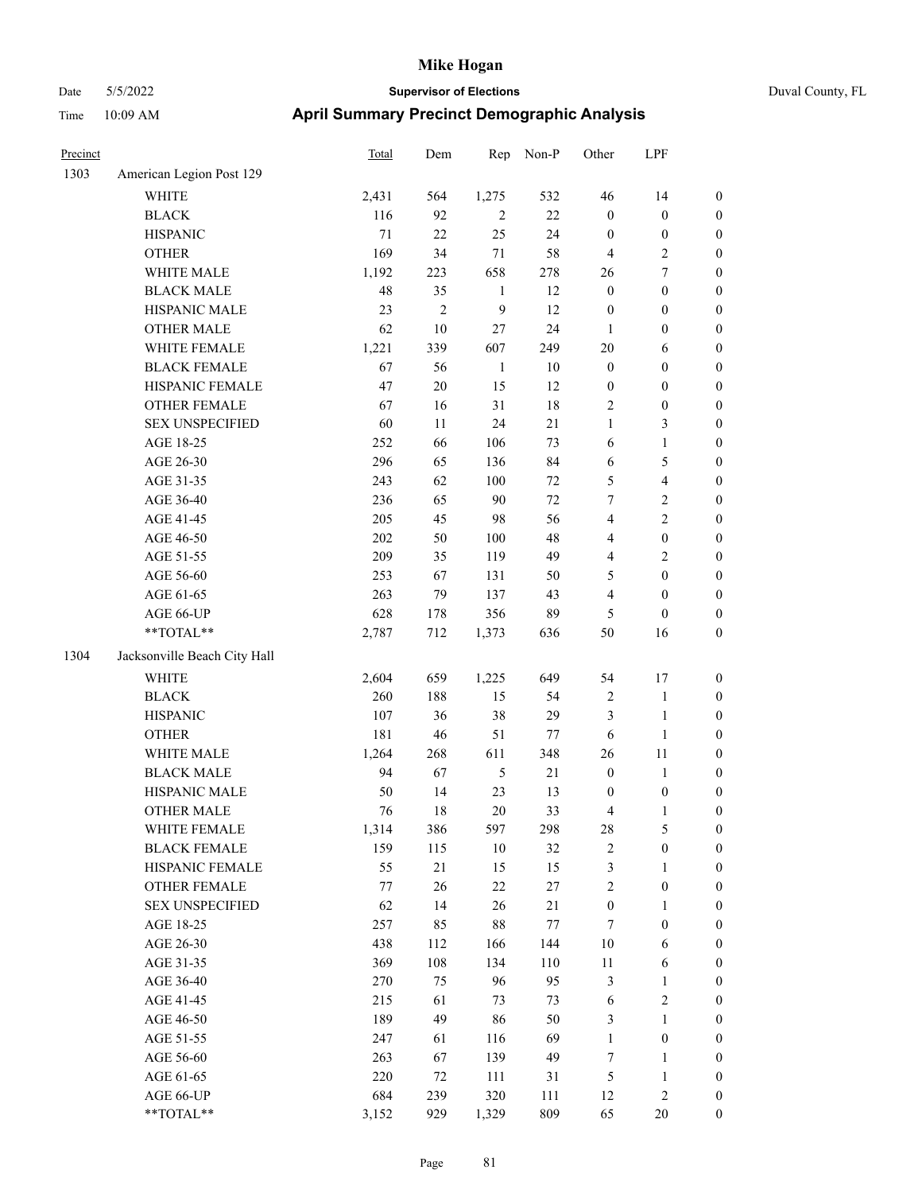# Mike Hogan

Date 5/5/2022 **Supervisor of Elections** Duval County, FL

Time 10:09 AM **April Summary Precinct Demographic Analysis**

| Precinct | | Total | Dem | Rep | Non-P | Other | LPF | |
|---|---|---|---|---|---|---|---|---|
| 1303 | American Legion Post 129 | | | | | | | |
| | WHITE | 2,431 | 564 | 1,275 | 532 | 46 | 14 | 0 |
| | BLACK | 116 | 92 | 2 | 22 | 0 | 0 | 0 |
| | HISPANIC | 71 | 22 | 25 | 24 | 0 | 0 | 0 |
| | OTHER | 169 | 34 | 71 | 58 | 4 | 2 | 0 |
| | WHITE MALE | 1,192 | 223 | 658 | 278 | 26 | 7 | 0 |
| | BLACK MALE | 48 | 35 | 1 | 12 | 0 | 0 | 0 |
| | HISPANIC MALE | 23 | 2 | 9 | 12 | 0 | 0 | 0 |
| | OTHER MALE | 62 | 10 | 27 | 24 | 1 | 0 | 0 |
| | WHITE FEMALE | 1,221 | 339 | 607 | 249 | 20 | 6 | 0 |
| | BLACK FEMALE | 67 | 56 | 1 | 10 | 0 | 0 | 0 |
| | HISPANIC FEMALE | 47 | 20 | 15 | 12 | 0 | 0 | 0 |
| | OTHER FEMALE | 67 | 16 | 31 | 18 | 2 | 0 | 0 |
| | SEX UNSPECIFIED | 60 | 11 | 24 | 21 | 1 | 3 | 0 |
| | AGE 18-25 | 252 | 66 | 106 | 73 | 6 | 1 | 0 |
| | AGE 26-30 | 296 | 65 | 136 | 84 | 6 | 5 | 0 |
| | AGE 31-35 | 243 | 62 | 100 | 72 | 5 | 4 | 0 |
| | AGE 36-40 | 236 | 65 | 90 | 72 | 7 | 2 | 0 |
| | AGE 41-45 | 205 | 45 | 98 | 56 | 4 | 2 | 0 |
| | AGE 46-50 | 202 | 50 | 100 | 48 | 4 | 0 | 0 |
| | AGE 51-55 | 209 | 35 | 119 | 49 | 4 | 2 | 0 |
| | AGE 56-60 | 253 | 67 | 131 | 50 | 5 | 0 | 0 |
| | AGE 61-65 | 263 | 79 | 137 | 43 | 4 | 0 | 0 |
| | AGE 66-UP | 628 | 178 | 356 | 89 | 5 | 0 | 0 |
| | **TOTAL** | 2,787 | 712 | 1,373 | 636 | 50 | 16 | 0 |
| 1304 | Jacksonville Beach City Hall | | | | | | | |
| | WHITE | 2,604 | 659 | 1,225 | 649 | 54 | 17 | 0 |
| | BLACK | 260 | 188 | 15 | 54 | 2 | 1 | 0 |
| | HISPANIC | 107 | 36 | 38 | 29 | 3 | 1 | 0 |
| | OTHER | 181 | 46 | 51 | 77 | 6 | 1 | 0 |
| | WHITE MALE | 1,264 | 268 | 611 | 348 | 26 | 11 | 0 |
| | BLACK MALE | 94 | 67 | 5 | 21 | 0 | 1 | 0 |
| | HISPANIC MALE | 50 | 14 | 23 | 13 | 0 | 0 | 0 |
| | OTHER MALE | 76 | 18 | 20 | 33 | 4 | 1 | 0 |
| | WHITE FEMALE | 1,314 | 386 | 597 | 298 | 28 | 5 | 0 |
| | BLACK FEMALE | 159 | 115 | 10 | 32 | 2 | 0 | 0 |
| | HISPANIC FEMALE | 55 | 21 | 15 | 15 | 3 | 1 | 0 |
| | OTHER FEMALE | 77 | 26 | 22 | 27 | 2 | 0 | 0 |
| | SEX UNSPECIFIED | 62 | 14 | 26 | 21 | 0 | 1 | 0 |
| | AGE 18-25 | 257 | 85 | 88 | 77 | 7 | 0 | 0 |
| | AGE 26-30 | 438 | 112 | 166 | 144 | 10 | 6 | 0 |
| | AGE 31-35 | 369 | 108 | 134 | 110 | 11 | 6 | 0 |
| | AGE 36-40 | 270 | 75 | 96 | 95 | 3 | 1 | 0 |
| | AGE 41-45 | 215 | 61 | 73 | 73 | 6 | 2 | 0 |
| | AGE 46-50 | 189 | 49 | 86 | 50 | 3 | 1 | 0 |
| | AGE 51-55 | 247 | 61 | 116 | 69 | 1 | 0 | 0 |
| | AGE 56-60 | 263 | 67 | 139 | 49 | 7 | 1 | 0 |
| | AGE 61-65 | 220 | 72 | 111 | 31 | 5 | 1 | 0 |
| | AGE 66-UP | 684 | 239 | 320 | 111 | 12 | 2 | 0 |
| | **TOTAL** | 3,152 | 929 | 1,329 | 809 | 65 | 20 | 0 |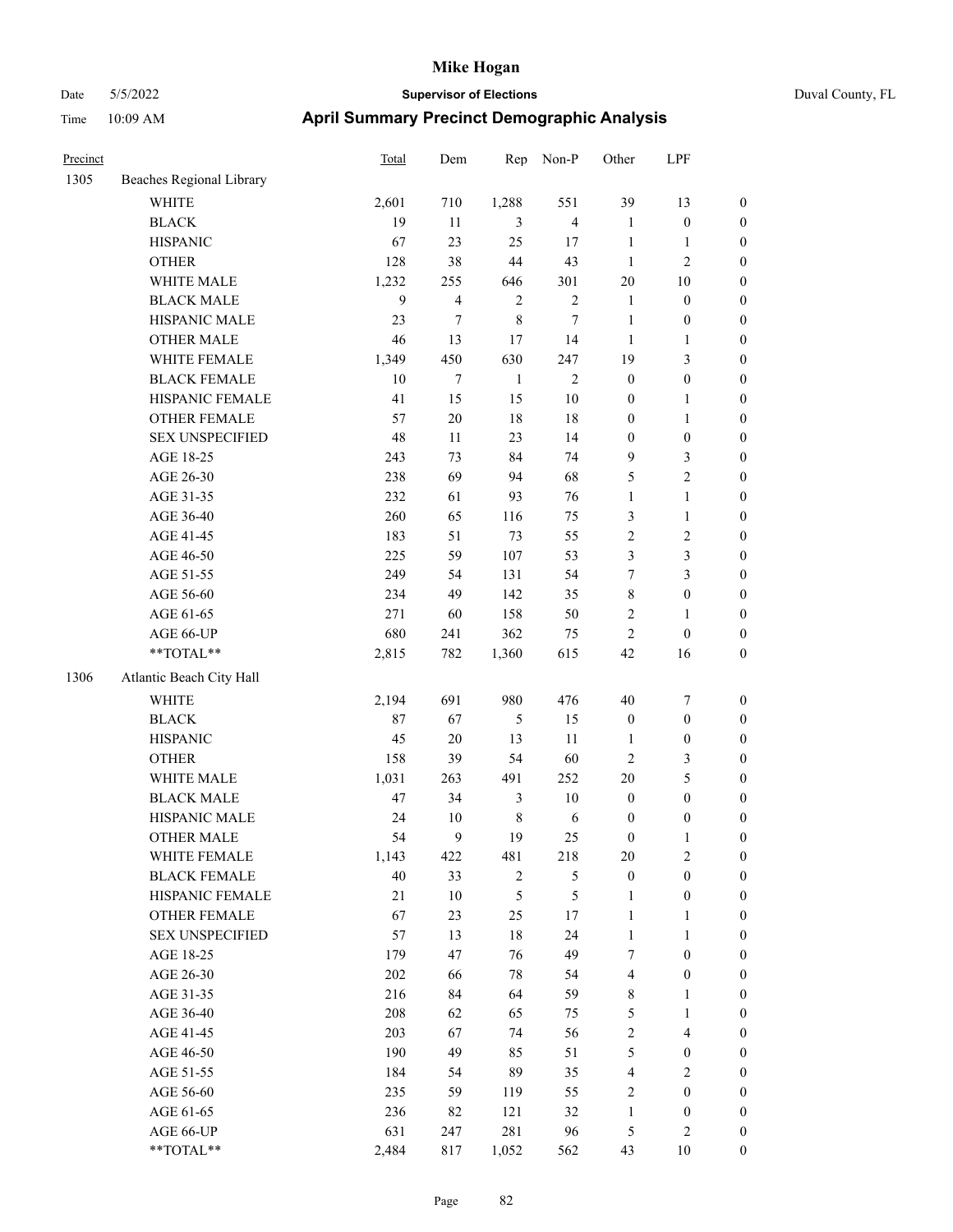# Mike Hogan

Date 5/5/2022 **Supervisor of Elections** Duval County, FL

Time 10:09 AM **April Summary Precinct Demographic Analysis**

| Precinct | | Total | Dem | Rep | Non-P | Other | LPF | |
|---|---|---|---|---|---|---|---|---|
| 1305 | Beaches Regional Library | | | | | | | |
| | WHITE | 2,601 | 710 | 1,288 | 551 | 39 | 13 | 0 |
| | BLACK | 19 | 11 | 3 | 4 | 1 | 0 | 0 |
| | HISPANIC | 67 | 23 | 25 | 17 | 1 | 1 | 0 |
| | OTHER | 128 | 38 | 44 | 43 | 1 | 2 | 0 |
| | WHITE MALE | 1,232 | 255 | 646 | 301 | 20 | 10 | 0 |
| | BLACK MALE | 9 | 4 | 2 | 2 | 1 | 0 | 0 |
| | HISPANIC MALE | 23 | 7 | 8 | 7 | 1 | 0 | 0 |
| | OTHER MALE | 46 | 13 | 17 | 14 | 1 | 1 | 0 |
| | WHITE FEMALE | 1,349 | 450 | 630 | 247 | 19 | 3 | 0 |
| | BLACK FEMALE | 10 | 7 | 1 | 2 | 0 | 0 | 0 |
| | HISPANIC FEMALE | 41 | 15 | 15 | 10 | 0 | 1 | 0 |
| | OTHER FEMALE | 57 | 20 | 18 | 18 | 0 | 1 | 0 |
| | SEX UNSPECIFIED | 48 | 11 | 23 | 14 | 0 | 0 | 0 |
| | AGE 18-25 | 243 | 73 | 84 | 74 | 9 | 3 | 0 |
| | AGE 26-30 | 238 | 69 | 94 | 68 | 5 | 2 | 0 |
| | AGE 31-35 | 232 | 61 | 93 | 76 | 1 | 1 | 0 |
| | AGE 36-40 | 260 | 65 | 116 | 75 | 3 | 1 | 0 |
| | AGE 41-45 | 183 | 51 | 73 | 55 | 2 | 2 | 0 |
| | AGE 46-50 | 225 | 59 | 107 | 53 | 3 | 3 | 0 |
| | AGE 51-55 | 249 | 54 | 131 | 54 | 7 | 3 | 0 |
| | AGE 56-60 | 234 | 49 | 142 | 35 | 8 | 0 | 0 |
| | AGE 61-65 | 271 | 60 | 158 | 50 | 2 | 1 | 0 |
| | AGE 66-UP | 680 | 241 | 362 | 75 | 2 | 0 | 0 |
| | **TOTAL** | 2,815 | 782 | 1,360 | 615 | 42 | 16 | 0 |
| 1306 | Atlantic Beach City Hall | | | | | | | |
| | WHITE | 2,194 | 691 | 980 | 476 | 40 | 7 | 0 |
| | BLACK | 87 | 67 | 5 | 15 | 0 | 0 | 0 |
| | HISPANIC | 45 | 20 | 13 | 11 | 1 | 0 | 0 |
| | OTHER | 158 | 39 | 54 | 60 | 2 | 3 | 0 |
| | WHITE MALE | 1,031 | 263 | 491 | 252 | 20 | 5 | 0 |
| | BLACK MALE | 47 | 34 | 3 | 10 | 0 | 0 | 0 |
| | HISPANIC MALE | 24 | 10 | 8 | 6 | 0 | 0 | 0 |
| | OTHER MALE | 54 | 9 | 19 | 25 | 0 | 1 | 0 |
| | WHITE FEMALE | 1,143 | 422 | 481 | 218 | 20 | 2 | 0 |
| | BLACK FEMALE | 40 | 33 | 2 | 5 | 0 | 0 | 0 |
| | HISPANIC FEMALE | 21 | 10 | 5 | 5 | 1 | 0 | 0 |
| | OTHER FEMALE | 67 | 23 | 25 | 17 | 1 | 1 | 0 |
| | SEX UNSPECIFIED | 57 | 13 | 18 | 24 | 1 | 1 | 0 |
| | AGE 18-25 | 179 | 47 | 76 | 49 | 7 | 0 | 0 |
| | AGE 26-30 | 202 | 66 | 78 | 54 | 4 | 0 | 0 |
| | AGE 31-35 | 216 | 84 | 64 | 59 | 8 | 1 | 0 |
| | AGE 36-40 | 208 | 62 | 65 | 75 | 5 | 1 | 0 |
| | AGE 41-45 | 203 | 67 | 74 | 56 | 2 | 4 | 0 |
| | AGE 46-50 | 190 | 49 | 85 | 51 | 5 | 0 | 0 |
| | AGE 51-55 | 184 | 54 | 89 | 35 | 4 | 2 | 0 |
| | AGE 56-60 | 235 | 59 | 119 | 55 | 2 | 0 | 0 |
| | AGE 61-65 | 236 | 82 | 121 | 32 | 1 | 0 | 0 |
| | AGE 66-UP | 631 | 247 | 281 | 96 | 5 | 2 | 0 |
| | **TOTAL** | 2,484 | 817 | 1,052 | 562 | 43 | 10 | 0 |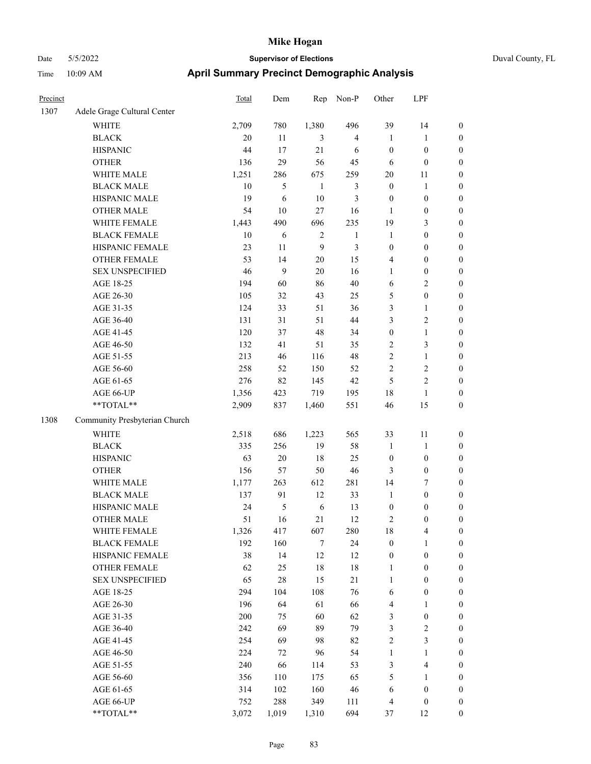# Mike Hogan

Date 5/5/2022 | **Supervisor of Elections** | Duval County, FL

Time 10:09 AM | **April Summary Precinct Demographic Analysis**

| Precinct | | Total | Dem | Rep | Non-P | Other | LPF | |
|---|---|---|---|---|---|---|---|---|
| 1307 | Adele Grage Cultural Center | | | | | | | |
| | WHITE | 2,709 | 780 | 1,380 | 496 | 39 | 14 | 0 |
| | BLACK | 20 | 11 | 3 | 4 | 1 | 1 | 0 |
| | HISPANIC | 44 | 17 | 21 | 6 | 0 | 0 | 0 |
| | OTHER | 136 | 29 | 56 | 45 | 6 | 0 | 0 |
| | WHITE MALE | 1,251 | 286 | 675 | 259 | 20 | 11 | 0 |
| | BLACK MALE | 10 | 5 | 1 | 3 | 0 | 1 | 0 |
| | HISPANIC MALE | 19 | 6 | 10 | 3 | 0 | 0 | 0 |
| | OTHER MALE | 54 | 10 | 27 | 16 | 1 | 0 | 0 |
| | WHITE FEMALE | 1,443 | 490 | 696 | 235 | 19 | 3 | 0 |
| | BLACK FEMALE | 10 | 6 | 2 | 1 | 1 | 0 | 0 |
| | HISPANIC FEMALE | 23 | 11 | 9 | 3 | 0 | 0 | 0 |
| | OTHER FEMALE | 53 | 14 | 20 | 15 | 4 | 0 | 0 |
| | SEX UNSPECIFIED | 46 | 9 | 20 | 16 | 1 | 0 | 0 |
| | AGE 18-25 | 194 | 60 | 86 | 40 | 6 | 2 | 0 |
| | AGE 26-30 | 105 | 32 | 43 | 25 | 5 | 0 | 0 |
| | AGE 31-35 | 124 | 33 | 51 | 36 | 3 | 1 | 0 |
| | AGE 36-40 | 131 | 31 | 51 | 44 | 3 | 2 | 0 |
| | AGE 41-45 | 120 | 37 | 48 | 34 | 0 | 1 | 0 |
| | AGE 46-50 | 132 | 41 | 51 | 35 | 2 | 3 | 0 |
| | AGE 51-55 | 213 | 46 | 116 | 48 | 2 | 1 | 0 |
| | AGE 56-60 | 258 | 52 | 150 | 52 | 2 | 2 | 0 |
| | AGE 61-65 | 276 | 82 | 145 | 42 | 5 | 2 | 0 |
| | AGE 66-UP | 1,356 | 423 | 719 | 195 | 18 | 1 | 0 |
| | **TOTAL** | 2,909 | 837 | 1,460 | 551 | 46 | 15 | 0 |
| 1308 | Community Presbyterian Church | | | | | | | |
| | WHITE | 2,518 | 686 | 1,223 | 565 | 33 | 11 | 0 |
| | BLACK | 335 | 256 | 19 | 58 | 1 | 1 | 0 |
| | HISPANIC | 63 | 20 | 18 | 25 | 0 | 0 | 0 |
| | OTHER | 156 | 57 | 50 | 46 | 3 | 0 | 0 |
| | WHITE MALE | 1,177 | 263 | 612 | 281 | 14 | 7 | 0 |
| | BLACK MALE | 137 | 91 | 12 | 33 | 1 | 0 | 0 |
| | HISPANIC MALE | 24 | 5 | 6 | 13 | 0 | 0 | 0 |
| | OTHER MALE | 51 | 16 | 21 | 12 | 2 | 0 | 0 |
| | WHITE FEMALE | 1,326 | 417 | 607 | 280 | 18 | 4 | 0 |
| | BLACK FEMALE | 192 | 160 | 7 | 24 | 0 | 1 | 0 |
| | HISPANIC FEMALE | 38 | 14 | 12 | 12 | 0 | 0 | 0 |
| | OTHER FEMALE | 62 | 25 | 18 | 18 | 1 | 0 | 0 |
| | SEX UNSPECIFIED | 65 | 28 | 15 | 21 | 1 | 0 | 0 |
| | AGE 18-25 | 294 | 104 | 108 | 76 | 6 | 0 | 0 |
| | AGE 26-30 | 196 | 64 | 61 | 66 | 4 | 1 | 0 |
| | AGE 31-35 | 200 | 75 | 60 | 62 | 3 | 0 | 0 |
| | AGE 36-40 | 242 | 69 | 89 | 79 | 3 | 2 | 0 |
| | AGE 41-45 | 254 | 69 | 98 | 82 | 2 | 3 | 0 |
| | AGE 46-50 | 224 | 72 | 96 | 54 | 1 | 1 | 0 |
| | AGE 51-55 | 240 | 66 | 114 | 53 | 3 | 4 | 0 |
| | AGE 56-60 | 356 | 110 | 175 | 65 | 5 | 1 | 0 |
| | AGE 61-65 | 314 | 102 | 160 | 46 | 6 | 0 | 0 |
| | AGE 66-UP | 752 | 288 | 349 | 111 | 4 | 0 | 0 |
| | **TOTAL** | 3,072 | 1,019 | 1,310 | 694 | 37 | 12 | 0 |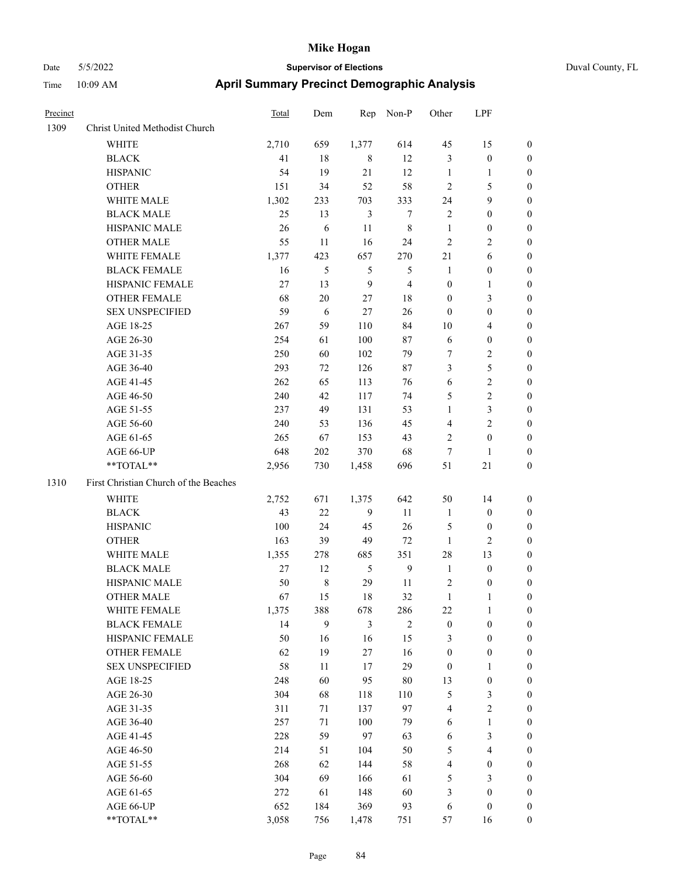# Mike Hogan

Date 5/5/2022 **Supervisor of Elections** Duval County, FL

Time 10:09 AM **April Summary Precinct Demographic Analysis**

| Precinct | | Total | Dem | Rep | Non-P | Other | LPF | |
|---|---|---|---|---|---|---|---|---|
| 1309 | Christ United Methodist Church | | | | | | | |
| | WHITE | 2,710 | 659 | 1,377 | 614 | 45 | 15 | 0 |
| | BLACK | 41 | 18 | 8 | 12 | 3 | 0 | 0 |
| | HISPANIC | 54 | 19 | 21 | 12 | 1 | 1 | 0 |
| | OTHER | 151 | 34 | 52 | 58 | 2 | 5 | 0 |
| | WHITE MALE | 1,302 | 233 | 703 | 333 | 24 | 9 | 0 |
| | BLACK MALE | 25 | 13 | 3 | 7 | 2 | 0 | 0 |
| | HISPANIC MALE | 26 | 6 | 11 | 8 | 1 | 0 | 0 |
| | OTHER MALE | 55 | 11 | 16 | 24 | 2 | 2 | 0 |
| | WHITE FEMALE | 1,377 | 423 | 657 | 270 | 21 | 6 | 0 |
| | BLACK FEMALE | 16 | 5 | 5 | 5 | 1 | 0 | 0 |
| | HISPANIC FEMALE | 27 | 13 | 9 | 4 | 0 | 1 | 0 |
| | OTHER FEMALE | 68 | 20 | 27 | 18 | 0 | 3 | 0 |
| | SEX UNSPECIFIED | 59 | 6 | 27 | 26 | 0 | 0 | 0 |
| | AGE 18-25 | 267 | 59 | 110 | 84 | 10 | 4 | 0 |
| | AGE 26-30 | 254 | 61 | 100 | 87 | 6 | 0 | 0 |
| | AGE 31-35 | 250 | 60 | 102 | 79 | 7 | 2 | 0 |
| | AGE 36-40 | 293 | 72 | 126 | 87 | 3 | 5 | 0 |
| | AGE 41-45 | 262 | 65 | 113 | 76 | 6 | 2 | 0 |
| | AGE 46-50 | 240 | 42 | 117 | 74 | 5 | 2 | 0 |
| | AGE 51-55 | 237 | 49 | 131 | 53 | 1 | 3 | 0 |
| | AGE 56-60 | 240 | 53 | 136 | 45 | 4 | 2 | 0 |
| | AGE 61-65 | 265 | 67 | 153 | 43 | 2 | 0 | 0 |
| | AGE 66-UP | 648 | 202 | 370 | 68 | 7 | 1 | 0 |
| | **TOTAL** | 2,956 | 730 | 1,458 | 696 | 51 | 21 | 0 |
| 1310 | First Christian Church of the Beaches | | | | | | | |
| | WHITE | 2,752 | 671 | 1,375 | 642 | 50 | 14 | 0 |
| | BLACK | 43 | 22 | 9 | 11 | 1 | 0 | 0 |
| | HISPANIC | 100 | 24 | 45 | 26 | 5 | 0 | 0 |
| | OTHER | 163 | 39 | 49 | 72 | 1 | 2 | 0 |
| | WHITE MALE | 1,355 | 278 | 685 | 351 | 28 | 13 | 0 |
| | BLACK MALE | 27 | 12 | 5 | 9 | 1 | 0 | 0 |
| | HISPANIC MALE | 50 | 8 | 29 | 11 | 2 | 0 | 0 |
| | OTHER MALE | 67 | 15 | 18 | 32 | 1 | 1 | 0 |
| | WHITE FEMALE | 1,375 | 388 | 678 | 286 | 22 | 1 | 0 |
| | BLACK FEMALE | 14 | 9 | 3 | 2 | 0 | 0 | 0 |
| | HISPANIC FEMALE | 50 | 16 | 16 | 15 | 3 | 0 | 0 |
| | OTHER FEMALE | 62 | 19 | 27 | 16 | 0 | 0 | 0 |
| | SEX UNSPECIFIED | 58 | 11 | 17 | 29 | 0 | 1 | 0 |
| | AGE 18-25 | 248 | 60 | 95 | 80 | 13 | 0 | 0 |
| | AGE 26-30 | 304 | 68 | 118 | 110 | 5 | 3 | 0 |
| | AGE 31-35 | 311 | 71 | 137 | 97 | 4 | 2 | 0 |
| | AGE 36-40 | 257 | 71 | 100 | 79 | 6 | 1 | 0 |
| | AGE 41-45 | 228 | 59 | 97 | 63 | 6 | 3 | 0 |
| | AGE 46-50 | 214 | 51 | 104 | 50 | 5 | 4 | 0 |
| | AGE 51-55 | 268 | 62 | 144 | 58 | 4 | 0 | 0 |
| | AGE 56-60 | 304 | 69 | 166 | 61 | 5 | 3 | 0 |
| | AGE 61-65 | 272 | 61 | 148 | 60 | 3 | 0 | 0 |
| | AGE 66-UP | 652 | 184 | 369 | 93 | 6 | 0 | 0 |
| | **TOTAL** | 3,058 | 756 | 1,478 | 751 | 57 | 16 | 0 |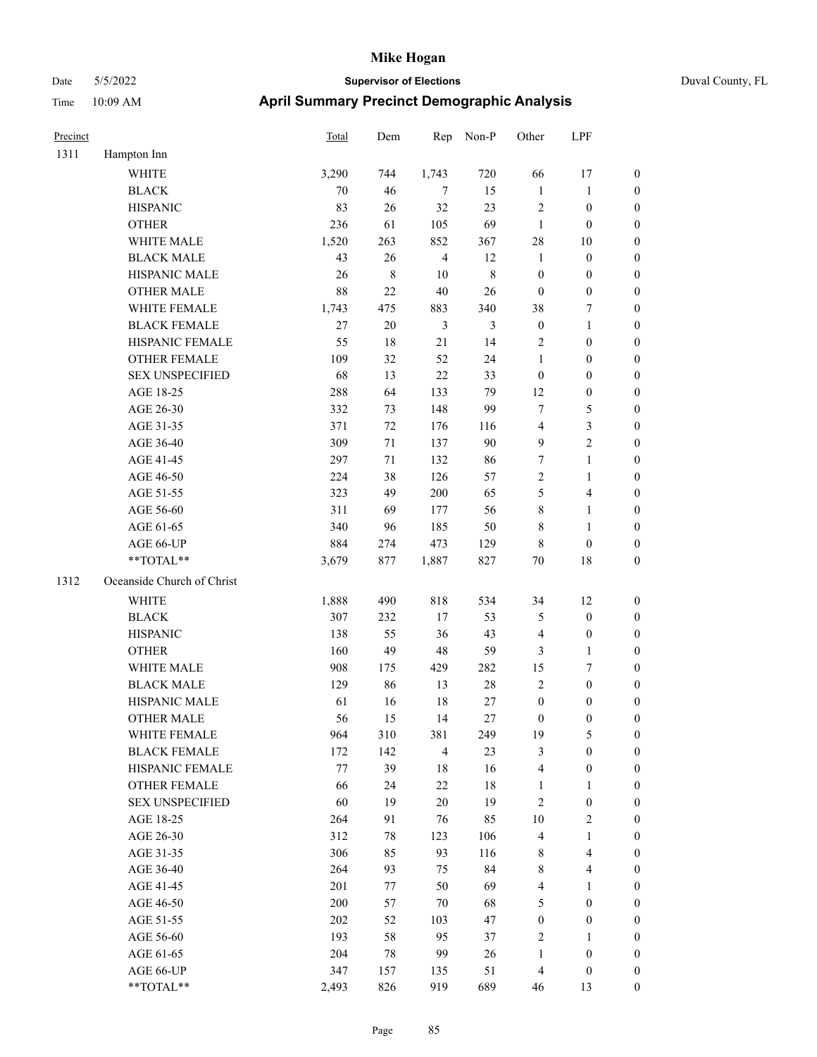# Mike Hogan

Date 5/5/2022 **Supervisor of Elections** Duval County, FL

Time 10:09 AM **April Summary Precinct Demographic Analysis**

| Precinct | | Total | Dem | Rep | Non-P | Other | LPF | |
|---|---|---|---|---|---|---|---|---|
| 1311 | Hampton Inn | | | | | | | |
| | WHITE | 3,290 | 744 | 1,743 | 720 | 66 | 17 | 0 |
| | BLACK | 70 | 46 | 7 | 15 | 1 | 1 | 0 |
| | HISPANIC | 83 | 26 | 32 | 23 | 2 | 0 | 0 |
| | OTHER | 236 | 61 | 105 | 69 | 1 | 0 | 0 |
| | WHITE MALE | 1,520 | 263 | 852 | 367 | 28 | 10 | 0 |
| | BLACK MALE | 43 | 26 | 4 | 12 | 1 | 0 | 0 |
| | HISPANIC MALE | 26 | 8 | 10 | 8 | 0 | 0 | 0 |
| | OTHER MALE | 88 | 22 | 40 | 26 | 0 | 0 | 0 |
| | WHITE FEMALE | 1,743 | 475 | 883 | 340 | 38 | 7 | 0 |
| | BLACK FEMALE | 27 | 20 | 3 | 3 | 0 | 1 | 0 |
| | HISPANIC FEMALE | 55 | 18 | 21 | 14 | 2 | 0 | 0 |
| | OTHER FEMALE | 109 | 32 | 52 | 24 | 1 | 0 | 0 |
| | SEX UNSPECIFIED | 68 | 13 | 22 | 33 | 0 | 0 | 0 |
| | AGE 18-25 | 288 | 64 | 133 | 79 | 12 | 0 | 0 |
| | AGE 26-30 | 332 | 73 | 148 | 99 | 7 | 5 | 0 |
| | AGE 31-35 | 371 | 72 | 176 | 116 | 4 | 3 | 0 |
| | AGE 36-40 | 309 | 71 | 137 | 90 | 9 | 2 | 0 |
| | AGE 41-45 | 297 | 71 | 132 | 86 | 7 | 1 | 0 |
| | AGE 46-50 | 224 | 38 | 126 | 57 | 2 | 1 | 0 |
| | AGE 51-55 | 323 | 49 | 200 | 65 | 5 | 4 | 0 |
| | AGE 56-60 | 311 | 69 | 177 | 56 | 8 | 1 | 0 |
| | AGE 61-65 | 340 | 96 | 185 | 50 | 8 | 1 | 0 |
| | AGE 66-UP | 884 | 274 | 473 | 129 | 8 | 0 | 0 |
| | **TOTAL** | 3,679 | 877 | 1,887 | 827 | 70 | 18 | 0 |
| 1312 | Oceanside Church of Christ | | | | | | | |
| | WHITE | 1,888 | 490 | 818 | 534 | 34 | 12 | 0 |
| | BLACK | 307 | 232 | 17 | 53 | 5 | 0 | 0 |
| | HISPANIC | 138 | 55 | 36 | 43 | 4 | 0 | 0 |
| | OTHER | 160 | 49 | 48 | 59 | 3 | 1 | 0 |
| | WHITE MALE | 908 | 175 | 429 | 282 | 15 | 7 | 0 |
| | BLACK MALE | 129 | 86 | 13 | 28 | 2 | 0 | 0 |
| | HISPANIC MALE | 61 | 16 | 18 | 27 | 0 | 0 | 0 |
| | OTHER MALE | 56 | 15 | 14 | 27 | 0 | 0 | 0 |
| | WHITE FEMALE | 964 | 310 | 381 | 249 | 19 | 5 | 0 |
| | BLACK FEMALE | 172 | 142 | 4 | 23 | 3 | 0 | 0 |
| | HISPANIC FEMALE | 77 | 39 | 18 | 16 | 4 | 0 | 0 |
| | OTHER FEMALE | 66 | 24 | 22 | 18 | 1 | 1 | 0 |
| | SEX UNSPECIFIED | 60 | 19 | 20 | 19 | 2 | 0 | 0 |
| | AGE 18-25 | 264 | 91 | 76 | 85 | 10 | 2 | 0 |
| | AGE 26-30 | 312 | 78 | 123 | 106 | 4 | 1 | 0 |
| | AGE 31-35 | 306 | 85 | 93 | 116 | 8 | 4 | 0 |
| | AGE 36-40 | 264 | 93 | 75 | 84 | 8 | 4 | 0 |
| | AGE 41-45 | 201 | 77 | 50 | 69 | 4 | 1 | 0 |
| | AGE 46-50 | 200 | 57 | 70 | 68 | 5 | 0 | 0 |
| | AGE 51-55 | 202 | 52 | 103 | 47 | 0 | 0 | 0 |
| | AGE 56-60 | 193 | 58 | 95 | 37 | 2 | 1 | 0 |
| | AGE 61-65 | 204 | 78 | 99 | 26 | 1 | 0 | 0 |
| | AGE 66-UP | 347 | 157 | 135 | 51 | 4 | 0 | 0 |
| | **TOTAL** | 2,493 | 826 | 919 | 689 | 46 | 13 | 0 |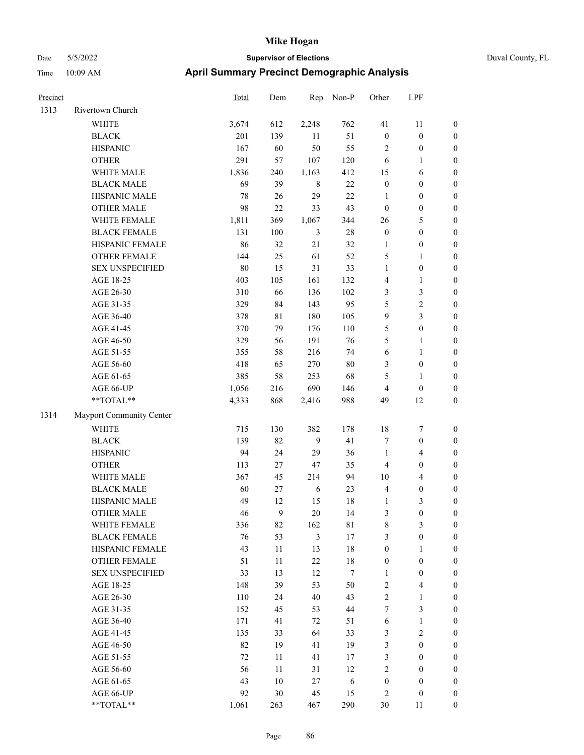| Precinct | | Total | Dem | Rep | Non-P | Other | LPF | |
|---|---|---|---|---|---|---|---|---|
| 1313 | Rivertown Church | | | | | | | |
| | WHITE | 3,674 | 612 | 2,248 | 762 | 41 | 11 | 0 |
| | BLACK | 201 | 139 | 11 | 51 | 0 | 0 | 0 |
| | HISPANIC | 167 | 60 | 50 | 55 | 2 | 0 | 0 |
| | OTHER | 291 | 57 | 107 | 120 | 6 | 1 | 0 |
| | WHITE MALE | 1,836 | 240 | 1,163 | 412 | 15 | 6 | 0 |
| | BLACK MALE | 69 | 39 | 8 | 22 | 0 | 0 | 0 |
| | HISPANIC MALE | 78 | 26 | 29 | 22 | 1 | 0 | 0 |
| | OTHER MALE | 98 | 22 | 33 | 43 | 0 | 0 | 0 |
| | WHITE FEMALE | 1,811 | 369 | 1,067 | 344 | 26 | 5 | 0 |
| | BLACK FEMALE | 131 | 100 | 3 | 28 | 0 | 0 | 0 |
| | HISPANIC FEMALE | 86 | 32 | 21 | 32 | 1 | 0 | 0 |
| | OTHER FEMALE | 144 | 25 | 61 | 52 | 5 | 1 | 0 |
| | SEX UNSPECIFIED | 80 | 15 | 31 | 33 | 1 | 0 | 0 |
| | AGE 18-25 | 403 | 105 | 161 | 132 | 4 | 1 | 0 |
| | AGE 26-30 | 310 | 66 | 136 | 102 | 3 | 3 | 0 |
| | AGE 31-35 | 329 | 84 | 143 | 95 | 5 | 2 | 0 |
| | AGE 36-40 | 378 | 81 | 180 | 105 | 9 | 3 | 0 |
| | AGE 41-45 | 370 | 79 | 176 | 110 | 5 | 0 | 0 |
| | AGE 46-50 | 329 | 56 | 191 | 76 | 5 | 1 | 0 |
| | AGE 51-55 | 355 | 58 | 216 | 74 | 6 | 1 | 0 |
| | AGE 56-60 | 418 | 65 | 270 | 80 | 3 | 0 | 0 |
| | AGE 61-65 | 385 | 58 | 253 | 68 | 5 | 1 | 0 |
| | AGE 66-UP | 1,056 | 216 | 690 | 146 | 4 | 0 | 0 |
| | **TOTAL** | 4,333 | 868 | 2,416 | 988 | 49 | 12 | 0 |
| 1314 | Mayport Community Center | | | | | | | |
| | WHITE | 715 | 130 | 382 | 178 | 18 | 7 | 0 |
| | BLACK | 139 | 82 | 9 | 41 | 7 | 0 | 0 |
| | HISPANIC | 94 | 24 | 29 | 36 | 1 | 4 | 0 |
| | OTHER | 113 | 27 | 47 | 35 | 4 | 0 | 0 |
| | WHITE MALE | 367 | 45 | 214 | 94 | 10 | 4 | 0 |
| | BLACK MALE | 60 | 27 | 6 | 23 | 4 | 0 | 0 |
| | HISPANIC MALE | 49 | 12 | 15 | 18 | 1 | 3 | 0 |
| | OTHER MALE | 46 | 9 | 20 | 14 | 3 | 0 | 0 |
| | WHITE FEMALE | 336 | 82 | 162 | 81 | 8 | 3 | 0 |
| | BLACK FEMALE | 76 | 53 | 3 | 17 | 3 | 0 | 0 |
| | HISPANIC FEMALE | 43 | 11 | 13 | 18 | 0 | 1 | 0 |
| | OTHER FEMALE | 51 | 11 | 22 | 18 | 0 | 0 | 0 |
| | SEX UNSPECIFIED | 33 | 13 | 12 | 7 | 1 | 0 | 0 |
| | AGE 18-25 | 148 | 39 | 53 | 50 | 2 | 4 | 0 |
| | AGE 26-30 | 110 | 24 | 40 | 43 | 2 | 1 | 0 |
| | AGE 31-35 | 152 | 45 | 53 | 44 | 7 | 3 | 0 |
| | AGE 36-40 | 171 | 41 | 72 | 51 | 6 | 1 | 0 |
| | AGE 41-45 | 135 | 33 | 64 | 33 | 3 | 2 | 0 |
| | AGE 46-50 | 82 | 19 | 41 | 19 | 3 | 0 | 0 |
| | AGE 51-55 | 72 | 11 | 41 | 17 | 3 | 0 | 0 |
| | AGE 56-60 | 56 | 11 | 31 | 12 | 2 | 0 | 0 |
| | AGE 61-65 | 43 | 10 | 27 | 6 | 0 | 0 | 0 |
| | AGE 66-UP | 92 | 30 | 45 | 15 | 2 | 0 | 0 |
| | **TOTAL** | 1,061 | 263 | 467 | 290 | 30 | 11 | 0 |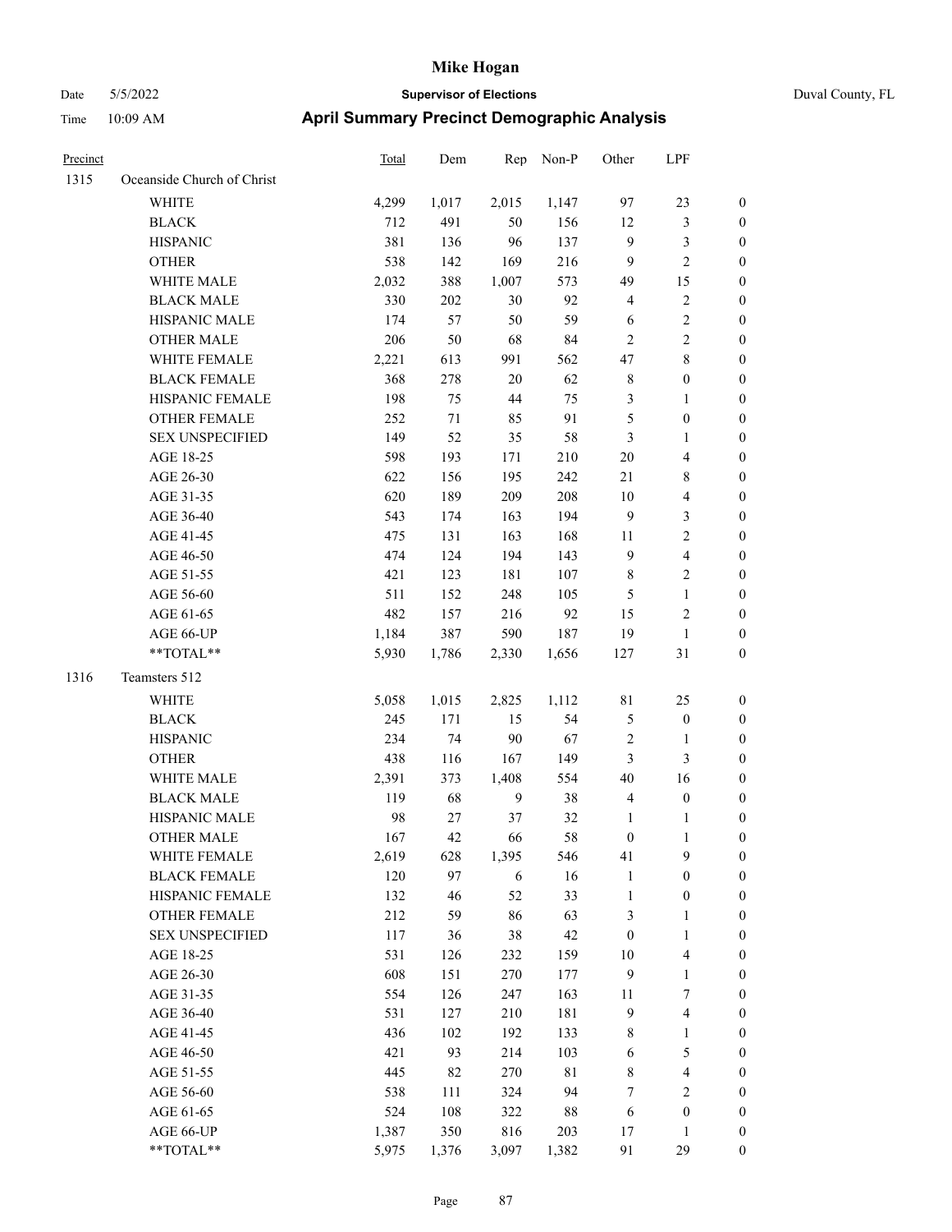# Mike Hogan

Date 5/5/2022 **Supervisor of Elections** Duval County, FL

Time 10:09 AM **April Summary Precinct Demographic Analysis**

| Precinct | | Total | Dem | Rep | Non-P | Other | LPF | |
|---|---|---|---|---|---|---|---|---|
| 1315 | Oceanside Church of Christ | | | | | | | |
| | WHITE | 4,299 | 1,017 | 2,015 | 1,147 | 97 | 23 | 0 |
| | BLACK | 712 | 491 | 50 | 156 | 12 | 3 | 0 |
| | HISPANIC | 381 | 136 | 96 | 137 | 9 | 3 | 0 |
| | OTHER | 538 | 142 | 169 | 216 | 9 | 2 | 0 |
| | WHITE MALE | 2,032 | 388 | 1,007 | 573 | 49 | 15 | 0 |
| | BLACK MALE | 330 | 202 | 30 | 92 | 4 | 2 | 0 |
| | HISPANIC MALE | 174 | 57 | 50 | 59 | 6 | 2 | 0 |
| | OTHER MALE | 206 | 50 | 68 | 84 | 2 | 2 | 0 |
| | WHITE FEMALE | 2,221 | 613 | 991 | 562 | 47 | 8 | 0 |
| | BLACK FEMALE | 368 | 278 | 20 | 62 | 8 | 0 | 0 |
| | HISPANIC FEMALE | 198 | 75 | 44 | 75 | 3 | 1 | 0 |
| | OTHER FEMALE | 252 | 71 | 85 | 91 | 5 | 0 | 0 |
| | SEX UNSPECIFIED | 149 | 52 | 35 | 58 | 3 | 1 | 0 |
| | AGE 18-25 | 598 | 193 | 171 | 210 | 20 | 4 | 0 |
| | AGE 26-30 | 622 | 156 | 195 | 242 | 21 | 8 | 0 |
| | AGE 31-35 | 620 | 189 | 209 | 208 | 10 | 4 | 0 |
| | AGE 36-40 | 543 | 174 | 163 | 194 | 9 | 3 | 0 |
| | AGE 41-45 | 475 | 131 | 163 | 168 | 11 | 2 | 0 |
| | AGE 46-50 | 474 | 124 | 194 | 143 | 9 | 4 | 0 |
| | AGE 51-55 | 421 | 123 | 181 | 107 | 8 | 2 | 0 |
| | AGE 56-60 | 511 | 152 | 248 | 105 | 5 | 1 | 0 |
| | AGE 61-65 | 482 | 157 | 216 | 92 | 15 | 2 | 0 |
| | AGE 66-UP | 1,184 | 387 | 590 | 187 | 19 | 1 | 0 |
| | **TOTAL** | 5,930 | 1,786 | 2,330 | 1,656 | 127 | 31 | 0 |
| 1316 | Teamsters 512 | | | | | | | |
| | WHITE | 5,058 | 1,015 | 2,825 | 1,112 | 81 | 25 | 0 |
| | BLACK | 245 | 171 | 15 | 54 | 5 | 0 | 0 |
| | HISPANIC | 234 | 74 | 90 | 67 | 2 | 1 | 0 |
| | OTHER | 438 | 116 | 167 | 149 | 3 | 3 | 0 |
| | WHITE MALE | 2,391 | 373 | 1,408 | 554 | 40 | 16 | 0 |
| | BLACK MALE | 119 | 68 | 9 | 38 | 4 | 0 | 0 |
| | HISPANIC MALE | 98 | 27 | 37 | 32 | 1 | 1 | 0 |
| | OTHER MALE | 167 | 42 | 66 | 58 | 0 | 1 | 0 |
| | WHITE FEMALE | 2,619 | 628 | 1,395 | 546 | 41 | 9 | 0 |
| | BLACK FEMALE | 120 | 97 | 6 | 16 | 1 | 0 | 0 |
| | HISPANIC FEMALE | 132 | 46 | 52 | 33 | 1 | 0 | 0 |
| | OTHER FEMALE | 212 | 59 | 86 | 63 | 3 | 1 | 0 |
| | SEX UNSPECIFIED | 117 | 36 | 38 | 42 | 0 | 1 | 0 |
| | AGE 18-25 | 531 | 126 | 232 | 159 | 10 | 4 | 0 |
| | AGE 26-30 | 608 | 151 | 270 | 177 | 9 | 1 | 0 |
| | AGE 31-35 | 554 | 126 | 247 | 163 | 11 | 7 | 0 |
| | AGE 36-40 | 531 | 127 | 210 | 181 | 9 | 4 | 0 |
| | AGE 41-45 | 436 | 102 | 192 | 133 | 8 | 1 | 0 |
| | AGE 46-50 | 421 | 93 | 214 | 103 | 6 | 5 | 0 |
| | AGE 51-55 | 445 | 82 | 270 | 81 | 8 | 4 | 0 |
| | AGE 56-60 | 538 | 111 | 324 | 94 | 7 | 2 | 0 |
| | AGE 61-65 | 524 | 108 | 322 | 88 | 6 | 0 | 0 |
| | AGE 66-UP | 1,387 | 350 | 816 | 203 | 17 | 1 | 0 |
| | **TOTAL** | 5,975 | 1,376 | 3,097 | 1,382 | 91 | 29 | 0 |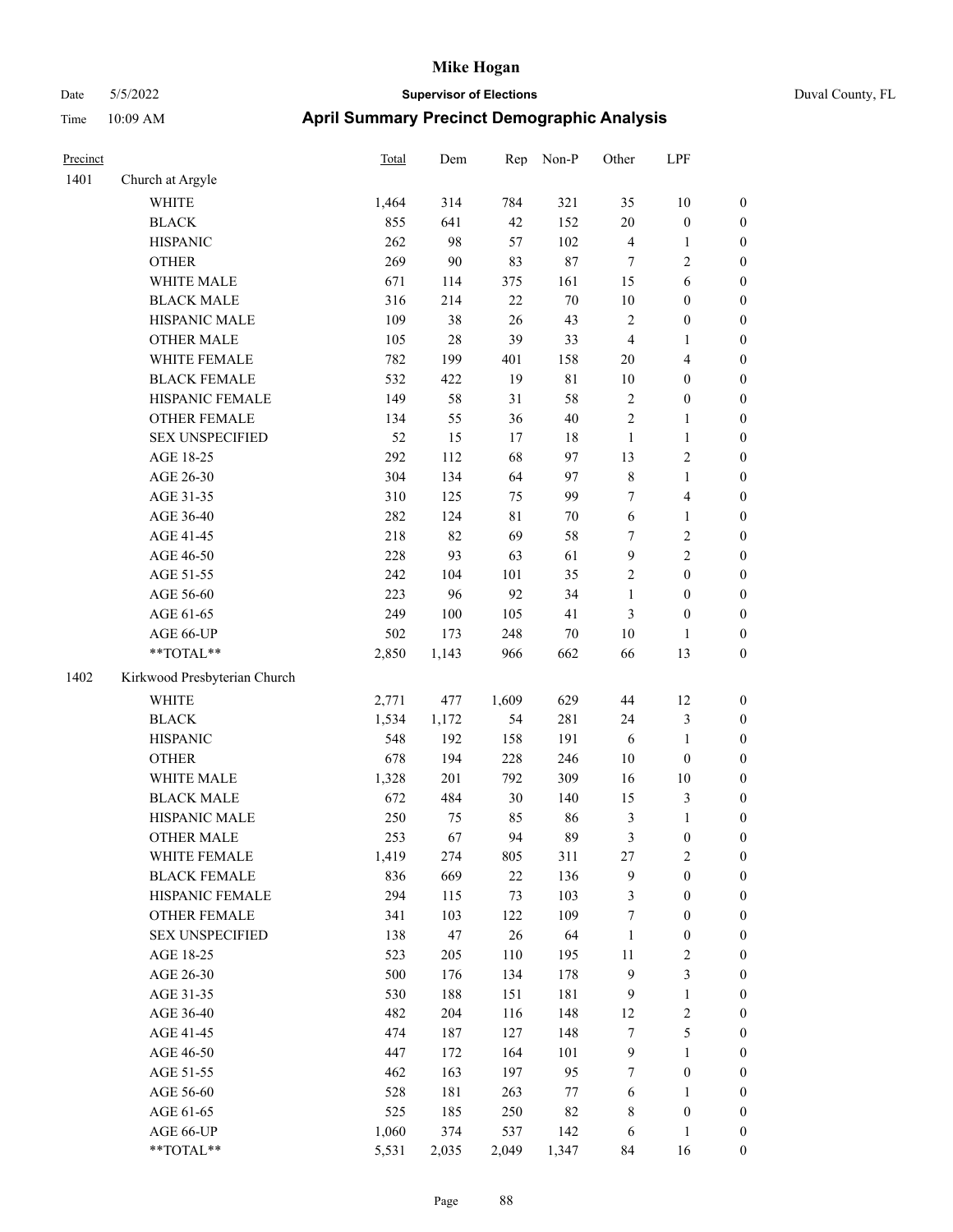# Mike Hogan

Date 5/5/2022 **Supervisor of Elections** Duval County, FL

Time 10:09 AM **April Summary Precinct Demographic Analysis**

| Precinct | | Total | Dem | Rep | Non-P | Other | LPF | |
|---|---|---|---|---|---|---|---|---|
| 1401 | Church at Argyle | | | | | | | |
| | WHITE | 1,464 | 314 | 784 | 321 | 35 | 10 | 0 |
| | BLACK | 855 | 641 | 42 | 152 | 20 | 0 | 0 |
| | HISPANIC | 262 | 98 | 57 | 102 | 4 | 1 | 0 |
| | OTHER | 269 | 90 | 83 | 87 | 7 | 2 | 0 |
| | WHITE MALE | 671 | 114 | 375 | 161 | 15 | 6 | 0 |
| | BLACK MALE | 316 | 214 | 22 | 70 | 10 | 0 | 0 |
| | HISPANIC MALE | 109 | 38 | 26 | 43 | 2 | 0 | 0 |
| | OTHER MALE | 105 | 28 | 39 | 33 | 4 | 1 | 0 |
| | WHITE FEMALE | 782 | 199 | 401 | 158 | 20 | 4 | 0 |
| | BLACK FEMALE | 532 | 422 | 19 | 81 | 10 | 0 | 0 |
| | HISPANIC FEMALE | 149 | 58 | 31 | 58 | 2 | 0 | 0 |
| | OTHER FEMALE | 134 | 55 | 36 | 40 | 2 | 1 | 0 |
| | SEX UNSPECIFIED | 52 | 15 | 17 | 18 | 1 | 1 | 0 |
| | AGE 18-25 | 292 | 112 | 68 | 97 | 13 | 2 | 0 |
| | AGE 26-30 | 304 | 134 | 64 | 97 | 8 | 1 | 0 |
| | AGE 31-35 | 310 | 125 | 75 | 99 | 7 | 4 | 0 |
| | AGE 36-40 | 282 | 124 | 81 | 70 | 6 | 1 | 0 |
| | AGE 41-45 | 218 | 82 | 69 | 58 | 7 | 2 | 0 |
| | AGE 46-50 | 228 | 93 | 63 | 61 | 9 | 2 | 0 |
| | AGE 51-55 | 242 | 104 | 101 | 35 | 2 | 0 | 0 |
| | AGE 56-60 | 223 | 96 | 92 | 34 | 1 | 0 | 0 |
| | AGE 61-65 | 249 | 100 | 105 | 41 | 3 | 0 | 0 |
| | AGE 66-UP | 502 | 173 | 248 | 70 | 10 | 1 | 0 |
| | **TOTAL** | 2,850 | 1,143 | 966 | 662 | 66 | 13 | 0 |
| 1402 | Kirkwood Presbyterian Church | | | | | | | |
| | WHITE | 2,771 | 477 | 1,609 | 629 | 44 | 12 | 0 |
| | BLACK | 1,534 | 1,172 | 54 | 281 | 24 | 3 | 0 |
| | HISPANIC | 548 | 192 | 158 | 191 | 6 | 1 | 0 |
| | OTHER | 678 | 194 | 228 | 246 | 10 | 0 | 0 |
| | WHITE MALE | 1,328 | 201 | 792 | 309 | 16 | 10 | 0 |
| | BLACK MALE | 672 | 484 | 30 | 140 | 15 | 3 | 0 |
| | HISPANIC MALE | 250 | 75 | 85 | 86 | 3 | 1 | 0 |
| | OTHER MALE | 253 | 67 | 94 | 89 | 3 | 0 | 0 |
| | WHITE FEMALE | 1,419 | 274 | 805 | 311 | 27 | 2 | 0 |
| | BLACK FEMALE | 836 | 669 | 22 | 136 | 9 | 0 | 0 |
| | HISPANIC FEMALE | 294 | 115 | 73 | 103 | 3 | 0 | 0 |
| | OTHER FEMALE | 341 | 103 | 122 | 109 | 7 | 0 | 0 |
| | SEX UNSPECIFIED | 138 | 47 | 26 | 64 | 1 | 0 | 0 |
| | AGE 18-25 | 523 | 205 | 110 | 195 | 11 | 2 | 0 |
| | AGE 26-30 | 500 | 176 | 134 | 178 | 9 | 3 | 0 |
| | AGE 31-35 | 530 | 188 | 151 | 181 | 9 | 1 | 0 |
| | AGE 36-40 | 482 | 204 | 116 | 148 | 12 | 2 | 0 |
| | AGE 41-45 | 474 | 187 | 127 | 148 | 7 | 5 | 0 |
| | AGE 46-50 | 447 | 172 | 164 | 101 | 9 | 1 | 0 |
| | AGE 51-55 | 462 | 163 | 197 | 95 | 7 | 0 | 0 |
| | AGE 56-60 | 528 | 181 | 263 | 77 | 6 | 1 | 0 |
| | AGE 61-65 | 525 | 185 | 250 | 82 | 8 | 0 | 0 |
| | AGE 66-UP | 1,060 | 374 | 537 | 142 | 6 | 1 | 0 |
| | **TOTAL** | 5,531 | 2,035 | 2,049 | 1,347 | 84 | 16 | 0 |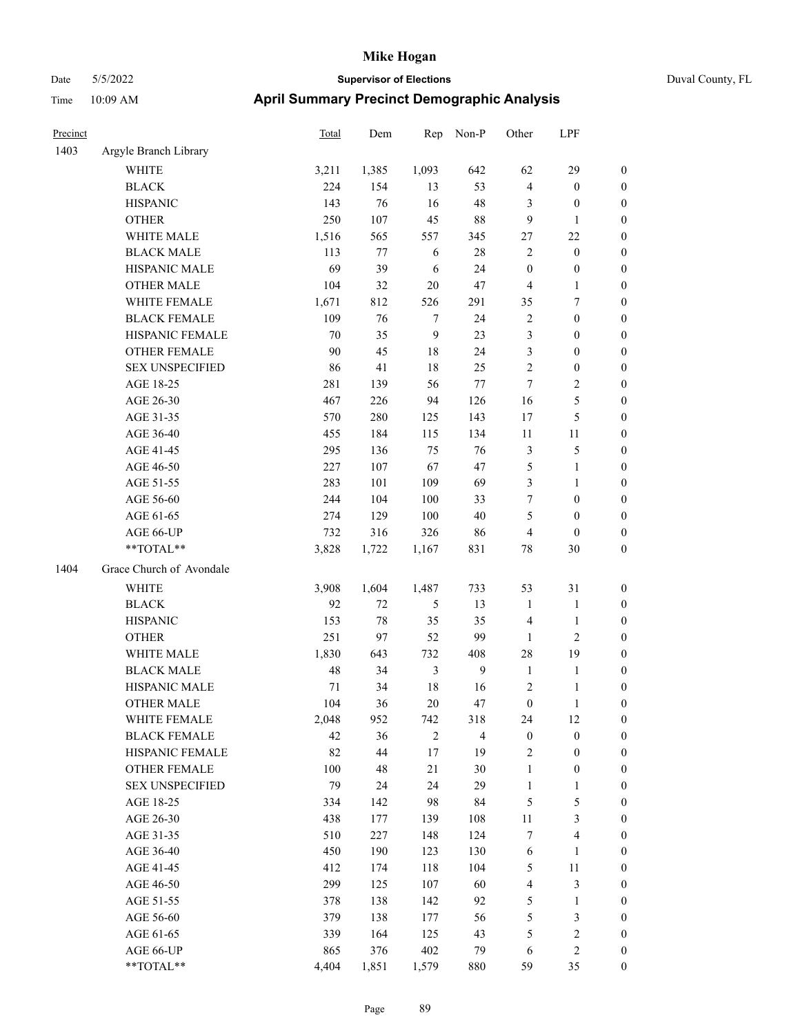# Mike Hogan

Date 5/5/2022 **Supervisor of Elections** Duval County, FL

Time 10:09 AM **April Summary Precinct Demographic Analysis**

| Precinct | | Total | Dem | Rep | Non-P | Other | LPF | |
|---|---|---|---|---|---|---|---|---|
| 1403 | Argyle Branch Library | | | | | | | |
| | WHITE | 3,211 | 1,385 | 1,093 | 642 | 62 | 29 | 0 |
| | BLACK | 224 | 154 | 13 | 53 | 4 | 0 | 0 |
| | HISPANIC | 143 | 76 | 16 | 48 | 3 | 0 | 0 |
| | OTHER | 250 | 107 | 45 | 88 | 9 | 1 | 0 |
| | WHITE MALE | 1,516 | 565 | 557 | 345 | 27 | 22 | 0 |
| | BLACK MALE | 113 | 77 | 6 | 28 | 2 | 0 | 0 |
| | HISPANIC MALE | 69 | 39 | 6 | 24 | 0 | 0 | 0 |
| | OTHER MALE | 104 | 32 | 20 | 47 | 4 | 1 | 0 |
| | WHITE FEMALE | 1,671 | 812 | 526 | 291 | 35 | 7 | 0 |
| | BLACK FEMALE | 109 | 76 | 7 | 24 | 2 | 0 | 0 |
| | HISPANIC FEMALE | 70 | 35 | 9 | 23 | 3 | 0 | 0 |
| | OTHER FEMALE | 90 | 45 | 18 | 24 | 3 | 0 | 0 |
| | SEX UNSPECIFIED | 86 | 41 | 18 | 25 | 2 | 0 | 0 |
| | AGE 18-25 | 281 | 139 | 56 | 77 | 7 | 2 | 0 |
| | AGE 26-30 | 467 | 226 | 94 | 126 | 16 | 5 | 0 |
| | AGE 31-35 | 570 | 280 | 125 | 143 | 17 | 5 | 0 |
| | AGE 36-40 | 455 | 184 | 115 | 134 | 11 | 11 | 0 |
| | AGE 41-45 | 295 | 136 | 75 | 76 | 3 | 5 | 0 |
| | AGE 46-50 | 227 | 107 | 67 | 47 | 5 | 1 | 0 |
| | AGE 51-55 | 283 | 101 | 109 | 69 | 3 | 1 | 0 |
| | AGE 56-60 | 244 | 104 | 100 | 33 | 7 | 0 | 0 |
| | AGE 61-65 | 274 | 129 | 100 | 40 | 5 | 0 | 0 |
| | AGE 66-UP | 732 | 316 | 326 | 86 | 4 | 0 | 0 |
| | **TOTAL** | 3,828 | 1,722 | 1,167 | 831 | 78 | 30 | 0 |
| 1404 | Grace Church of Avondale | | | | | | | |
| | WHITE | 3,908 | 1,604 | 1,487 | 733 | 53 | 31 | 0 |
| | BLACK | 92 | 72 | 5 | 13 | 1 | 1 | 0 |
| | HISPANIC | 153 | 78 | 35 | 35 | 4 | 1 | 0 |
| | OTHER | 251 | 97 | 52 | 99 | 1 | 2 | 0 |
| | WHITE MALE | 1,830 | 643 | 732 | 408 | 28 | 19 | 0 |
| | BLACK MALE | 48 | 34 | 3 | 9 | 1 | 1 | 0 |
| | HISPANIC MALE | 71 | 34 | 18 | 16 | 2 | 1 | 0 |
| | OTHER MALE | 104 | 36 | 20 | 47 | 0 | 1 | 0 |
| | WHITE FEMALE | 2,048 | 952 | 742 | 318 | 24 | 12 | 0 |
| | BLACK FEMALE | 42 | 36 | 2 | 4 | 0 | 0 | 0 |
| | HISPANIC FEMALE | 82 | 44 | 17 | 19 | 2 | 0 | 0 |
| | OTHER FEMALE | 100 | 48 | 21 | 30 | 1 | 0 | 0 |
| | SEX UNSPECIFIED | 79 | 24 | 24 | 29 | 1 | 1 | 0 |
| | AGE 18-25 | 334 | 142 | 98 | 84 | 5 | 5 | 0 |
| | AGE 26-30 | 438 | 177 | 139 | 108 | 11 | 3 | 0 |
| | AGE 31-35 | 510 | 227 | 148 | 124 | 7 | 4 | 0 |
| | AGE 36-40 | 450 | 190 | 123 | 130 | 6 | 1 | 0 |
| | AGE 41-45 | 412 | 174 | 118 | 104 | 5 | 11 | 0 |
| | AGE 46-50 | 299 | 125 | 107 | 60 | 4 | 3 | 0 |
| | AGE 51-55 | 378 | 138 | 142 | 92 | 5 | 1 | 0 |
| | AGE 56-60 | 379 | 138 | 177 | 56 | 5 | 3 | 0 |
| | AGE 61-65 | 339 | 164 | 125 | 43 | 5 | 2 | 0 |
| | AGE 66-UP | 865 | 376 | 402 | 79 | 6 | 2 | 0 |
| | **TOTAL** | 4,404 | 1,851 | 1,579 | 880 | 59 | 35 | 0 |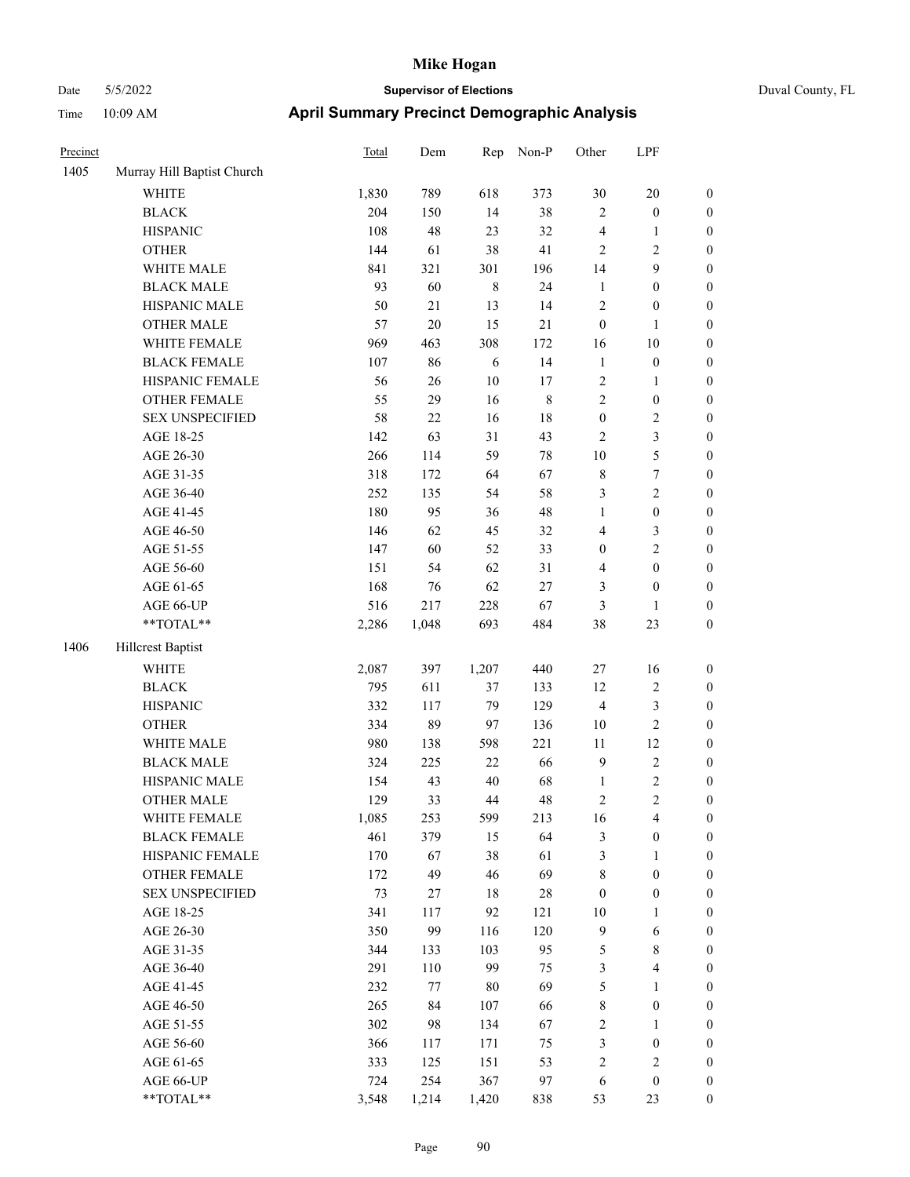# Mike Hogan

Date 5/5/2022 **Supervisor of Elections** Duval County, FL

Time 10:09 AM **April Summary Precinct Demographic Analysis**

| Precinct | | Total | Dem | Rep | Non-P | Other | LPF | |
|---|---|---|---|---|---|---|---|---|
| 1405 | Murray Hill Baptist Church | | | | | | | |
| | WHITE | 1,830 | 789 | 618 | 373 | 30 | 20 | 0 |
| | BLACK | 204 | 150 | 14 | 38 | 2 | 0 | 0 |
| | HISPANIC | 108 | 48 | 23 | 32 | 4 | 1 | 0 |
| | OTHER | 144 | 61 | 38 | 41 | 2 | 2 | 0 |
| | WHITE MALE | 841 | 321 | 301 | 196 | 14 | 9 | 0 |
| | BLACK MALE | 93 | 60 | 8 | 24 | 1 | 0 | 0 |
| | HISPANIC MALE | 50 | 21 | 13 | 14 | 2 | 0 | 0 |
| | OTHER MALE | 57 | 20 | 15 | 21 | 0 | 1 | 0 |
| | WHITE FEMALE | 969 | 463 | 308 | 172 | 16 | 10 | 0 |
| | BLACK FEMALE | 107 | 86 | 6 | 14 | 1 | 0 | 0 |
| | HISPANIC FEMALE | 56 | 26 | 10 | 17 | 2 | 1 | 0 |
| | OTHER FEMALE | 55 | 29 | 16 | 8 | 2 | 0 | 0 |
| | SEX UNSPECIFIED | 58 | 22 | 16 | 18 | 0 | 2 | 0 |
| | AGE 18-25 | 142 | 63 | 31 | 43 | 2 | 3 | 0 |
| | AGE 26-30 | 266 | 114 | 59 | 78 | 10 | 5 | 0 |
| | AGE 31-35 | 318 | 172 | 64 | 67 | 8 | 7 | 0 |
| | AGE 36-40 | 252 | 135 | 54 | 58 | 3 | 2 | 0 |
| | AGE 41-45 | 180 | 95 | 36 | 48 | 1 | 0 | 0 |
| | AGE 46-50 | 146 | 62 | 45 | 32 | 4 | 3 | 0 |
| | AGE 51-55 | 147 | 60 | 52 | 33 | 0 | 2 | 0 |
| | AGE 56-60 | 151 | 54 | 62 | 31 | 4 | 0 | 0 |
| | AGE 61-65 | 168 | 76 | 62 | 27 | 3 | 0 | 0 |
| | AGE 66-UP | 516 | 217 | 228 | 67 | 3 | 1 | 0 |
| | **TOTAL** | 2,286 | 1,048 | 693 | 484 | 38 | 23 | 0 |
| 1406 | Hillcrest Baptist | | | | | | | |
| | WHITE | 2,087 | 397 | 1,207 | 440 | 27 | 16 | 0 |
| | BLACK | 795 | 611 | 37 | 133 | 12 | 2 | 0 |
| | HISPANIC | 332 | 117 | 79 | 129 | 4 | 3 | 0 |
| | OTHER | 334 | 89 | 97 | 136 | 10 | 2 | 0 |
| | WHITE MALE | 980 | 138 | 598 | 221 | 11 | 12 | 0 |
| | BLACK MALE | 324 | 225 | 22 | 66 | 9 | 2 | 0 |
| | HISPANIC MALE | 154 | 43 | 40 | 68 | 1 | 2 | 0 |
| | OTHER MALE | 129 | 33 | 44 | 48 | 2 | 2 | 0 |
| | WHITE FEMALE | 1,085 | 253 | 599 | 213 | 16 | 4 | 0 |
| | BLACK FEMALE | 461 | 379 | 15 | 64 | 3 | 0 | 0 |
| | HISPANIC FEMALE | 170 | 67 | 38 | 61 | 3 | 1 | 0 |
| | OTHER FEMALE | 172 | 49 | 46 | 69 | 8 | 0 | 0 |
| | SEX UNSPECIFIED | 73 | 27 | 18 | 28 | 0 | 0 | 0 |
| | AGE 18-25 | 341 | 117 | 92 | 121 | 10 | 1 | 0 |
| | AGE 26-30 | 350 | 99 | 116 | 120 | 9 | 6 | 0 |
| | AGE 31-35 | 344 | 133 | 103 | 95 | 5 | 8 | 0 |
| | AGE 36-40 | 291 | 110 | 99 | 75 | 3 | 4 | 0 |
| | AGE 41-45 | 232 | 77 | 80 | 69 | 5 | 1 | 0 |
| | AGE 46-50 | 265 | 84 | 107 | 66 | 8 | 0 | 0 |
| | AGE 51-55 | 302 | 98 | 134 | 67 | 2 | 1 | 0 |
| | AGE 56-60 | 366 | 117 | 171 | 75 | 3 | 0 | 0 |
| | AGE 61-65 | 333 | 125 | 151 | 53 | 2 | 2 | 0 |
| | AGE 66-UP | 724 | 254 | 367 | 97 | 6 | 0 | 0 |
| | **TOTAL** | 3,548 | 1,214 | 1,420 | 838 | 53 | 23 | 0 |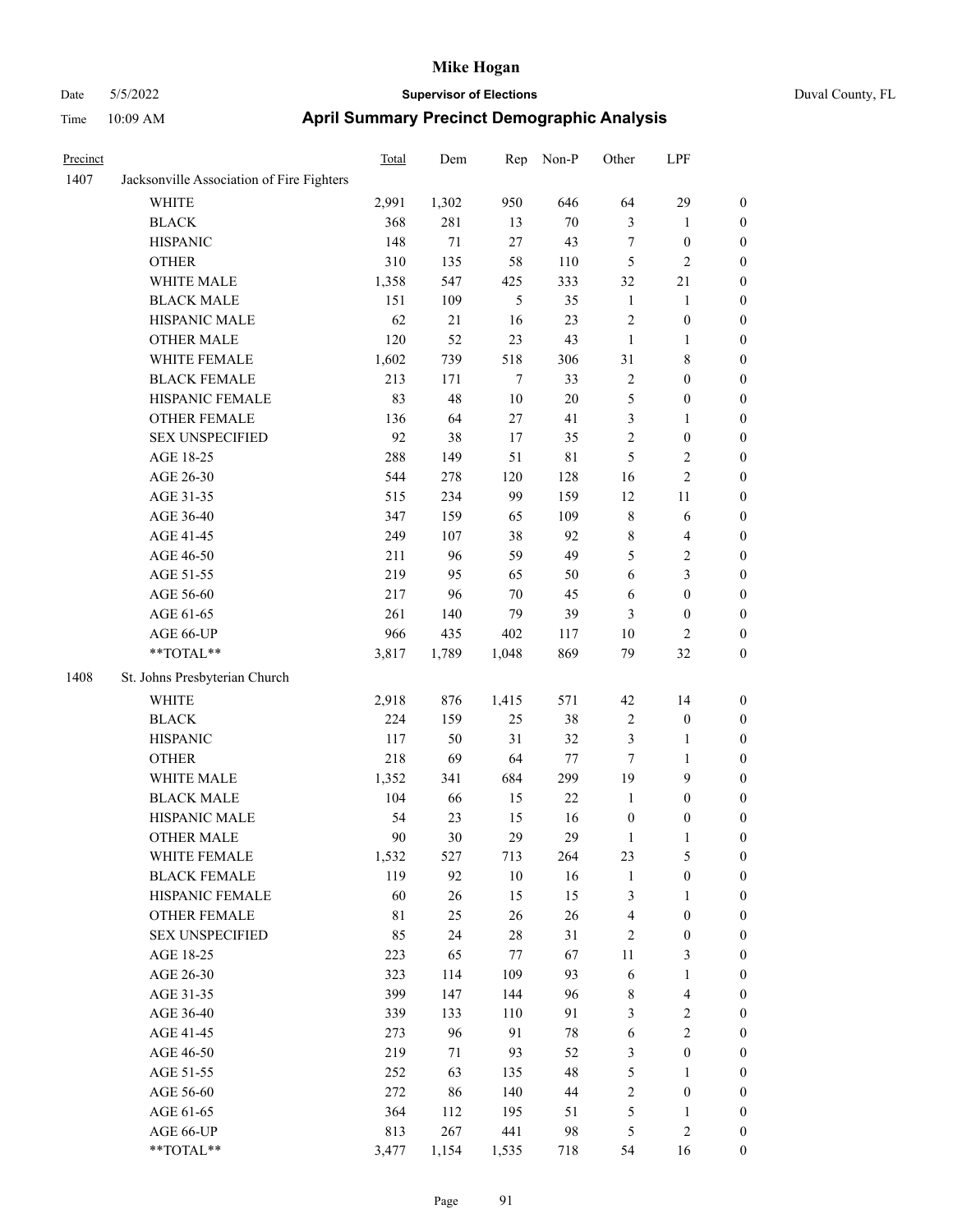# Mike Hogan

Date 5/5/2022 **Supervisor of Elections** Duval County, FL

Time 10:09 AM **April Summary Precinct Demographic Analysis**

| Precinct | | Total | Dem | Rep | Non-P | Other | LPF | |
|---|---|---|---|---|---|---|---|---|
| 1407 | Jacksonville Association of Fire Fighters | | | | | | | |
| | WHITE | 2,991 | 1,302 | 950 | 646 | 64 | 29 | 0 |
| | BLACK | 368 | 281 | 13 | 70 | 3 | 1 | 0 |
| | HISPANIC | 148 | 71 | 27 | 43 | 7 | 0 | 0 |
| | OTHER | 310 | 135 | 58 | 110 | 5 | 2 | 0 |
| | WHITE MALE | 1,358 | 547 | 425 | 333 | 32 | 21 | 0 |
| | BLACK MALE | 151 | 109 | 5 | 35 | 1 | 1 | 0 |
| | HISPANIC MALE | 62 | 21 | 16 | 23 | 2 | 0 | 0 |
| | OTHER MALE | 120 | 52 | 23 | 43 | 1 | 1 | 0 |
| | WHITE FEMALE | 1,602 | 739 | 518 | 306 | 31 | 8 | 0 |
| | BLACK FEMALE | 213 | 171 | 7 | 33 | 2 | 0 | 0 |
| | HISPANIC FEMALE | 83 | 48 | 10 | 20 | 5 | 0 | 0 |
| | OTHER FEMALE | 136 | 64 | 27 | 41 | 3 | 1 | 0 |
| | SEX UNSPECIFIED | 92 | 38 | 17 | 35 | 2 | 0 | 0 |
| | AGE 18-25 | 288 | 149 | 51 | 81 | 5 | 2 | 0 |
| | AGE 26-30 | 544 | 278 | 120 | 128 | 16 | 2 | 0 |
| | AGE 31-35 | 515 | 234 | 99 | 159 | 12 | 11 | 0 |
| | AGE 36-40 | 347 | 159 | 65 | 109 | 8 | 6 | 0 |
| | AGE 41-45 | 249 | 107 | 38 | 92 | 8 | 4 | 0 |
| | AGE 46-50 | 211 | 96 | 59 | 49 | 5 | 2 | 0 |
| | AGE 51-55 | 219 | 95 | 65 | 50 | 6 | 3 | 0 |
| | AGE 56-60 | 217 | 96 | 70 | 45 | 6 | 0 | 0 |
| | AGE 61-65 | 261 | 140 | 79 | 39 | 3 | 0 | 0 |
| | AGE 66-UP | 966 | 435 | 402 | 117 | 10 | 2 | 0 |
| | **TOTAL** | 3,817 | 1,789 | 1,048 | 869 | 79 | 32 | 0 |
| 1408 | St. Johns Presbyterian Church | | | | | | | |
| | WHITE | 2,918 | 876 | 1,415 | 571 | 42 | 14 | 0 |
| | BLACK | 224 | 159 | 25 | 38 | 2 | 0 | 0 |
| | HISPANIC | 117 | 50 | 31 | 32 | 3 | 1 | 0 |
| | OTHER | 218 | 69 | 64 | 77 | 7 | 1 | 0 |
| | WHITE MALE | 1,352 | 341 | 684 | 299 | 19 | 9 | 0 |
| | BLACK MALE | 104 | 66 | 15 | 22 | 1 | 0 | 0 |
| | HISPANIC MALE | 54 | 23 | 15 | 16 | 0 | 0 | 0 |
| | OTHER MALE | 90 | 30 | 29 | 29 | 1 | 1 | 0 |
| | WHITE FEMALE | 1,532 | 527 | 713 | 264 | 23 | 5 | 0 |
| | BLACK FEMALE | 119 | 92 | 10 | 16 | 1 | 0 | 0 |
| | HISPANIC FEMALE | 60 | 26 | 15 | 15 | 3 | 1 | 0 |
| | OTHER FEMALE | 81 | 25 | 26 | 26 | 4 | 0 | 0 |
| | SEX UNSPECIFIED | 85 | 24 | 28 | 31 | 2 | 0 | 0 |
| | AGE 18-25 | 223 | 65 | 77 | 67 | 11 | 3 | 0 |
| | AGE 26-30 | 323 | 114 | 109 | 93 | 6 | 1 | 0 |
| | AGE 31-35 | 399 | 147 | 144 | 96 | 8 | 4 | 0 |
| | AGE 36-40 | 339 | 133 | 110 | 91 | 3 | 2 | 0 |
| | AGE 41-45 | 273 | 96 | 91 | 78 | 6 | 2 | 0 |
| | AGE 46-50 | 219 | 71 | 93 | 52 | 3 | 0 | 0 |
| | AGE 51-55 | 252 | 63 | 135 | 48 | 5 | 1 | 0 |
| | AGE 56-60 | 272 | 86 | 140 | 44 | 2 | 0 | 0 |
| | AGE 61-65 | 364 | 112 | 195 | 51 | 5 | 1 | 0 |
| | AGE 66-UP | 813 | 267 | 441 | 98 | 5 | 2 | 0 |
| | **TOTAL** | 3,477 | 1,154 | 1,535 | 718 | 54 | 16 | 0 |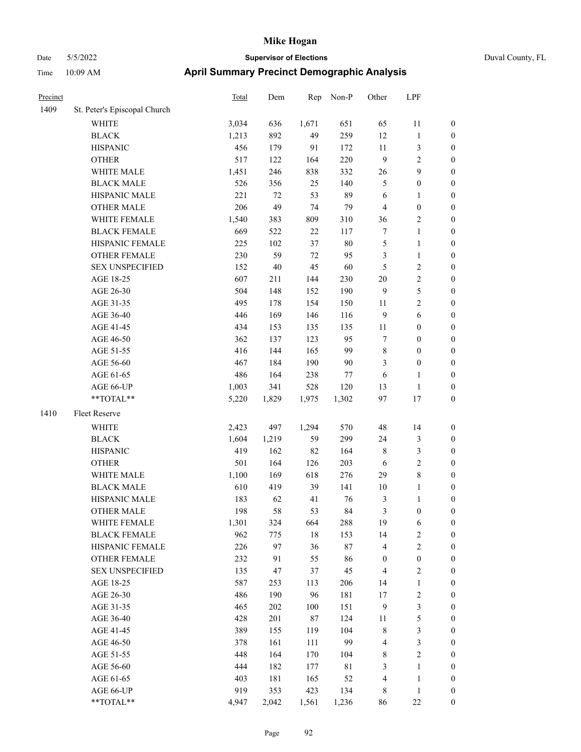# Mike Hogan

Date 5/5/2022 **Supervisor of Elections** Duval County, FL

Time 10:09 AM **April Summary Precinct Demographic Analysis**

| Precinct | | Total | Dem | Rep | Non-P | Other | LPF | |
|---|---|---|---|---|---|---|---|---|
| 1409 | St. Peter's Episcopal Church | | | | | | | |
| | WHITE | 3,034 | 636 | 1,671 | 651 | 65 | 11 | 0 |
| | BLACK | 1,213 | 892 | 49 | 259 | 12 | 1 | 0 |
| | HISPANIC | 456 | 179 | 91 | 172 | 11 | 3 | 0 |
| | OTHER | 517 | 122 | 164 | 220 | 9 | 2 | 0 |
| | WHITE MALE | 1,451 | 246 | 838 | 332 | 26 | 9 | 0 |
| | BLACK MALE | 526 | 356 | 25 | 140 | 5 | 0 | 0 |
| | HISPANIC MALE | 221 | 72 | 53 | 89 | 6 | 1 | 0 |
| | OTHER MALE | 206 | 49 | 74 | 79 | 4 | 0 | 0 |
| | WHITE FEMALE | 1,540 | 383 | 809 | 310 | 36 | 2 | 0 |
| | BLACK FEMALE | 669 | 522 | 22 | 117 | 7 | 1 | 0 |
| | HISPANIC FEMALE | 225 | 102 | 37 | 80 | 5 | 1 | 0 |
| | OTHER FEMALE | 230 | 59 | 72 | 95 | 3 | 1 | 0 |
| | SEX UNSPECIFIED | 152 | 40 | 45 | 60 | 5 | 2 | 0 |
| | AGE 18-25 | 607 | 211 | 144 | 230 | 20 | 2 | 0 |
| | AGE 26-30 | 504 | 148 | 152 | 190 | 9 | 5 | 0 |
| | AGE 31-35 | 495 | 178 | 154 | 150 | 11 | 2 | 0 |
| | AGE 36-40 | 446 | 169 | 146 | 116 | 9 | 6 | 0 |
| | AGE 41-45 | 434 | 153 | 135 | 135 | 11 | 0 | 0 |
| | AGE 46-50 | 362 | 137 | 123 | 95 | 7 | 0 | 0 |
| | AGE 51-55 | 416 | 144 | 165 | 99 | 8 | 0 | 0 |
| | AGE 56-60 | 467 | 184 | 190 | 90 | 3 | 0 | 0 |
| | AGE 61-65 | 486 | 164 | 238 | 77 | 6 | 1 | 0 |
| | AGE 66-UP | 1,003 | 341 | 528 | 120 | 13 | 1 | 0 |
| | **TOTAL** | 5,220 | 1,829 | 1,975 | 1,302 | 97 | 17 | 0 |
| 1410 | Fleet Reserve | | | | | | | |
| | WHITE | 2,423 | 497 | 1,294 | 570 | 48 | 14 | 0 |
| | BLACK | 1,604 | 1,219 | 59 | 299 | 24 | 3 | 0 |
| | HISPANIC | 419 | 162 | 82 | 164 | 8 | 3 | 0 |
| | OTHER | 501 | 164 | 126 | 203 | 6 | 2 | 0 |
| | WHITE MALE | 1,100 | 169 | 618 | 276 | 29 | 8 | 0 |
| | BLACK MALE | 610 | 419 | 39 | 141 | 10 | 1 | 0 |
| | HISPANIC MALE | 183 | 62 | 41 | 76 | 3 | 1 | 0 |
| | OTHER MALE | 198 | 58 | 53 | 84 | 3 | 0 | 0 |
| | WHITE FEMALE | 1,301 | 324 | 664 | 288 | 19 | 6 | 0 |
| | BLACK FEMALE | 962 | 775 | 18 | 153 | 14 | 2 | 0 |
| | HISPANIC FEMALE | 226 | 97 | 36 | 87 | 4 | 2 | 0 |
| | OTHER FEMALE | 232 | 91 | 55 | 86 | 0 | 0 | 0 |
| | SEX UNSPECIFIED | 135 | 47 | 37 | 45 | 4 | 2 | 0 |
| | AGE 18-25 | 587 | 253 | 113 | 206 | 14 | 1 | 0 |
| | AGE 26-30 | 486 | 190 | 96 | 181 | 17 | 2 | 0 |
| | AGE 31-35 | 465 | 202 | 100 | 151 | 9 | 3 | 0 |
| | AGE 36-40 | 428 | 201 | 87 | 124 | 11 | 5 | 0 |
| | AGE 41-45 | 389 | 155 | 119 | 104 | 8 | 3 | 0 |
| | AGE 46-50 | 378 | 161 | 111 | 99 | 4 | 3 | 0 |
| | AGE 51-55 | 448 | 164 | 170 | 104 | 8 | 2 | 0 |
| | AGE 56-60 | 444 | 182 | 177 | 81 | 3 | 1 | 0 |
| | AGE 61-65 | 403 | 181 | 165 | 52 | 4 | 1 | 0 |
| | AGE 66-UP | 919 | 353 | 423 | 134 | 8 | 1 | 0 |
| | **TOTAL** | 4,947 | 2,042 | 1,561 | 1,236 | 86 | 22 | 0 |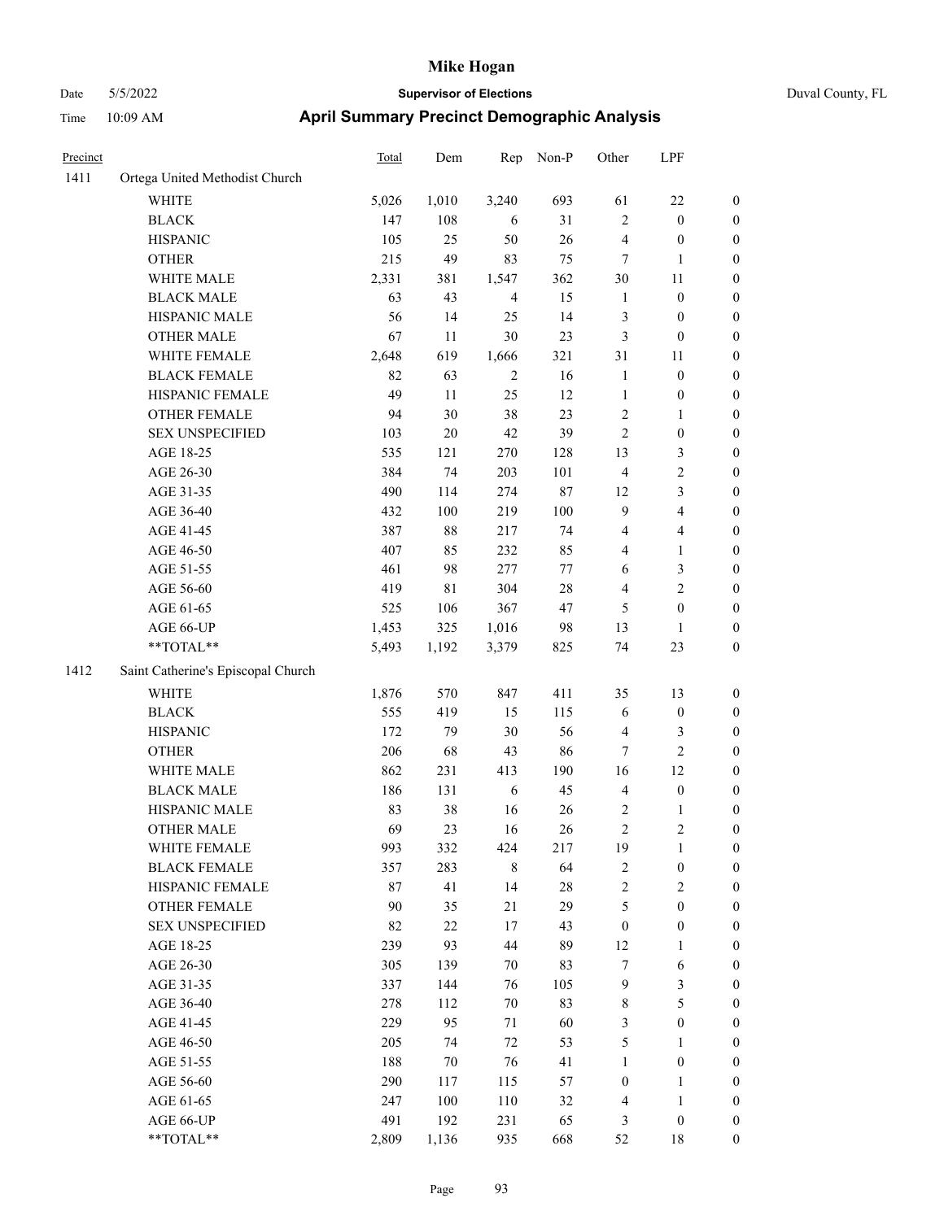# Mike Hogan

**Supervisor of Elections**

Date 5/5/2022

Time 10:09 AM

## April Summary Precinct Demographic Analysis

Duval County, FL

| Precinct | | Total | Dem | Rep | Non-P | Other | LPF | |
|---|---|---|---|---|---|---|---|---|
| 1411 | Ortega United Methodist Church | | | | | | | |
| | WHITE | 5,026 | 1,010 | 3,240 | 693 | 61 | 22 | 0 |
| | BLACK | 147 | 108 | 6 | 31 | 2 | 0 | 0 |
| | HISPANIC | 105 | 25 | 50 | 26 | 4 | 0 | 0 |
| | OTHER | 215 | 49 | 83 | 75 | 7 | 1 | 0 |
| | WHITE MALE | 2,331 | 381 | 1,547 | 362 | 30 | 11 | 0 |
| | BLACK MALE | 63 | 43 | 4 | 15 | 1 | 0 | 0 |
| | HISPANIC MALE | 56 | 14 | 25 | 14 | 3 | 0 | 0 |
| | OTHER MALE | 67 | 11 | 30 | 23 | 3 | 0 | 0 |
| | WHITE FEMALE | 2,648 | 619 | 1,666 | 321 | 31 | 11 | 0 |
| | BLACK FEMALE | 82 | 63 | 2 | 16 | 1 | 0 | 0 |
| | HISPANIC FEMALE | 49 | 11 | 25 | 12 | 1 | 0 | 0 |
| | OTHER FEMALE | 94 | 30 | 38 | 23 | 2 | 1 | 0 |
| | SEX UNSPECIFIED | 103 | 20 | 42 | 39 | 2 | 0 | 0 |
| | AGE 18-25 | 535 | 121 | 270 | 128 | 13 | 3 | 0 |
| | AGE 26-30 | 384 | 74 | 203 | 101 | 4 | 2 | 0 |
| | AGE 31-35 | 490 | 114 | 274 | 87 | 12 | 3 | 0 |
| | AGE 36-40 | 432 | 100 | 219 | 100 | 9 | 4 | 0 |
| | AGE 41-45 | 387 | 88 | 217 | 74 | 4 | 4 | 0 |
| | AGE 46-50 | 407 | 85 | 232 | 85 | 4 | 1 | 0 |
| | AGE 51-55 | 461 | 98 | 277 | 77 | 6 | 3 | 0 |
| | AGE 56-60 | 419 | 81 | 304 | 28 | 4 | 2 | 0 |
| | AGE 61-65 | 525 | 106 | 367 | 47 | 5 | 0 | 0 |
| | AGE 66-UP | 1,453 | 325 | 1,016 | 98 | 13 | 1 | 0 |
| | **TOTAL** | 5,493 | 1,192 | 3,379 | 825 | 74 | 23 | 0 |
| 1412 | Saint Catherine's Episcopal Church | | | | | | | |
| | WHITE | 1,876 | 570 | 847 | 411 | 35 | 13 | 0 |
| | BLACK | 555 | 419 | 15 | 115 | 6 | 0 | 0 |
| | HISPANIC | 172 | 79 | 30 | 56 | 4 | 3 | 0 |
| | OTHER | 206 | 68 | 43 | 86 | 7 | 2 | 0 |
| | WHITE MALE | 862 | 231 | 413 | 190 | 16 | 12 | 0 |
| | BLACK MALE | 186 | 131 | 6 | 45 | 4 | 0 | 0 |
| | HISPANIC MALE | 83 | 38 | 16 | 26 | 2 | 1 | 0 |
| | OTHER MALE | 69 | 23 | 16 | 26 | 2 | 2 | 0 |
| | WHITE FEMALE | 993 | 332 | 424 | 217 | 19 | 1 | 0 |
| | BLACK FEMALE | 357 | 283 | 8 | 64 | 2 | 0 | 0 |
| | HISPANIC FEMALE | 87 | 41 | 14 | 28 | 2 | 2 | 0 |
| | OTHER FEMALE | 90 | 35 | 21 | 29 | 5 | 0 | 0 |
| | SEX UNSPECIFIED | 82 | 22 | 17 | 43 | 0 | 0 | 0 |
| | AGE 18-25 | 239 | 93 | 44 | 89 | 12 | 1 | 0 |
| | AGE 26-30 | 305 | 139 | 70 | 83 | 7 | 6 | 0 |
| | AGE 31-35 | 337 | 144 | 76 | 105 | 9 | 3 | 0 |
| | AGE 36-40 | 278 | 112 | 70 | 83 | 8 | 5 | 0 |
| | AGE 41-45 | 229 | 95 | 71 | 60 | 3 | 0 | 0 |
| | AGE 46-50 | 205 | 74 | 72 | 53 | 5 | 1 | 0 |
| | AGE 51-55 | 188 | 70 | 76 | 41 | 1 | 0 | 0 |
| | AGE 56-60 | 290 | 117 | 115 | 57 | 0 | 1 | 0 |
| | AGE 61-65 | 247 | 100 | 110 | 32 | 4 | 1 | 0 |
| | AGE 66-UP | 491 | 192 | 231 | 65 | 3 | 0 | 0 |
| | **TOTAL** | 2,809 | 1,136 | 935 | 668 | 52 | 18 | 0 |